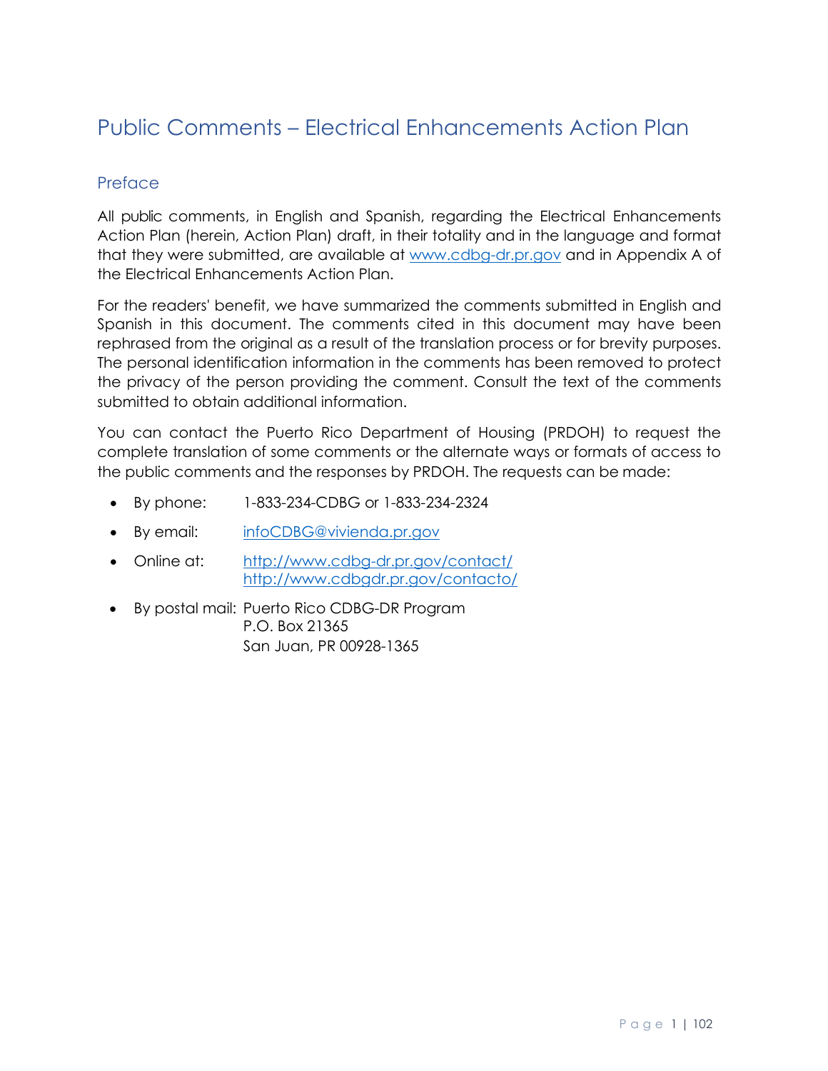# Public Comments – Electrical Enhancements Action Plan

## Preface

All public comments, in English and Spanish, regarding the Electrical Enhancements Action Plan (herein, Action Plan) draft, in their totality and in the language and format that they were submitted, are available at www.cdbg-dr.pr.gov and in Appendix A of the Electrical Enhancements Action Plan.

For the readers' benefit, we have summarized the comments submitted in English and Spanish in this document. The comments cited in this document may have been rephrased from the original as a result of the translation process or for brevity purposes. The personal identification information in the comments has been removed to protect the privacy of the person providing the comment. Consult the text of the comments submitted to obtain additional information.

You can contact the Puerto Rico Department of Housing (PRDOH) to request the complete translation of some comments or the alternate ways or formats of access to the public comments and the responses by PRDOH. The requests can be made:

- By phone: 1-833-234-CDBG or 1-833-234-2324
- By email: infoCDBG@vivienda.pr.gov
- Online at: http://www.cdbg-dr.pr.gov/contact/ http://www.cdbgdr.pr.gov/contacto/
- By postal mail: Puerto Rico CDBG-DR Program
  P.O. Box 21365
  San Juan, PR 00928-1365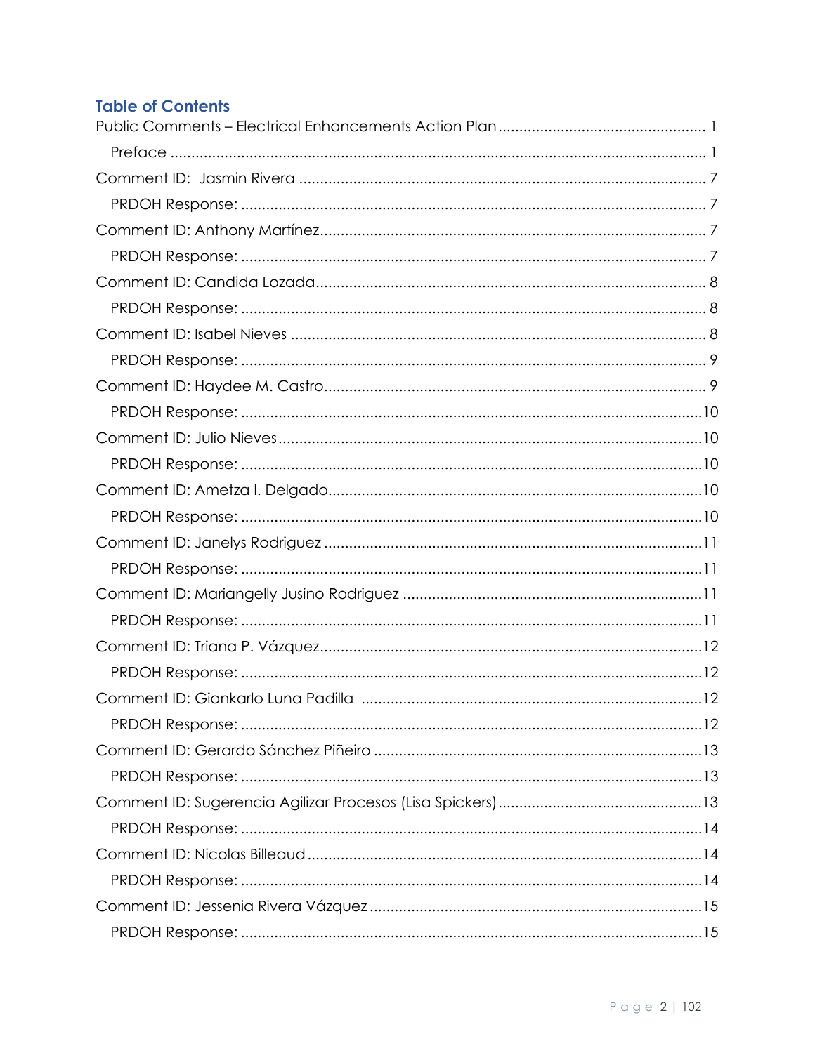## Table of Contents

Public Comments – Electrical Enhancements Action Plan ........................................ 1

- Preface ........................................................................................................ 1

Comment ID:  Jasmin Rivera ........................................................................ 7

- PRDOH Response: ...................................................................................... 7

Comment ID: Anthony Martínez ................................................................... 7

- PRDOH Response: ...................................................................................... 7

Comment ID: Candida Lozada ...................................................................... 8

- PRDOH Response: ...................................................................................... 8

Comment ID: Isabel Nieves ........................................................................... 8

- PRDOH Response: ...................................................................................... 9

Comment ID: Haydee M. Castro .................................................................... 9

- PRDOH Response: .................................................................................... 10

Comment ID: Julio Nieves ............................................................................ 10

- PRDOH Response: .................................................................................... 10

Comment ID: Ametza I. Delgado .................................................................. 10

- PRDOH Response: .................................................................................... 10

Comment ID: Janelys Rodriguez ................................................................... 11

- PRDOH Response: .................................................................................... 11

Comment ID: Mariangelly Jusino Rodriguez ................................................. 11

- PRDOH Response: .................................................................................... 11

Comment ID: Triana P. Vázquez ................................................................... 12

- PRDOH Response: .................................................................................... 12

Comment ID: Giankarlo Luna Padilla ............................................................ 12

- PRDOH Response: .................................................................................... 12

Comment ID: Gerardo Sánchez Piñeiro ......................................................... 13

- PRDOH Response: .................................................................................... 13

Comment ID: Sugerencia Agilizar Procesos (Lisa Spickers) .......................... 13

- PRDOH Response: .................................................................................... 14

Comment ID: Nicolas Billeaud ...................................................................... 14

- PRDOH Response: .................................................................................... 14

Comment ID: Jessenia Rivera Vázquez ......................................................... 15

- PRDOH Response: .................................................................................... 15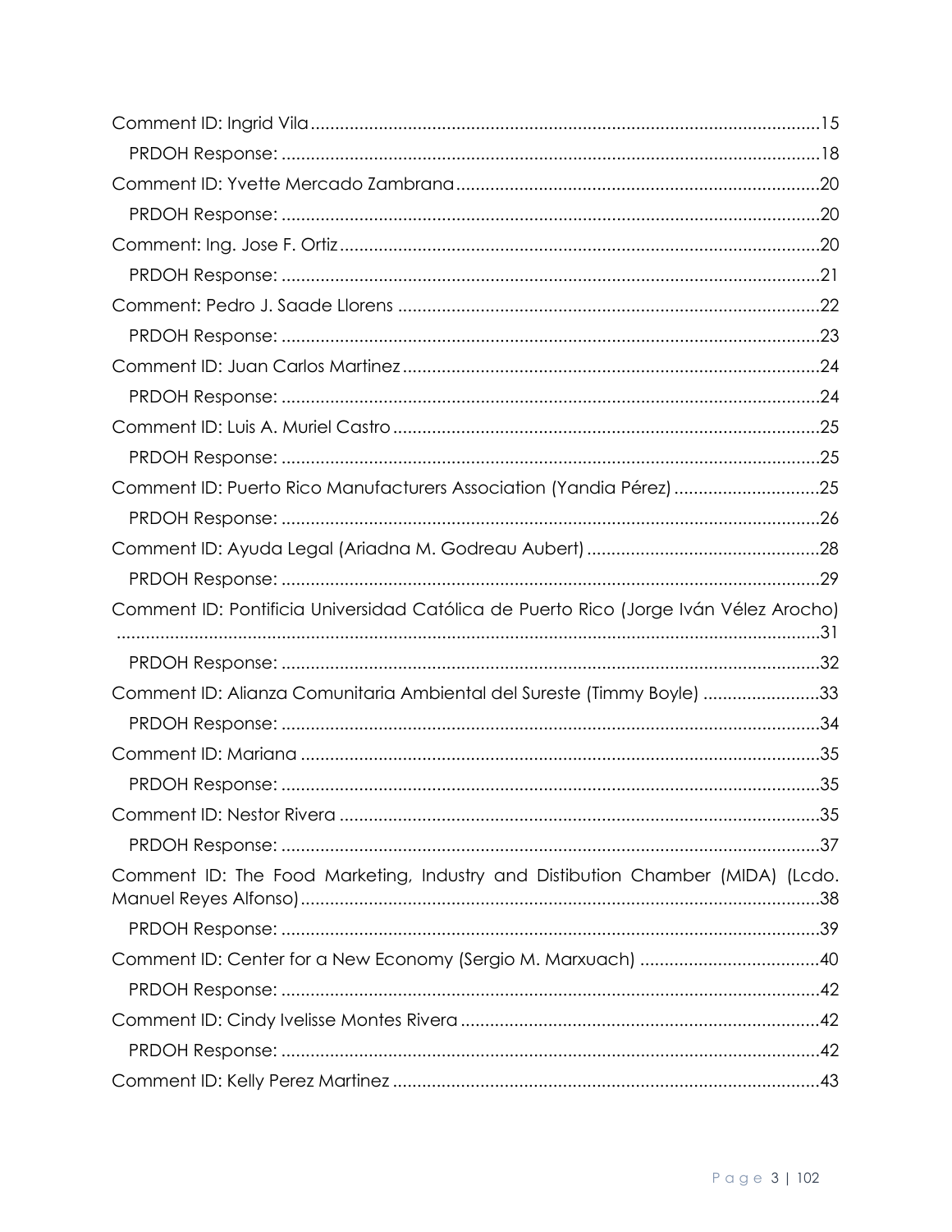Comment ID: Ingrid Vila ........................................................................................................15

PRDOH Response: ..............................................................................................................18

Comment ID: Yvette Mercado Zambrana .........................................................................20

PRDOH Response: ..............................................................................................................20

Comment: Ing. Jose F. Ortiz ..................................................................................................20

PRDOH Response: ..............................................................................................................21

Comment: Pedro J. Saade Llorens ......................................................................................22

PRDOH Response: ..............................................................................................................23

Comment ID: Juan Carlos Martinez ....................................................................................24

PRDOH Response: ..............................................................................................................24

Comment ID: Luis A. Muriel Castro ......................................................................................25

PRDOH Response: ..............................................................................................................25

Comment ID: Puerto Rico Manufacturers Association (Yandia Pérez) .............................25

PRDOH Response: ..............................................................................................................26

Comment ID: Ayuda Legal (Ariadna M. Godreau Aubert) ...............................................28

PRDOH Response: ..............................................................................................................29

Comment ID: Pontificia Universidad Católica de Puerto Rico (Jorge Iván Vélez Arocho) ..............................................................................................................................................31

PRDOH Response: ..............................................................................................................32

Comment ID: Alianza Comunitaria Ambiental del Sureste (Timmy Boyle) .......................33

PRDOH Response: ..............................................................................................................34

Comment ID: Mariana ..........................................................................................................35

PRDOH Response: ..............................................................................................................35

Comment ID: Nestor Rivera ..................................................................................................35

PRDOH Response: ..............................................................................................................37

Comment ID: The Food Marketing, Industry and Distibution Chamber (MIDA) (Lcdo. Manuel Reyes Alfonso) ..........................................................................................................38

PRDOH Response: ..............................................................................................................39

Comment ID: Center for a New Economy (Sergio M. Marxuach) ....................................40

PRDOH Response: ..............................................................................................................42

Comment ID: Cindy Ivelisse Montes Rivera .........................................................................42

PRDOH Response: ..............................................................................................................42

Comment ID: Kelly Perez Martinez ......................................................................................43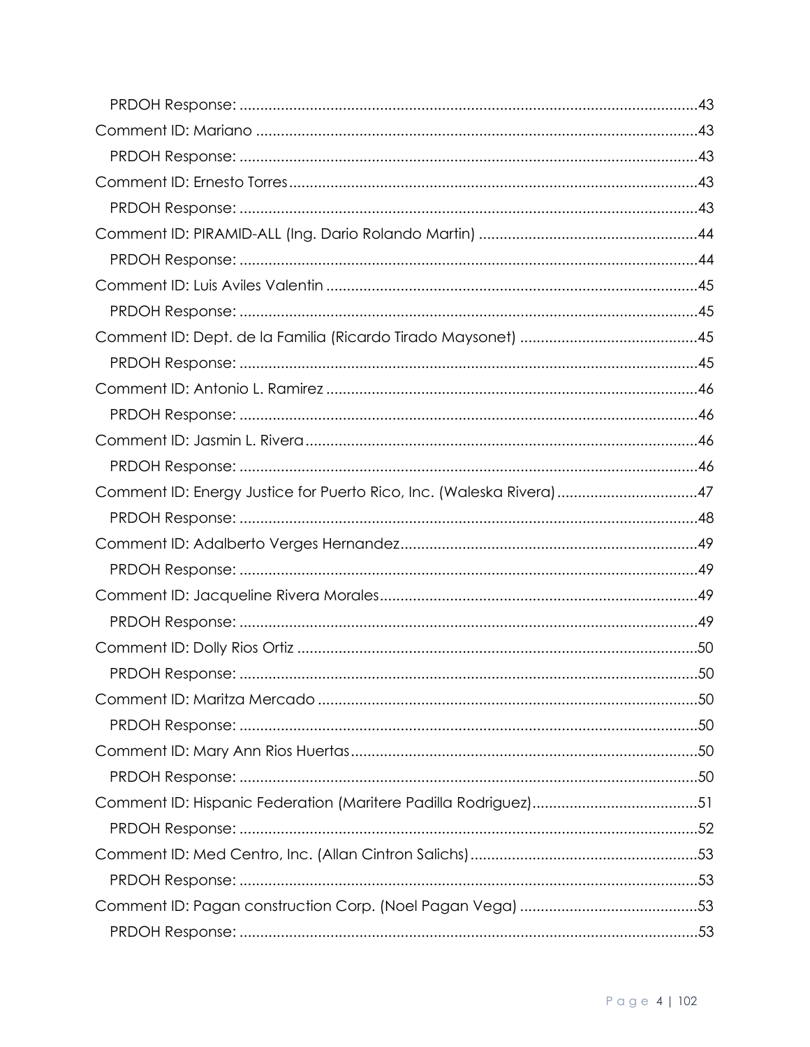- PRDOH Response: ....................................................................................................43
- Comment ID: Mariano ..........................................................................................................43
  - PRDOH Response: ....................................................................................................43
- Comment ID: Ernesto Torres..................................................................................................43
  - PRDOH Response: ....................................................................................................43
- Comment ID: PIRAMID-ALL (Ing. Dario Rolando Martin) ....................................................44
  - PRDOH Response: ....................................................................................................44
- Comment ID: Luis Aviles Valentin .........................................................................................45
  - PRDOH Response: ....................................................................................................45
- Comment ID: Dept. de la Familia (Ricardo Tirado Maysonet) ...........................................45
  - PRDOH Response: ....................................................................................................45
- Comment ID: Antonio L. Ramirez .........................................................................................46
  - PRDOH Response: ....................................................................................................46
- Comment ID: Jasmin L. Rivera...............................................................................................46
  - PRDOH Response: ....................................................................................................46
- Comment ID: Energy Justice for Puerto Rico, Inc. (Waleska Rivera)...................................47
  - PRDOH Response: ....................................................................................................48
- Comment ID: Adalberto Verges Hernandez.........................................................................49
  - PRDOH Response: ....................................................................................................49
- Comment ID: Jacqueline Rivera Morales.............................................................................49
  - PRDOH Response: ....................................................................................................49
- Comment ID: Dolly Rios Ortiz ................................................................................................50
  - PRDOH Response: ....................................................................................................50
- Comment ID: Maritza Mercado ............................................................................................50
  - PRDOH Response: ....................................................................................................50
- Comment ID: Mary Ann Rios Huertas....................................................................................50
  - PRDOH Response: ....................................................................................................50
- Comment ID: Hispanic Federation (Maritere Padilla Rodriguez).........................................51
  - PRDOH Response: ....................................................................................................52
- Comment ID: Med Centro, Inc. (Allan Cintron Salichs).......................................................53
  - PRDOH Response: ....................................................................................................53
- Comment ID: Pagan construction Corp. (Noel Pagan Vega) ...........................................53
  - PRDOH Response: ....................................................................................................53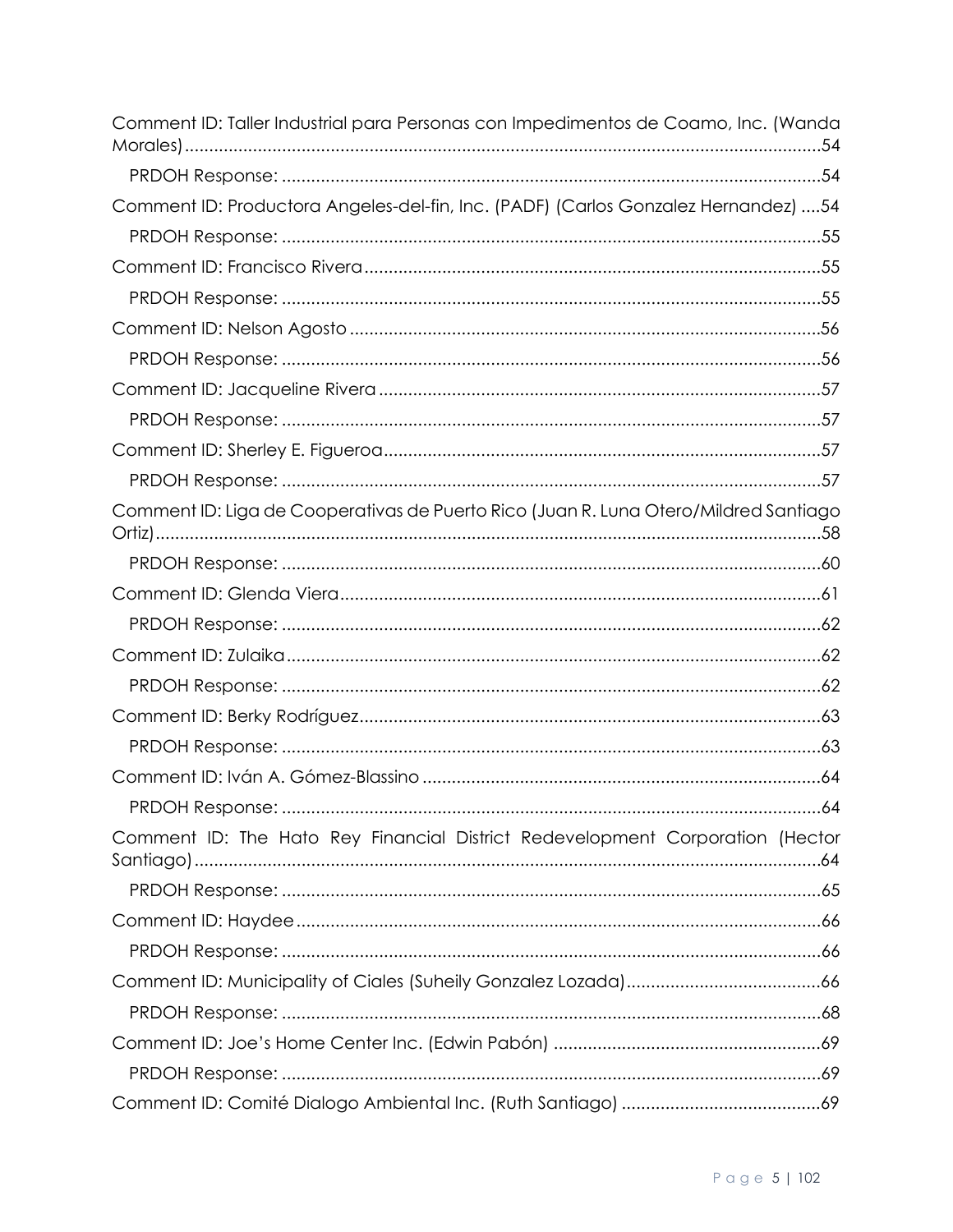Comment ID: Taller Industrial para Personas con Impedimentos de Coamo, Inc. (Wanda Morales) ..... 54

PRDOH Response: ..... 54

Comment ID: Productora Angeles-del-fin, Inc. (PADF) (Carlos Gonzalez Hernandez) ..... 54

PRDOH Response: ..... 55

Comment ID: Francisco Rivera ..... 55

PRDOH Response: ..... 55

Comment ID: Nelson Agosto ..... 56

PRDOH Response: ..... 56

Comment ID: Jacqueline Rivera ..... 57

PRDOH Response: ..... 57

Comment ID: Sherley E. Figueroa ..... 57

PRDOH Response: ..... 57

Comment ID: Liga de Cooperativas de Puerto Rico (Juan R. Luna Otero/Mildred Santiago Ortiz) ..... 58

PRDOH Response: ..... 60

Comment ID: Glenda Viera ..... 61

PRDOH Response: ..... 62

Comment ID: Zulaika ..... 62

PRDOH Response: ..... 62

Comment ID: Berky Rodríguez ..... 63

PRDOH Response: ..... 63

Comment ID: Iván A. Gómez-Blassino ..... 64

PRDOH Response: ..... 64

Comment ID: The Hato Rey Financial District Redevelopment Corporation (Hector Santiago) ..... 64

PRDOH Response: ..... 65

Comment ID: Haydee ..... 66

PRDOH Response: ..... 66

Comment ID: Municipality of Ciales (Suheily Gonzalez Lozada) ..... 66

PRDOH Response: ..... 68

Comment ID: Joe's Home Center Inc. (Edwin Pabón) ..... 69

PRDOH Response: ..... 69

Comment ID: Comité Dialogo Ambiental Inc. (Ruth Santiago) ..... 69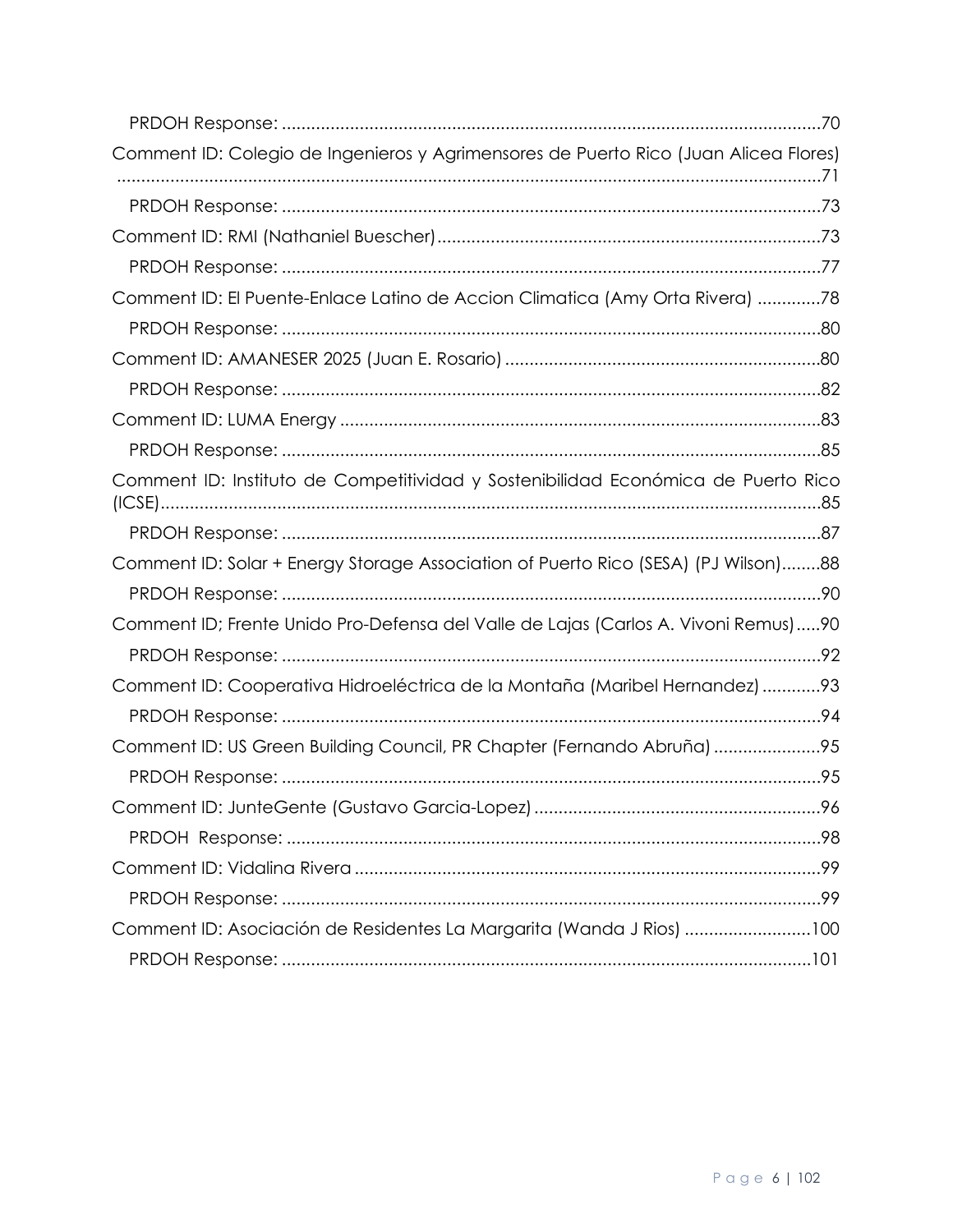- PRDOH Response: ....................................................................................................70
- Comment ID: Colegio de Ingenieros y Agrimensores de Puerto Rico (Juan Alicea Flores) ....................................................................................................71
    - PRDOH Response: ....................................................................................................73
- Comment ID: RMI (Nathaniel Buescher)....................................................................................................73
    - PRDOH Response: ....................................................................................................77
- Comment ID: El Puente-Enlace Latino de Accion Climatica (Amy Orta Rivera) .............78
    - PRDOH Response: ....................................................................................................80
- Comment ID: AMANESER 2025 (Juan E. Rosario) ....................................................................................................80
    - PRDOH Response: ....................................................................................................82
- Comment ID: LUMA Energy ....................................................................................................83
    - PRDOH Response: ....................................................................................................85
- Comment ID: Instituto de Competitividad y Sostenibilidad Económica de Puerto Rico (ICSE)....................................................................................................85
    - PRDOH Response: ....................................................................................................87
- Comment ID: Solar + Energy Storage Association of Puerto Rico (SESA) (PJ Wilson)........88
    - PRDOH Response: ....................................................................................................90
- Comment ID; Frente Unido Pro-Defensa del Valle de Lajas (Carlos A. Vivoni Remus).....90
    - PRDOH Response: ....................................................................................................92
- Comment ID: Cooperativa Hidroeléctrica de la Montaña (Maribel Hernandez)............93
    - PRDOH Response: ....................................................................................................94
- Comment ID: US Green Building Council, PR Chapter (Fernando Abruña)......................95
    - PRDOH Response: ....................................................................................................95
- Comment ID: JunteGente (Gustavo Garcia-Lopez)....................................................................................................96
    - PRDOH Response: ....................................................................................................98
- Comment ID: Vidalina Rivera ....................................................................................................99
    - PRDOH Response: ....................................................................................................99
- Comment ID: Asociación de Residentes La Margarita (Wanda J Rios) ..........................100
    - PRDOH Response: ....................................................................................................101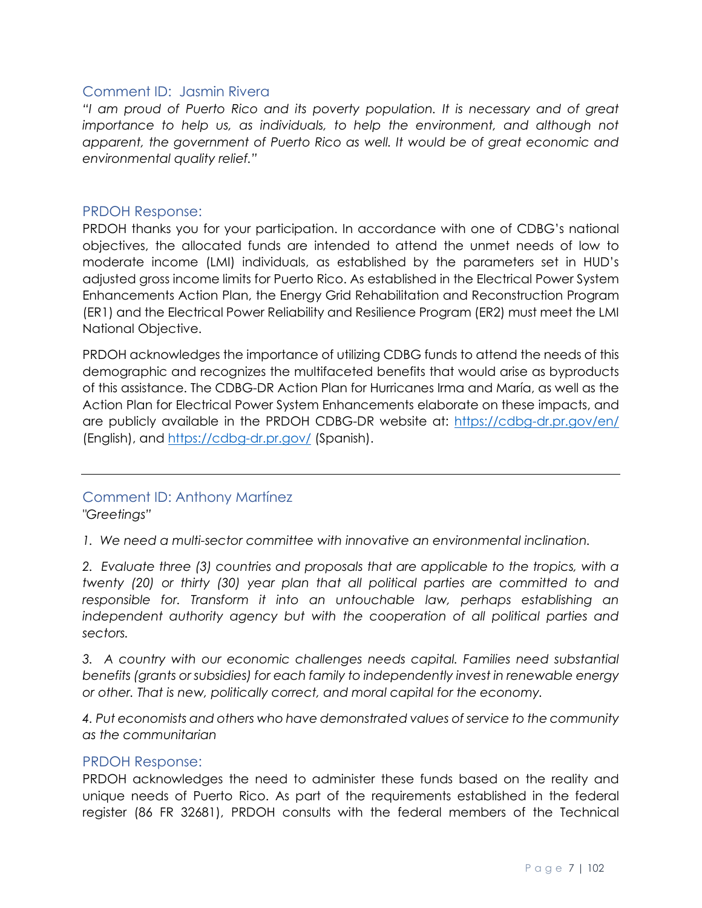### Comment ID: Jasmin Rivera

*"I am proud of Puerto Rico and its poverty population. It is necessary and of great importance to help us, as individuals, to help the environment, and although not apparent, the government of Puerto Rico as well. It would be of great economic and environmental quality relief."*

### PRDOH Response:

PRDOH thanks you for your participation. In accordance with one of CDBG's national objectives, the allocated funds are intended to attend the unmet needs of low to moderate income (LMI) individuals, as established by the parameters set in HUD's adjusted gross income limits for Puerto Rico. As established in the Electrical Power System Enhancements Action Plan, the Energy Grid Rehabilitation and Reconstruction Program (ER1) and the Electrical Power Reliability and Resilience Program (ER2) must meet the LMI National Objective.

PRDOH acknowledges the importance of utilizing CDBG funds to attend the needs of this demographic and recognizes the multifaceted benefits that would arise as byproducts of this assistance. The CDBG-DR Action Plan for Hurricanes Irma and María, as well as the Action Plan for Electrical Power System Enhancements elaborate on these impacts, and are publicly available in the PRDOH CDBG-DR website at: https://cdbg-dr.pr.gov/en/ (English), and https://cdbg-dr.pr.gov/ (Spanish).

---

### Comment ID: Anthony Martínez

*"Greetings"*

*1. We need a multi-sector committee with innovative an environmental inclination.*

*2. Evaluate three (3) countries and proposals that are applicable to the tropics, with a twenty (20) or thirty (30) year plan that all political parties are committed to and responsible for. Transform it into an untouchable law, perhaps establishing an independent authority agency but with the cooperation of all political parties and sectors.*

*3. A country with our economic challenges needs capital. Families need substantial benefits (grants or subsidies) for each family to independently invest in renewable energy or other. That is new, politically correct, and moral capital for the economy.*

*4. Put economists and others who have demonstrated values of service to the community as the communitarian*

### PRDOH Response:

PRDOH acknowledges the need to administer these funds based on the reality and unique needs of Puerto Rico. As part of the requirements established in the federal register (86 FR 32681), PRDOH consults with the federal members of the Technical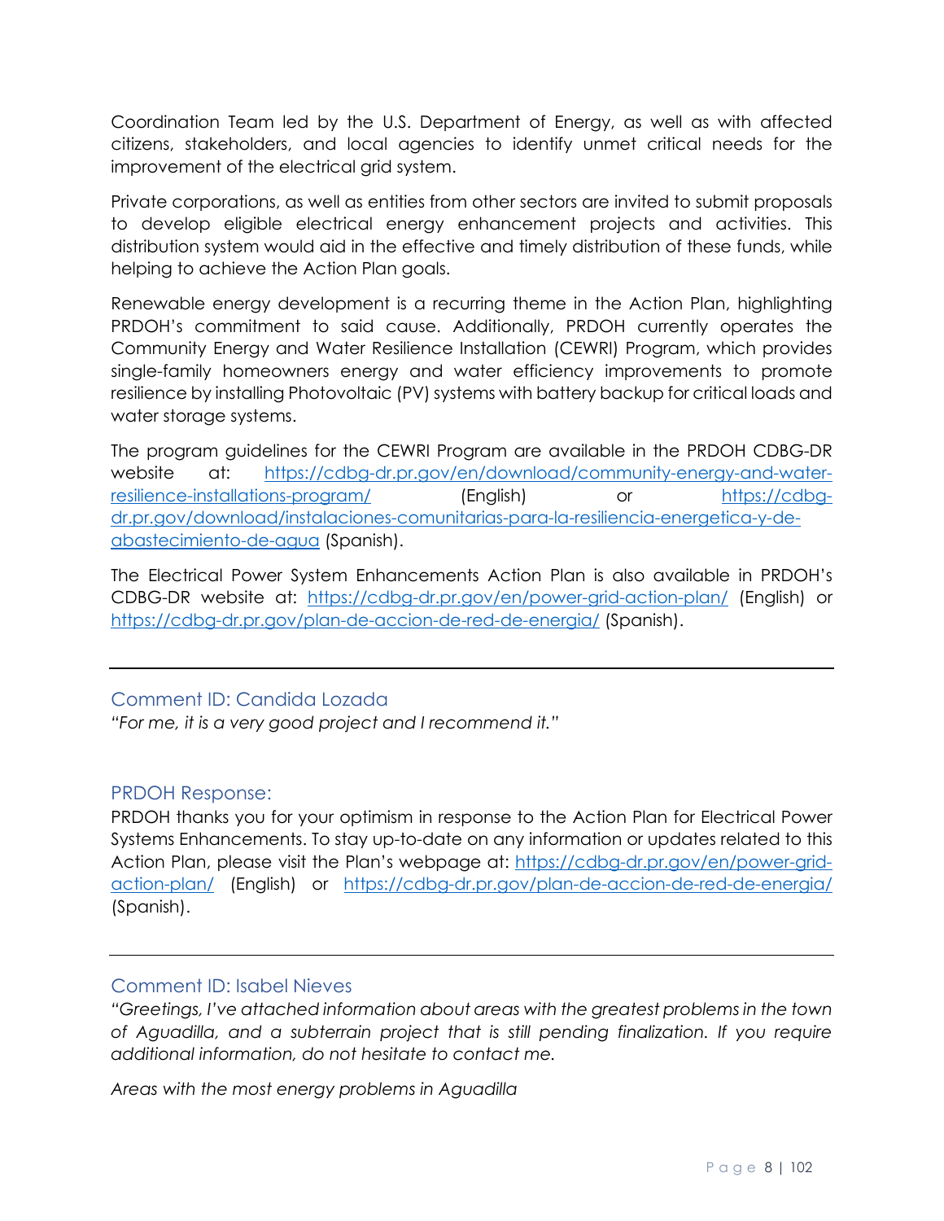Coordination Team led by the U.S. Department of Energy, as well as with affected citizens, stakeholders, and local agencies to identify unmet critical needs for the improvement of the electrical grid system.

Private corporations, as well as entities from other sectors are invited to submit proposals to develop eligible electrical energy enhancement projects and activities. This distribution system would aid in the effective and timely distribution of these funds, while helping to achieve the Action Plan goals.

Renewable energy development is a recurring theme in the Action Plan, highlighting PRDOH's commitment to said cause. Additionally, PRDOH currently operates the Community Energy and Water Resilience Installation (CEWRI) Program, which provides single-family homeowners energy and water efficiency improvements to promote resilience by installing Photovoltaic (PV) systems with battery backup for critical loads and water storage systems.

The program guidelines for the CEWRI Program are available in the PRDOH CDBG-DR website at: https://cdbg-dr.pr.gov/en/download/community-energy-and-water-resilience-installations-program/ (English) or https://cdbg-dr.pr.gov/download/instalaciones-comunitarias-para-la-resiliencia-energetica-y-de-abastecimiento-de-agua (Spanish).

The Electrical Power System Enhancements Action Plan is also available in PRDOH's CDBG-DR website at: https://cdbg-dr.pr.gov/en/power-grid-action-plan/ (English) or https://cdbg-dr.pr.gov/plan-de-accion-de-red-de-energia/ (Spanish).

---

### Comment ID: Candida Lozada

*"For me, it is a very good project and I recommend it."*

### PRDOH Response:

PRDOH thanks you for your optimism in response to the Action Plan for Electrical Power Systems Enhancements. To stay up-to-date on any information or updates related to this Action Plan, please visit the Plan's webpage at: https://cdbg-dr.pr.gov/en/power-grid-action-plan/ (English) or https://cdbg-dr.pr.gov/plan-de-accion-de-red-de-energia/ (Spanish).

---

### Comment ID: Isabel Nieves

*"Greetings, I've attached information about areas with the greatest problems in the town of Aguadilla, and a subterrain project that is still pending finalization. If you require additional information, do not hesitate to contact me.*

*Areas with the most energy problems in Aguadilla*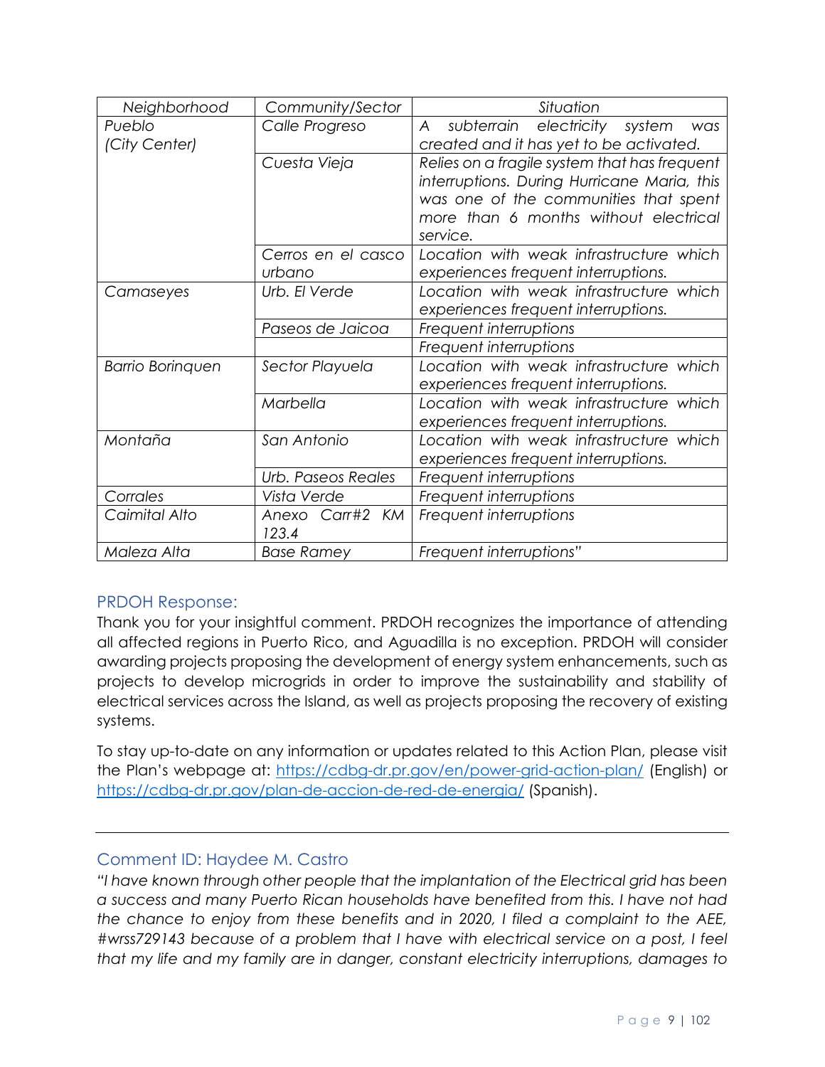| *Neighborhood* | *Community/Sector* | *Situation* |
|---|---|---|
| *Pueblo (City Center)* | *Calle Progreso* | *A subterrain electricity system was created and it has yet to be activated.* |
| | *Cuesta Vieja* | *Relies on a fragile system that has frequent interruptions. During Hurricane Maria, this was one of the communities that spent more than 6 months without electrical service.* |
| | *Cerros en el casco urbano* | *Location with weak infrastructure which experiences frequent interruptions.* |
| *Camaseyes* | *Urb. El Verde* | *Location with weak infrastructure which experiences frequent interruptions.* |
| | *Paseos de Jaicoa* | *Frequent interruptions* |
| | | *Frequent interruptions* |
| *Barrio Borinquen* | *Sector Playuela* | *Location with weak infrastructure which experiences frequent interruptions.* |
| | *Marbella* | *Location with weak infrastructure which experiences frequent interruptions.* |
| *Montaña* | *San Antonio* | *Location with weak infrastructure which experiences frequent interruptions.* |
| | *Urb. Paseos Reales* | *Frequent interruptions* |
| *Corrales* | *Vista Verde* | *Frequent interruptions* |
| *Caimital Alto* | *Anexo Carr#2 KM 123.4* | *Frequent interruptions* |
| *Maleza Alta* | *Base Ramey* | *Frequent interruptions"* |

## PRDOH Response:

Thank you for your insightful comment. PRDOH recognizes the importance of attending all affected regions in Puerto Rico, and Aguadilla is no exception. PRDOH will consider awarding projects proposing the development of energy system enhancements, such as projects to develop microgrids in order to improve the sustainability and stability of electrical services across the Island, as well as projects proposing the recovery of existing systems.

To stay up-to-date on any information or updates related to this Action Plan, please visit the Plan's webpage at: https://cdbg-dr.pr.gov/en/power-grid-action-plan/ (English) or https://cdbg-dr.pr.gov/plan-de-accion-de-red-de-energia/ (Spanish).

---

## Comment ID: Haydee M. Castro

*"I have known through other people that the implantation of the Electrical grid has been a success and many Puerto Rican households have benefited from this. I have not had the chance to enjoy from these benefits and in 2020, I filed a complaint to the AEE, #wrss729143 because of a problem that I have with electrical service on a post, I feel that my life and my family are in danger, constant electricity interruptions, damages to*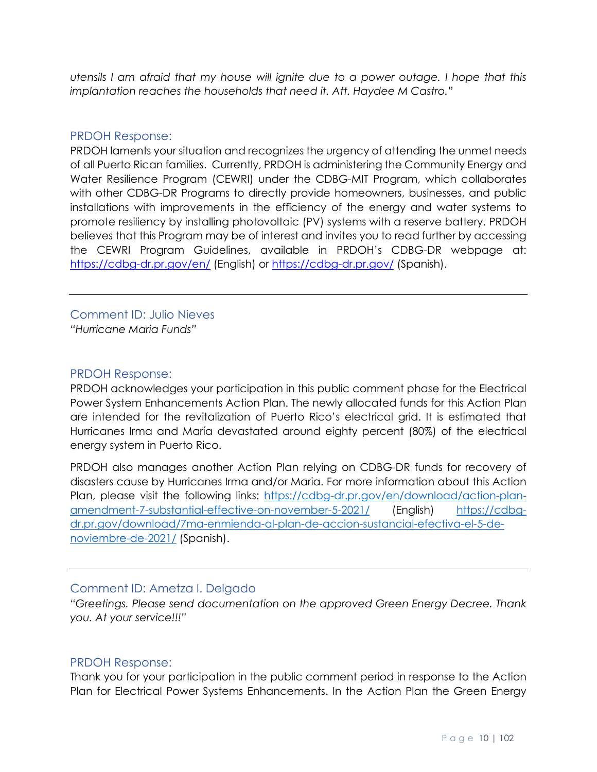*utensils I am afraid that my house will ignite due to a power outage. I hope that this implantation reaches the households that need it. Att. Haydee M Castro."*

### PRDOH Response:

PRDOH laments your situation and recognizes the urgency of attending the unmet needs of all Puerto Rican families. Currently, PRDOH is administering the Community Energy and Water Resilience Program (CEWRI) under the CDBG-MIT Program, which collaborates with other CDBG-DR Programs to directly provide homeowners, businesses, and public installations with improvements in the efficiency of the energy and water systems to promote resiliency by installing photovoltaic (PV) systems with a reserve battery. PRDOH believes that this Program may be of interest and invites you to read further by accessing the CEWRI Program Guidelines, available in PRDOH's CDBG-DR webpage at: https://cdbg-dr.pr.gov/en/ (English) or https://cdbg-dr.pr.gov/ (Spanish).

---

### Comment ID: Julio Nieves

*"Hurricane Maria Funds"*

### PRDOH Response:

PRDOH acknowledges your participation in this public comment phase for the Electrical Power System Enhancements Action Plan. The newly allocated funds for this Action Plan are intended for the revitalization of Puerto Rico's electrical grid. It is estimated that Hurricanes Irma and María devastated around eighty percent (80%) of the electrical energy system in Puerto Rico.

PRDOH also manages another Action Plan relying on CDBG-DR funds for recovery of disasters cause by Hurricanes Irma and/or Maria. For more information about this Action Plan, please visit the following links: https://cdbg-dr.pr.gov/en/download/action-plan-amendment-7-substantial-effective-on-november-5-2021/ (English) https://cdbg-dr.pr.gov/download/7ma-enmienda-al-plan-de-accion-sustancial-efectiva-el-5-de-noviembre-de-2021/ (Spanish).

---

### Comment ID: Ametza I. Delgado

*"Greetings. Please send documentation on the approved Green Energy Decree. Thank you. At your service!!!"*

### PRDOH Response:

Thank you for your participation in the public comment period in response to the Action Plan for Electrical Power Systems Enhancements. In the Action Plan the Green Energy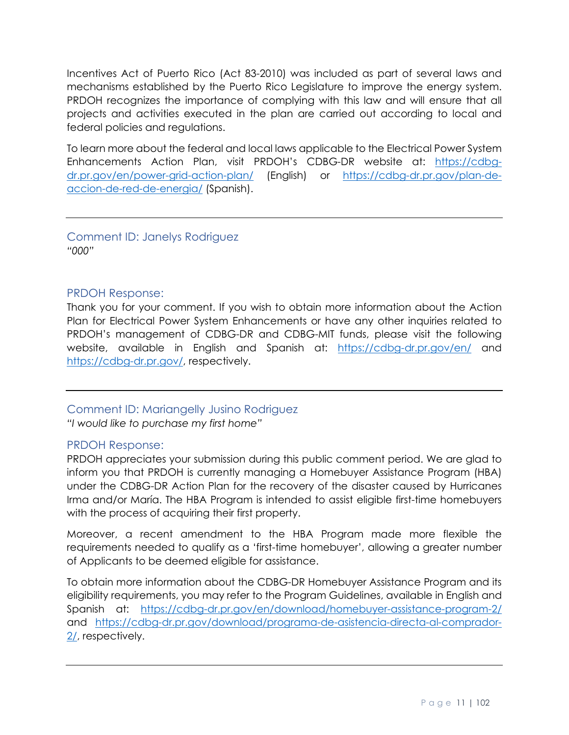Incentives Act of Puerto Rico (Act 83-2010) was included as part of several laws and mechanisms established by the Puerto Rico Legislature to improve the energy system. PRDOH recognizes the importance of complying with this law and will ensure that all projects and activities executed in the plan are carried out according to local and federal policies and regulations.

To learn more about the federal and local laws applicable to the Electrical Power System Enhancements Action Plan, visit PRDOH's CDBG-DR website at: [https://cdbg-dr.pr.gov/en/power-grid-action-plan/](https://cdbg-dr.pr.gov/en/power-grid-action-plan/) (English) or [https://cdbg-dr.pr.gov/plan-de-accion-de-red-de-energia/](https://cdbg-dr.pr.gov/plan-de-accion-de-red-de-energia/) (Spanish).

---

### Comment ID: Janelys Rodriguez

*"000"*

### PRDOH Response:

Thank you for your comment. If you wish to obtain more information about the Action Plan for Electrical Power System Enhancements or have any other inquiries related to PRDOH's management of CDBG-DR and CDBG-MIT funds, please visit the following website, available in English and Spanish at: [https://cdbg-dr.pr.gov/en/](https://cdbg-dr.pr.gov/en/) and [https://cdbg-dr.pr.gov/](https://cdbg-dr.pr.gov/), respectively.

---

### Comment ID: Mariangelly Jusino Rodriguez

*"I would like to purchase my first home"*

### PRDOH Response:

PRDOH appreciates your submission during this public comment period. We are glad to inform you that PRDOH is currently managing a Homebuyer Assistance Program (HBA) under the CDBG-DR Action Plan for the recovery of the disaster caused by Hurricanes Irma and/or María. The HBA Program is intended to assist eligible first-time homebuyers with the process of acquiring their first property.

Moreover, a recent amendment to the HBA Program made more flexible the requirements needed to qualify as a 'first-time homebuyer', allowing a greater number of Applicants to be deemed eligible for assistance.

To obtain more information about the CDBG-DR Homebuyer Assistance Program and its eligibility requirements, you may refer to the Program Guidelines, available in English and Spanish at: [https://cdbg-dr.pr.gov/en/download/homebuyer-assistance-program-2/](https://cdbg-dr.pr.gov/en/download/homebuyer-assistance-program-2/) and [https://cdbg-dr.pr.gov/download/programa-de-asistencia-directa-al-comprador-2/](https://cdbg-dr.pr.gov/download/programa-de-asistencia-directa-al-comprador-2/), respectively.

---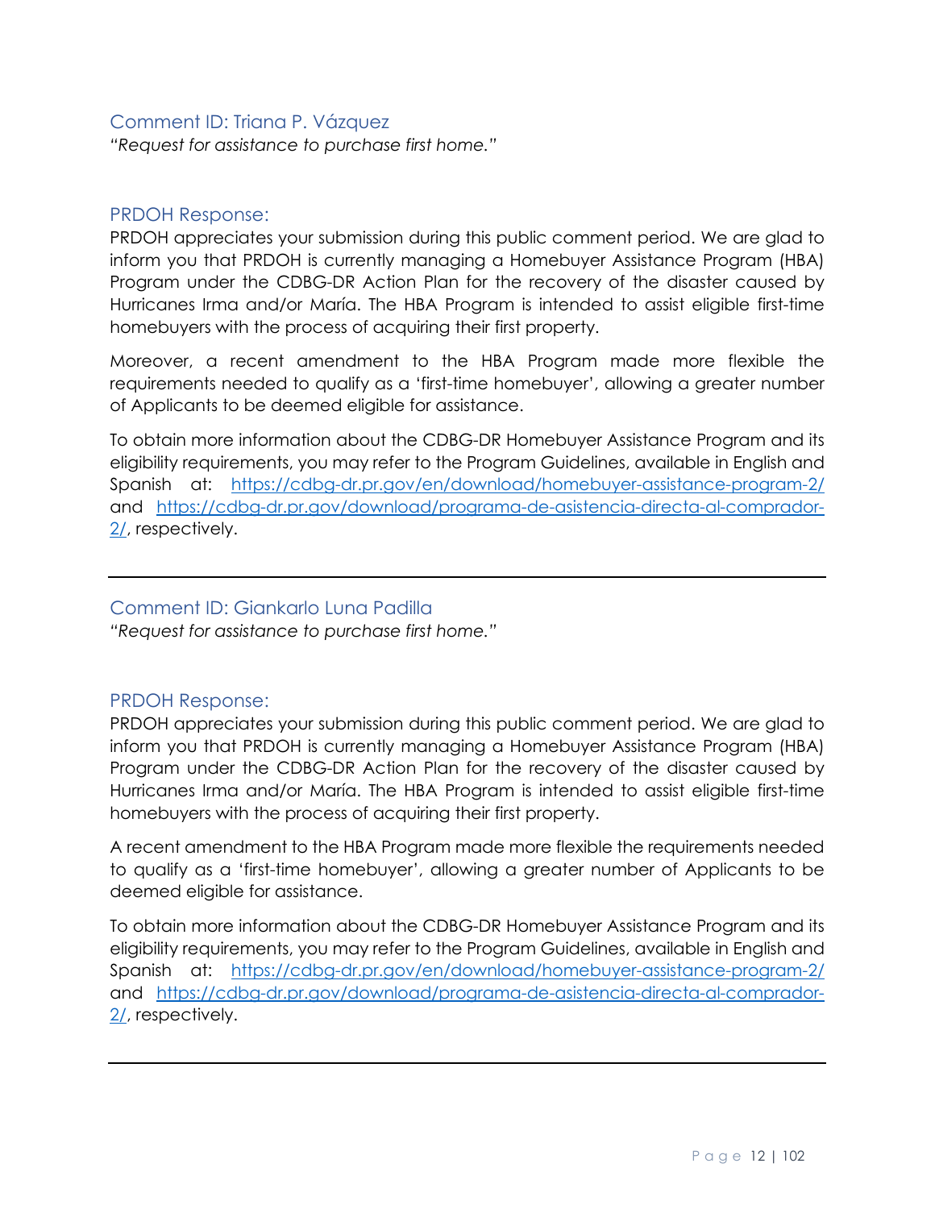### Comment ID: Triana P. Vázquez

*"Request for assistance to purchase first home."*

### PRDOH Response:

PRDOH appreciates your submission during this public comment period. We are glad to inform you that PRDOH is currently managing a Homebuyer Assistance Program (HBA) Program under the CDBG-DR Action Plan for the recovery of the disaster caused by Hurricanes Irma and/or María. The HBA Program is intended to assist eligible first-time homebuyers with the process of acquiring their first property.

Moreover, a recent amendment to the HBA Program made more flexible the requirements needed to qualify as a 'first-time homebuyer', allowing a greater number of Applicants to be deemed eligible for assistance.

To obtain more information about the CDBG-DR Homebuyer Assistance Program and its eligibility requirements, you may refer to the Program Guidelines, available in English and Spanish at: https://cdbg-dr.pr.gov/en/download/homebuyer-assistance-program-2/ and https://cdbg-dr.pr.gov/download/programa-de-asistencia-directa-al-comprador-2/, respectively.

---

### Comment ID: Giankarlo Luna Padilla

*"Request for assistance to purchase first home."*

### PRDOH Response:

PRDOH appreciates your submission during this public comment period. We are glad to inform you that PRDOH is currently managing a Homebuyer Assistance Program (HBA) Program under the CDBG-DR Action Plan for the recovery of the disaster caused by Hurricanes Irma and/or María. The HBA Program is intended to assist eligible first-time homebuyers with the process of acquiring their first property.

A recent amendment to the HBA Program made more flexible the requirements needed to qualify as a 'first-time homebuyer', allowing a greater number of Applicants to be deemed eligible for assistance.

To obtain more information about the CDBG-DR Homebuyer Assistance Program and its eligibility requirements, you may refer to the Program Guidelines, available in English and Spanish at: https://cdbg-dr.pr.gov/en/download/homebuyer-assistance-program-2/ and https://cdbg-dr.pr.gov/download/programa-de-asistencia-directa-al-comprador-2/, respectively.

---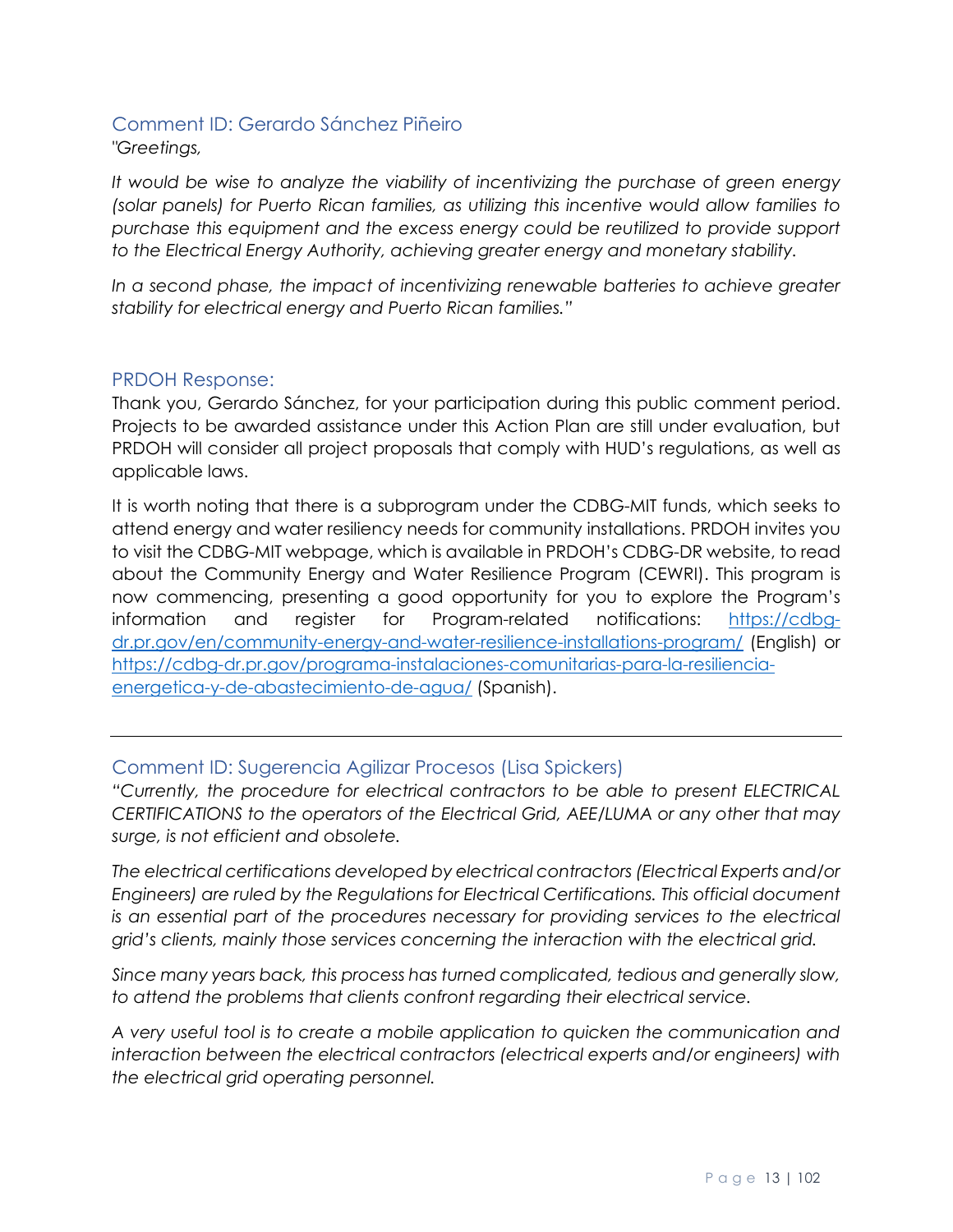## Comment ID: Gerardo Sánchez Piñeiro

*"Greetings,*

*It would be wise to analyze the viability of incentivizing the purchase of green energy (solar panels) for Puerto Rican families, as utilizing this incentive would allow families to purchase this equipment and the excess energy could be reutilized to provide support to the Electrical Energy Authority, achieving greater energy and monetary stability.*

*In a second phase, the impact of incentivizing renewable batteries to achieve greater stability for electrical energy and Puerto Rican families."*

## PRDOH Response:

Thank you, Gerardo Sánchez, for your participation during this public comment period. Projects to be awarded assistance under this Action Plan are still under evaluation, but PRDOH will consider all project proposals that comply with HUD's regulations, as well as applicable laws.

It is worth noting that there is a subprogram under the CDBG-MIT funds, which seeks to attend energy and water resiliency needs for community installations. PRDOH invites you to visit the CDBG-MIT webpage, which is available in PRDOH's CDBG-DR website, to read about the Community Energy and Water Resilience Program (CEWRI). This program is now commencing, presenting a good opportunity for you to explore the Program's information and register for Program-related notifications: [https://cdbg-dr.pr.gov/en/community-energy-and-water-resilience-installations-program/](https://cdbg-dr.pr.gov/en/community-energy-and-water-resilience-installations-program/) (English) or [https://cdbg-dr.pr.gov/programa-instalaciones-comunitarias-para-la-resiliencia-energetica-y-de-abastecimiento-de-agua/](https://cdbg-dr.pr.gov/programa-instalaciones-comunitarias-para-la-resiliencia-energetica-y-de-abastecimiento-de-agua/) (Spanish).

---

## Comment ID: Sugerencia Agilizar Procesos (Lisa Spickers)

*"Currently, the procedure for electrical contractors to be able to present ELECTRICAL CERTIFICATIONS to the operators of the Electrical Grid, AEE/LUMA or any other that may surge, is not efficient and obsolete.*

*The electrical certifications developed by electrical contractors (Electrical Experts and/or Engineers) are ruled by the Regulations for Electrical Certifications. This official document is an essential part of the procedures necessary for providing services to the electrical grid's clients, mainly those services concerning the interaction with the electrical grid.*

*Since many years back, this process has turned complicated, tedious and generally slow, to attend the problems that clients confront regarding their electrical service.*

*A very useful tool is to create a mobile application to quicken the communication and interaction between the electrical contractors (electrical experts and/or engineers) with the electrical grid operating personnel.*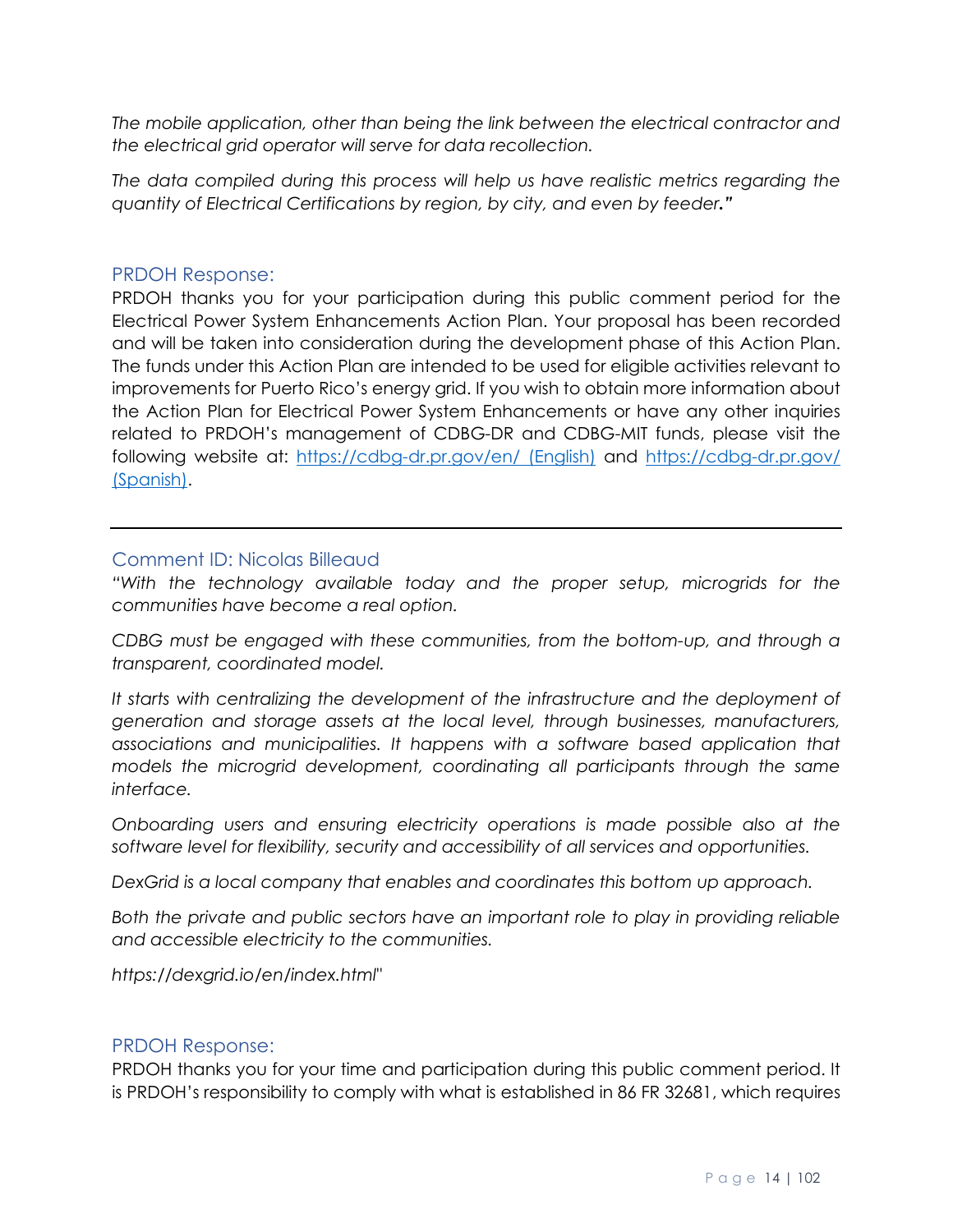*The mobile application, other than being the link between the electrical contractor and the electrical grid operator will serve for data recollection.*

*The data compiled during this process will help us have realistic metrics regarding the quantity of Electrical Certifications by region, by city, and even by feeder.*"

### PRDOH Response:

PRDOH thanks you for your participation during this public comment period for the Electrical Power System Enhancements Action Plan. Your proposal has been recorded and will be taken into consideration during the development phase of this Action Plan. The funds under this Action Plan are intended to be used for eligible activities relevant to improvements for Puerto Rico's energy grid. If you wish to obtain more information about the Action Plan for Electrical Power System Enhancements or have any other inquiries related to PRDOH's management of CDBG-DR and CDBG-MIT funds, please visit the following website at: [https://cdbg-dr.pr.gov/en/ (English)](https://cdbg-dr.pr.gov/en/) and [https://cdbg-dr.pr.gov/ (Spanish)](https://cdbg-dr.pr.gov/).

---

### Comment ID: Nicolas Billeaud

*"With the technology available today and the proper setup, microgrids for the communities have become a real option.*

*CDBG must be engaged with these communities, from the bottom-up, and through a transparent, coordinated model.*

*It starts with centralizing the development of the infrastructure and the deployment of generation and storage assets at the local level, through businesses, manufacturers, associations and municipalities. It happens with a software based application that models the microgrid development, coordinating all participants through the same interface.*

*Onboarding users and ensuring electricity operations is made possible also at the software level for flexibility, security and accessibility of all services and opportunities.*

*DexGrid is a local company that enables and coordinates this bottom up approach.*

*Both the private and public sectors have an important role to play in providing reliable and accessible electricity to the communities.*

*https://dexgrid.io/en/index.html"*

### PRDOH Response:

PRDOH thanks you for your time and participation during this public comment period. It is PRDOH's responsibility to comply with what is established in 86 FR 32681, which requires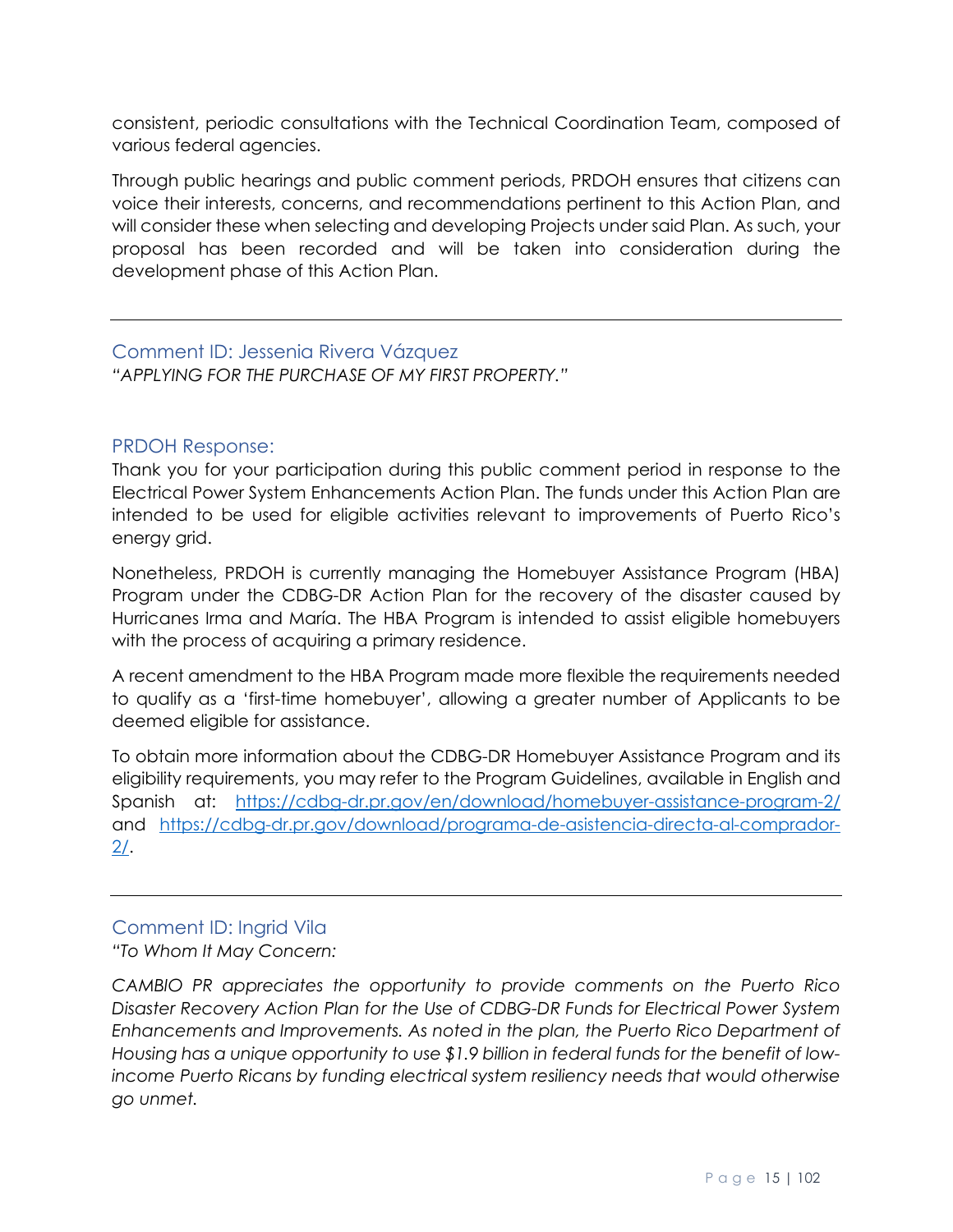consistent, periodic consultations with the Technical Coordination Team, composed of various federal agencies.

Through public hearings and public comment periods, PRDOH ensures that citizens can voice their interests, concerns, and recommendations pertinent to this Action Plan, and will consider these when selecting and developing Projects under said Plan. As such, your proposal has been recorded and will be taken into consideration during the development phase of this Action Plan.

---

### Comment ID: Jessenia Rivera Vázquez

*"APPLYING FOR THE PURCHASE OF MY FIRST PROPERTY."*

### PRDOH Response:

Thank you for your participation during this public comment period in response to the Electrical Power System Enhancements Action Plan. The funds under this Action Plan are intended to be used for eligible activities relevant to improvements of Puerto Rico's energy grid.

Nonetheless, PRDOH is currently managing the Homebuyer Assistance Program (HBA) Program under the CDBG-DR Action Plan for the recovery of the disaster caused by Hurricanes Irma and María. The HBA Program is intended to assist eligible homebuyers with the process of acquiring a primary residence.

A recent amendment to the HBA Program made more flexible the requirements needed to qualify as a 'first-time homebuyer', allowing a greater number of Applicants to be deemed eligible for assistance.

To obtain more information about the CDBG-DR Homebuyer Assistance Program and its eligibility requirements, you may refer to the Program Guidelines, available in English and Spanish at: https://cdbg-dr.pr.gov/en/download/homebuyer-assistance-program-2/ and https://cdbg-dr.pr.gov/download/programa-de-asistencia-directa-al-comprador-2/.

---

### Comment ID: Ingrid Vila

*"To Whom It May Concern:*

*CAMBIO PR appreciates the opportunity to provide comments on the Puerto Rico Disaster Recovery Action Plan for the Use of CDBG-DR Funds for Electrical Power System Enhancements and Improvements. As noted in the plan, the Puerto Rico Department of Housing has a unique opportunity to use $1.9 billion in federal funds for the benefit of low-income Puerto Ricans by funding electrical system resiliency needs that would otherwise go unmet.*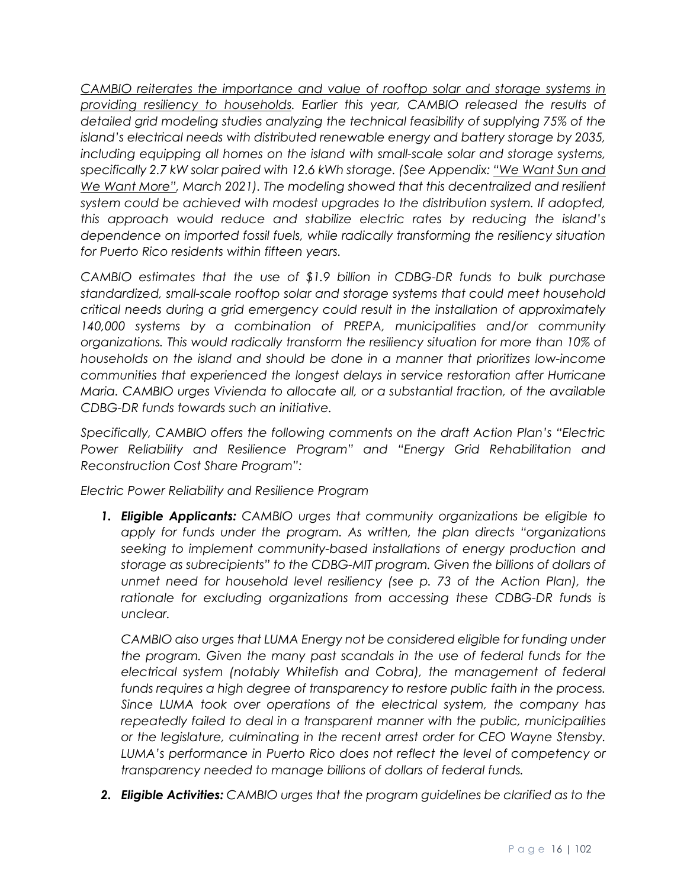*<u>CAMBIO reiterates the importance and value of rooftop solar and storage systems in providing resiliency to households</u>. Earlier this year, CAMBIO released the results of detailed grid modeling studies analyzing the technical feasibility of supplying 75% of the island's electrical needs with distributed renewable energy and battery storage by 2035, including equipping all homes on the island with small-scale solar and storage systems, specifically 2.7 kW solar paired with 12.6 kWh storage. (See Appendix: <u>"We Want Sun and We Want More"</u>, March 2021). The modeling showed that this decentralized and resilient system could be achieved with modest upgrades to the distribution system. If adopted, this approach would reduce and stabilize electric rates by reducing the island's dependence on imported fossil fuels, while radically transforming the resiliency situation for Puerto Rico residents within fifteen years.*

*CAMBIO estimates that the use of $1.9 billion in CDBG-DR funds to bulk purchase standardized, small-scale rooftop solar and storage systems that could meet household critical needs during a grid emergency could result in the installation of approximately 140,000 systems by a combination of PREPA, municipalities and/or community organizations. This would radically transform the resiliency situation for more than 10% of households on the island and should be done in a manner that prioritizes low-income communities that experienced the longest delays in service restoration after Hurricane Maria. CAMBIO urges Vivienda to allocate all, or a substantial fraction, of the available CDBG-DR funds towards such an initiative.*

*Specifically, CAMBIO offers the following comments on the draft Action Plan's "Electric Power Reliability and Resilience Program" and "Energy Grid Rehabilitation and Reconstruction Cost Share Program":*

*Electric Power Reliability and Resilience Program*

1. ***Eligible Applicants:*** *CAMBIO urges that community organizations be eligible to apply for funds under the program. As written, the plan directs "organizations seeking to implement community-based installations of energy production and storage as subrecipients" to the CDBG-MIT program. Given the billions of dollars of unmet need for household level resiliency (see p. 73 of the Action Plan), the rationale for excluding organizations from accessing these CDBG-DR funds is unclear.*

   *CAMBIO also urges that LUMA Energy not be considered eligible for funding under the program. Given the many past scandals in the use of federal funds for the electrical system (notably Whitefish and Cobra), the management of federal funds requires a high degree of transparency to restore public faith in the process. Since LUMA took over operations of the electrical system, the company has repeatedly failed to deal in a transparent manner with the public, municipalities or the legislature, culminating in the recent arrest order for CEO Wayne Stensby. LUMA's performance in Puerto Rico does not reflect the level of competency or transparency needed to manage billions of dollars of federal funds.*

2. ***Eligible Activities:*** *CAMBIO urges that the program guidelines be clarified as to the*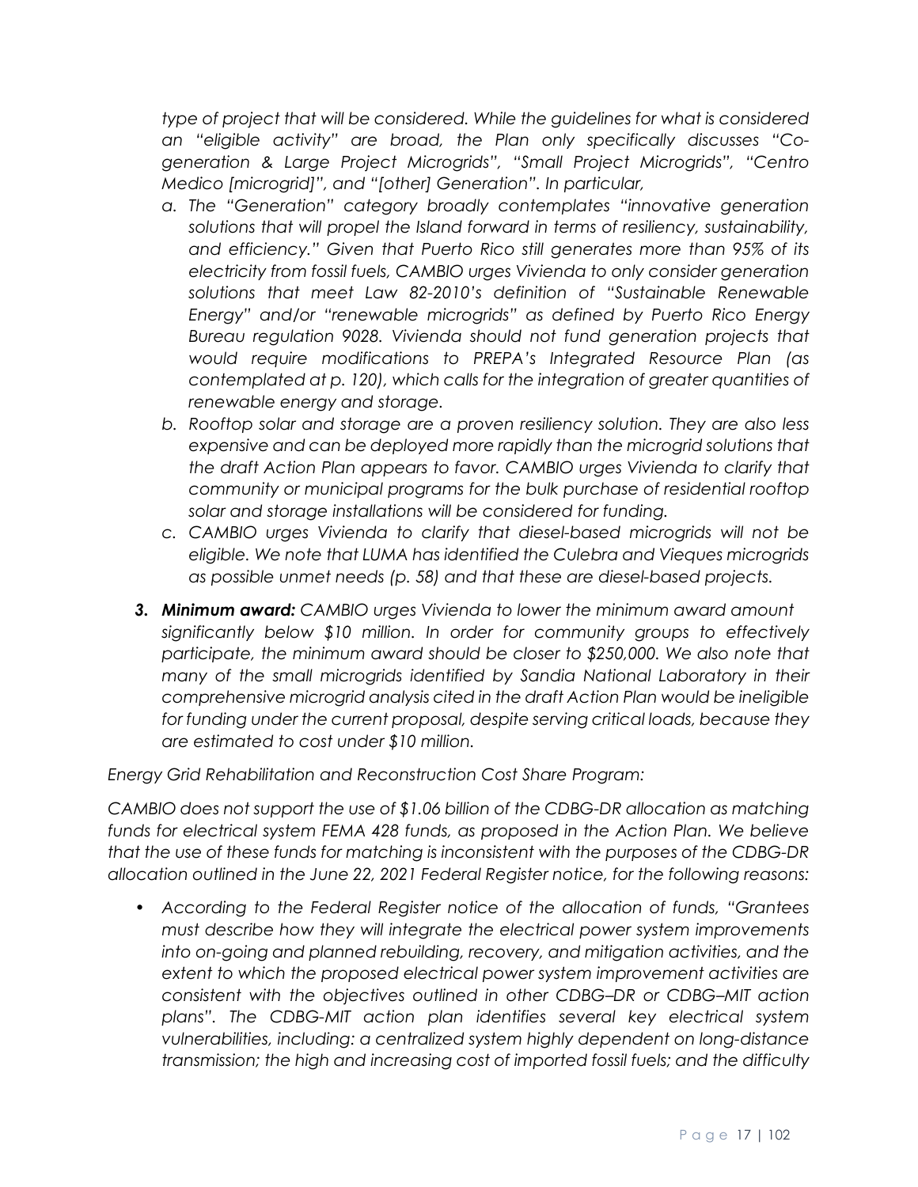*type of project that will be considered. While the guidelines for what is considered an "eligible activity" are broad, the Plan only specifically discusses "Co-generation & Large Project Microgrids", "Small Project Microgrids", "Centro Medico [microgrid]", and "[other] Generation". In particular,*

- a. *The "Generation" category broadly contemplates "innovative generation solutions that will propel the Island forward in terms of resiliency, sustainability, and efficiency." Given that Puerto Rico still generates more than 95% of its electricity from fossil fuels, CAMBIO urges Vivienda to only consider generation solutions that meet Law 82-2010's definition of "Sustainable Renewable Energy" and/or "renewable microgrids" as defined by Puerto Rico Energy Bureau regulation 9028. Vivienda should not fund generation projects that would require modifications to PREPA's Integrated Resource Plan (as contemplated at p. 120), which calls for the integration of greater quantities of renewable energy and storage.*
- b. *Rooftop solar and storage are a proven resiliency solution. They are also less expensive and can be deployed more rapidly than the microgrid solutions that the draft Action Plan appears to favor. CAMBIO urges Vivienda to clarify that community or municipal programs for the bulk purchase of residential rooftop solar and storage installations will be considered for funding.*
- c. *CAMBIO urges Vivienda to clarify that diesel-based microgrids will not be eligible. We note that LUMA has identified the Culebra and Vieques microgrids as possible unmet needs (p. 58) and that these are diesel-based projects.*

3. ***Minimum award:*** *CAMBIO urges Vivienda to lower the minimum award amount significantly below $10 million. In order for community groups to effectively participate, the minimum award should be closer to $250,000. We also note that many of the small microgrids identified by Sandia National Laboratory in their comprehensive microgrid analysis cited in the draft Action Plan would be ineligible for funding under the current proposal, despite serving critical loads, because they are estimated to cost under $10 million.*

*Energy Grid Rehabilitation and Reconstruction Cost Share Program:*

*CAMBIO does not support the use of $1.06 billion of the CDBG-DR allocation as matching funds for electrical system FEMA 428 funds, as proposed in the Action Plan. We believe that the use of these funds for matching is inconsistent with the purposes of the CDBG-DR allocation outlined in the June 22, 2021 Federal Register notice, for the following reasons:*

- *According to the Federal Register notice of the allocation of funds, "Grantees must describe how they will integrate the electrical power system improvements into on-going and planned rebuilding, recovery, and mitigation activities, and the extent to which the proposed electrical power system improvement activities are consistent with the objectives outlined in other CDBG–DR or CDBG–MIT action plans". The CDBG-MIT action plan identifies several key electrical system vulnerabilities, including: a centralized system highly dependent on long-distance transmission; the high and increasing cost of imported fossil fuels; and the difficulty*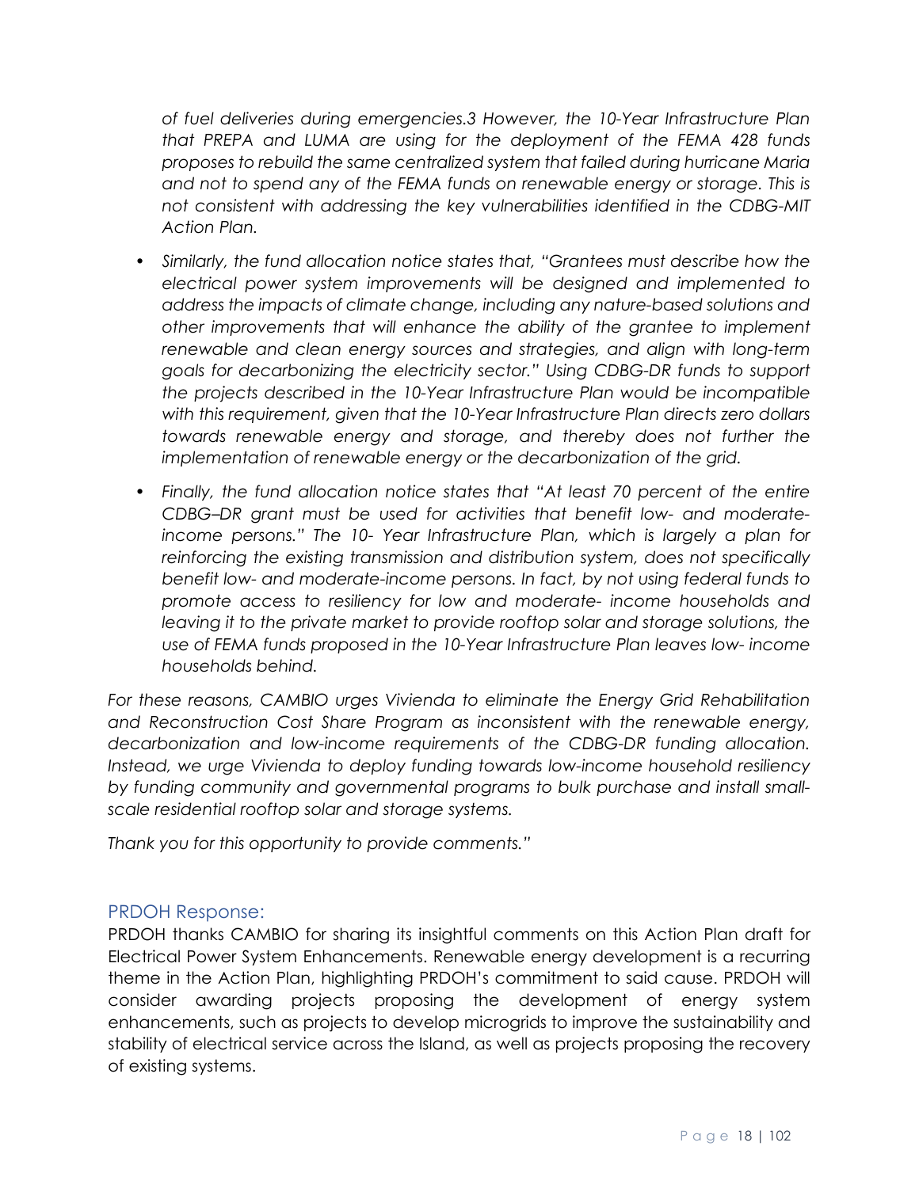*of fuel deliveries during emergencies.3 However, the 10-Year Infrastructure Plan that PREPA and LUMA are using for the deployment of the FEMA 428 funds proposes to rebuild the same centralized system that failed during hurricane Maria and not to spend any of the FEMA funds on renewable energy or storage. This is not consistent with addressing the key vulnerabilities identified in the CDBG-MIT Action Plan.*

- *Similarly, the fund allocation notice states that, "Grantees must describe how the electrical power system improvements will be designed and implemented to address the impacts of climate change, including any nature-based solutions and other improvements that will enhance the ability of the grantee to implement renewable and clean energy sources and strategies, and align with long-term goals for decarbonizing the electricity sector." Using CDBG-DR funds to support the projects described in the 10-Year Infrastructure Plan would be incompatible with this requirement, given that the 10-Year Infrastructure Plan directs zero dollars towards renewable energy and storage, and thereby does not further the implementation of renewable energy or the decarbonization of the grid.*
- *Finally, the fund allocation notice states that "At least 70 percent of the entire CDBG–DR grant must be used for activities that benefit low- and moderate-income persons." The 10- Year Infrastructure Plan, which is largely a plan for reinforcing the existing transmission and distribution system, does not specifically benefit low- and moderate-income persons. In fact, by not using federal funds to promote access to resiliency for low and moderate- income households and leaving it to the private market to provide rooftop solar and storage solutions, the use of FEMA funds proposed in the 10-Year Infrastructure Plan leaves low- income households behind.*

*For these reasons, CAMBIO urges Vivienda to eliminate the Energy Grid Rehabilitation and Reconstruction Cost Share Program as inconsistent with the renewable energy, decarbonization and low-income requirements of the CDBG-DR funding allocation. Instead, we urge Vivienda to deploy funding towards low-income household resiliency by funding community and governmental programs to bulk purchase and install small-scale residential rooftop solar and storage systems.*

*Thank you for this opportunity to provide comments."*

### PRDOH Response:

PRDOH thanks CAMBIO for sharing its insightful comments on this Action Plan draft for Electrical Power System Enhancements. Renewable energy development is a recurring theme in the Action Plan, highlighting PRDOH's commitment to said cause. PRDOH will consider awarding projects proposing the development of energy system enhancements, such as projects to develop microgrids to improve the sustainability and stability of electrical service across the Island, as well as projects proposing the recovery of existing systems.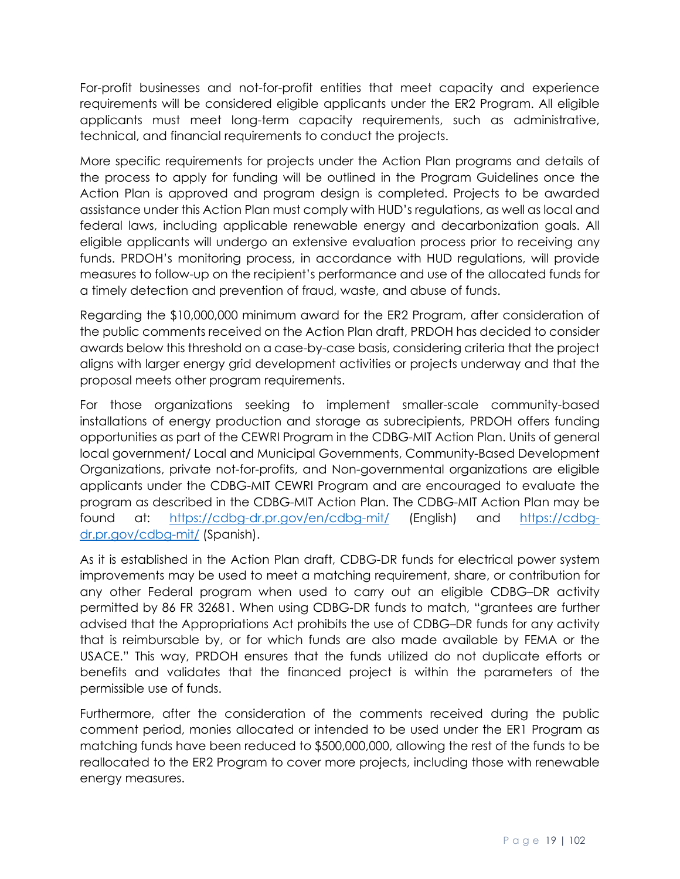For-profit businesses and not-for-profit entities that meet capacity and experience requirements will be considered eligible applicants under the ER2 Program. All eligible applicants must meet long-term capacity requirements, such as administrative, technical, and financial requirements to conduct the projects.

More specific requirements for projects under the Action Plan programs and details of the process to apply for funding will be outlined in the Program Guidelines once the Action Plan is approved and program design is completed. Projects to be awarded assistance under this Action Plan must comply with HUD's regulations, as well as local and federal laws, including applicable renewable energy and decarbonization goals. All eligible applicants will undergo an extensive evaluation process prior to receiving any funds. PRDOH's monitoring process, in accordance with HUD regulations, will provide measures to follow-up on the recipient's performance and use of the allocated funds for a timely detection and prevention of fraud, waste, and abuse of funds.

Regarding the $10,000,000 minimum award for the ER2 Program, after consideration of the public comments received on the Action Plan draft, PRDOH has decided to consider awards below this threshold on a case-by-case basis, considering criteria that the project aligns with larger energy grid development activities or projects underway and that the proposal meets other program requirements.

For those organizations seeking to implement smaller-scale community-based installations of energy production and storage as subrecipients, PRDOH offers funding opportunities as part of the CEWRI Program in the CDBG-MIT Action Plan. Units of general local government/ Local and Municipal Governments, Community-Based Development Organizations, private not-for-profits, and Non-governmental organizations are eligible applicants under the CDBG-MIT CEWRI Program and are encouraged to evaluate the program as described in the CDBG-MIT Action Plan. The CDBG-MIT Action Plan may be found at: [https://cdbg-dr.pr.gov/en/cdbg-mit/](https://cdbg-dr.pr.gov/en/cdbg-mit/) (English) and [https://cdbg-dr.pr.gov/cdbg-mit/](https://cdbg-dr.pr.gov/cdbg-mit/) (Spanish).

As it is established in the Action Plan draft, CDBG-DR funds for electrical power system improvements may be used to meet a matching requirement, share, or contribution for any other Federal program when used to carry out an eligible CDBG–DR activity permitted by 86 FR 32681. When using CDBG-DR funds to match, "grantees are further advised that the Appropriations Act prohibits the use of CDBG–DR funds for any activity that is reimbursable by, or for which funds are also made available by FEMA or the USACE." This way, PRDOH ensures that the funds utilized do not duplicate efforts or benefits and validates that the financed project is within the parameters of the permissible use of funds.

Furthermore, after the consideration of the comments received during the public comment period, monies allocated or intended to be used under the ER1 Program as matching funds have been reduced to $500,000,000, allowing the rest of the funds to be reallocated to the ER2 Program to cover more projects, including those with renewable energy measures.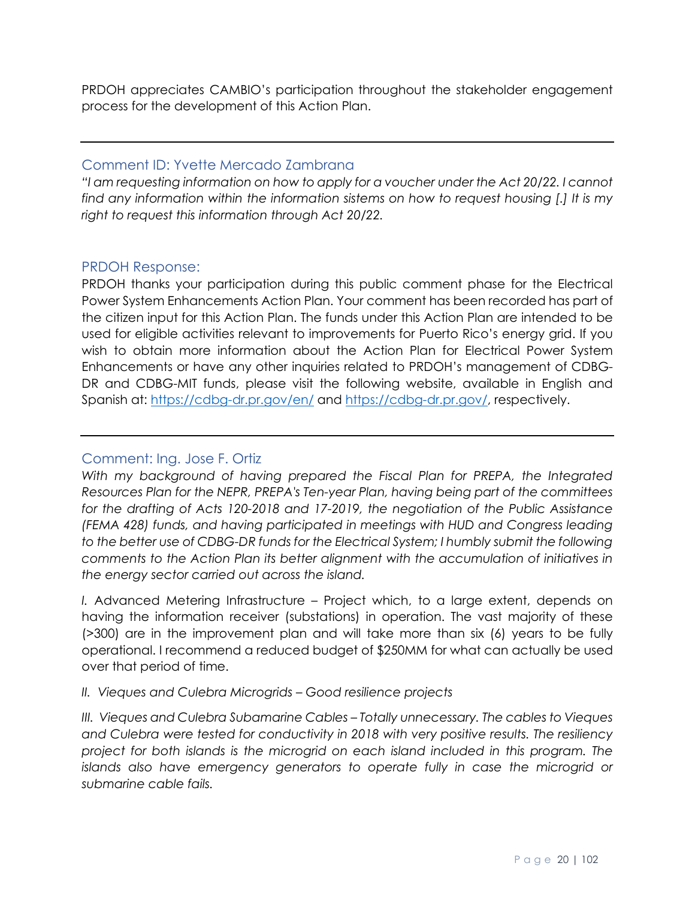PRDOH appreciates CAMBIO's participation throughout the stakeholder engagement process for the development of this Action Plan.

---

### Comment ID: Yvette Mercado Zambrana

*"I am requesting information on how to apply for a voucher under the Act 20/22. I cannot find any information within the information sistems on how to request housing [.] It is my right to request this information through Act 20/22.*

### PRDOH Response:

PRDOH thanks your participation during this public comment phase for the Electrical Power System Enhancements Action Plan. Your comment has been recorded has part of the citizen input for this Action Plan. The funds under this Action Plan are intended to be used for eligible activities relevant to improvements for Puerto Rico's energy grid. If you wish to obtain more information about the Action Plan for Electrical Power System Enhancements or have any other inquiries related to PRDOH's management of CDBG-DR and CDBG-MIT funds, please visit the following website, available in English and Spanish at: https://cdbg-dr.pr.gov/en/ and https://cdbg-dr.pr.gov/, respectively.

---

### Comment: Ing. Jose F. Ortiz

*With my background of having prepared the Fiscal Plan for PREPA, the Integrated Resources Plan for the NEPR, PREPA's Ten-year Plan, having being part of the committees for the drafting of Acts 120-2018 and 17-2019, the negotiation of the Public Assistance (FEMA 428) funds, and having participated in meetings with HUD and Congress leading to the better use of CDBG-DR funds for the Electrical System; I humbly submit the following comments to the Action Plan its better alignment with the accumulation of initiatives in the energy sector carried out across the island.*

*I.* Advanced Metering Infrastructure – Project which, to a large extent, depends on having the information receiver (substations) in operation. The vast majority of these (>300) are in the improvement plan and will take more than six (6) years to be fully operational. I recommend a reduced budget of $250MM for what can actually be used over that period of time.

*II. Vieques and Culebra Microgrids – Good resilience projects*

*III. Vieques and Culebra Subamarine Cables – Totally unnecessary. The cables to Vieques and Culebra were tested for conductivity in 2018 with very positive results. The resiliency project for both islands is the microgrid on each island included in this program. The islands also have emergency generators to operate fully in case the microgrid or submarine cable fails.*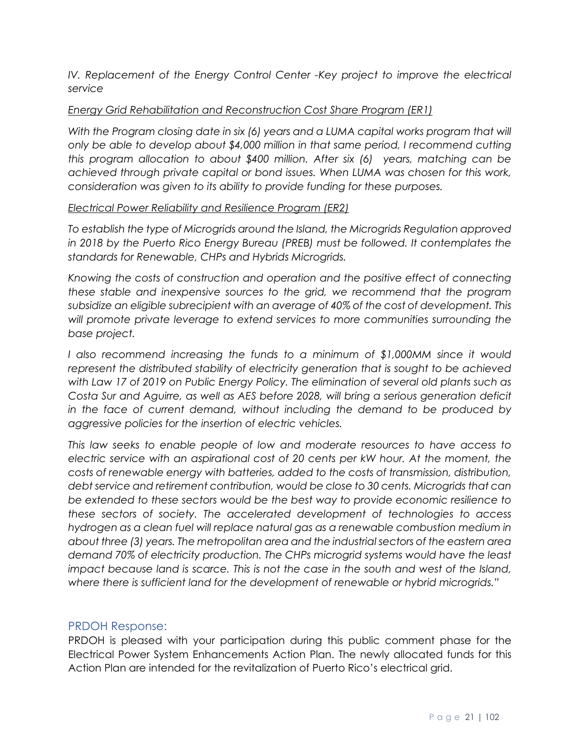*IV. Replacement of the Energy Control Center -Key project to improve the electrical service*

*<u>Energy Grid Rehabilitation and Reconstruction Cost Share Program (ER1)</u>*

*With the Program closing date in six (6) years and a LUMA capital works program that will only be able to develop about $4,000 million in that same period, I recommend cutting this program allocation to about $400 million. After six (6) years, matching can be achieved through private capital or bond issues. When LUMA was chosen for this work, consideration was given to its ability to provide funding for these purposes.*

*<u>Electrical Power Reliability and Resilience Program (ER2)</u>*

*To establish the type of Microgrids around the Island, the Microgrids Regulation approved in 2018 by the Puerto Rico Energy Bureau (PREB) must be followed. It contemplates the standards for Renewable, CHPs and Hybrids Microgrids.*

*Knowing the costs of construction and operation and the positive effect of connecting these stable and inexpensive sources to the grid, we recommend that the program subsidize an eligible subrecipient with an average of 40% of the cost of development. This will promote private leverage to extend services to more communities surrounding the base project.*

*I also recommend increasing the funds to a minimum of $1,000MM since it would represent the distributed stability of electricity generation that is sought to be achieved with Law 17 of 2019 on Public Energy Policy. The elimination of several old plants such as Costa Sur and Aguirre, as well as AES before 2028, will bring a serious generation deficit in the face of current demand, without including the demand to be produced by aggressive policies for the insertion of electric vehicles.*

*This law seeks to enable people of low and moderate resources to have access to electric service with an aspirational cost of 20 cents per kW hour. At the moment, the costs of renewable energy with batteries, added to the costs of transmission, distribution, debt service and retirement contribution, would be close to 30 cents. Microgrids that can be extended to these sectors would be the best way to provide economic resilience to these sectors of society. The accelerated development of technologies to access hydrogen as a clean fuel will replace natural gas as a renewable combustion medium in about three (3) years. The metropolitan area and the industrial sectors of the eastern area demand 70% of electricity production. The CHPs microgrid systems would have the least impact because land is scarce. This is not the case in the south and west of the Island, where there is sufficient land for the development of renewable or hybrid microgrids."*

## PRDOH Response:

PRDOH is pleased with your participation during this public comment phase for the Electrical Power System Enhancements Action Plan. The newly allocated funds for this Action Plan are intended for the revitalization of Puerto Rico's electrical grid.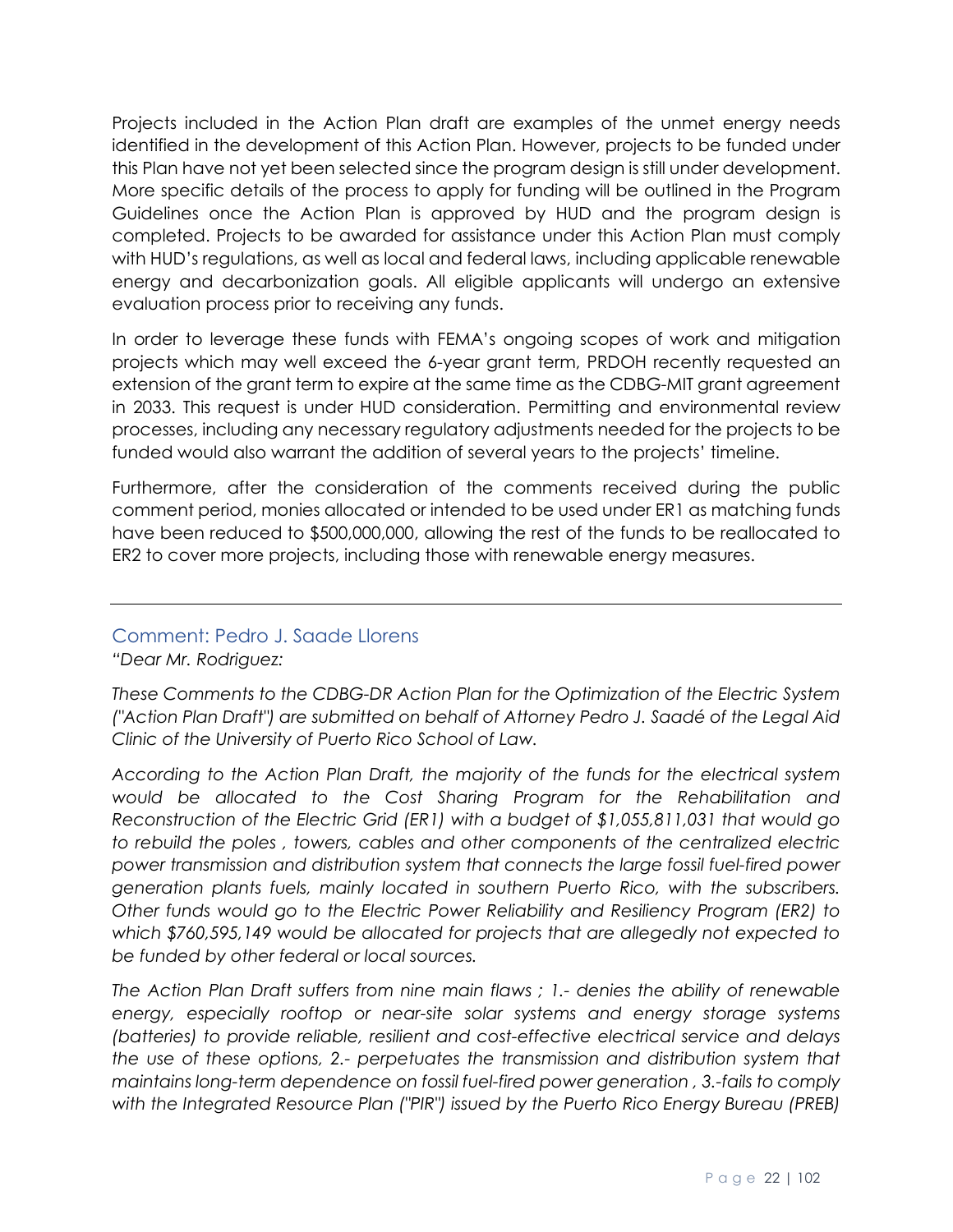Projects included in the Action Plan draft are examples of the unmet energy needs identified in the development of this Action Plan. However, projects to be funded under this Plan have not yet been selected since the program design is still under development. More specific details of the process to apply for funding will be outlined in the Program Guidelines once the Action Plan is approved by HUD and the program design is completed. Projects to be awarded for assistance under this Action Plan must comply with HUD's regulations, as well as local and federal laws, including applicable renewable energy and decarbonization goals. All eligible applicants will undergo an extensive evaluation process prior to receiving any funds.

In order to leverage these funds with FEMA's ongoing scopes of work and mitigation projects which may well exceed the 6-year grant term, PRDOH recently requested an extension of the grant term to expire at the same time as the CDBG-MIT grant agreement in 2033. This request is under HUD consideration. Permitting and environmental review processes, including any necessary regulatory adjustments needed for the projects to be funded would also warrant the addition of several years to the projects' timeline.

Furthermore, after the consideration of the comments received during the public comment period, monies allocated or intended to be used under ER1 as matching funds have been reduced to $500,000,000, allowing the rest of the funds to be reallocated to ER2 to cover more projects, including those with renewable energy measures.

---

## Comment: Pedro J. Saade Llorens

*"Dear Mr. Rodriguez:*

*These Comments to the CDBG-DR Action Plan for the Optimization of the Electric System ("Action Plan Draft") are submitted on behalf of Attorney Pedro J. Saadé of the Legal Aid Clinic of the University of Puerto Rico School of Law.*

*According to the Action Plan Draft, the majority of the funds for the electrical system would be allocated to the Cost Sharing Program for the Rehabilitation and Reconstruction of the Electric Grid (ER1) with a budget of $1,055,811,031 that would go to rebuild the poles , towers, cables and other components of the centralized electric power transmission and distribution system that connects the large fossil fuel-fired power generation plants fuels, mainly located in southern Puerto Rico, with the subscribers. Other funds would go to the Electric Power Reliability and Resiliency Program (ER2) to which $760,595,149 would be allocated for projects that are allegedly not expected to be funded by other federal or local sources.*

*The Action Plan Draft suffers from nine main flaws ; 1.- denies the ability of renewable energy, especially rooftop or near-site solar systems and energy storage systems (batteries) to provide reliable, resilient and cost-effective electrical service and delays the use of these options, 2.- perpetuates the transmission and distribution system that maintains long-term dependence on fossil fuel-fired power generation , 3.-fails to comply with the Integrated Resource Plan ("PIR") issued by the Puerto Rico Energy Bureau (PREB)*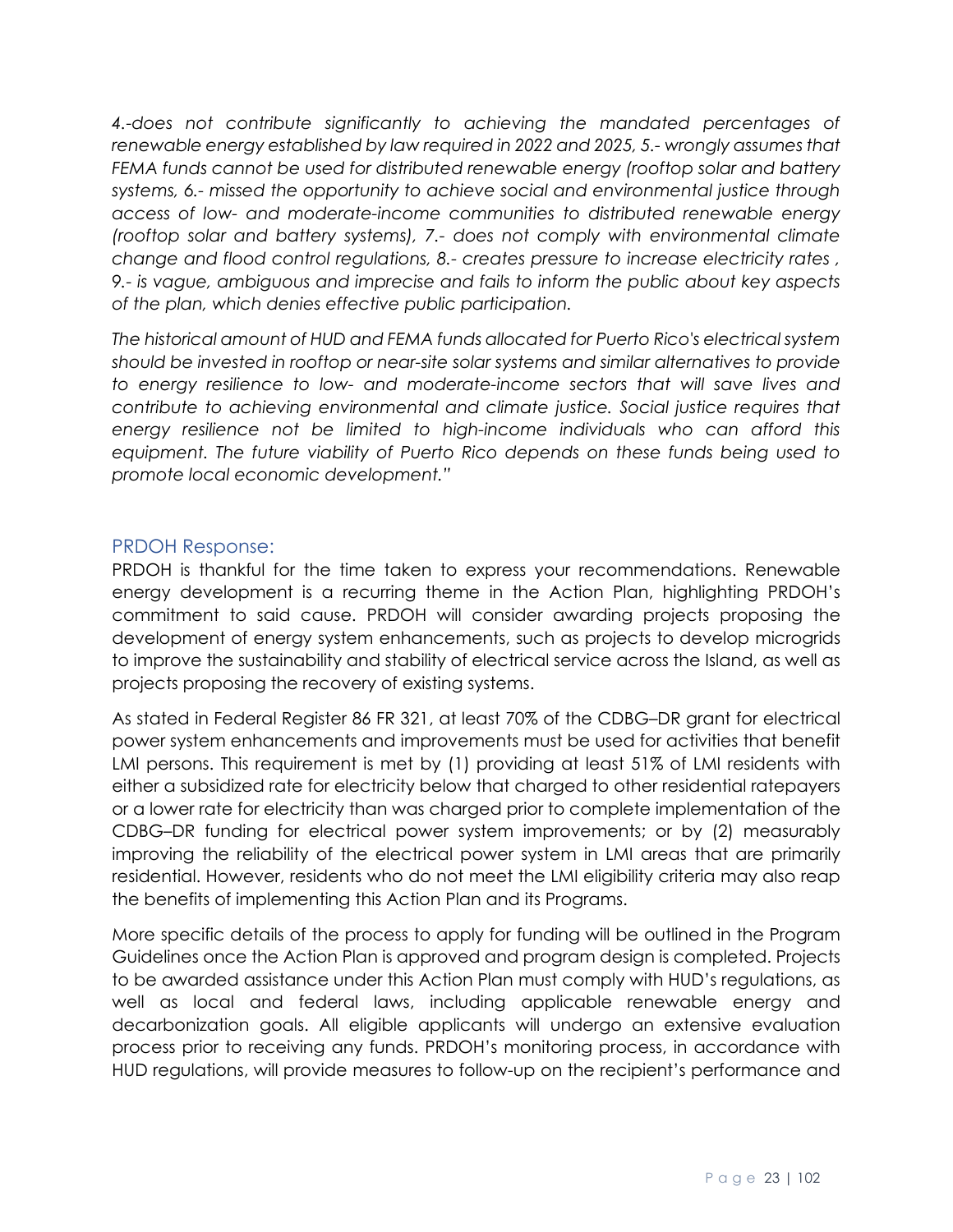*4.-does not contribute significantly to achieving the mandated percentages of renewable energy established by law required in 2022 and 2025, 5.- wrongly assumes that FEMA funds cannot be used for distributed renewable energy (rooftop solar and battery systems, 6.- missed the opportunity to achieve social and environmental justice through access of low- and moderate-income communities to distributed renewable energy (rooftop solar and battery systems), 7.- does not comply with environmental climate change and flood control regulations, 8.- creates pressure to increase electricity rates , 9.- is vague, ambiguous and imprecise and fails to inform the public about key aspects of the plan, which denies effective public participation.*

*The historical amount of HUD and FEMA funds allocated for Puerto Rico's electrical system should be invested in rooftop or near-site solar systems and similar alternatives to provide to energy resilience to low- and moderate-income sectors that will save lives and contribute to achieving environmental and climate justice. Social justice requires that energy resilience not be limited to high-income individuals who can afford this equipment. The future viability of Puerto Rico depends on these funds being used to promote local economic development."*

### PRDOH Response:

PRDOH is thankful for the time taken to express your recommendations. Renewable energy development is a recurring theme in the Action Plan, highlighting PRDOH's commitment to said cause. PRDOH will consider awarding projects proposing the development of energy system enhancements, such as projects to develop microgrids to improve the sustainability and stability of electrical service across the Island, as well as projects proposing the recovery of existing systems.

As stated in Federal Register 86 FR 321, at least 70% of the CDBG–DR grant for electrical power system enhancements and improvements must be used for activities that benefit LMI persons. This requirement is met by (1) providing at least 51% of LMI residents with either a subsidized rate for electricity below that charged to other residential ratepayers or a lower rate for electricity than was charged prior to complete implementation of the CDBG–DR funding for electrical power system improvements; or by (2) measurably improving the reliability of the electrical power system in LMI areas that are primarily residential. However, residents who do not meet the LMI eligibility criteria may also reap the benefits of implementing this Action Plan and its Programs.

More specific details of the process to apply for funding will be outlined in the Program Guidelines once the Action Plan is approved and program design is completed. Projects to be awarded assistance under this Action Plan must comply with HUD's regulations, as well as local and federal laws, including applicable renewable energy and decarbonization goals. All eligible applicants will undergo an extensive evaluation process prior to receiving any funds. PRDOH's monitoring process, in accordance with HUD regulations, will provide measures to follow-up on the recipient's performance and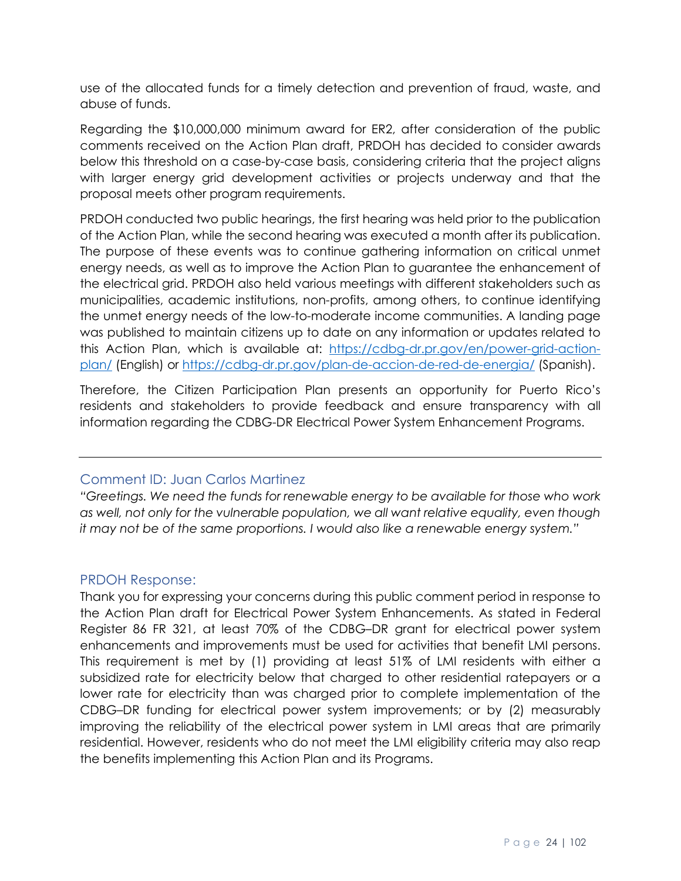use of the allocated funds for a timely detection and prevention of fraud, waste, and abuse of funds.

Regarding the \$10,000,000 minimum award for ER2, after consideration of the public comments received on the Action Plan draft, PRDOH has decided to consider awards below this threshold on a case-by-case basis, considering criteria that the project aligns with larger energy grid development activities or projects underway and that the proposal meets other program requirements.

PRDOH conducted two public hearings, the first hearing was held prior to the publication of the Action Plan, while the second hearing was executed a month after its publication. The purpose of these events was to continue gathering information on critical unmet energy needs, as well as to improve the Action Plan to guarantee the enhancement of the electrical grid. PRDOH also held various meetings with different stakeholders such as municipalities, academic institutions, non-profits, among others, to continue identifying the unmet energy needs of the low-to-moderate income communities. A landing page was published to maintain citizens up to date on any information or updates related to this Action Plan, which is available at: [https://cdbg-dr.pr.gov/en/power-grid-action-plan/](https://cdbg-dr.pr.gov/en/power-grid-action-plan/) (English) or [https://cdbg-dr.pr.gov/plan-de-accion-de-red-de-energia/](https://cdbg-dr.pr.gov/plan-de-accion-de-red-de-energia/) (Spanish).

Therefore, the Citizen Participation Plan presents an opportunity for Puerto Rico's residents and stakeholders to provide feedback and ensure transparency with all information regarding the CDBG-DR Electrical Power System Enhancement Programs.

---

### Comment ID: Juan Carlos Martinez

*"Greetings. We need the funds for renewable energy to be available for those who work as well, not only for the vulnerable population, we all want relative equality, even though it may not be of the same proportions. I would also like a renewable energy system."*

### PRDOH Response:

Thank you for expressing your concerns during this public comment period in response to the Action Plan draft for Electrical Power System Enhancements. As stated in Federal Register 86 FR 321, at least 70% of the CDBG–DR grant for electrical power system enhancements and improvements must be used for activities that benefit LMI persons. This requirement is met by (1) providing at least 51% of LMI residents with either a subsidized rate for electricity below that charged to other residential ratepayers or a lower rate for electricity than was charged prior to complete implementation of the CDBG–DR funding for electrical power system improvements; or by (2) measurably improving the reliability of the electrical power system in LMI areas that are primarily residential. However, residents who do not meet the LMI eligibility criteria may also reap the benefits implementing this Action Plan and its Programs.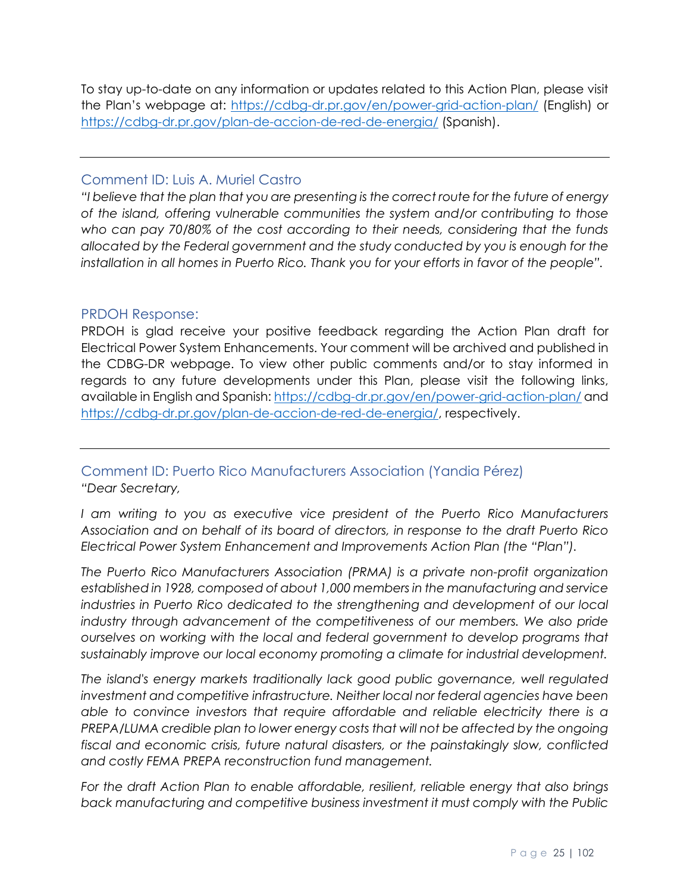To stay up-to-date on any information or updates related to this Action Plan, please visit the Plan's webpage at: https://cdbg-dr.pr.gov/en/power-grid-action-plan/ (English) or https://cdbg-dr.pr.gov/plan-de-accion-de-red-de-energia/ (Spanish).

---

### Comment ID: Luis A. Muriel Castro

*"I believe that the plan that you are presenting is the correct route for the future of energy of the island, offering vulnerable communities the system and/or contributing to those who can pay 70/80% of the cost according to their needs, considering that the funds allocated by the Federal government and the study conducted by you is enough for the installation in all homes in Puerto Rico. Thank you for your efforts in favor of the people".*

### PRDOH Response:

PRDOH is glad receive your positive feedback regarding the Action Plan draft for Electrical Power System Enhancements. Your comment will be archived and published in the CDBG-DR webpage. To view other public comments and/or to stay informed in regards to any future developments under this Plan, please visit the following links, available in English and Spanish: https://cdbg-dr.pr.gov/en/power-grid-action-plan/ and https://cdbg-dr.pr.gov/plan-de-accion-de-red-de-energia/, respectively.

---

### Comment ID: Puerto Rico Manufacturers Association (Yandia Pérez)

*"Dear Secretary,*

*I am writing to you as executive vice president of the Puerto Rico Manufacturers Association and on behalf of its board of directors, in response to the draft Puerto Rico Electrical Power System Enhancement and Improvements Action Plan (the "Plan").*

*The Puerto Rico Manufacturers Association (PRMA) is a private non-profit organization established in 1928, composed of about 1,000 members in the manufacturing and service industries in Puerto Rico dedicated to the strengthening and development of our local industry through advancement of the competitiveness of our members. We also pride ourselves on working with the local and federal government to develop programs that sustainably improve our local economy promoting a climate for industrial development.*

*The island's energy markets traditionally lack good public governance, well regulated investment and competitive infrastructure. Neither local nor federal agencies have been able to convince investors that require affordable and reliable electricity there is a PREPA/LUMA credible plan to lower energy costs that will not be affected by the ongoing fiscal and economic crisis, future natural disasters, or the painstakingly slow, conflicted and costly FEMA PREPA reconstruction fund management.*

*For the draft Action Plan to enable affordable, resilient, reliable energy that also brings back manufacturing and competitive business investment it must comply with the Public*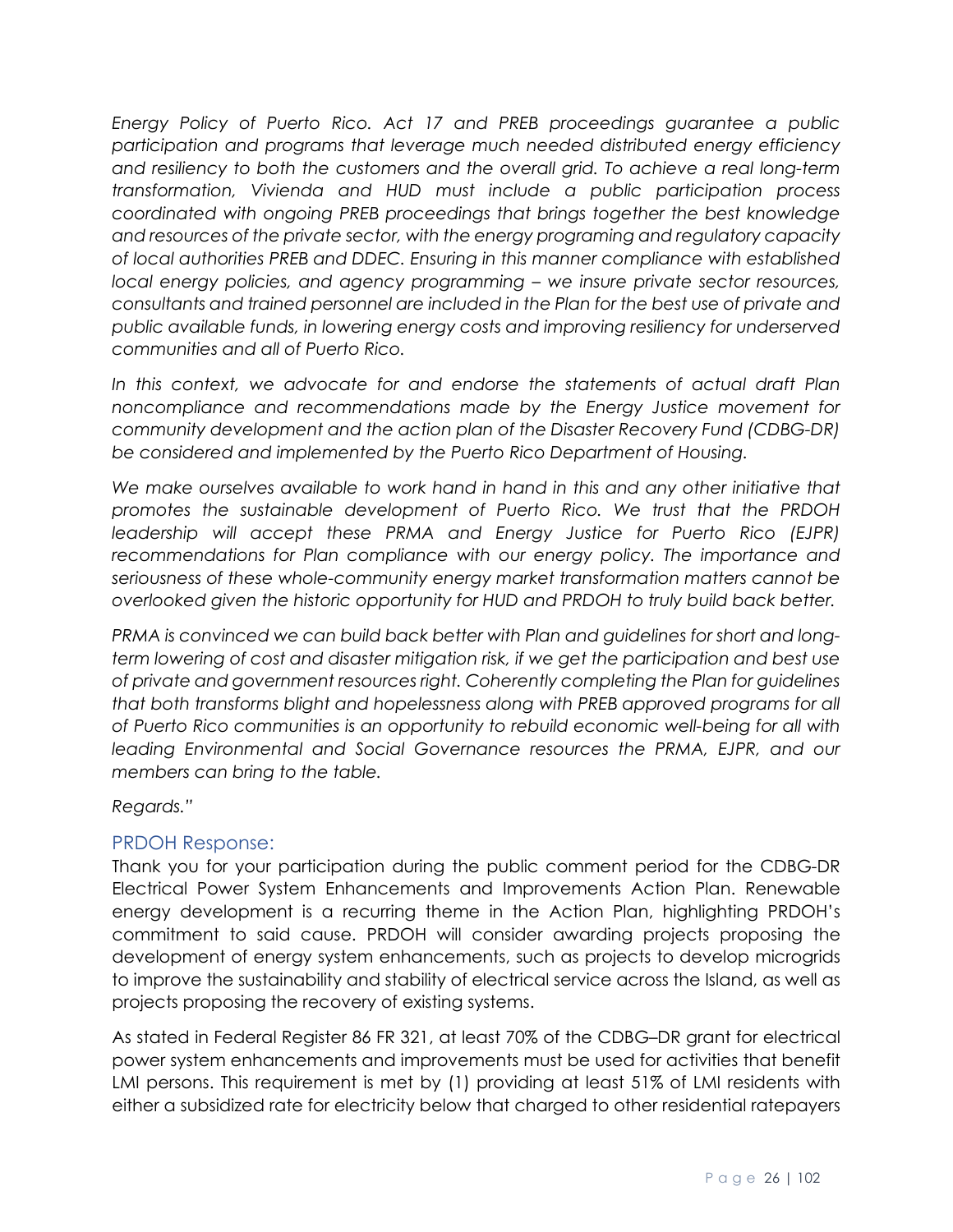*Energy Policy of Puerto Rico. Act 17 and PREB proceedings guarantee a public participation and programs that leverage much needed distributed energy efficiency and resiliency to both the customers and the overall grid. To achieve a real long-term transformation, Vivienda and HUD must include a public participation process coordinated with ongoing PREB proceedings that brings together the best knowledge and resources of the private sector, with the energy programing and regulatory capacity of local authorities PREB and DDEC. Ensuring in this manner compliance with established local energy policies, and agency programming – we insure private sector resources, consultants and trained personnel are included in the Plan for the best use of private and public available funds, in lowering energy costs and improving resiliency for underserved communities and all of Puerto Rico.*

*In this context, we advocate for and endorse the statements of actual draft Plan noncompliance and recommendations made by the Energy Justice movement for community development and the action plan of the Disaster Recovery Fund (CDBG-DR) be considered and implemented by the Puerto Rico Department of Housing.*

*We make ourselves available to work hand in hand in this and any other initiative that promotes the sustainable development of Puerto Rico. We trust that the PRDOH leadership will accept these PRMA and Energy Justice for Puerto Rico (EJPR) recommendations for Plan compliance with our energy policy. The importance and seriousness of these whole-community energy market transformation matters cannot be overlooked given the historic opportunity for HUD and PRDOH to truly build back better.*

*PRMA is convinced we can build back better with Plan and guidelines for short and long-term lowering of cost and disaster mitigation risk, if we get the participation and best use of private and government resources right. Coherently completing the Plan for guidelines that both transforms blight and hopelessness along with PREB approved programs for all of Puerto Rico communities is an opportunity to rebuild economic well-being for all with leading Environmental and Social Governance resources the PRMA, EJPR, and our members can bring to the table.*

*Regards."*

### PRDOH Response:

Thank you for your participation during the public comment period for the CDBG-DR Electrical Power System Enhancements and Improvements Action Plan. Renewable energy development is a recurring theme in the Action Plan, highlighting PRDOH's commitment to said cause. PRDOH will consider awarding projects proposing the development of energy system enhancements, such as projects to develop microgrids to improve the sustainability and stability of electrical service across the Island, as well as projects proposing the recovery of existing systems.

As stated in Federal Register 86 FR 321, at least 70% of the CDBG–DR grant for electrical power system enhancements and improvements must be used for activities that benefit LMI persons. This requirement is met by (1) providing at least 51% of LMI residents with either a subsidized rate for electricity below that charged to other residential ratepayers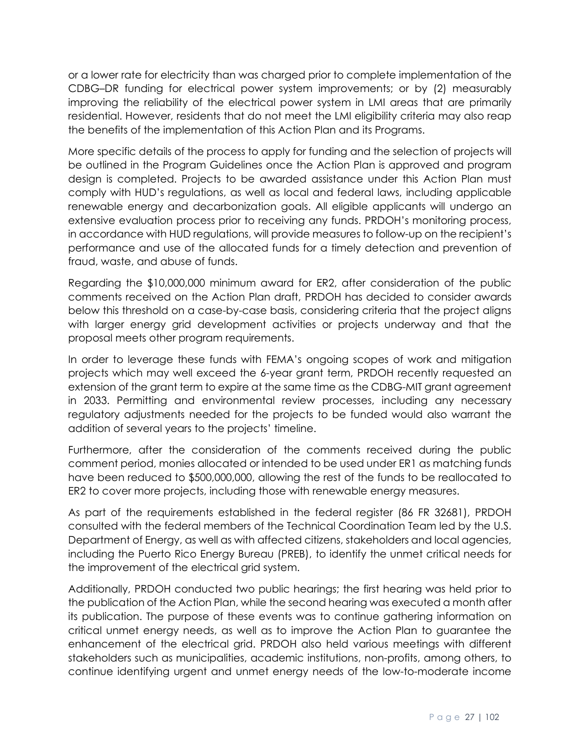or a lower rate for electricity than was charged prior to complete implementation of the CDBG–DR funding for electrical power system improvements; or by (2) measurably improving the reliability of the electrical power system in LMI areas that are primarily residential. However, residents that do not meet the LMI eligibility criteria may also reap the benefits of the implementation of this Action Plan and its Programs.

More specific details of the process to apply for funding and the selection of projects will be outlined in the Program Guidelines once the Action Plan is approved and program design is completed. Projects to be awarded assistance under this Action Plan must comply with HUD's regulations, as well as local and federal laws, including applicable renewable energy and decarbonization goals. All eligible applicants will undergo an extensive evaluation process prior to receiving any funds. PRDOH's monitoring process, in accordance with HUD regulations, will provide measures to follow-up on the recipient's performance and use of the allocated funds for a timely detection and prevention of fraud, waste, and abuse of funds.

Regarding the $10,000,000 minimum award for ER2, after consideration of the public comments received on the Action Plan draft, PRDOH has decided to consider awards below this threshold on a case-by-case basis, considering criteria that the project aligns with larger energy grid development activities or projects underway and that the proposal meets other program requirements.

In order to leverage these funds with FEMA's ongoing scopes of work and mitigation projects which may well exceed the 6-year grant term, PRDOH recently requested an extension of the grant term to expire at the same time as the CDBG-MIT grant agreement in 2033. Permitting and environmental review processes, including any necessary regulatory adjustments needed for the projects to be funded would also warrant the addition of several years to the projects' timeline.

Furthermore, after the consideration of the comments received during the public comment period, monies allocated or intended to be used under ER1 as matching funds have been reduced to $500,000,000, allowing the rest of the funds to be reallocated to ER2 to cover more projects, including those with renewable energy measures.

As part of the requirements established in the federal register (86 FR 32681), PRDOH consulted with the federal members of the Technical Coordination Team led by the U.S. Department of Energy, as well as with affected citizens, stakeholders and local agencies, including the Puerto Rico Energy Bureau (PREB), to identify the unmet critical needs for the improvement of the electrical grid system.

Additionally, PRDOH conducted two public hearings; the first hearing was held prior to the publication of the Action Plan, while the second hearing was executed a month after its publication. The purpose of these events was to continue gathering information on critical unmet energy needs, as well as to improve the Action Plan to guarantee the enhancement of the electrical grid. PRDOH also held various meetings with different stakeholders such as municipalities, academic institutions, non-profits, among others, to continue identifying urgent and unmet energy needs of the low-to-moderate income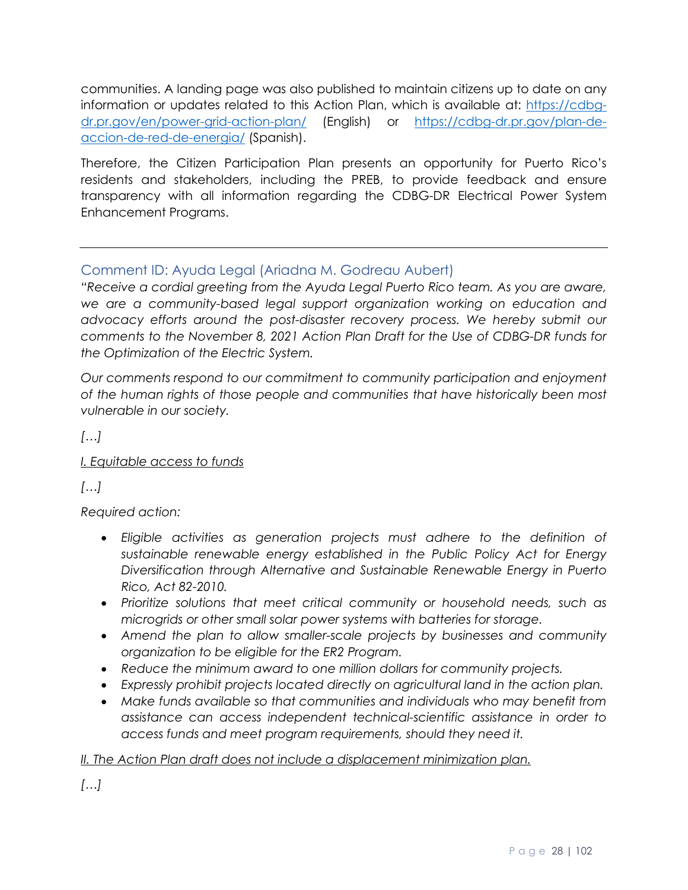communities. A landing page was also published to maintain citizens up to date on any information or updates related to this Action Plan, which is available at: [https://cdbg-dr.pr.gov/en/power-grid-action-plan/](https://cdbg-dr.pr.gov/en/power-grid-action-plan/) (English) or [https://cdbg-dr.pr.gov/plan-de-accion-de-red-de-energia/](https://cdbg-dr.pr.gov/plan-de-accion-de-red-de-energia/) (Spanish).

Therefore, the Citizen Participation Plan presents an opportunity for Puerto Rico's residents and stakeholders, including the PREB, to provide feedback and ensure transparency with all information regarding the CDBG-DR Electrical Power System Enhancement Programs.

---

### Comment ID: Ayuda Legal (Ariadna M. Godreau Aubert)

*"Receive a cordial greeting from the Ayuda Legal Puerto Rico team. As you are aware, we are a community-based legal support organization working on education and advocacy efforts around the post-disaster recovery process. We hereby submit our comments to the November 8, 2021 Action Plan Draft for the Use of CDBG-DR funds for the Optimization of the Electric System.*

*Our comments respond to our commitment to community participation and enjoyment of the human rights of those people and communities that have historically been most vulnerable in our society.*

*[…]*

*I. Equitable access to funds*

*[…]*

*Required action:*

- *Eligible activities as generation projects must adhere to the definition of sustainable renewable energy established in the Public Policy Act for Energy Diversification through Alternative and Sustainable Renewable Energy in Puerto Rico, Act 82-2010.*
- *Prioritize solutions that meet critical community or household needs, such as microgrids or other small solar power systems with batteries for storage.*
- *Amend the plan to allow smaller-scale projects by businesses and community organization to be eligible for the ER2 Program.*
- *Reduce the minimum award to one million dollars for community projects.*
- *Expressly prohibit projects located directly on agricultural land in the action plan.*
- *Make funds available so that communities and individuals who may benefit from assistance can access independent technical-scientific assistance in order to access funds and meet program requirements, should they need it.*

*II. The Action Plan draft does not include a displacement minimization plan.*

*[…]*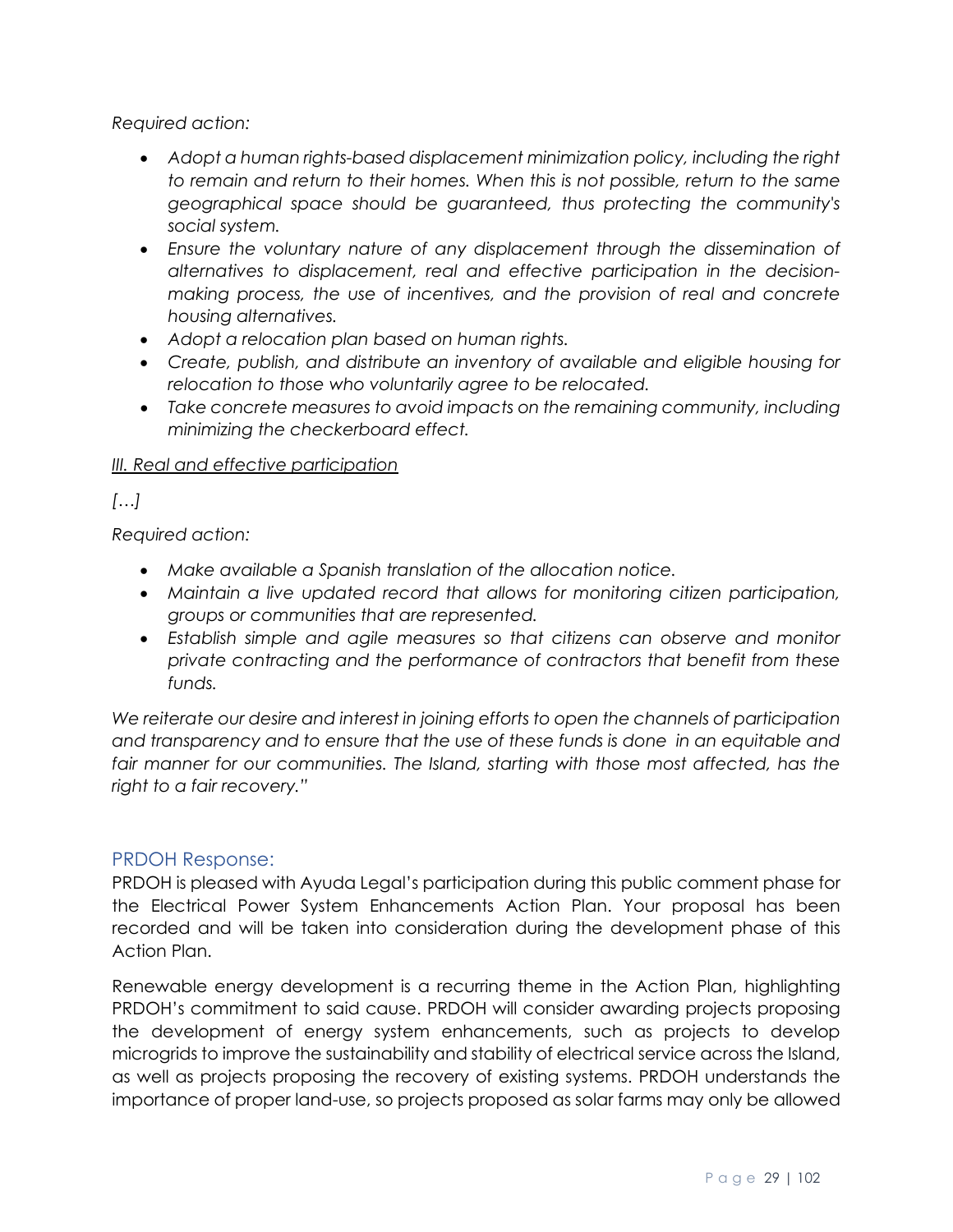*Required action:*

- *Adopt a human rights-based displacement minimization policy, including the right to remain and return to their homes. When this is not possible, return to the same geographical space should be guaranteed, thus protecting the community's social system.*
- *Ensure the voluntary nature of any displacement through the dissemination of alternatives to displacement, real and effective participation in the decision-making process, the use of incentives, and the provision of real and concrete housing alternatives.*
- *Adopt a relocation plan based on human rights.*
- *Create, publish, and distribute an inventory of available and eligible housing for relocation to those who voluntarily agree to be relocated.*
- *Take concrete measures to avoid impacts on the remaining community, including minimizing the checkerboard effect.*

*III. Real and effective participation*

*[…]*

*Required action:*

- *Make available a Spanish translation of the allocation notice.*
- *Maintain a live updated record that allows for monitoring citizen participation, groups or communities that are represented.*
- *Establish simple and agile measures so that citizens can observe and monitor private contracting and the performance of contractors that benefit from these funds.*

*We reiterate our desire and interest in joining efforts to open the channels of participation and transparency and to ensure that the use of these funds is done in an equitable and fair manner for our communities. The Island, starting with those most affected, has the right to a fair recovery."*

## PRDOH Response:

PRDOH is pleased with Ayuda Legal's participation during this public comment phase for the Electrical Power System Enhancements Action Plan. Your proposal has been recorded and will be taken into consideration during the development phase of this Action Plan.

Renewable energy development is a recurring theme in the Action Plan, highlighting PRDOH's commitment to said cause. PRDOH will consider awarding projects proposing the development of energy system enhancements, such as projects to develop microgrids to improve the sustainability and stability of electrical service across the Island, as well as projects proposing the recovery of existing systems. PRDOH understands the importance of proper land-use, so projects proposed as solar farms may only be allowed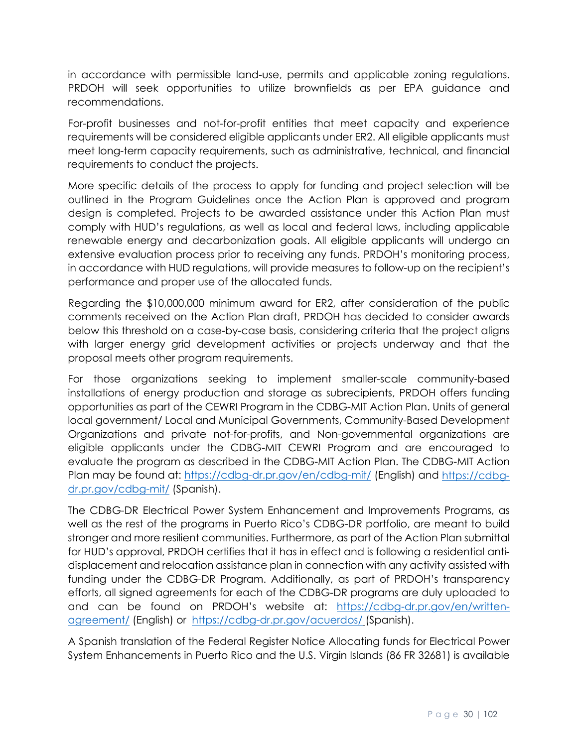in accordance with permissible land-use, permits and applicable zoning regulations. PRDOH will seek opportunities to utilize brownfields as per EPA guidance and recommendations.

For-profit businesses and not-for-profit entities that meet capacity and experience requirements will be considered eligible applicants under ER2. All eligible applicants must meet long-term capacity requirements, such as administrative, technical, and financial requirements to conduct the projects.

More specific details of the process to apply for funding and project selection will be outlined in the Program Guidelines once the Action Plan is approved and program design is completed. Projects to be awarded assistance under this Action Plan must comply with HUD's regulations, as well as local and federal laws, including applicable renewable energy and decarbonization goals. All eligible applicants will undergo an extensive evaluation process prior to receiving any funds. PRDOH's monitoring process, in accordance with HUD regulations, will provide measures to follow-up on the recipient's performance and proper use of the allocated funds.

Regarding the $10,000,000 minimum award for ER2, after consideration of the public comments received on the Action Plan draft, PRDOH has decided to consider awards below this threshold on a case-by-case basis, considering criteria that the project aligns with larger energy grid development activities or projects underway and that the proposal meets other program requirements.

For those organizations seeking to implement smaller-scale community-based installations of energy production and storage as subrecipients, PRDOH offers funding opportunities as part of the CEWRI Program in the CDBG-MIT Action Plan. Units of general local government/ Local and Municipal Governments, Community-Based Development Organizations and private not-for-profits, and Non-governmental organizations are eligible applicants under the CDBG-MIT CEWRI Program and are encouraged to evaluate the program as described in the CDBG-MIT Action Plan. The CDBG-MIT Action Plan may be found at: https://cdbg-dr.pr.gov/en/cdbg-mit/ (English) and https://cdbg-dr.pr.gov/cdbg-mit/ (Spanish).

The CDBG-DR Electrical Power System Enhancement and Improvements Programs, as well as the rest of the programs in Puerto Rico's CDBG-DR portfolio, are meant to build stronger and more resilient communities. Furthermore, as part of the Action Plan submittal for HUD's approval, PRDOH certifies that it has in effect and is following a residential anti-displacement and relocation assistance plan in connection with any activity assisted with funding under the CDBG-DR Program. Additionally, as part of PRDOH's transparency efforts, all signed agreements for each of the CDBG-DR programs are duly uploaded to and can be found on PRDOH's website at: https://cdbg-dr.pr.gov/en/written-agreement/ (English) or https://cdbg-dr.pr.gov/acuerdos/ (Spanish).

A Spanish translation of the Federal Register Notice Allocating funds for Electrical Power System Enhancements in Puerto Rico and the U.S. Virgin Islands (86 FR 32681) is available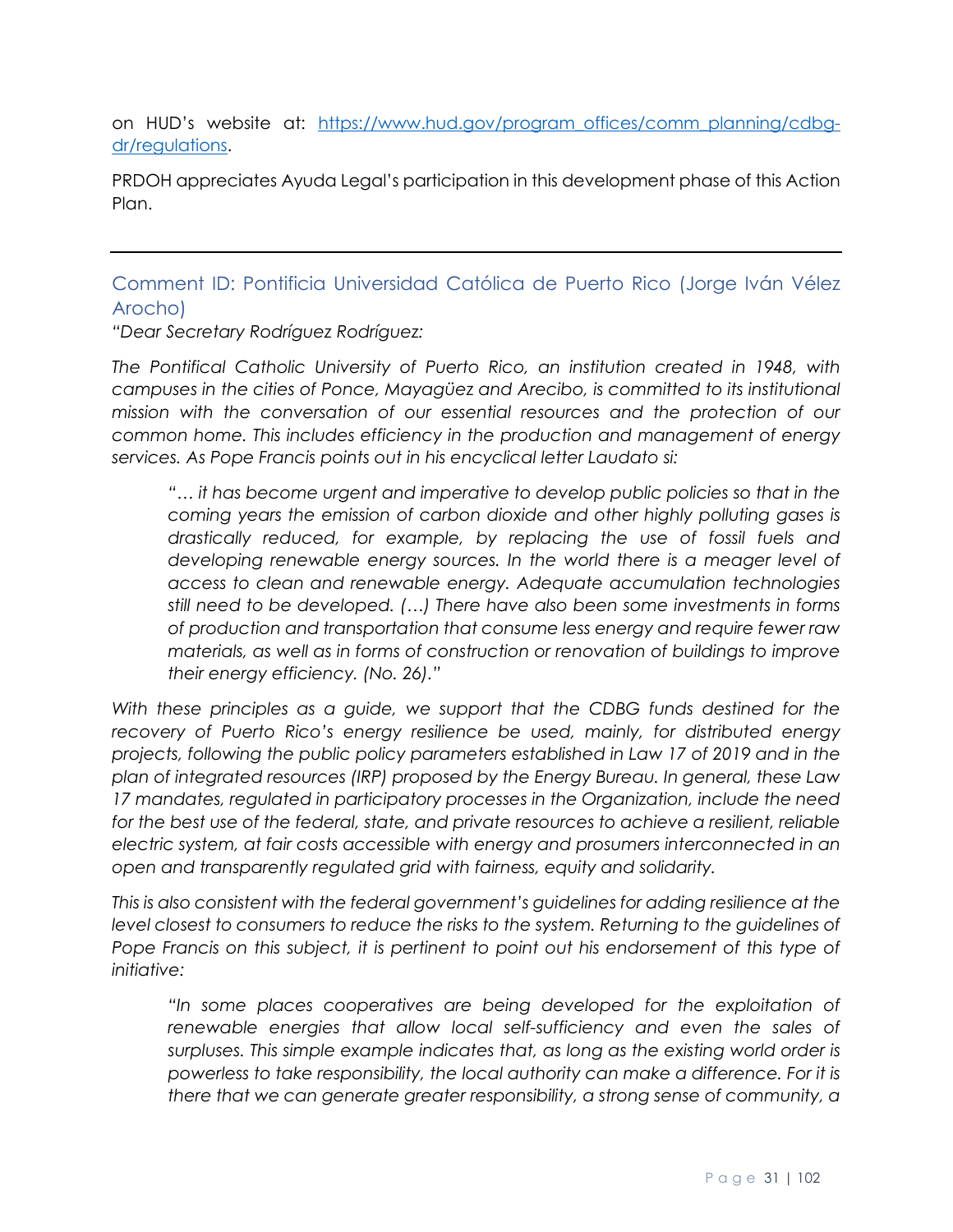on HUD's website at: [https://www.hud.gov/program_offices/comm_planning/cdbg-dr/regulations](https://www.hud.gov/program_offices/comm_planning/cdbg-dr/regulations).

PRDOH appreciates Ayuda Legal's participation in this development phase of this Action Plan.

---

### Comment ID: Pontificia Universidad Católica de Puerto Rico (Jorge Iván Vélez Arocho)

*"Dear Secretary Rodríguez Rodríguez:*

*The Pontifical Catholic University of Puerto Rico, an institution created in 1948, with campuses in the cities of Ponce, Mayagüez and Arecibo, is committed to its institutional mission with the conversation of our essential resources and the protection of our common home. This includes efficiency in the production and management of energy services. As Pope Francis points out in his encyclical letter Laudato si:*

> *"… it has become urgent and imperative to develop public policies so that in the coming years the emission of carbon dioxide and other highly polluting gases is drastically reduced, for example, by replacing the use of fossil fuels and developing renewable energy sources. In the world there is a meager level of access to clean and renewable energy. Adequate accumulation technologies still need to be developed. (…) There have also been some investments in forms of production and transportation that consume less energy and require fewer raw materials, as well as in forms of construction or renovation of buildings to improve their energy efficiency. (No. 26)."*

*With these principles as a guide, we support that the CDBG funds destined for the recovery of Puerto Rico's energy resilience be used, mainly, for distributed energy projects, following the public policy parameters established in Law 17 of 2019 and in the plan of integrated resources (IRP) proposed by the Energy Bureau. In general, these Law 17 mandates, regulated in participatory processes in the Organization, include the need for the best use of the federal, state, and private resources to achieve a resilient, reliable electric system, at fair costs accessible with energy and prosumers interconnected in an open and transparently regulated grid with fairness, equity and solidarity.*

*This is also consistent with the federal government's guidelines for adding resilience at the level closest to consumers to reduce the risks to the system. Returning to the guidelines of Pope Francis on this subject, it is pertinent to point out his endorsement of this type of initiative:*

> *"In some places cooperatives are being developed for the exploitation of renewable energies that allow local self-sufficiency and even the sales of surpluses. This simple example indicates that, as long as the existing world order is powerless to take responsibility, the local authority can make a difference. For it is there that we can generate greater responsibility, a strong sense of community, a*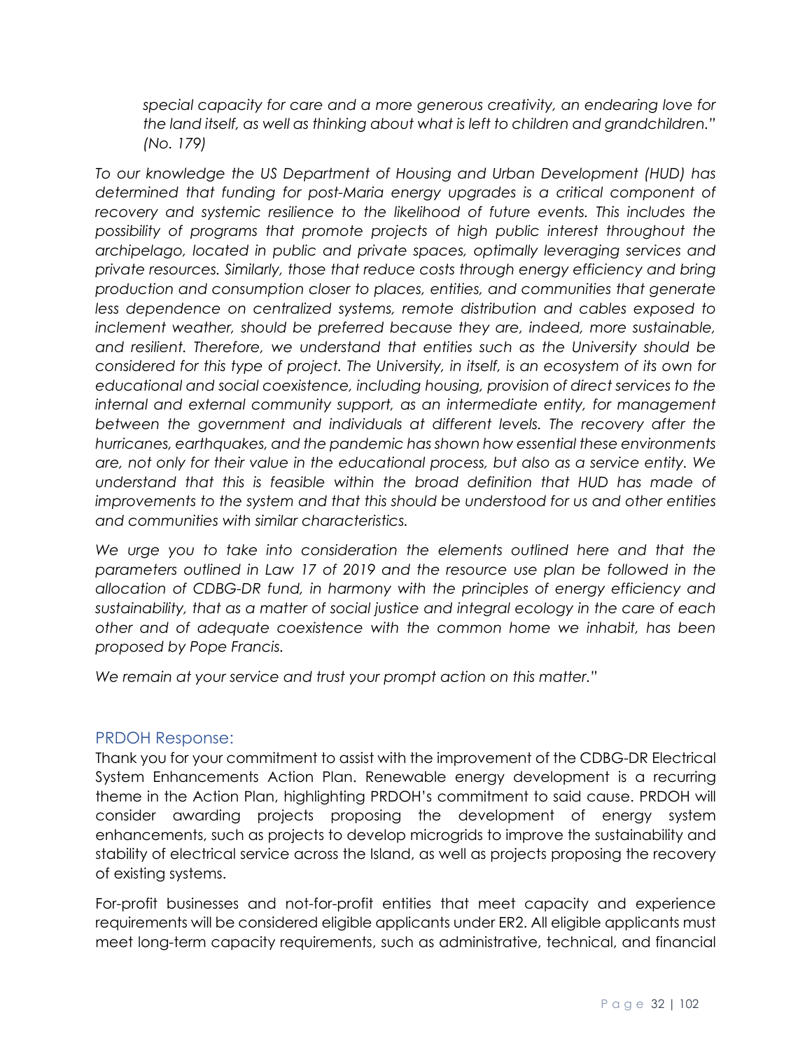*special capacity for care and a more generous creativity, an endearing love for the land itself, as well as thinking about what is left to children and grandchildren." (No. 179)*

*To our knowledge the US Department of Housing and Urban Development (HUD) has determined that funding for post-Maria energy upgrades is a critical component of recovery and systemic resilience to the likelihood of future events. This includes the possibility of programs that promote projects of high public interest throughout the archipelago, located in public and private spaces, optimally leveraging services and private resources. Similarly, those that reduce costs through energy efficiency and bring production and consumption closer to places, entities, and communities that generate less dependence on centralized systems, remote distribution and cables exposed to inclement weather, should be preferred because they are, indeed, more sustainable, and resilient. Therefore, we understand that entities such as the University should be considered for this type of project. The University, in itself, is an ecosystem of its own for educational and social coexistence, including housing, provision of direct services to the internal and external community support, as an intermediate entity, for management between the government and individuals at different levels. The recovery after the hurricanes, earthquakes, and the pandemic has shown how essential these environments are, not only for their value in the educational process, but also as a service entity. We understand that this is feasible within the broad definition that HUD has made of improvements to the system and that this should be understood for us and other entities and communities with similar characteristics.*

*We urge you to take into consideration the elements outlined here and that the parameters outlined in Law 17 of 2019 and the resource use plan be followed in the allocation of CDBG-DR fund, in harmony with the principles of energy efficiency and sustainability, that as a matter of social justice and integral ecology in the care of each other and of adequate coexistence with the common home we inhabit, has been proposed by Pope Francis.*

*We remain at your service and trust your prompt action on this matter."*

### PRDOH Response:

Thank you for your commitment to assist with the improvement of the CDBG-DR Electrical System Enhancements Action Plan. Renewable energy development is a recurring theme in the Action Plan, highlighting PRDOH's commitment to said cause. PRDOH will consider awarding projects proposing the development of energy system enhancements, such as projects to develop microgrids to improve the sustainability and stability of electrical service across the Island, as well as projects proposing the recovery of existing systems.

For-profit businesses and not-for-profit entities that meet capacity and experience requirements will be considered eligible applicants under ER2. All eligible applicants must meet long-term capacity requirements, such as administrative, technical, and financial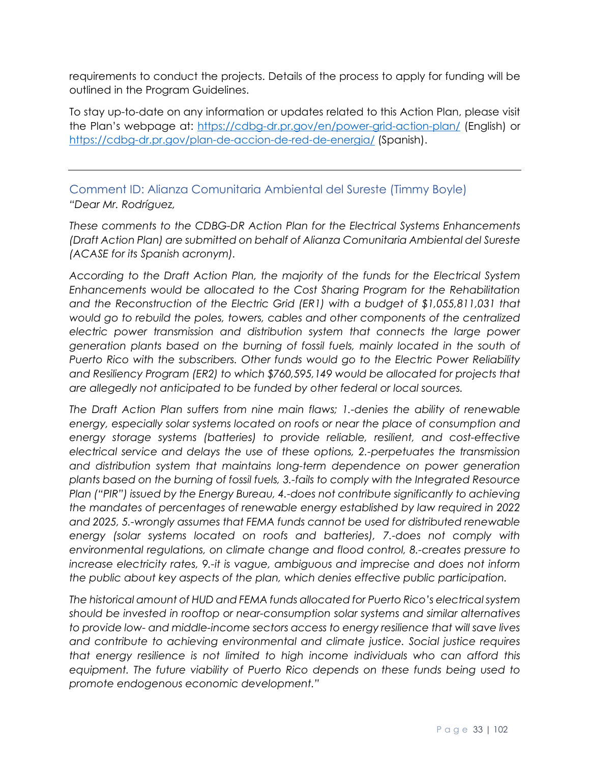requirements to conduct the projects. Details of the process to apply for funding will be outlined in the Program Guidelines.

To stay up-to-date on any information or updates related to this Action Plan, please visit the Plan's webpage at: https://cdbg-dr.pr.gov/en/power-grid-action-plan/ (English) or https://cdbg-dr.pr.gov/plan-de-accion-de-red-de-energia/ (Spanish).

---

### Comment ID: Alianza Comunitaria Ambiental del Sureste (Timmy Boyle)

*"Dear Mr. Rodríguez,*

*These comments to the CDBG-DR Action Plan for the Electrical Systems Enhancements (Draft Action Plan) are submitted on behalf of Alianza Comunitaria Ambiental del Sureste (ACASE for its Spanish acronym).*

*According to the Draft Action Plan, the majority of the funds for the Electrical System Enhancements would be allocated to the Cost Sharing Program for the Rehabilitation and the Reconstruction of the Electric Grid (ER1) with a budget of $1,055,811,031 that would go to rebuild the poles, towers, cables and other components of the centralized electric power transmission and distribution system that connects the large power generation plants based on the burning of fossil fuels, mainly located in the south of Puerto Rico with the subscribers. Other funds would go to the Electric Power Reliability and Resiliency Program (ER2) to which $760,595,149 would be allocated for projects that are allegedly not anticipated to be funded by other federal or local sources.*

*The Draft Action Plan suffers from nine main flaws; 1.-denies the ability of renewable energy, especially solar systems located on roofs or near the place of consumption and energy storage systems (batteries) to provide reliable, resilient, and cost-effective electrical service and delays the use of these options, 2.-perpetuates the transmission and distribution system that maintains long-term dependence on power generation plants based on the burning of fossil fuels, 3.-fails to comply with the Integrated Resource Plan ("PIR") issued by the Energy Bureau, 4.-does not contribute significantly to achieving the mandates of percentages of renewable energy established by law required in 2022 and 2025, 5.-wrongly assumes that FEMA funds cannot be used for distributed renewable energy (solar systems located on roofs and batteries), 7.-does not comply with environmental regulations, on climate change and flood control, 8.-creates pressure to increase electricity rates, 9.-it is vague, ambiguous and imprecise and does not inform the public about key aspects of the plan, which denies effective public participation.*

*The historical amount of HUD and FEMA funds allocated for Puerto Rico's electrical system should be invested in rooftop or near-consumption solar systems and similar alternatives to provide low- and middle-income sectors access to energy resilience that will save lives and contribute to achieving environmental and climate justice. Social justice requires that energy resilience is not limited to high income individuals who can afford this equipment. The future viability of Puerto Rico depends on these funds being used to promote endogenous economic development."*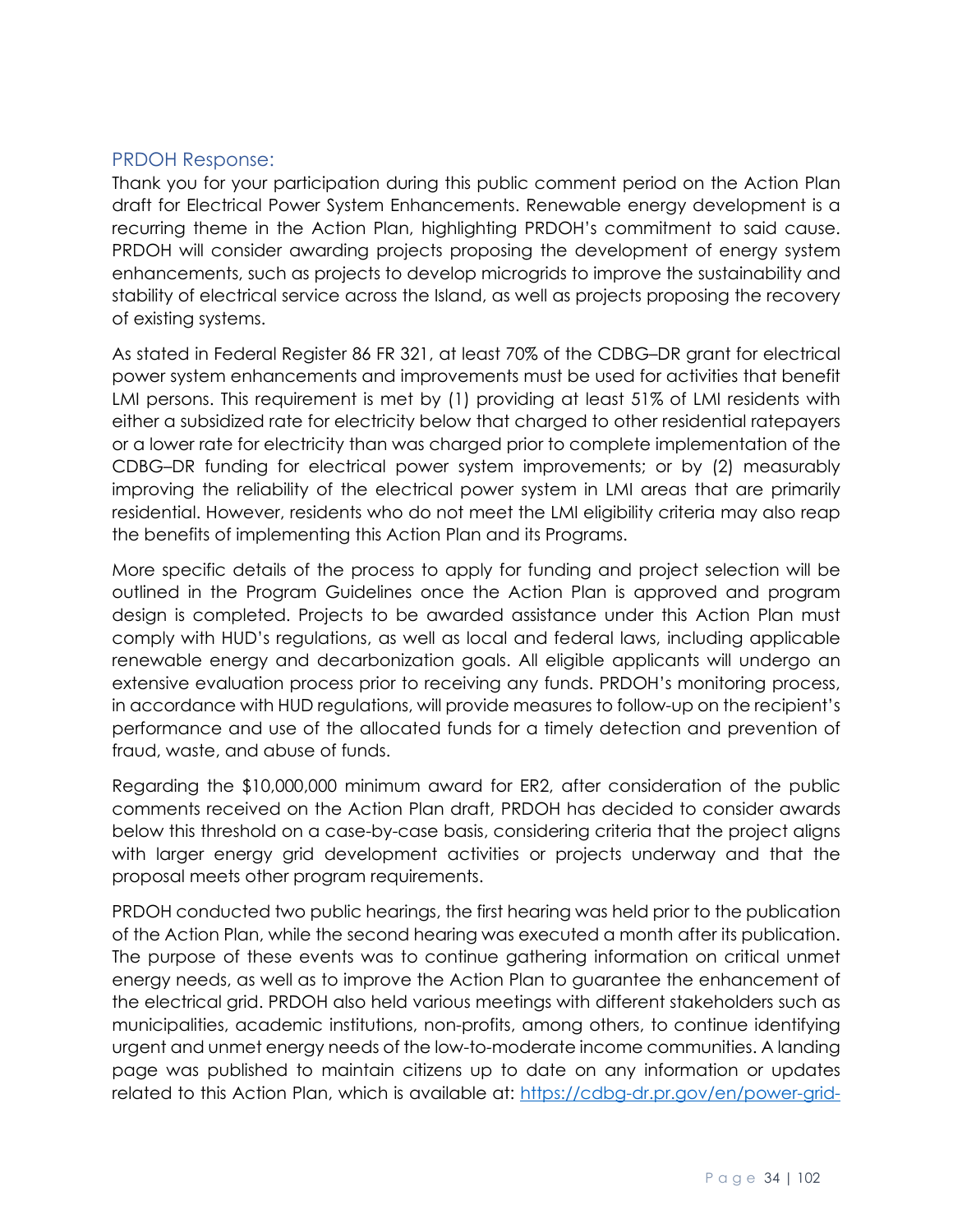### PRDOH Response:

Thank you for your participation during this public comment period on the Action Plan draft for Electrical Power System Enhancements. Renewable energy development is a recurring theme in the Action Plan, highlighting PRDOH's commitment to said cause. PRDOH will consider awarding projects proposing the development of energy system enhancements, such as projects to develop microgrids to improve the sustainability and stability of electrical service across the Island, as well as projects proposing the recovery of existing systems.

As stated in Federal Register 86 FR 321, at least 70% of the CDBG–DR grant for electrical power system enhancements and improvements must be used for activities that benefit LMI persons. This requirement is met by (1) providing at least 51% of LMI residents with either a subsidized rate for electricity below that charged to other residential ratepayers or a lower rate for electricity than was charged prior to complete implementation of the CDBG–DR funding for electrical power system improvements; or by (2) measurably improving the reliability of the electrical power system in LMI areas that are primarily residential. However, residents who do not meet the LMI eligibility criteria may also reap the benefits of implementing this Action Plan and its Programs.

More specific details of the process to apply for funding and project selection will be outlined in the Program Guidelines once the Action Plan is approved and program design is completed. Projects to be awarded assistance under this Action Plan must comply with HUD's regulations, as well as local and federal laws, including applicable renewable energy and decarbonization goals. All eligible applicants will undergo an extensive evaluation process prior to receiving any funds. PRDOH's monitoring process, in accordance with HUD regulations, will provide measures to follow-up on the recipient's performance and use of the allocated funds for a timely detection and prevention of fraud, waste, and abuse of funds.

Regarding the $10,000,000 minimum award for ER2, after consideration of the public comments received on the Action Plan draft, PRDOH has decided to consider awards below this threshold on a case-by-case basis, considering criteria that the project aligns with larger energy grid development activities or projects underway and that the proposal meets other program requirements.

PRDOH conducted two public hearings, the first hearing was held prior to the publication of the Action Plan, while the second hearing was executed a month after its publication. The purpose of these events was to continue gathering information on critical unmet energy needs, as well as to improve the Action Plan to guarantee the enhancement of the electrical grid. PRDOH also held various meetings with different stakeholders such as municipalities, academic institutions, non-profits, among others, to continue identifying urgent and unmet energy needs of the low-to-moderate income communities. A landing page was published to maintain citizens up to date on any information or updates related to this Action Plan, which is available at: https://cdbg-dr.pr.gov/en/power-grid-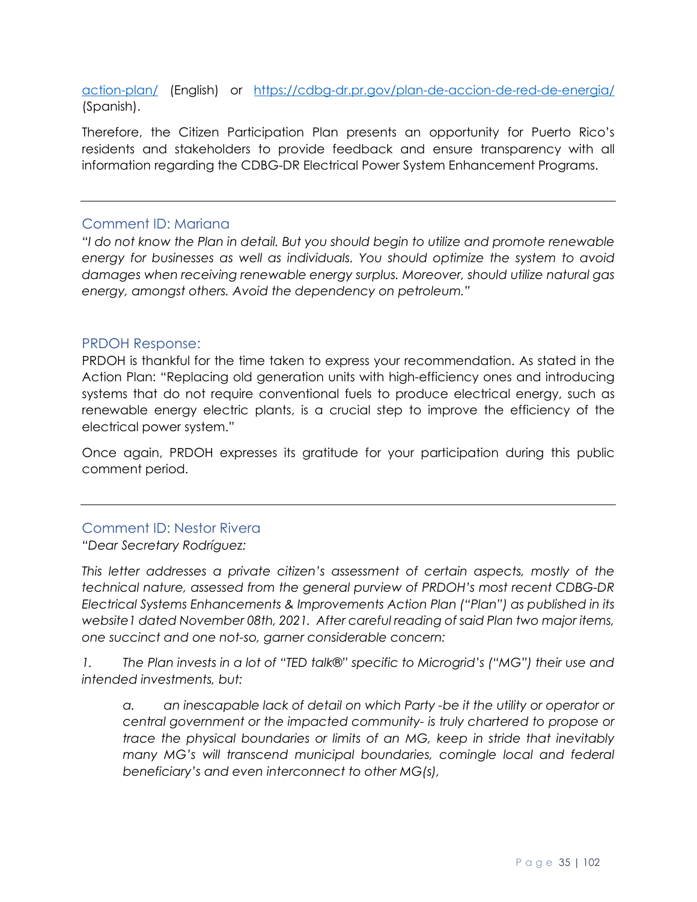[action-plan/](action-plan/) (English) or [https://cdbg-dr.pr.gov/plan-de-accion-de-red-de-energia/](https://cdbg-dr.pr.gov/plan-de-accion-de-red-de-energia/) (Spanish).

Therefore, the Citizen Participation Plan presents an opportunity for Puerto Rico's residents and stakeholders to provide feedback and ensure transparency with all information regarding the CDBG-DR Electrical Power System Enhancement Programs.

---

### Comment ID: Mariana

*"I do not know the Plan in detail. But you should begin to utilize and promote renewable energy for businesses as well as individuals. You should optimize the system to avoid damages when receiving renewable energy surplus. Moreover, should utilize natural gas energy, amongst others. Avoid the dependency on petroleum."*

### PRDOH Response:

PRDOH is thankful for the time taken to express your recommendation. As stated in the Action Plan: "Replacing old generation units with high-efficiency ones and introducing systems that do not require conventional fuels to produce electrical energy, such as renewable energy electric plants, is a crucial step to improve the efficiency of the electrical power system."

Once again, PRDOH expresses its gratitude for your participation during this public comment period.

---

### Comment ID: Nestor Rivera

*"Dear Secretary Rodríguez:*

*This letter addresses a private citizen's assessment of certain aspects, mostly of the technical nature, assessed from the general purview of PRDOH's most recent CDBG-DR Electrical Systems Enhancements & Improvements Action Plan ("Plan") as published in its website1 dated November 08th, 2021. After careful reading of said Plan two major items, one succinct and one not-so, garner considerable concern:*

*1. The Plan invests in a lot of "TED talk®" specific to Microgrid's ("MG") their use and intended investments, but:*

*a. an inescapable lack of detail on which Party -be it the utility or operator or central government or the impacted community- is truly chartered to propose or trace the physical boundaries or limits of an MG, keep in stride that inevitably many MG's will transcend municipal boundaries, comingle local and federal beneficiary's and even interconnect to other MG(s),*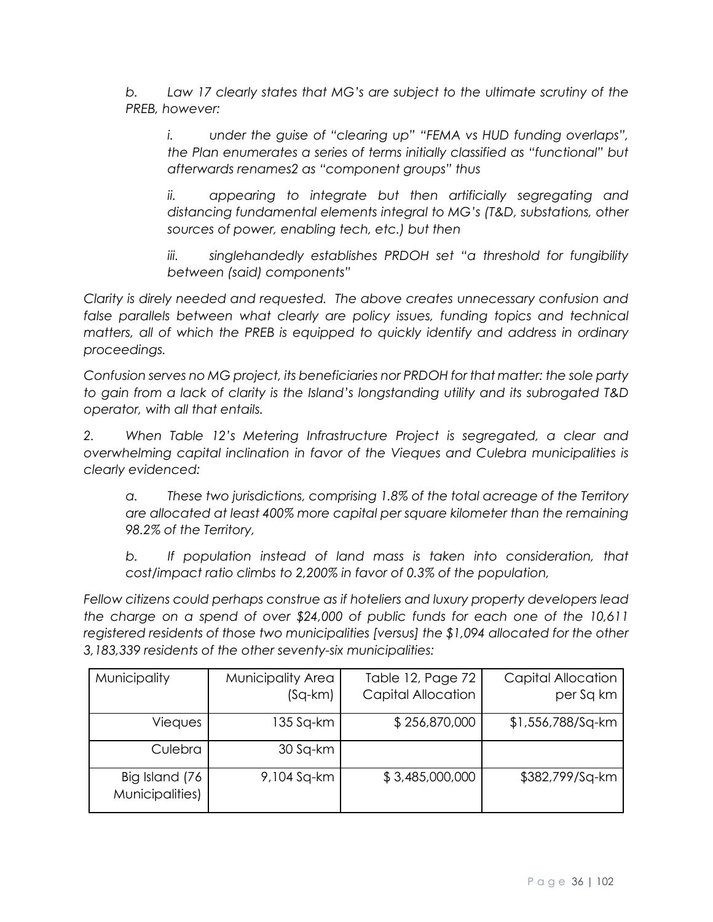*b. Law 17 clearly states that MG's are subject to the ultimate scrutiny of the PREB, however:*

*i. under the guise of "clearing up" "FEMA vs HUD funding overlaps", the Plan enumerates a series of terms initially classified as "functional" but afterwards renames2 as "component groups" thus*

*ii. appearing to integrate but then artificially segregating and distancing fundamental elements integral to MG's (T&D, substations, other sources of power, enabling tech, etc.) but then*

*iii. singlehandedly establishes PRDOH set "a threshold for fungibility between (said) components"*

*Clarity is direly needed and requested. The above creates unnecessary confusion and false parallels between what clearly are policy issues, funding topics and technical matters, all of which the PREB is equipped to quickly identify and address in ordinary proceedings.*

*Confusion serves no MG project, its beneficiaries nor PRDOH for that matter: the sole party to gain from a lack of clarity is the Island's longstanding utility and its subrogated T&D operator, with all that entails.*

*2. When Table 12's Metering Infrastructure Project is segregated, a clear and overwhelming capital inclination in favor of the Vieques and Culebra municipalities is clearly evidenced:*

*a. These two jurisdictions, comprising 1.8% of the total acreage of the Territory are allocated at least 400% more capital per square kilometer than the remaining 98.2% of the Territory,*

*b. If population instead of land mass is taken into consideration, that cost/impact ratio climbs to 2,200% in favor of 0.3% of the population,*

*Fellow citizens could perhaps construe as if hoteliers and luxury property developers lead the charge on a spend of over $24,000 of public funds for each one of the 10,611 registered residents of those two municipalities [versus] the $1,094 allocated for the other 3,183,339 residents of the other seventy-six municipalities:*

| Municipality | Municipality Area (Sq-km) | Table 12, Page 72 Capital Allocation | Capital Allocation per Sq km |
|---|---|---|---|
| Vieques | 135 Sq-km | $ 256,870,000 | $1,556,788/Sq-km |
| Culebra | 30 Sq-km | | |
| Big Island (76 Municipalities) | 9,104 Sq-km | $ 3,485,000,000 | $382,799/Sq-km |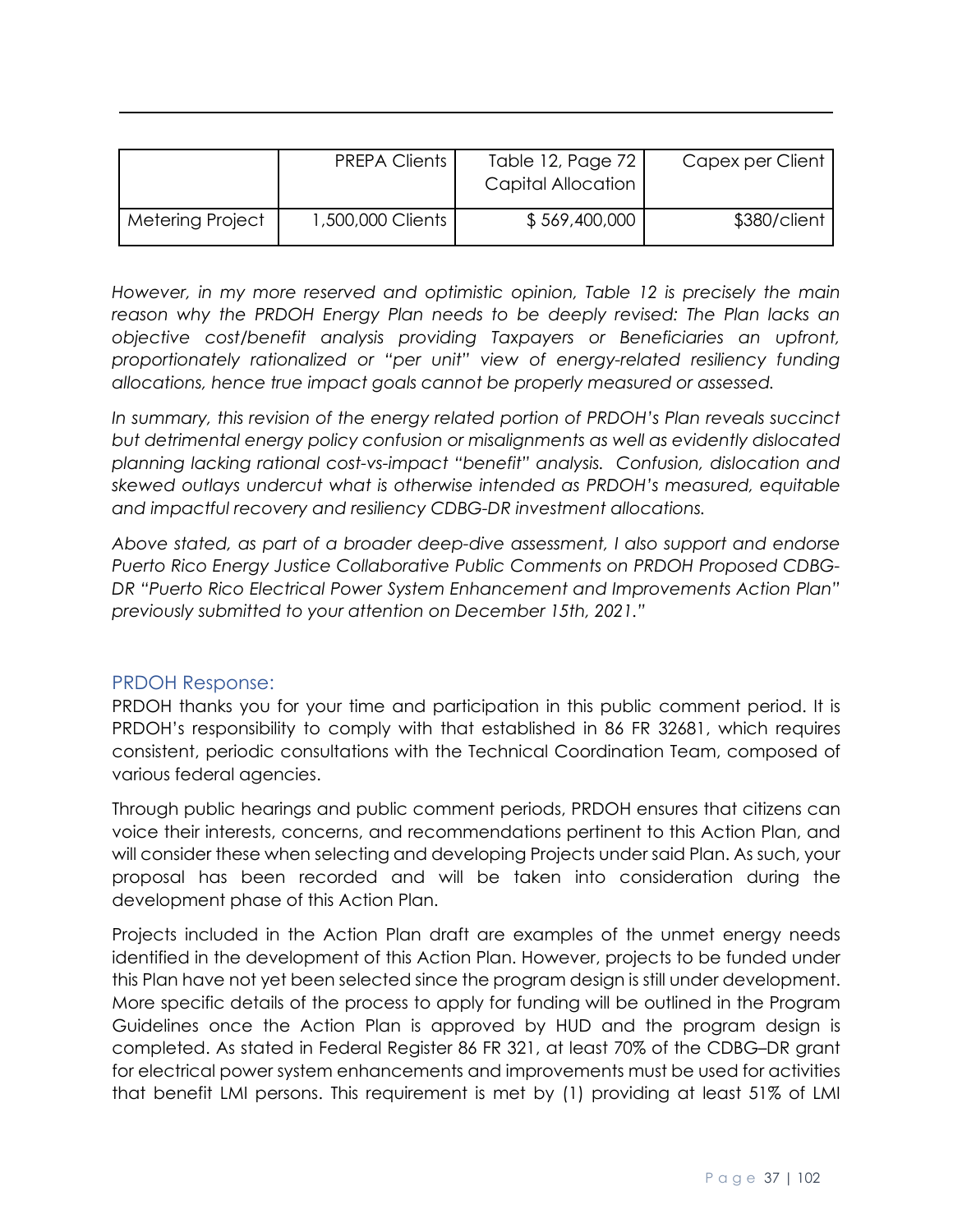| | PREPA Clients | Table 12, Page 72 Capital Allocation | Capex per Client |
|---|---|---|---|
| Metering Project | 1,500,000 Clients | $ 569,400,000 | $380/client |

*However, in my more reserved and optimistic opinion, Table 12 is precisely the main reason why the PRDOH Energy Plan needs to be deeply revised: The Plan lacks an objective cost/benefit analysis providing Taxpayers or Beneficiaries an upfront, proportionately rationalized or "per unit" view of energy-related resiliency funding allocations, hence true impact goals cannot be properly measured or assessed.*

*In summary, this revision of the energy related portion of PRDOH's Plan reveals succinct but detrimental energy policy confusion or misalignments as well as evidently dislocated planning lacking rational cost-vs-impact "benefit" analysis. Confusion, dislocation and skewed outlays undercut what is otherwise intended as PRDOH's measured, equitable and impactful recovery and resiliency CDBG-DR investment allocations.*

*Above stated, as part of a broader deep-dive assessment, I also support and endorse Puerto Rico Energy Justice Collaborative Public Comments on PRDOH Proposed CDBG-DR "Puerto Rico Electrical Power System Enhancement and Improvements Action Plan" previously submitted to your attention on December 15th, 2021."*

## PRDOH Response:

PRDOH thanks you for your time and participation in this public comment period. It is PRDOH's responsibility to comply with that established in 86 FR 32681, which requires consistent, periodic consultations with the Technical Coordination Team, composed of various federal agencies.

Through public hearings and public comment periods, PRDOH ensures that citizens can voice their interests, concerns, and recommendations pertinent to this Action Plan, and will consider these when selecting and developing Projects under said Plan. As such, your proposal has been recorded and will be taken into consideration during the development phase of this Action Plan.

Projects included in the Action Plan draft are examples of the unmet energy needs identified in the development of this Action Plan. However, projects to be funded under this Plan have not yet been selected since the program design is still under development. More specific details of the process to apply for funding will be outlined in the Program Guidelines once the Action Plan is approved by HUD and the program design is completed. As stated in Federal Register 86 FR 321, at least 70% of the CDBG–DR grant for electrical power system enhancements and improvements must be used for activities that benefit LMI persons. This requirement is met by (1) providing at least 51% of LMI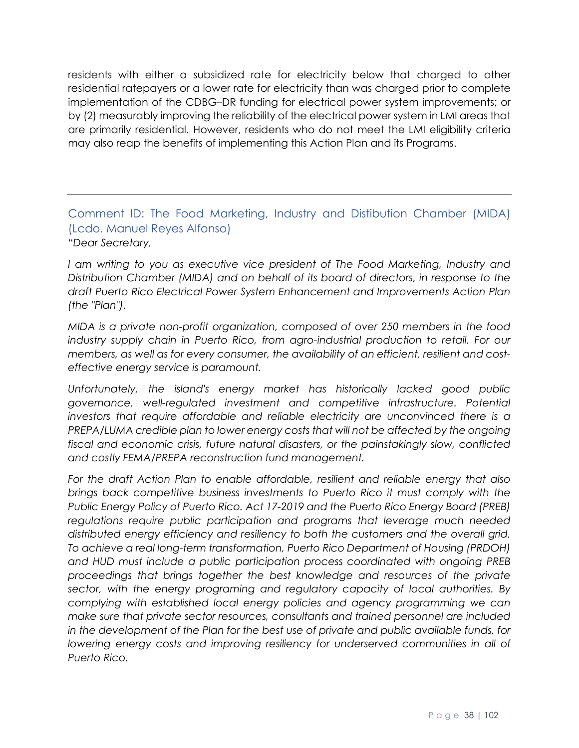residents with either a subsidized rate for electricity below that charged to other residential ratepayers or a lower rate for electricity than was charged prior to complete implementation of the CDBG–DR funding for electrical power system improvements; or by (2) measurably improving the reliability of the electrical power system in LMI areas that are primarily residential. However, residents who do not meet the LMI eligibility criteria may also reap the benefits of implementing this Action Plan and its Programs.

---

### Comment ID: The Food Marketing, Industry and Distibution Chamber (MIDA) (Lcdo. Manuel Reyes Alfonso)

*"Dear Secretary,*

*I am writing to you as executive vice president of The Food Marketing, Industry and Distribution Chamber (MIDA) and on behalf of its board of directors, in response to the draft Puerto Rico Electrical Power System Enhancement and Improvements Action Plan (the "Plan").*

*MIDA is a private non-profit organization, composed of over 250 members in the food industry supply chain in Puerto Rico, from agro-industrial production to retail. For our members, as well as for every consumer, the availability of an efficient, resilient and cost-effective energy service is paramount.*

*Unfortunately, the island's energy market has historically lacked good public governance, well-regulated investment and competitive infrastructure. Potential investors that require affordable and reliable electricity are unconvinced there is a PREPA/LUMA credible plan to lower energy costs that will not be affected by the ongoing fiscal and economic crisis, future natural disasters, or the painstakingly slow, conflicted and costly FEMA/PREPA reconstruction fund management.*

*For the draft Action Plan to enable affordable, resilient and reliable energy that also brings back competitive business investments to Puerto Rico it must comply with the Public Energy Policy of Puerto Rico. Act 17-2019 and the Puerto Rico Energy Board (PREB) regulations require public participation and programs that leverage much needed distributed energy efficiency and resiliency to both the customers and the overall grid. To achieve a real long-term transformation, Puerto Rico Department of Housing (PRDOH) and HUD must include a public participation process coordinated with ongoing PREB proceedings that brings together the best knowledge and resources of the private sector, with the energy programing and regulatory capacity of local authorities. By complying with established local energy policies and agency programming we can make sure that private sector resources, consultants and trained personnel are included in the development of the Plan for the best use of private and public available funds, for lowering energy costs and improving resiliency for underserved communities in all of Puerto Rico.*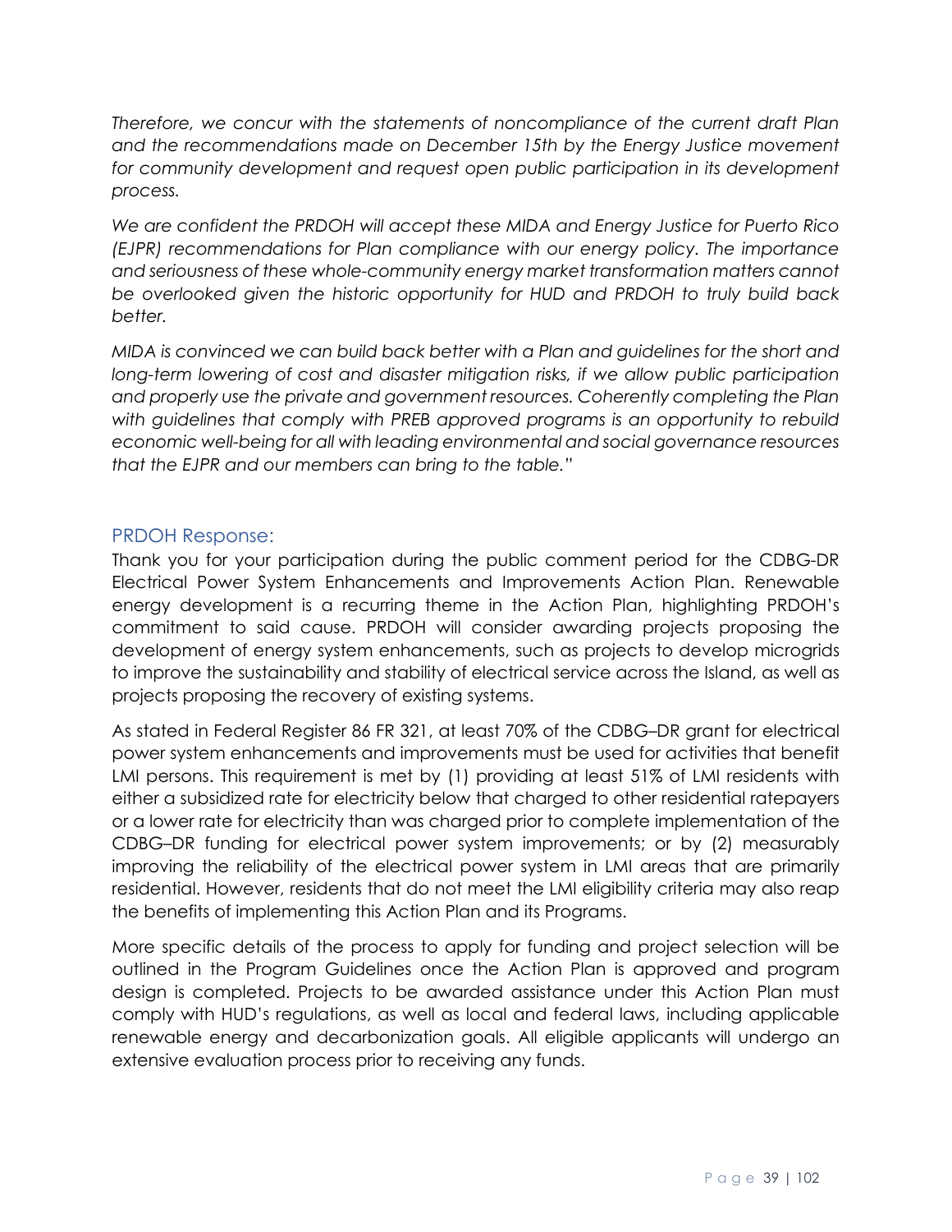*Therefore, we concur with the statements of noncompliance of the current draft Plan and the recommendations made on December 15th by the Energy Justice movement for community development and request open public participation in its development process.*

*We are confident the PRDOH will accept these MIDA and Energy Justice for Puerto Rico (EJPR) recommendations for Plan compliance with our energy policy. The importance and seriousness of these whole-community energy market transformation matters cannot be overlooked given the historic opportunity for HUD and PRDOH to truly build back better.*

*MIDA is convinced we can build back better with a Plan and guidelines for the short and long-term lowering of cost and disaster mitigation risks, if we allow public participation and properly use the private and government resources. Coherently completing the Plan with guidelines that comply with PREB approved programs is an opportunity to rebuild economic well-being for all with leading environmental and social governance resources that the EJPR and our members can bring to the table."*

### PRDOH Response:

Thank you for your participation during the public comment period for the CDBG-DR Electrical Power System Enhancements and Improvements Action Plan. Renewable energy development is a recurring theme in the Action Plan, highlighting PRDOH's commitment to said cause. PRDOH will consider awarding projects proposing the development of energy system enhancements, such as projects to develop microgrids to improve the sustainability and stability of electrical service across the Island, as well as projects proposing the recovery of existing systems.

As stated in Federal Register 86 FR 321, at least 70% of the CDBG–DR grant for electrical power system enhancements and improvements must be used for activities that benefit LMI persons. This requirement is met by (1) providing at least 51% of LMI residents with either a subsidized rate for electricity below that charged to other residential ratepayers or a lower rate for electricity than was charged prior to complete implementation of the CDBG–DR funding for electrical power system improvements; or by (2) measurably improving the reliability of the electrical power system in LMI areas that are primarily residential. However, residents that do not meet the LMI eligibility criteria may also reap the benefits of implementing this Action Plan and its Programs.

More specific details of the process to apply for funding and project selection will be outlined in the Program Guidelines once the Action Plan is approved and program design is completed. Projects to be awarded assistance under this Action Plan must comply with HUD's regulations, as well as local and federal laws, including applicable renewable energy and decarbonization goals. All eligible applicants will undergo an extensive evaluation process prior to receiving any funds.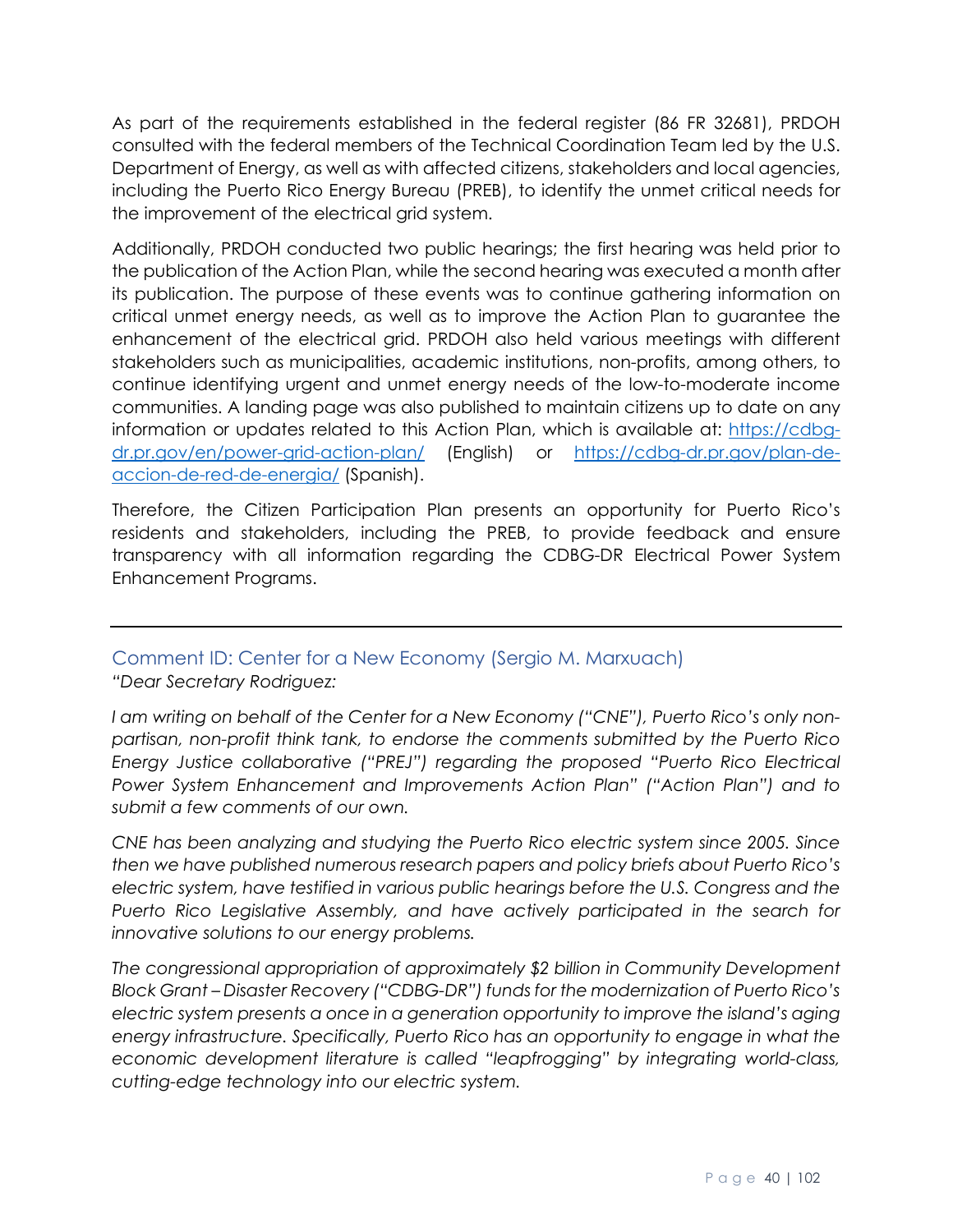As part of the requirements established in the federal register (86 FR 32681), PRDOH consulted with the federal members of the Technical Coordination Team led by the U.S. Department of Energy, as well as with affected citizens, stakeholders and local agencies, including the Puerto Rico Energy Bureau (PREB), to identify the unmet critical needs for the improvement of the electrical grid system.

Additionally, PRDOH conducted two public hearings; the first hearing was held prior to the publication of the Action Plan, while the second hearing was executed a month after its publication. The purpose of these events was to continue gathering information on critical unmet energy needs, as well as to improve the Action Plan to guarantee the enhancement of the electrical grid. PRDOH also held various meetings with different stakeholders such as municipalities, academic institutions, non-profits, among others, to continue identifying urgent and unmet energy needs of the low-to-moderate income communities. A landing page was also published to maintain citizens up to date on any information or updates related to this Action Plan, which is available at: [https://cdbg-dr.pr.gov/en/power-grid-action-plan/](https://cdbg-dr.pr.gov/en/power-grid-action-plan/) (English) or [https://cdbg-dr.pr.gov/plan-de-accion-de-red-de-energia/](https://cdbg-dr.pr.gov/plan-de-accion-de-red-de-energia/) (Spanish).

Therefore, the Citizen Participation Plan presents an opportunity for Puerto Rico's residents and stakeholders, including the PREB, to provide feedback and ensure transparency with all information regarding the CDBG-DR Electrical Power System Enhancement Programs.

---

### Comment ID: Center for a New Economy (Sergio M. Marxuach)

*"Dear Secretary Rodriguez:*

*I am writing on behalf of the Center for a New Economy ("CNE"), Puerto Rico's only non-partisan, non-profit think tank, to endorse the comments submitted by the Puerto Rico Energy Justice collaborative ("PREJ") regarding the proposed "Puerto Rico Electrical Power System Enhancement and Improvements Action Plan" ("Action Plan") and to submit a few comments of our own.*

*CNE has been analyzing and studying the Puerto Rico electric system since 2005. Since then we have published numerous research papers and policy briefs about Puerto Rico's electric system, have testified in various public hearings before the U.S. Congress and the Puerto Rico Legislative Assembly, and have actively participated in the search for innovative solutions to our energy problems.*

*The congressional appropriation of approximately $2 billion in Community Development Block Grant – Disaster Recovery ("CDBG-DR") funds for the modernization of Puerto Rico's electric system presents a once in a generation opportunity to improve the island's aging energy infrastructure. Specifically, Puerto Rico has an opportunity to engage in what the economic development literature is called "leapfrogging" by integrating world-class, cutting-edge technology into our electric system.*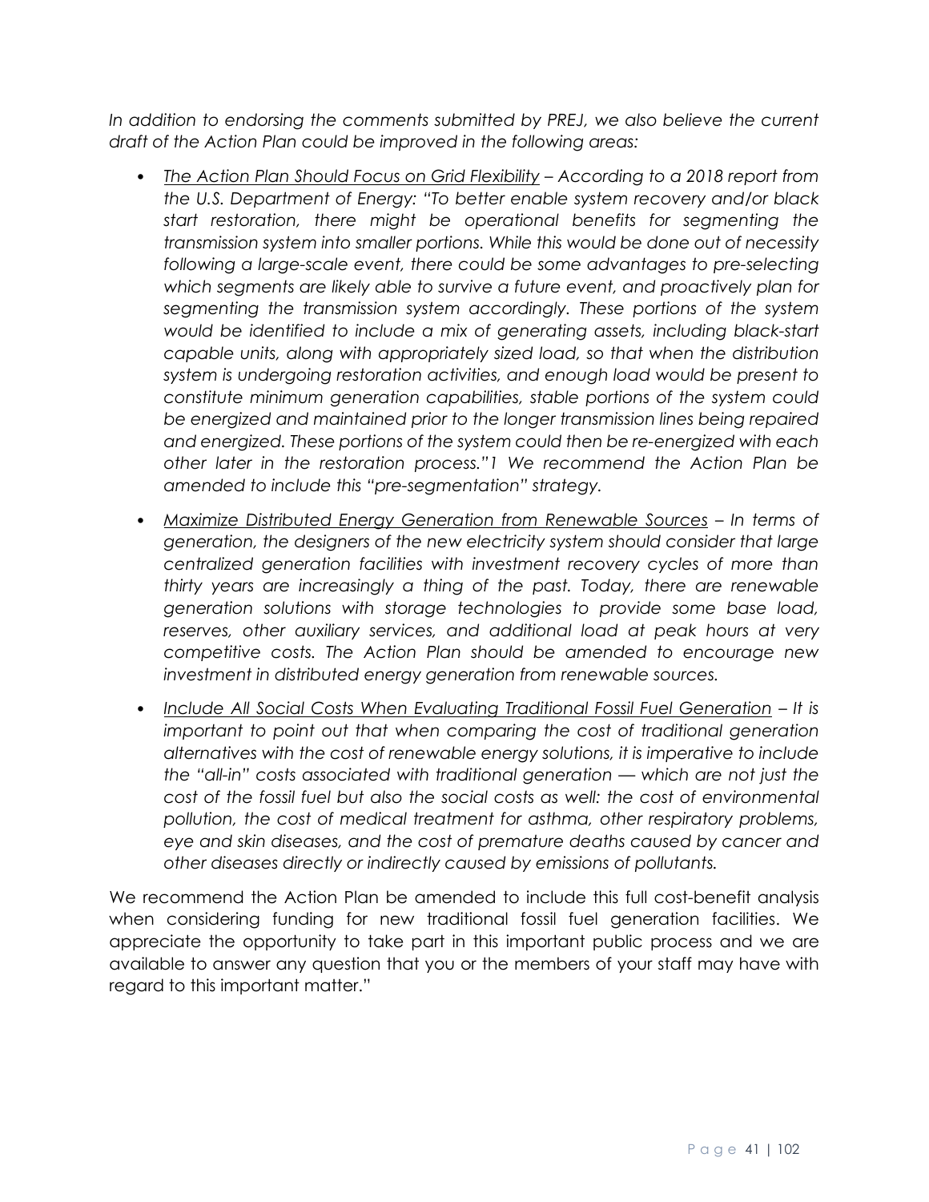*In addition to endorsing the comments submitted by PREJ, we also believe the current draft of the Action Plan could be improved in the following areas:*

- *The Action Plan Should Focus on Grid Flexibility – According to a 2018 report from the U.S. Department of Energy: "To better enable system recovery and/or black start restoration, there might be operational benefits for segmenting the transmission system into smaller portions. While this would be done out of necessity following a large-scale event, there could be some advantages to pre-selecting which segments are likely able to survive a future event, and proactively plan for segmenting the transmission system accordingly. These portions of the system would be identified to include a mix of generating assets, including black-start capable units, along with appropriately sized load, so that when the distribution system is undergoing restoration activities, and enough load would be present to constitute minimum generation capabilities, stable portions of the system could be energized and maintained prior to the longer transmission lines being repaired and energized. These portions of the system could then be re-energized with each other later in the restoration process."[1] We recommend the Action Plan be amended to include this "pre-segmentation" strategy.*
- *Maximize Distributed Energy Generation from Renewable Sources – In terms of generation, the designers of the new electricity system should consider that large centralized generation facilities with investment recovery cycles of more than thirty years are increasingly a thing of the past. Today, there are renewable generation solutions with storage technologies to provide some base load, reserves, other auxiliary services, and additional load at peak hours at very competitive costs. The Action Plan should be amended to encourage new investment in distributed energy generation from renewable sources.*
- *Include All Social Costs When Evaluating Traditional Fossil Fuel Generation – It is important to point out that when comparing the cost of traditional generation alternatives with the cost of renewable energy solutions, it is imperative to include the "all-in" costs associated with traditional generation — which are not just the cost of the fossil fuel but also the social costs as well: the cost of environmental pollution, the cost of medical treatment for asthma, other respiratory problems, eye and skin diseases, and the cost of premature deaths caused by cancer and other diseases directly or indirectly caused by emissions of pollutants.*

We recommend the Action Plan be amended to include this full cost-benefit analysis when considering funding for new traditional fossil fuel generation facilities. We appreciate the opportunity to take part in this important public process and we are available to answer any question that you or the members of your staff may have with regard to this important matter."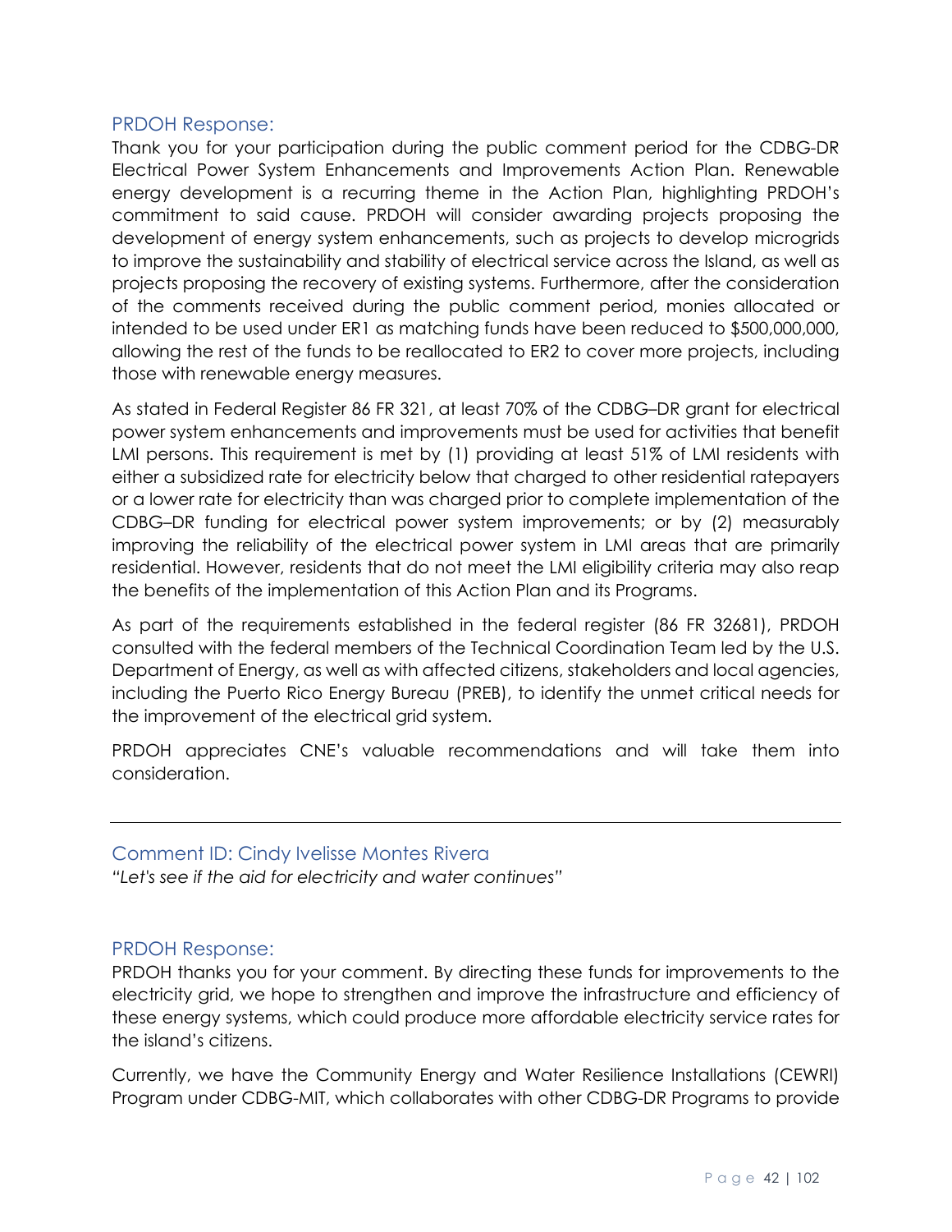### PRDOH Response:

Thank you for your participation during the public comment period for the CDBG-DR Electrical Power System Enhancements and Improvements Action Plan. Renewable energy development is a recurring theme in the Action Plan, highlighting PRDOH's commitment to said cause. PRDOH will consider awarding projects proposing the development of energy system enhancements, such as projects to develop microgrids to improve the sustainability and stability of electrical service across the Island, as well as projects proposing the recovery of existing systems. Furthermore, after the consideration of the comments received during the public comment period, monies allocated or intended to be used under ER1 as matching funds have been reduced to $500,000,000, allowing the rest of the funds to be reallocated to ER2 to cover more projects, including those with renewable energy measures.

As stated in Federal Register 86 FR 321, at least 70% of the CDBG–DR grant for electrical power system enhancements and improvements must be used for activities that benefit LMI persons. This requirement is met by (1) providing at least 51% of LMI residents with either a subsidized rate for electricity below that charged to other residential ratepayers or a lower rate for electricity than was charged prior to complete implementation of the CDBG–DR funding for electrical power system improvements; or by (2) measurably improving the reliability of the electrical power system in LMI areas that are primarily residential. However, residents that do not meet the LMI eligibility criteria may also reap the benefits of the implementation of this Action Plan and its Programs.

As part of the requirements established in the federal register (86 FR 32681), PRDOH consulted with the federal members of the Technical Coordination Team led by the U.S. Department of Energy, as well as with affected citizens, stakeholders and local agencies, including the Puerto Rico Energy Bureau (PREB), to identify the unmet critical needs for the improvement of the electrical grid system.

PRDOH appreciates CNE's valuable recommendations and will take them into consideration.

---

### Comment ID: Cindy Ivelisse Montes Rivera

*"Let's see if the aid for electricity and water continues"*

### PRDOH Response:

PRDOH thanks you for your comment. By directing these funds for improvements to the electricity grid, we hope to strengthen and improve the infrastructure and efficiency of these energy systems, which could produce more affordable electricity service rates for the island's citizens.

Currently, we have the Community Energy and Water Resilience Installations (CEWRI) Program under CDBG-MIT, which collaborates with other CDBG-DR Programs to provide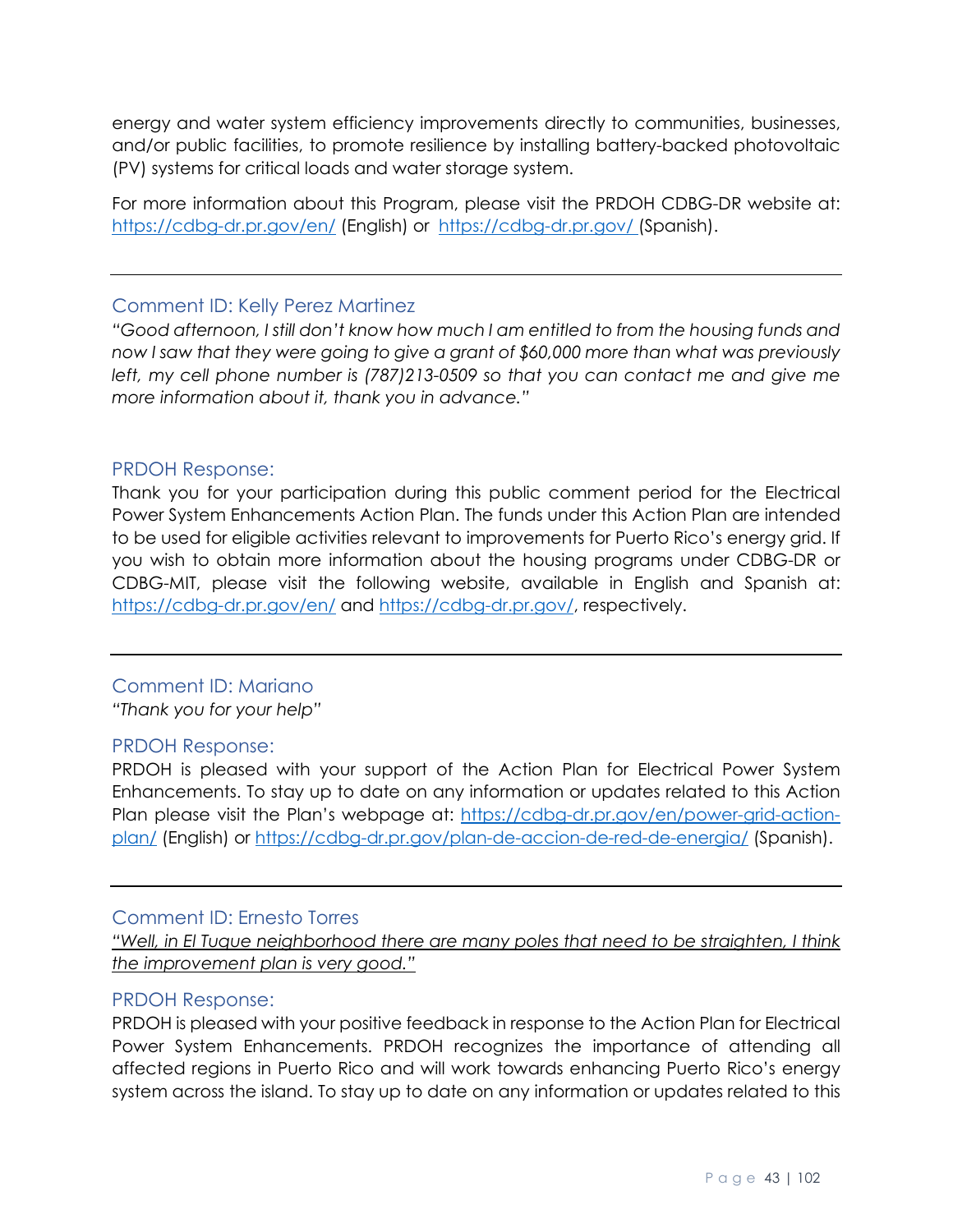energy and water system efficiency improvements directly to communities, businesses, and/or public facilities, to promote resilience by installing battery-backed photovoltaic (PV) systems for critical loads and water storage system.

For more information about this Program, please visit the PRDOH CDBG-DR website at: https://cdbg-dr.pr.gov/en/ (English) or https://cdbg-dr.pr.gov/ (Spanish).

---

### Comment ID: Kelly Perez Martinez

*"Good afternoon, I still don't know how much I am entitled to from the housing funds and now I saw that they were going to give a grant of $60,000 more than what was previously left, my cell phone number is (787)213-0509 so that you can contact me and give me more information about it, thank you in advance."*

### PRDOH Response:

Thank you for your participation during this public comment period for the Electrical Power System Enhancements Action Plan. The funds under this Action Plan are intended to be used for eligible activities relevant to improvements for Puerto Rico's energy grid. If you wish to obtain more information about the housing programs under CDBG-DR or CDBG-MIT, please visit the following website, available in English and Spanish at: https://cdbg-dr.pr.gov/en/ and https://cdbg-dr.pr.gov/, respectively.

---

### Comment ID: Mariano

*"Thank you for your help"*

### PRDOH Response:

PRDOH is pleased with your support of the Action Plan for Electrical Power System Enhancements. To stay up to date on any information or updates related to this Action Plan please visit the Plan's webpage at: https://cdbg-dr.pr.gov/en/power-grid-action-plan/ (English) or https://cdbg-dr.pr.gov/plan-de-accion-de-red-de-energia/ (Spanish).

---

### Comment ID: Ernesto Torres

*"Well, in El Tuque neighborhood there are many poles that need to be straighten, I think the improvement plan is very good."*

### PRDOH Response:

PRDOH is pleased with your positive feedback in response to the Action Plan for Electrical Power System Enhancements. PRDOH recognizes the importance of attending all affected regions in Puerto Rico and will work towards enhancing Puerto Rico's energy system across the island. To stay up to date on any information or updates related to this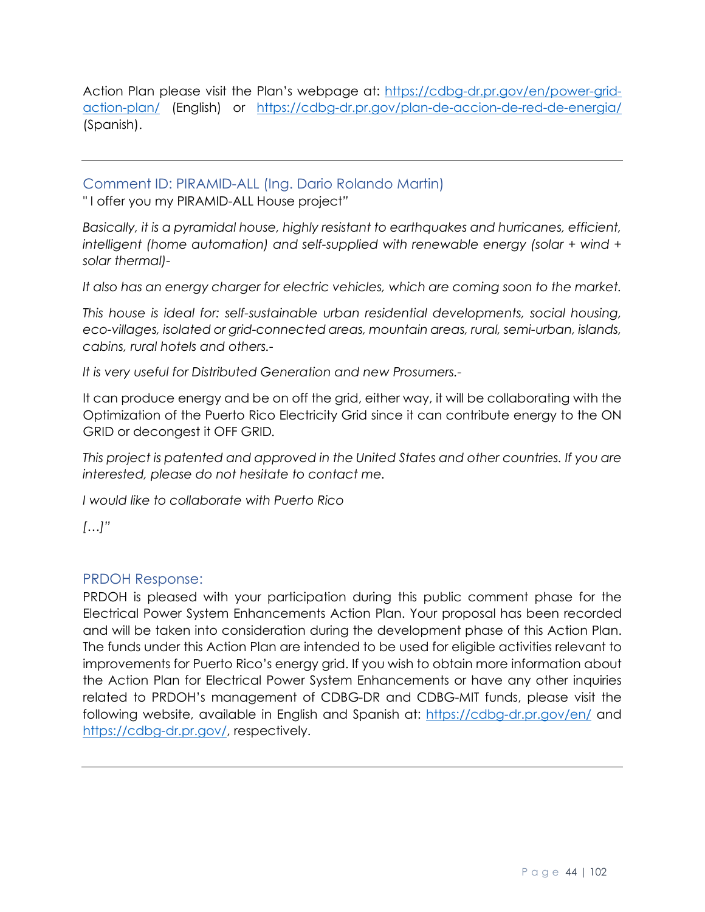Action Plan please visit the Plan's webpage at: https://cdbg-dr.pr.gov/en/power-grid-action-plan/ (English) or https://cdbg-dr.pr.gov/plan-de-accion-de-red-de-energia/ (Spanish).

---

### Comment ID: PIRAMID-ALL (Ing. Dario Rolando Martin)

" I offer you my PIRAMID-ALL House project"

*Basically, it is a pyramidal house, highly resistant to earthquakes and hurricanes, efficient, intelligent (home automation) and self-supplied with renewable energy (solar + wind + solar thermal)-*

*It also has an energy charger for electric vehicles, which are coming soon to the market.*

*This house is ideal for: self-sustainable urban residential developments, social housing, eco-villages, isolated or grid-connected areas, mountain areas, rural, semi-urban, islands, cabins, rural hotels and others.-*

*It is very useful for Distributed Generation and new Prosumers.-*

It can produce energy and be on off the grid, either way, it will be collaborating with the Optimization of the Puerto Rico Electricity Grid since it can contribute energy to the ON GRID or decongest it OFF GRID.

*This project is patented and approved in the United States and other countries. If you are interested, please do not hesitate to contact me.*

*I would like to collaborate with Puerto Rico*

*[…]"*

### PRDOH Response:

PRDOH is pleased with your participation during this public comment phase for the Electrical Power System Enhancements Action Plan. Your proposal has been recorded and will be taken into consideration during the development phase of this Action Plan. The funds under this Action Plan are intended to be used for eligible activities relevant to improvements for Puerto Rico's energy grid. If you wish to obtain more information about the Action Plan for Electrical Power System Enhancements or have any other inquiries related to PRDOH's management of CDBG-DR and CDBG-MIT funds, please visit the following website, available in English and Spanish at: https://cdbg-dr.pr.gov/en/ and https://cdbg-dr.pr.gov/, respectively.

---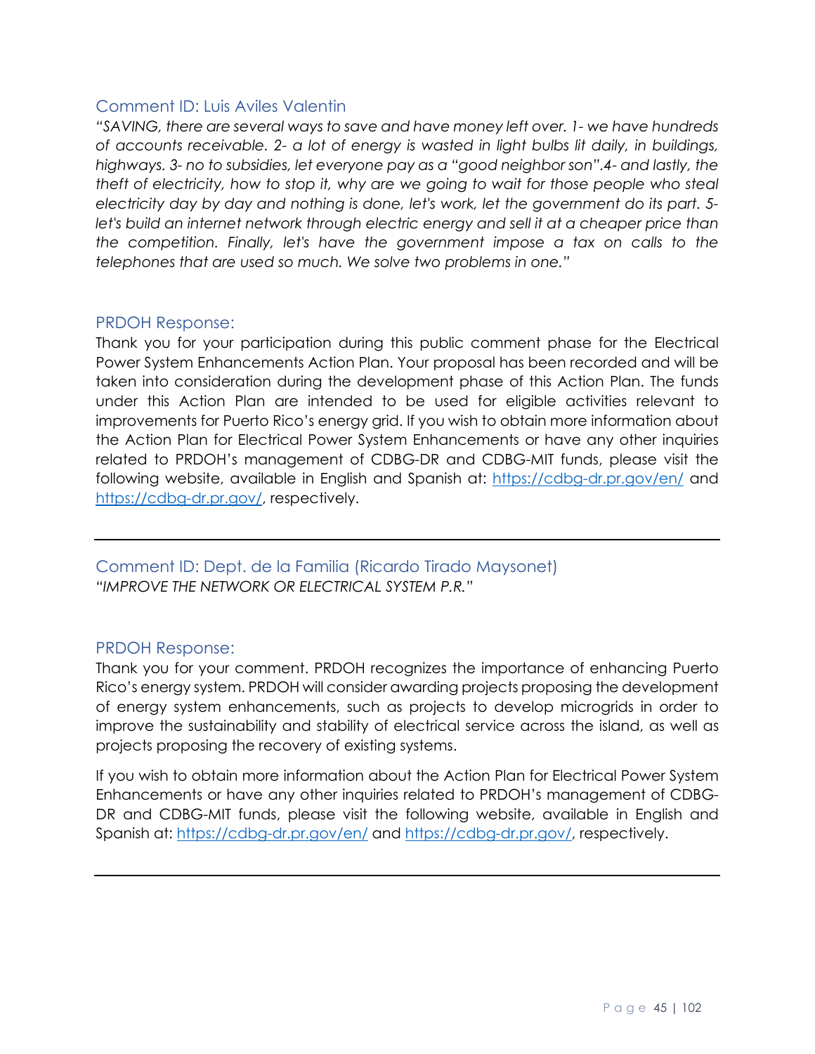### Comment ID: Luis Aviles Valentin

*"SAVING, there are several ways to save and have money left over. 1- we have hundreds of accounts receivable. 2- a lot of energy is wasted in light bulbs lit daily, in buildings, highways. 3- no to subsidies, let everyone pay as a "good neighbor son".4- and lastly, the theft of electricity, how to stop it, why are we going to wait for those people who steal electricity day by day and nothing is done, let's work, let the government do its part. 5- let's build an internet network through electric energy and sell it at a cheaper price than the competition. Finally, let's have the government impose a tax on calls to the telephones that are used so much. We solve two problems in one."*

### PRDOH Response:

Thank you for your participation during this public comment phase for the Electrical Power System Enhancements Action Plan. Your proposal has been recorded and will be taken into consideration during the development phase of this Action Plan. The funds under this Action Plan are intended to be used for eligible activities relevant to improvements for Puerto Rico's energy grid. If you wish to obtain more information about the Action Plan for Electrical Power System Enhancements or have any other inquiries related to PRDOH's management of CDBG-DR and CDBG-MIT funds, please visit the following website, available in English and Spanish at: https://cdbg-dr.pr.gov/en/ and https://cdbg-dr.pr.gov/, respectively.

---

### Comment ID: Dept. de la Familia (Ricardo Tirado Maysonet)

*"IMPROVE THE NETWORK OR ELECTRICAL SYSTEM P.R."*

### PRDOH Response:

Thank you for your comment. PRDOH recognizes the importance of enhancing Puerto Rico's energy system. PRDOH will consider awarding projects proposing the development of energy system enhancements, such as projects to develop microgrids in order to improve the sustainability and stability of electrical service across the island, as well as projects proposing the recovery of existing systems.

If you wish to obtain more information about the Action Plan for Electrical Power System Enhancements or have any other inquiries related to PRDOH's management of CDBG-DR and CDBG-MIT funds, please visit the following website, available in English and Spanish at: https://cdbg-dr.pr.gov/en/ and https://cdbg-dr.pr.gov/, respectively.

---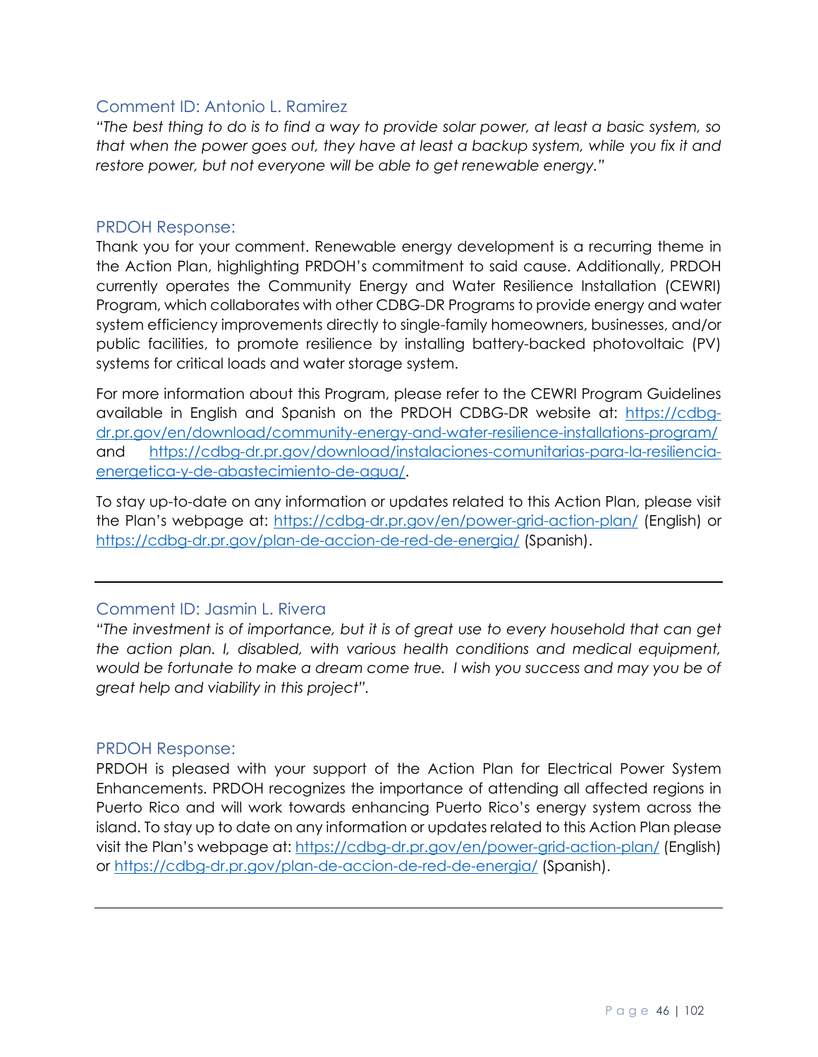### Comment ID: Antonio L. Ramirez

*"The best thing to do is to find a way to provide solar power, at least a basic system, so that when the power goes out, they have at least a backup system, while you fix it and restore power, but not everyone will be able to get renewable energy."*

### PRDOH Response:

Thank you for your comment. Renewable energy development is a recurring theme in the Action Plan, highlighting PRDOH's commitment to said cause. Additionally, PRDOH currently operates the Community Energy and Water Resilience Installation (CEWRI) Program, which collaborates with other CDBG-DR Programs to provide energy and water system efficiency improvements directly to single-family homeowners, businesses, and/or public facilities, to promote resilience by installing battery-backed photovoltaic (PV) systems for critical loads and water storage system.

For more information about this Program, please refer to the CEWRI Program Guidelines available in English and Spanish on the PRDOH CDBG-DR website at: https://cdbg-dr.pr.gov/en/download/community-energy-and-water-resilience-installations-program/ and https://cdbg-dr.pr.gov/download/instalaciones-comunitarias-para-la-resiliencia-energetica-y-de-abastecimiento-de-agua/.

To stay up-to-date on any information or updates related to this Action Plan, please visit the Plan's webpage at: https://cdbg-dr.pr.gov/en/power-grid-action-plan/ (English) or https://cdbg-dr.pr.gov/plan-de-accion-de-red-de-energia/ (Spanish).

---

### Comment ID: Jasmin L. Rivera

*"The investment is of importance, but it is of great use to every household that can get the action plan. I, disabled, with various health conditions and medical equipment, would be fortunate to make a dream come true. I wish you success and may you be of great help and viability in this project".*

### PRDOH Response:

PRDOH is pleased with your support of the Action Plan for Electrical Power System Enhancements. PRDOH recognizes the importance of attending all affected regions in Puerto Rico and will work towards enhancing Puerto Rico's energy system across the island. To stay up to date on any information or updates related to this Action Plan please visit the Plan's webpage at: https://cdbg-dr.pr.gov/en/power-grid-action-plan/ (English) or https://cdbg-dr.pr.gov/plan-de-accion-de-red-de-energia/ (Spanish).

---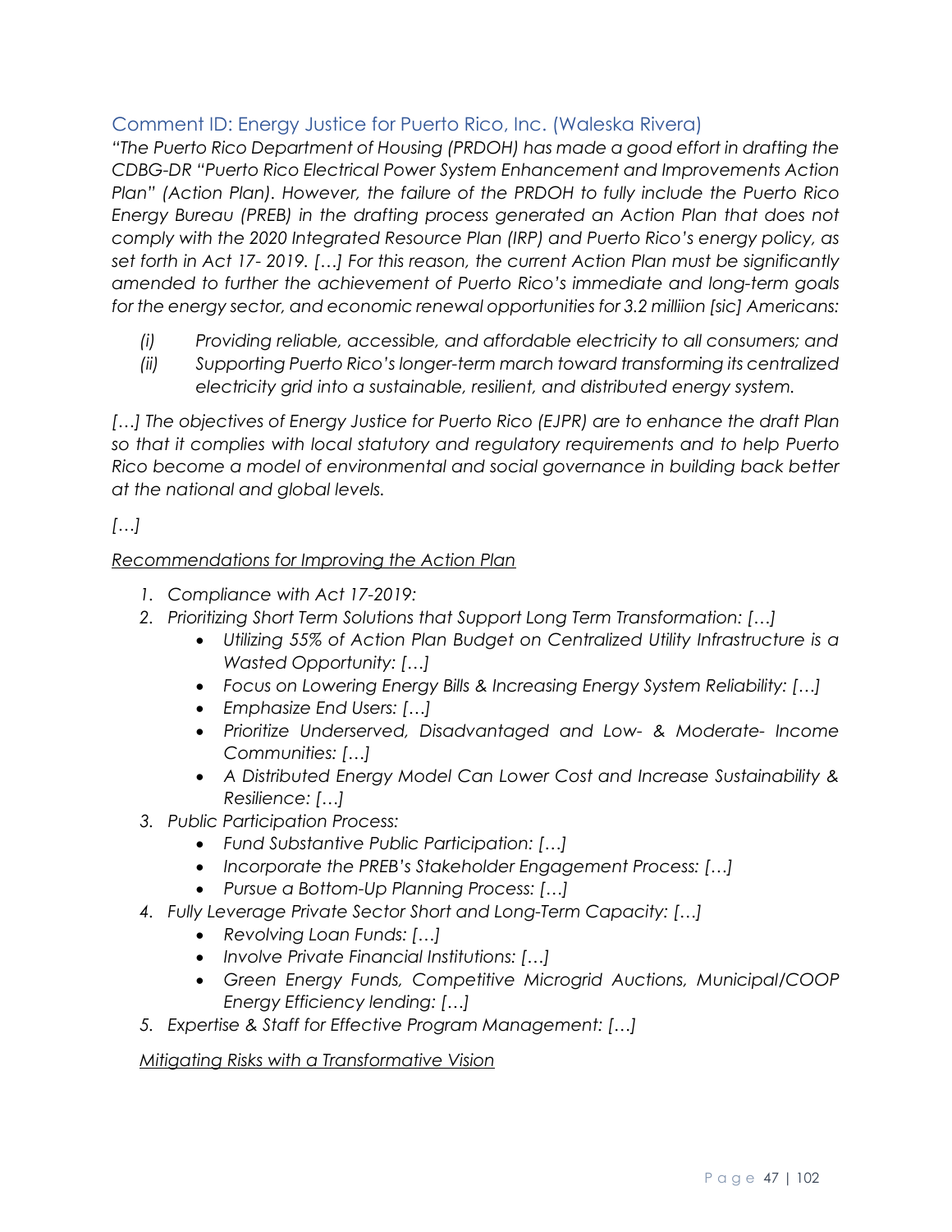## Comment ID: Energy Justice for Puerto Rico, Inc. (Waleska Rivera)

*"The Puerto Rico Department of Housing (PRDOH) has made a good effort in drafting the CDBG-DR "Puerto Rico Electrical Power System Enhancement and Improvements Action Plan" (Action Plan). However, the failure of the PRDOH to fully include the Puerto Rico Energy Bureau (PREB) in the drafting process generated an Action Plan that does not comply with the 2020 Integrated Resource Plan (IRP) and Puerto Rico's energy policy, as set forth in Act 17- 2019. […] For this reason, the current Action Plan must be significantly amended to further the achievement of Puerto Rico's immediate and long-term goals for the energy sector, and economic renewal opportunities for 3.2 milliion [sic] Americans:*

*(i) Providing reliable, accessible, and affordable electricity to all consumers; and*

*(ii) Supporting Puerto Rico's longer-term march toward transforming its centralized electricity grid into a sustainable, resilient, and distributed energy system.*

*[…] The objectives of Energy Justice for Puerto Rico (EJPR) are to enhance the draft Plan so that it complies with local statutory and regulatory requirements and to help Puerto Rico become a model of environmental and social governance in building back better at the national and global levels.*

*[…]*

*Recommendations for Improving the Action Plan*

1. *Compliance with Act 17-2019:*
2. *Prioritizing Short Term Solutions that Support Long Term Transformation: […]*
    - *Utilizing 55% of Action Plan Budget on Centralized Utility Infrastructure is a Wasted Opportunity: […]*
    - *Focus on Lowering Energy Bills & Increasing Energy System Reliability: […]*
    - *Emphasize End Users: […]*
    - *Prioritize Underserved, Disadvantaged and Low- & Moderate- Income Communities: […]*
    - *A Distributed Energy Model Can Lower Cost and Increase Sustainability & Resilience: […]*
3. *Public Participation Process:*
    - *Fund Substantive Public Participation: […]*
    - *Incorporate the PREB's Stakeholder Engagement Process: […]*
    - *Pursue a Bottom-Up Planning Process: […]*
4. *Fully Leverage Private Sector Short and Long-Term Capacity: […]*
    - *Revolving Loan Funds: […]*
    - *Involve Private Financial Institutions: […]*
    - *Green Energy Funds, Competitive Microgrid Auctions, Municipal/COOP Energy Efficiency lending: […]*
5. *Expertise & Staff for Effective Program Management: […]*

*Mitigating Risks with a Transformative Vision*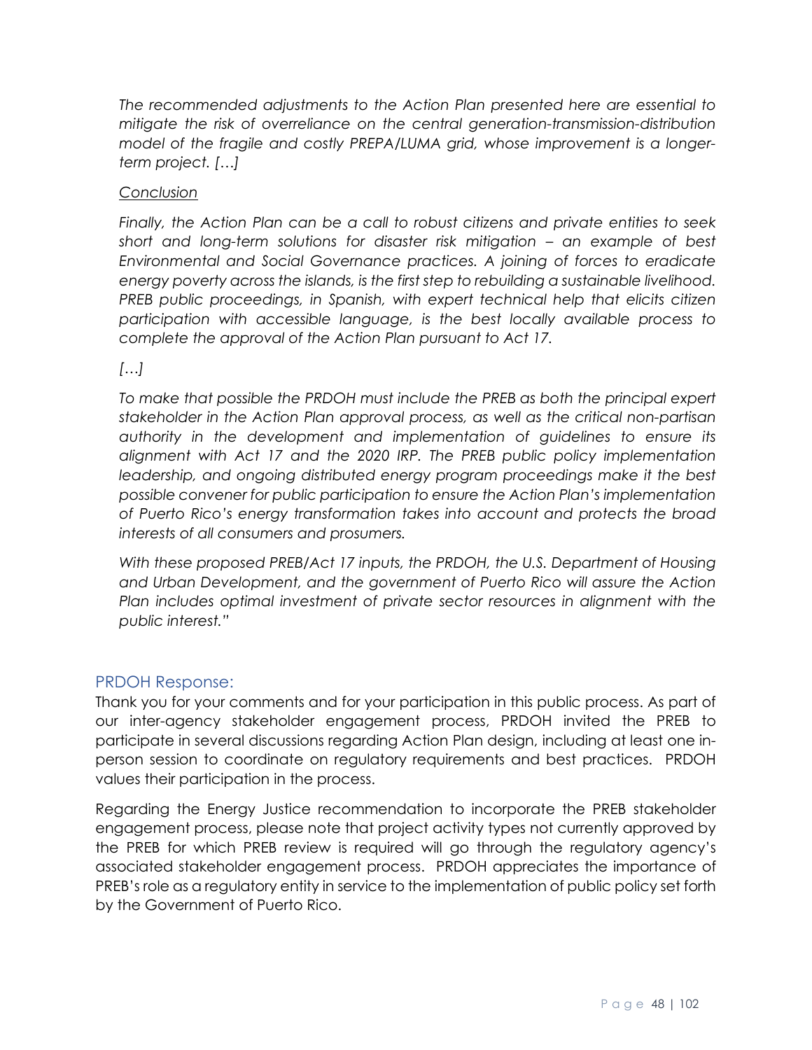*The recommended adjustments to the Action Plan presented here are essential to mitigate the risk of overreliance on the central generation-transmission-distribution model of the fragile and costly PREPA/LUMA grid, whose improvement is a longer-term project. […]*

*Conclusion*

*Finally, the Action Plan can be a call to robust citizens and private entities to seek short and long-term solutions for disaster risk mitigation – an example of best Environmental and Social Governance practices. A joining of forces to eradicate energy poverty across the islands, is the first step to rebuilding a sustainable livelihood. PREB public proceedings, in Spanish, with expert technical help that elicits citizen participation with accessible language, is the best locally available process to complete the approval of the Action Plan pursuant to Act 17.*

*[…]*

*To make that possible the PRDOH must include the PREB as both the principal expert stakeholder in the Action Plan approval process, as well as the critical non-partisan authority in the development and implementation of guidelines to ensure its alignment with Act 17 and the 2020 IRP. The PREB public policy implementation leadership, and ongoing distributed energy program proceedings make it the best possible convener for public participation to ensure the Action Plan's implementation of Puerto Rico's energy transformation takes into account and protects the broad interests of all consumers and prosumers.*

*With these proposed PREB/Act 17 inputs, the PRDOH, the U.S. Department of Housing and Urban Development, and the government of Puerto Rico will assure the Action Plan includes optimal investment of private sector resources in alignment with the public interest."*

## PRDOH Response:

Thank you for your comments and for your participation in this public process. As part of our inter-agency stakeholder engagement process, PRDOH invited the PREB to participate in several discussions regarding Action Plan design, including at least one in-person session to coordinate on regulatory requirements and best practices. PRDOH values their participation in the process.

Regarding the Energy Justice recommendation to incorporate the PREB stakeholder engagement process, please note that project activity types not currently approved by the PREB for which PREB review is required will go through the regulatory agency's associated stakeholder engagement process. PRDOH appreciates the importance of PREB's role as a regulatory entity in service to the implementation of public policy set forth by the Government of Puerto Rico.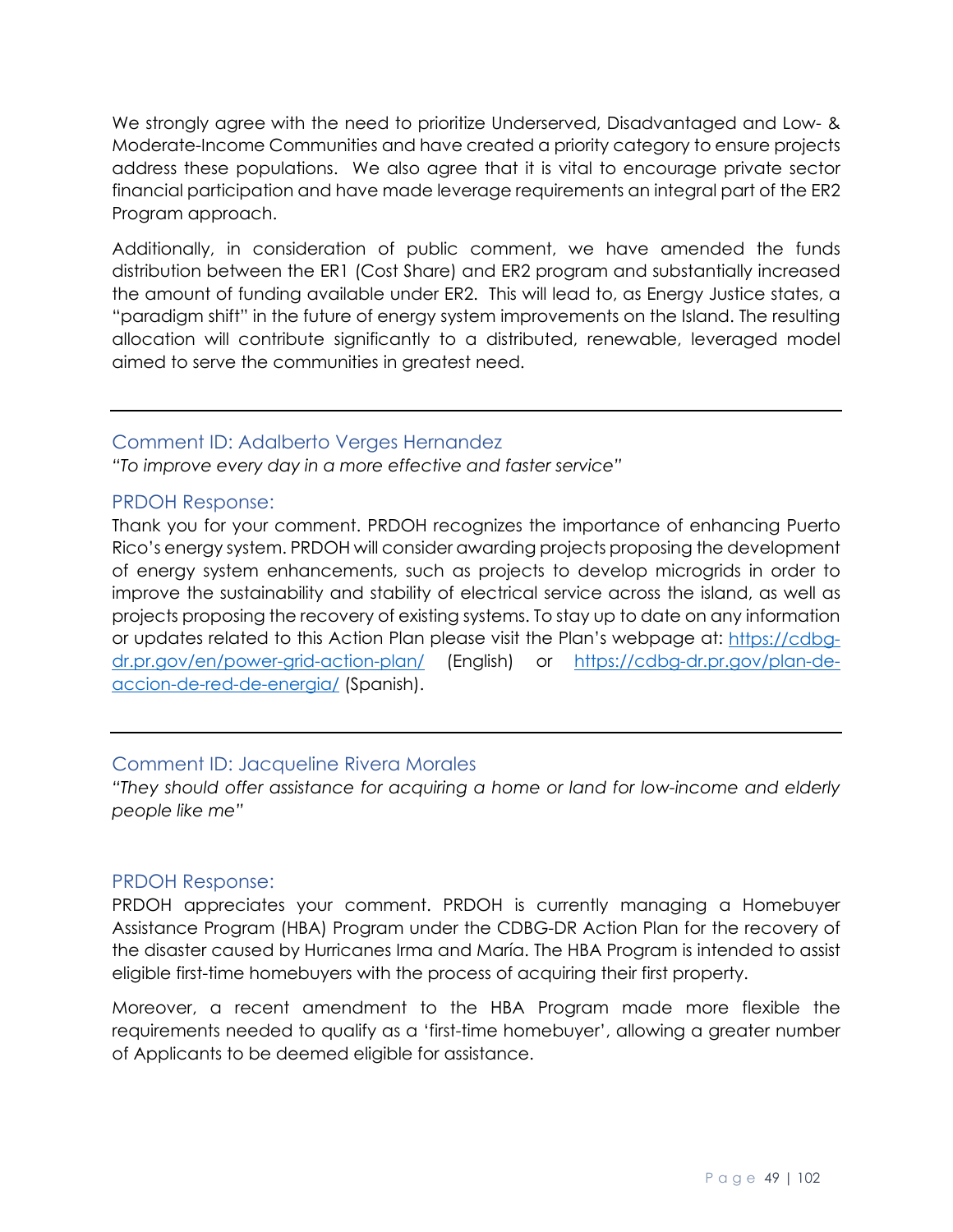We strongly agree with the need to prioritize Underserved, Disadvantaged and Low- & Moderate-Income Communities and have created a priority category to ensure projects address these populations. We also agree that it is vital to encourage private sector financial participation and have made leverage requirements an integral part of the ER2 Program approach.

Additionally, in consideration of public comment, we have amended the funds distribution between the ER1 (Cost Share) and ER2 program and substantially increased the amount of funding available under ER2. This will lead to, as Energy Justice states, a "paradigm shift" in the future of energy system improvements on the Island. The resulting allocation will contribute significantly to a distributed, renewable, leveraged model aimed to serve the communities in greatest need.

---

### Comment ID: Adalberto Verges Hernandez

*"To improve every day in a more effective and faster service"*

### PRDOH Response:

Thank you for your comment. PRDOH recognizes the importance of enhancing Puerto Rico's energy system. PRDOH will consider awarding projects proposing the development of energy system enhancements, such as projects to develop microgrids in order to improve the sustainability and stability of electrical service across the island, as well as projects proposing the recovery of existing systems. To stay up to date on any information or updates related to this Action Plan please visit the Plan's webpage at: [https://cdbg-dr.pr.gov/en/power-grid-action-plan/](https://cdbg-dr.pr.gov/en/power-grid-action-plan/) (English) or [https://cdbg-dr.pr.gov/plan-de-accion-de-red-de-energia/](https://cdbg-dr.pr.gov/plan-de-accion-de-red-de-energia/) (Spanish).

---

### Comment ID: Jacqueline Rivera Morales

*"They should offer assistance for acquiring a home or land for low-income and elderly people like me"*

### PRDOH Response:

PRDOH appreciates your comment. PRDOH is currently managing a Homebuyer Assistance Program (HBA) Program under the CDBG-DR Action Plan for the recovery of the disaster caused by Hurricanes Irma and María. The HBA Program is intended to assist eligible first-time homebuyers with the process of acquiring their first property.

Moreover, a recent amendment to the HBA Program made more flexible the requirements needed to qualify as a 'first-time homebuyer', allowing a greater number of Applicants to be deemed eligible for assistance.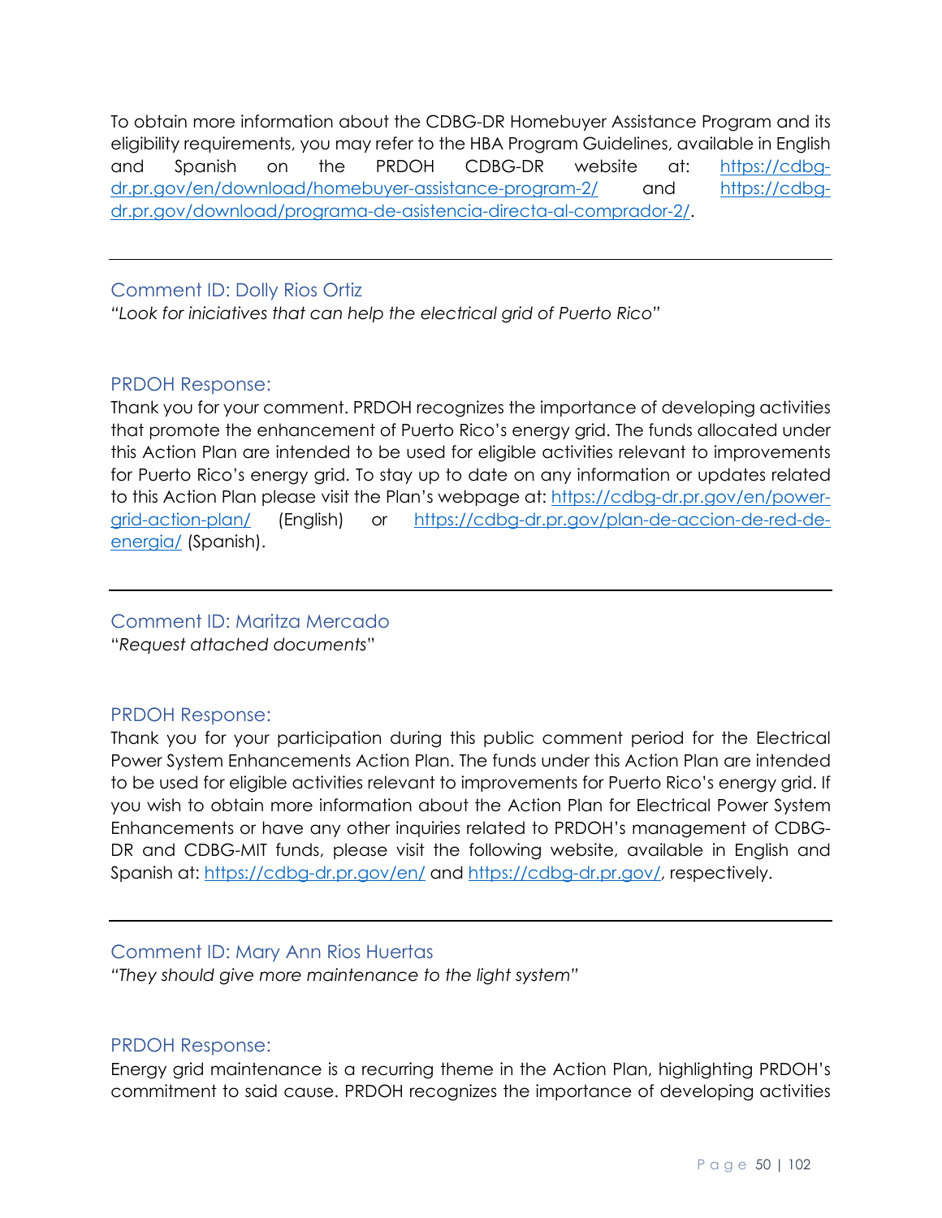To obtain more information about the CDBG-DR Homebuyer Assistance Program and its eligibility requirements, you may refer to the HBA Program Guidelines, available in English and Spanish on the PRDOH CDBG-DR website at: https://cdbg-dr.pr.gov/en/download/homebuyer-assistance-program-2/ and https://cdbg-dr.pr.gov/download/programa-de-asistencia-directa-al-comprador-2/.

---

### Comment ID: Dolly Rios Ortiz

*"Look for iniciatives that can help the electrical grid of Puerto Rico"*

### PRDOH Response:

Thank you for your comment. PRDOH recognizes the importance of developing activities that promote the enhancement of Puerto Rico's energy grid. The funds allocated under this Action Plan are intended to be used for eligible activities relevant to improvements for Puerto Rico's energy grid. To stay up to date on any information or updates related to this Action Plan please visit the Plan's webpage at: https://cdbg-dr.pr.gov/en/power-grid-action-plan/ (English) or https://cdbg-dr.pr.gov/plan-de-accion-de-red-de-energia/ (Spanish).

---

### Comment ID: Maritza Mercado

"*Request attached documents*"

### PRDOH Response:

Thank you for your participation during this public comment period for the Electrical Power System Enhancements Action Plan. The funds under this Action Plan are intended to be used for eligible activities relevant to improvements for Puerto Rico's energy grid. If you wish to obtain more information about the Action Plan for Electrical Power System Enhancements or have any other inquiries related to PRDOH's management of CDBG-DR and CDBG-MIT funds, please visit the following website, available in English and Spanish at: https://cdbg-dr.pr.gov/en/ and https://cdbg-dr.pr.gov/, respectively.

---

### Comment ID: Mary Ann Rios Huertas

*"They should give more maintenance to the light system"*

### PRDOH Response:

Energy grid maintenance is a recurring theme in the Action Plan, highlighting PRDOH's commitment to said cause. PRDOH recognizes the importance of developing activities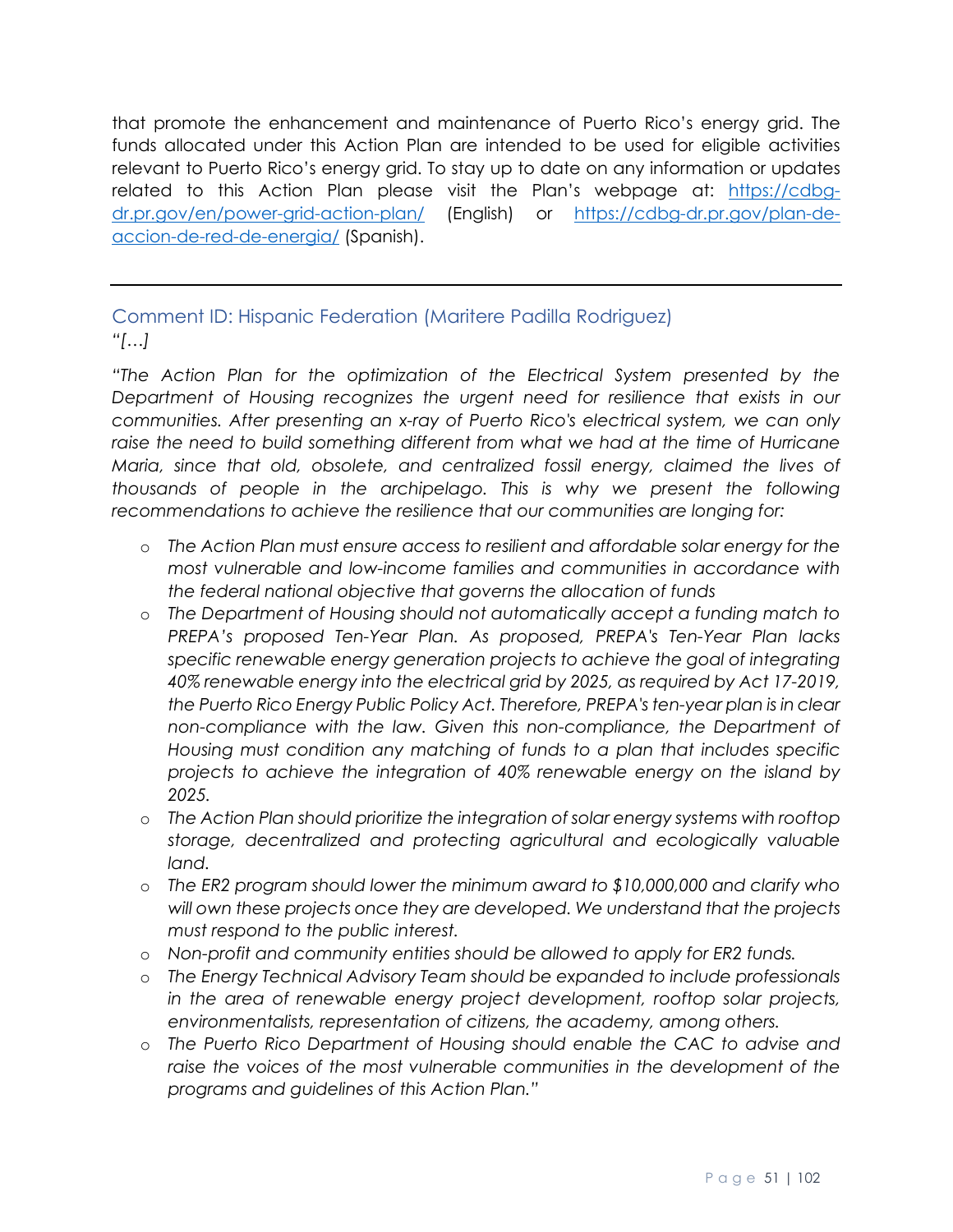that promote the enhancement and maintenance of Puerto Rico's energy grid. The funds allocated under this Action Plan are intended to be used for eligible activities relevant to Puerto Rico's energy grid. To stay up to date on any information or updates related to this Action Plan please visit the Plan's webpage at: [https://cdbg-dr.pr.gov/en/power-grid-action-plan/](https://cdbg-dr.pr.gov/en/power-grid-action-plan/) (English) or [https://cdbg-dr.pr.gov/plan-de-accion-de-red-de-energia/](https://cdbg-dr.pr.gov/plan-de-accion-de-red-de-energia/) (Spanish).

---

### Comment ID: Hispanic Federation (Maritere Padilla Rodriguez)

*"[…]*

*"The Action Plan for the optimization of the Electrical System presented by the Department of Housing recognizes the urgent need for resilience that exists in our communities. After presenting an x-ray of Puerto Rico's electrical system, we can only raise the need to build something different from what we had at the time of Hurricane Maria, since that old, obsolete, and centralized fossil energy, claimed the lives of thousands of people in the archipelago. This is why we present the following recommendations to achieve the resilience that our communities are longing for:*

- *The Action Plan must ensure access to resilient and affordable solar energy for the most vulnerable and low-income families and communities in accordance with the federal national objective that governs the allocation of funds*
- *The Department of Housing should not automatically accept a funding match to PREPA's proposed Ten-Year Plan. As proposed, PREPA's Ten-Year Plan lacks specific renewable energy generation projects to achieve the goal of integrating 40% renewable energy into the electrical grid by 2025, as required by Act 17-2019, the Puerto Rico Energy Public Policy Act. Therefore, PREPA's ten-year plan is in clear non-compliance with the law. Given this non-compliance, the Department of Housing must condition any matching of funds to a plan that includes specific projects to achieve the integration of 40% renewable energy on the island by 2025.*
- *The Action Plan should prioritize the integration of solar energy systems with rooftop storage, decentralized and protecting agricultural and ecologically valuable land.*
- *The ER2 program should lower the minimum award to $10,000,000 and clarify who will own these projects once they are developed. We understand that the projects must respond to the public interest.*
- *Non-profit and community entities should be allowed to apply for ER2 funds.*
- *The Energy Technical Advisory Team should be expanded to include professionals in the area of renewable energy project development, rooftop solar projects, environmentalists, representation of citizens, the academy, among others.*
- *The Puerto Rico Department of Housing should enable the CAC to advise and raise the voices of the most vulnerable communities in the development of the programs and guidelines of this Action Plan."*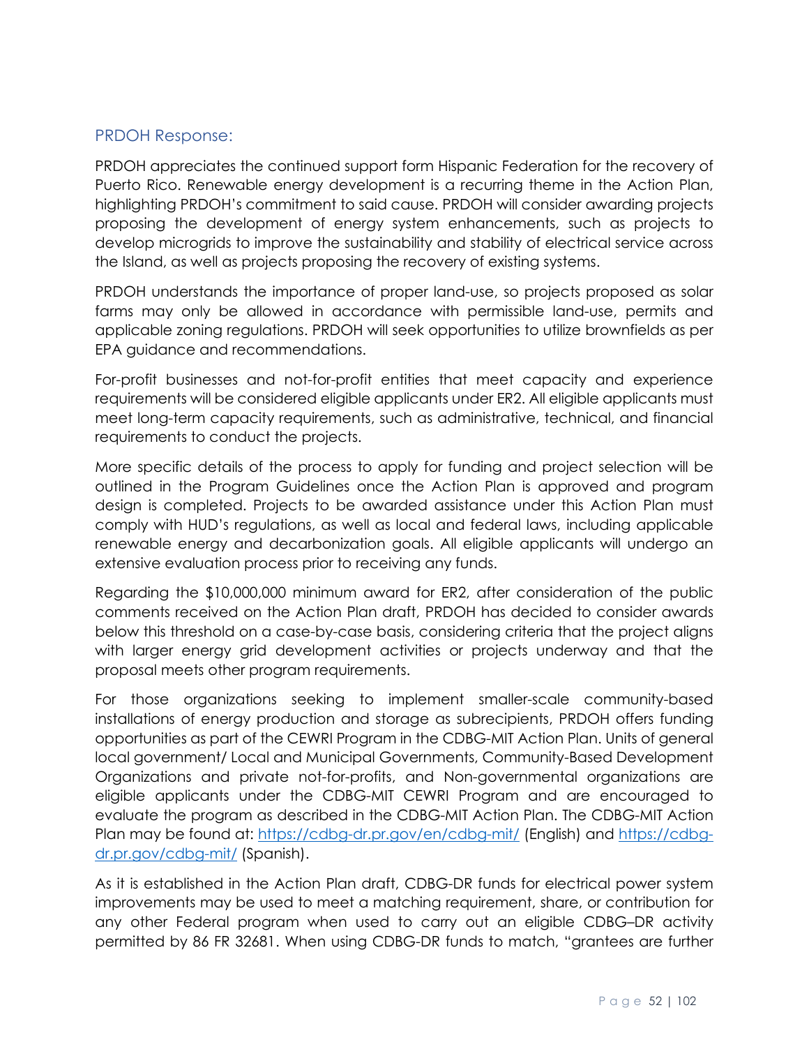## PRDOH Response:

PRDOH appreciates the continued support form Hispanic Federation for the recovery of Puerto Rico. Renewable energy development is a recurring theme in the Action Plan, highlighting PRDOH's commitment to said cause. PRDOH will consider awarding projects proposing the development of energy system enhancements, such as projects to develop microgrids to improve the sustainability and stability of electrical service across the Island, as well as projects proposing the recovery of existing systems.

PRDOH understands the importance of proper land-use, so projects proposed as solar farms may only be allowed in accordance with permissible land-use, permits and applicable zoning regulations. PRDOH will seek opportunities to utilize brownfields as per EPA guidance and recommendations.

For-profit businesses and not-for-profit entities that meet capacity and experience requirements will be considered eligible applicants under ER2. All eligible applicants must meet long-term capacity requirements, such as administrative, technical, and financial requirements to conduct the projects.

More specific details of the process to apply for funding and project selection will be outlined in the Program Guidelines once the Action Plan is approved and program design is completed. Projects to be awarded assistance under this Action Plan must comply with HUD's regulations, as well as local and federal laws, including applicable renewable energy and decarbonization goals. All eligible applicants will undergo an extensive evaluation process prior to receiving any funds.

Regarding the $10,000,000 minimum award for ER2, after consideration of the public comments received on the Action Plan draft, PRDOH has decided to consider awards below this threshold on a case-by-case basis, considering criteria that the project aligns with larger energy grid development activities or projects underway and that the proposal meets other program requirements.

For those organizations seeking to implement smaller-scale community-based installations of energy production and storage as subrecipients, PRDOH offers funding opportunities as part of the CEWRI Program in the CDBG-MIT Action Plan. Units of general local government/ Local and Municipal Governments, Community-Based Development Organizations and private not-for-profits, and Non-governmental organizations are eligible applicants under the CDBG-MIT CEWRI Program and are encouraged to evaluate the program as described in the CDBG-MIT Action Plan. The CDBG-MIT Action Plan may be found at: [https://cdbg-dr.pr.gov/en/cdbg-mit/](https://cdbg-dr.pr.gov/en/cdbg-mit/) (English) and [https://cdbg-dr.pr.gov/cdbg-mit/](https://cdbg-dr.pr.gov/cdbg-mit/) (Spanish).

As it is established in the Action Plan draft, CDBG-DR funds for electrical power system improvements may be used to meet a matching requirement, share, or contribution for any other Federal program when used to carry out an eligible CDBG–DR activity permitted by 86 FR 32681. When using CDBG-DR funds to match, "grantees are further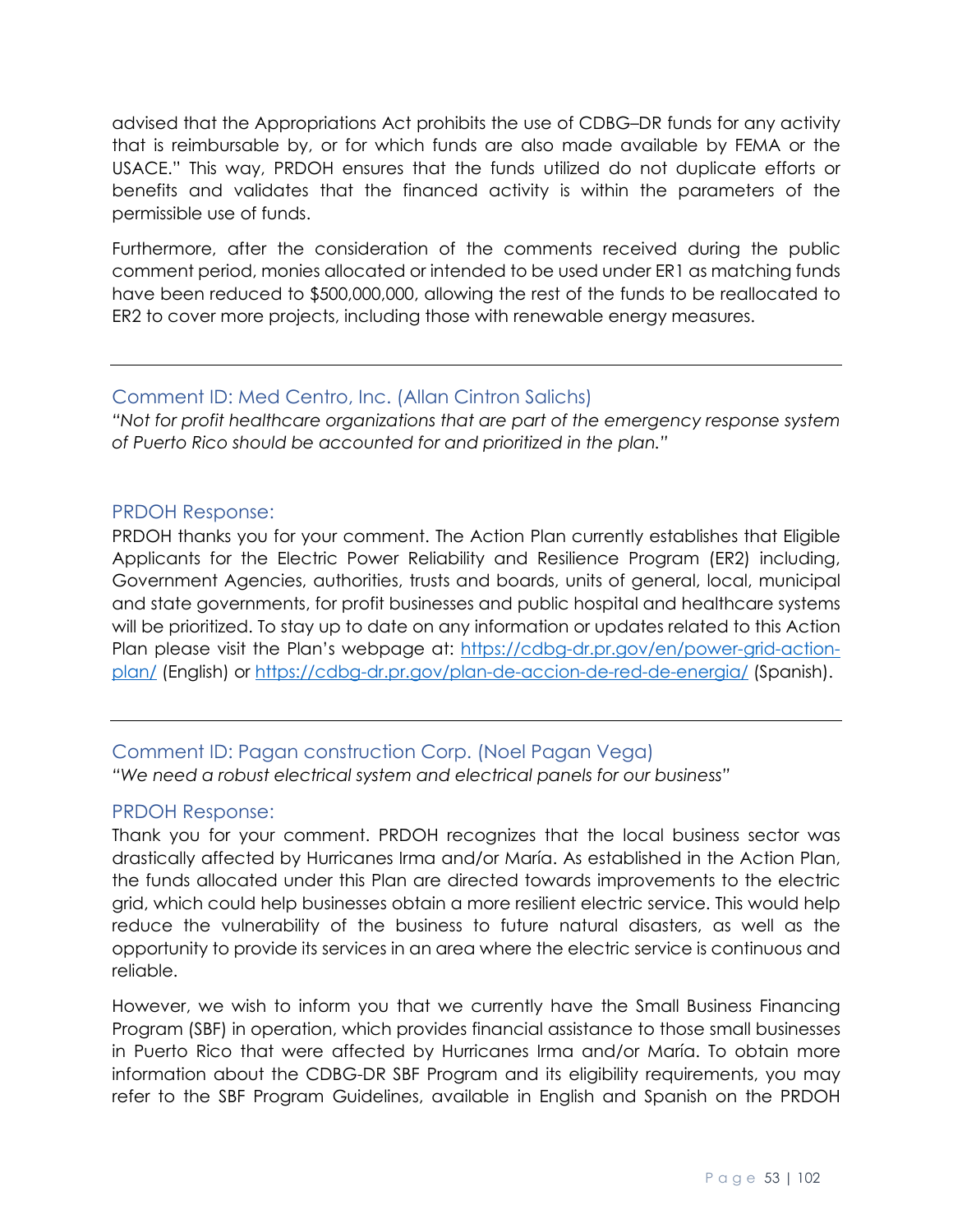advised that the Appropriations Act prohibits the use of CDBG–DR funds for any activity that is reimbursable by, or for which funds are also made available by FEMA or the USACE." This way, PRDOH ensures that the funds utilized do not duplicate efforts or benefits and validates that the financed activity is within the parameters of the permissible use of funds.

Furthermore, after the consideration of the comments received during the public comment period, monies allocated or intended to be used under ER1 as matching funds have been reduced to $500,000,000, allowing the rest of the funds to be reallocated to ER2 to cover more projects, including those with renewable energy measures.

---

### Comment ID: Med Centro, Inc. (Allan Cintron Salichs)

*"Not for profit healthcare organizations that are part of the emergency response system of Puerto Rico should be accounted for and prioritized in the plan."*

### PRDOH Response:

PRDOH thanks you for your comment. The Action Plan currently establishes that Eligible Applicants for the Electric Power Reliability and Resilience Program (ER2) including, Government Agencies, authorities, trusts and boards, units of general, local, municipal and state governments, for profit businesses and public hospital and healthcare systems will be prioritized. To stay up to date on any information or updates related to this Action Plan please visit the Plan's webpage at: [https://cdbg-dr.pr.gov/en/power-grid-action-plan/](https://cdbg-dr.pr.gov/en/power-grid-action-plan/) (English) or [https://cdbg-dr.pr.gov/plan-de-accion-de-red-de-energia/](https://cdbg-dr.pr.gov/plan-de-accion-de-red-de-energia/) (Spanish).

---

### Comment ID: Pagan construction Corp. (Noel Pagan Vega)

*"We need a robust electrical system and electrical panels for our business"*

### PRDOH Response:

Thank you for your comment. PRDOH recognizes that the local business sector was drastically affected by Hurricanes Irma and/or María. As established in the Action Plan, the funds allocated under this Plan are directed towards improvements to the electric grid, which could help businesses obtain a more resilient electric service. This would help reduce the vulnerability of the business to future natural disasters, as well as the opportunity to provide its services in an area where the electric service is continuous and reliable.

However, we wish to inform you that we currently have the Small Business Financing Program (SBF) in operation, which provides financial assistance to those small businesses in Puerto Rico that were affected by Hurricanes Irma and/or María. To obtain more information about the CDBG-DR SBF Program and its eligibility requirements, you may refer to the SBF Program Guidelines, available in English and Spanish on the PRDOH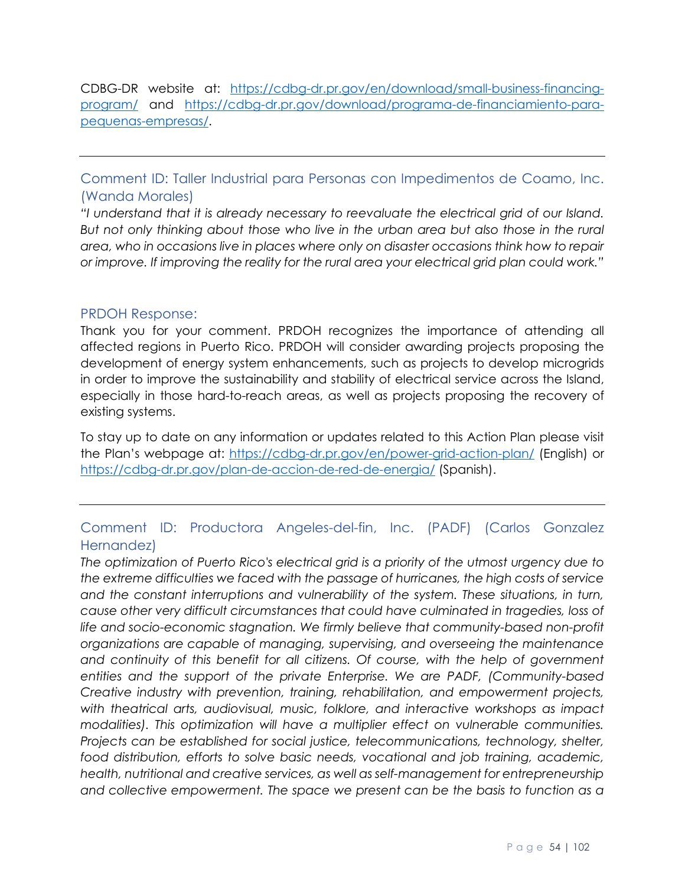CDBG-DR website at: https://cdbg-dr.pr.gov/en/download/small-business-financing-program/ and https://cdbg-dr.pr.gov/download/programa-de-financiamiento-para-pequenas-empresas/.

---

### Comment ID: Taller Industrial para Personas con Impedimentos de Coamo, Inc. (Wanda Morales)

*"I understand that it is already necessary to reevaluate the electrical grid of our Island. But not only thinking about those who live in the urban area but also those in the rural area, who in occasions live in places where only on disaster occasions think how to repair or improve. If improving the reality for the rural area your electrical grid plan could work."*

### PRDOH Response:

Thank you for your comment. PRDOH recognizes the importance of attending all affected regions in Puerto Rico. PRDOH will consider awarding projects proposing the development of energy system enhancements, such as projects to develop microgrids in order to improve the sustainability and stability of electrical service across the Island, especially in those hard-to-reach areas, as well as projects proposing the recovery of existing systems.

To stay up to date on any information or updates related to this Action Plan please visit the Plan's webpage at: https://cdbg-dr.pr.gov/en/power-grid-action-plan/ (English) or https://cdbg-dr.pr.gov/plan-de-accion-de-red-de-energia/ (Spanish).

---

### Comment ID: Productora Angeles-del-fin, Inc. (PADF) (Carlos Gonzalez Hernandez)

*The optimization of Puerto Rico's electrical grid is a priority of the utmost urgency due to the extreme difficulties we faced with the passage of hurricanes, the high costs of service and the constant interruptions and vulnerability of the system. These situations, in turn, cause other very difficult circumstances that could have culminated in tragedies, loss of life and socio-economic stagnation. We firmly believe that community-based non-profit organizations are capable of managing, supervising, and overseeing the maintenance and continuity of this benefit for all citizens. Of course, with the help of government entities and the support of the private Enterprise. We are PADF, (Community-based Creative industry with prevention, training, rehabilitation, and empowerment projects, with theatrical arts, audiovisual, music, folklore, and interactive workshops as impact modalities). This optimization will have a multiplier effect on vulnerable communities. Projects can be established for social justice, telecommunications, technology, shelter, food distribution, efforts to solve basic needs, vocational and job training, academic, health, nutritional and creative services, as well as self-management for entrepreneurship and collective empowerment. The space we present can be the basis to function as a*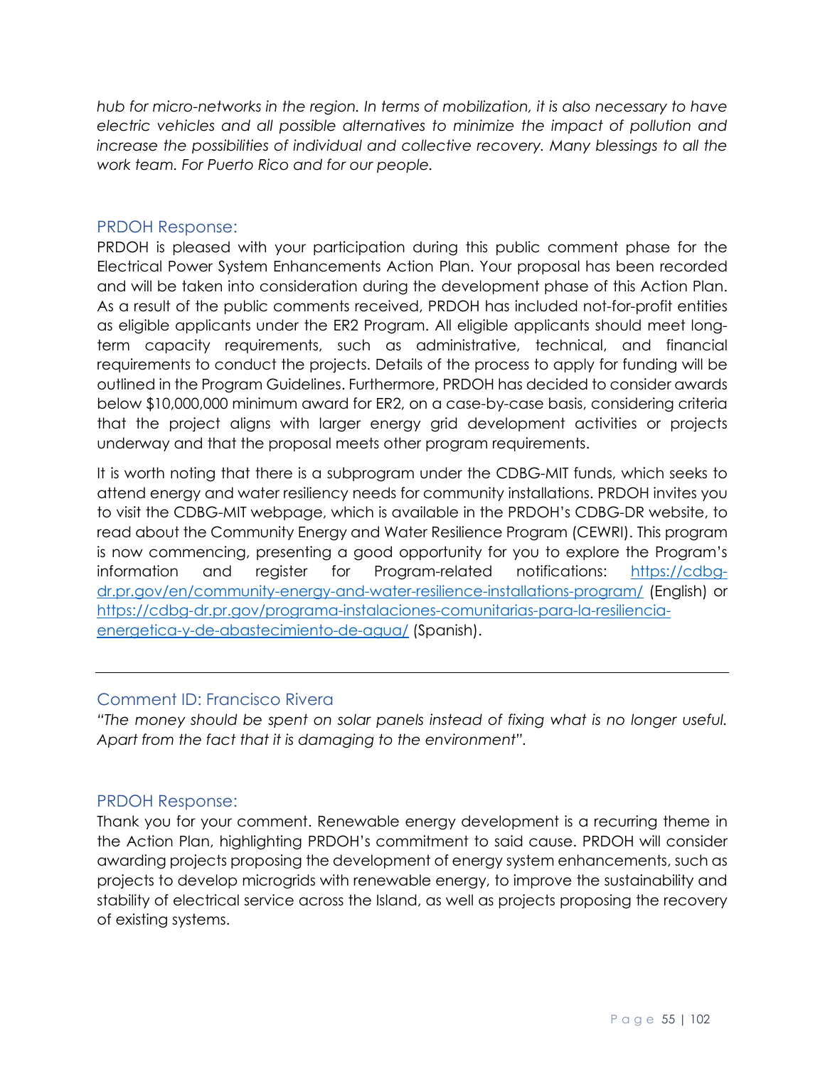*hub for micro-networks in the region. In terms of mobilization, it is also necessary to have electric vehicles and all possible alternatives to minimize the impact of pollution and increase the possibilities of individual and collective recovery. Many blessings to all the work team. For Puerto Rico and for our people.*

### PRDOH Response:

PRDOH is pleased with your participation during this public comment phase for the Electrical Power System Enhancements Action Plan. Your proposal has been recorded and will be taken into consideration during the development phase of this Action Plan. As a result of the public comments received, PRDOH has included not-for-profit entities as eligible applicants under the ER2 Program. All eligible applicants should meet long-term capacity requirements, such as administrative, technical, and financial requirements to conduct the projects. Details of the process to apply for funding will be outlined in the Program Guidelines. Furthermore, PRDOH has decided to consider awards below $10,000,000 minimum award for ER2, on a case-by-case basis, considering criteria that the project aligns with larger energy grid development activities or projects underway and that the proposal meets other program requirements.

It is worth noting that there is a subprogram under the CDBG-MIT funds, which seeks to attend energy and water resiliency needs for community installations. PRDOH invites you to visit the CDBG-MIT webpage, which is available in the PRDOH's CDBG-DR website, to read about the Community Energy and Water Resilience Program (CEWRI). This program is now commencing, presenting a good opportunity for you to explore the Program's information and register for Program-related notifications: [https://cdbg-dr.pr.gov/en/community-energy-and-water-resilience-installations-program/](https://cdbg-dr.pr.gov/en/community-energy-and-water-resilience-installations-program/) (English) or [https://cdbg-dr.pr.gov/programa-instalaciones-comunitarias-para-la-resiliencia-energetica-y-de-abastecimiento-de-agua/](https://cdbg-dr.pr.gov/programa-instalaciones-comunitarias-para-la-resiliencia-energetica-y-de-abastecimiento-de-agua/) (Spanish).

---

### Comment ID: Francisco Rivera

*"The money should be spent on solar panels instead of fixing what is no longer useful. Apart from the fact that it is damaging to the environment".*

### PRDOH Response:

Thank you for your comment. Renewable energy development is a recurring theme in the Action Plan, highlighting PRDOH's commitment to said cause. PRDOH will consider awarding projects proposing the development of energy system enhancements, such as projects to develop microgrids with renewable energy, to improve the sustainability and stability of electrical service across the Island, as well as projects proposing the recovery of existing systems.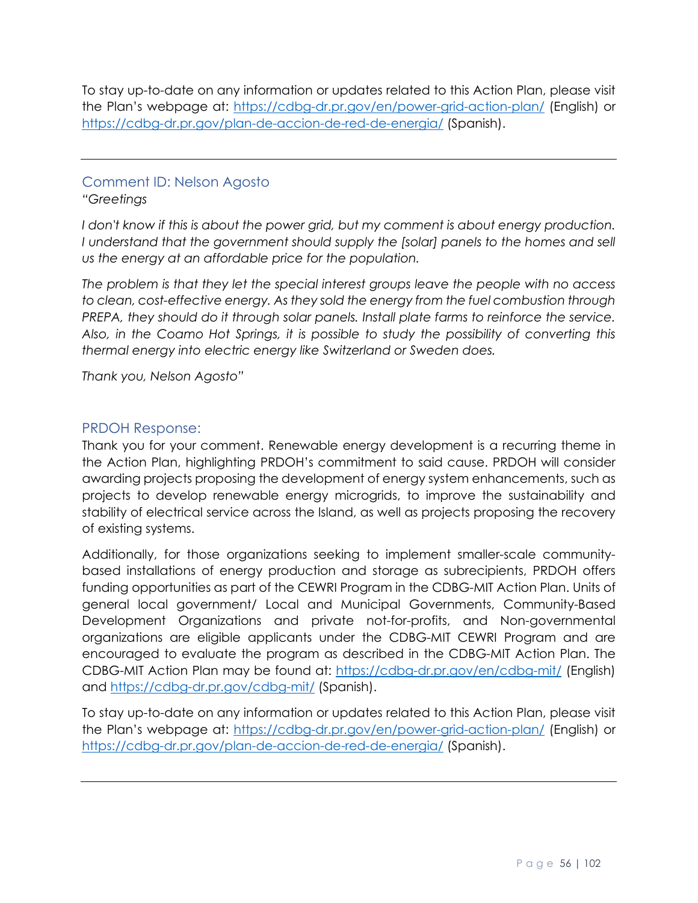To stay up-to-date on any information or updates related to this Action Plan, please visit the Plan's webpage at: https://cdbg-dr.pr.gov/en/power-grid-action-plan/ (English) or https://cdbg-dr.pr.gov/plan-de-accion-de-red-de-energia/ (Spanish).

---

### Comment ID: Nelson Agosto

*"Greetings*

*I don't know if this is about the power grid, but my comment is about energy production. I understand that the government should supply the [solar] panels to the homes and sell us the energy at an affordable price for the population.*

*The problem is that they let the special interest groups leave the people with no access to clean, cost-effective energy. As they sold the energy from the fuel combustion through PREPA, they should do it through solar panels. Install plate farms to reinforce the service. Also, in the Coamo Hot Springs, it is possible to study the possibility of converting this thermal energy into electric energy like Switzerland or Sweden does.*

*Thank you, Nelson Agosto"*

### PRDOH Response:

Thank you for your comment. Renewable energy development is a recurring theme in the Action Plan, highlighting PRDOH's commitment to said cause. PRDOH will consider awarding projects proposing the development of energy system enhancements, such as projects to develop renewable energy microgrids, to improve the sustainability and stability of electrical service across the Island, as well as projects proposing the recovery of existing systems.

Additionally, for those organizations seeking to implement smaller-scale community-based installations of energy production and storage as subrecipients, PRDOH offers funding opportunities as part of the CEWRI Program in the CDBG-MIT Action Plan. Units of general local government/ Local and Municipal Governments, Community-Based Development Organizations and private not-for-profits, and Non-governmental organizations are eligible applicants under the CDBG-MIT CEWRI Program and are encouraged to evaluate the program as described in the CDBG-MIT Action Plan. The CDBG-MIT Action Plan may be found at: https://cdbg-dr.pr.gov/en/cdbg-mit/ (English) and https://cdbg-dr.pr.gov/cdbg-mit/ (Spanish).

To stay up-to-date on any information or updates related to this Action Plan, please visit the Plan's webpage at: https://cdbg-dr.pr.gov/en/power-grid-action-plan/ (English) or https://cdbg-dr.pr.gov/plan-de-accion-de-red-de-energia/ (Spanish).

---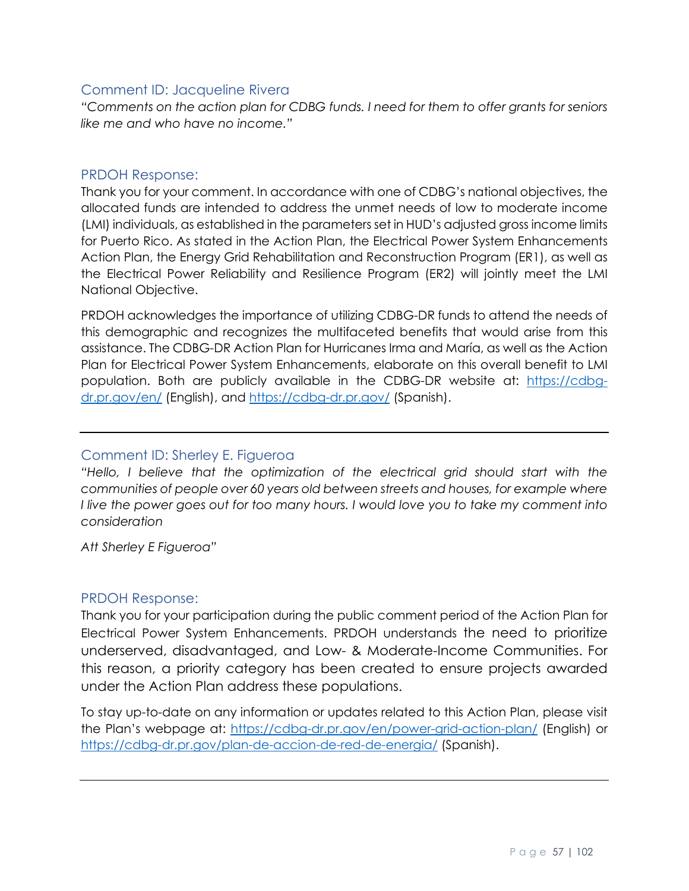### Comment ID: Jacqueline Rivera

*"Comments on the action plan for CDBG funds. I need for them to offer grants for seniors like me and who have no income."*

### PRDOH Response:

Thank you for your comment. In accordance with one of CDBG's national objectives, the allocated funds are intended to address the unmet needs of low to moderate income (LMI) individuals, as established in the parameters set in HUD's adjusted gross income limits for Puerto Rico. As stated in the Action Plan, the Electrical Power System Enhancements Action Plan, the Energy Grid Rehabilitation and Reconstruction Program (ER1), as well as the Electrical Power Reliability and Resilience Program (ER2) will jointly meet the LMI National Objective.

PRDOH acknowledges the importance of utilizing CDBG-DR funds to attend the needs of this demographic and recognizes the multifaceted benefits that would arise from this assistance. The CDBG-DR Action Plan for Hurricanes Irma and María, as well as the Action Plan for Electrical Power System Enhancements, elaborate on this overall benefit to LMI population. Both are publicly available in the CDBG-DR website at: https://cdbg-dr.pr.gov/en/ (English), and https://cdbg-dr.pr.gov/ (Spanish).

---

### Comment ID: Sherley E. Figueroa

*"Hello, I believe that the optimization of the electrical grid should start with the communities of people over 60 years old between streets and houses, for example where I live the power goes out for too many hours. I would love you to take my comment into consideration*

*Att Sherley E Figueroa"*

### PRDOH Response:

Thank you for your participation during the public comment period of the Action Plan for Electrical Power System Enhancements. PRDOH understands the need to prioritize underserved, disadvantaged, and Low- & Moderate-Income Communities. For this reason, a priority category has been created to ensure projects awarded under the Action Plan address these populations.

To stay up-to-date on any information or updates related to this Action Plan, please visit the Plan's webpage at: https://cdbg-dr.pr.gov/en/power-grid-action-plan/ (English) or https://cdbg-dr.pr.gov/plan-de-accion-de-red-de-energia/ (Spanish).

---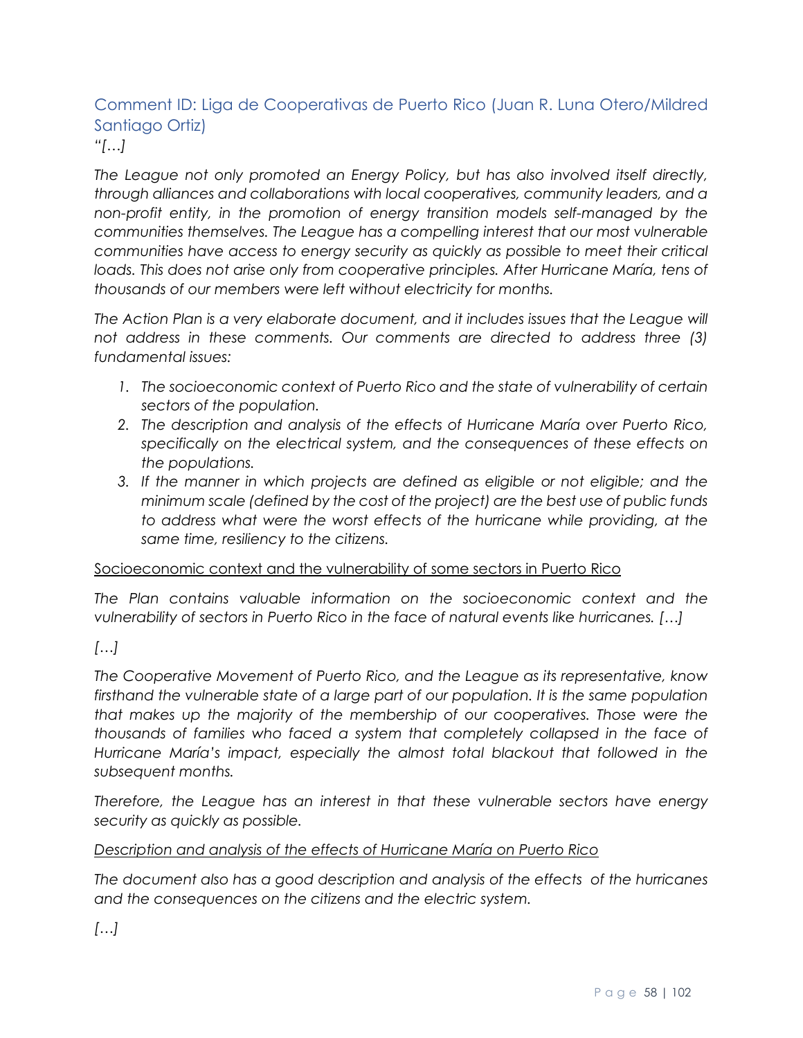### Comment ID: Liga de Cooperativas de Puerto Rico (Juan R. Luna Otero/Mildred Santiago Ortiz)

*"[…]*

*The League not only promoted an Energy Policy, but has also involved itself directly, through alliances and collaborations with local cooperatives, community leaders, and a non-profit entity, in the promotion of energy transition models self-managed by the communities themselves. The League has a compelling interest that our most vulnerable communities have access to energy security as quickly as possible to meet their critical loads. This does not arise only from cooperative principles. After Hurricane María, tens of thousands of our members were left without electricity for months.*

*The Action Plan is a very elaborate document, and it includes issues that the League will not address in these comments. Our comments are directed to address three (3) fundamental issues:*

1. *The socioeconomic context of Puerto Rico and the state of vulnerability of certain sectors of the population.*
2. *The description and analysis of the effects of Hurricane María over Puerto Rico, specifically on the electrical system, and the consequences of these effects on the populations.*
3. *If the manner in which projects are defined as eligible or not eligible; and the minimum scale (defined by the cost of the project) are the best use of public funds to address what were the worst effects of the hurricane while providing, at the same time, resiliency to the citizens.*

<u>Socioeconomic context and the vulnerability of some sectors in Puerto Rico</u>

*The Plan contains valuable information on the socioeconomic context and the vulnerability of sectors in Puerto Rico in the face of natural events like hurricanes. […]*

*[…]*

*The Cooperative Movement of Puerto Rico, and the League as its representative, know firsthand the vulnerable state of a large part of our population. It is the same population that makes up the majority of the membership of our cooperatives. Those were the thousands of families who faced a system that completely collapsed in the face of Hurricane María's impact, especially the almost total blackout that followed in the subsequent months.*

*Therefore, the League has an interest in that these vulnerable sectors have energy security as quickly as possible.*

*<u>Description and analysis of the effects of Hurricane María on Puerto Rico</u>*

*The document also has a good description and analysis of the effects of the hurricanes and the consequences on the citizens and the electric system.*

*[…]*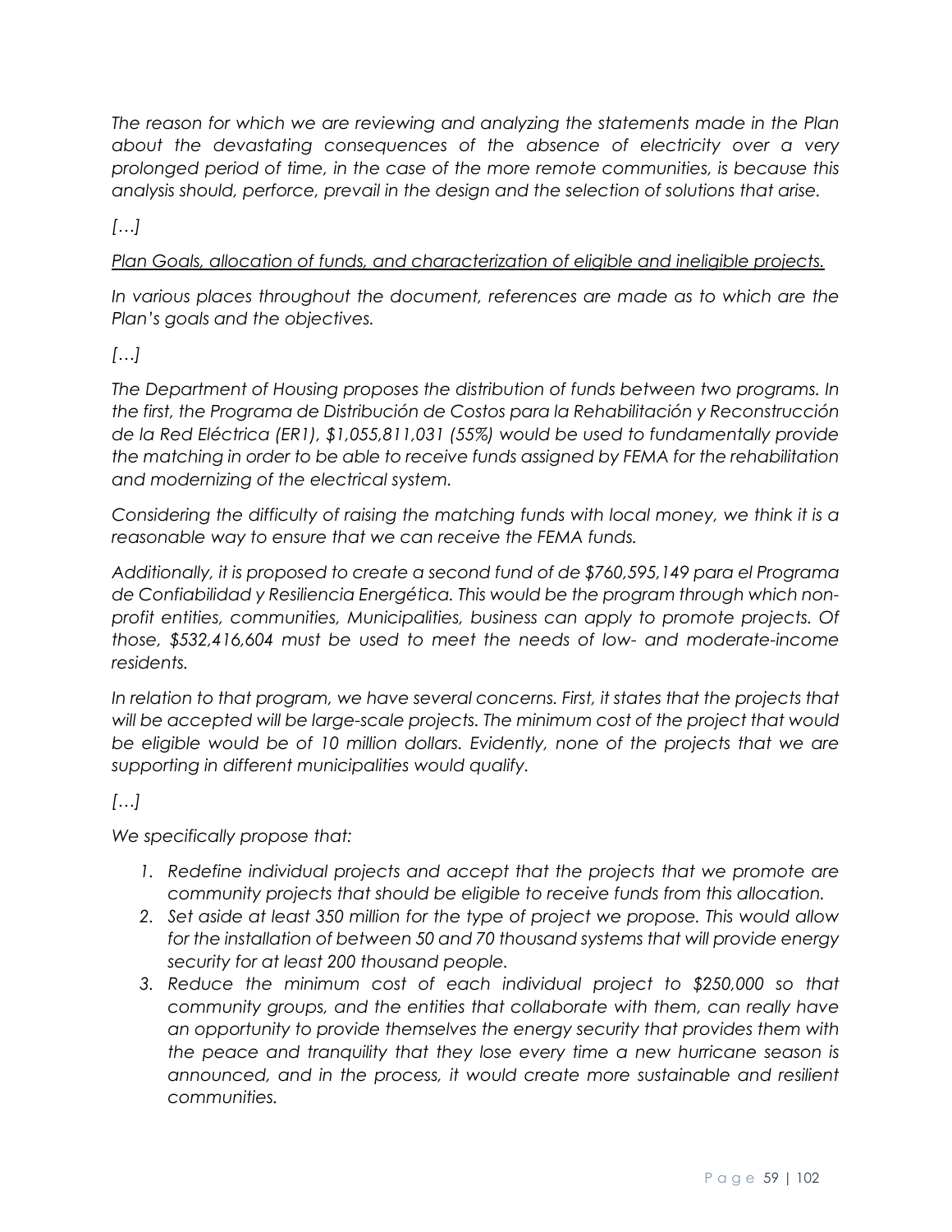*The reason for which we are reviewing and analyzing the statements made in the Plan about the devastating consequences of the absence of electricity over a very prolonged period of time, in the case of the more remote communities, is because this analysis should, perforce, prevail in the design and the selection of solutions that arise.*

*[…]*

*<u>Plan Goals, allocation of funds, and characterization of eligible and ineligible projects.</u>*

*In various places throughout the document, references are made as to which are the Plan's goals and the objectives.*

*[…]*

*The Department of Housing proposes the distribution of funds between two programs. In the first, the Programa de Distribución de Costos para la Rehabilitación y Reconstrucción de la Red Eléctrica (ER1), $1,055,811,031 (55%) would be used to fundamentally provide the matching in order to be able to receive funds assigned by FEMA for the rehabilitation and modernizing of the electrical system.*

*Considering the difficulty of raising the matching funds with local money, we think it is a reasonable way to ensure that we can receive the FEMA funds.*

*Additionally, it is proposed to create a second fund of de $760,595,149 para el Programa de Confiabilidad y Resiliencia Energética. This would be the program through which non-profit entities, communities, Municipalities, business can apply to promote projects. Of those, $532,416,604 must be used to meet the needs of low- and moderate-income residents.*

*In relation to that program, we have several concerns. First, it states that the projects that will be accepted will be large-scale projects. The minimum cost of the project that would be eligible would be of 10 million dollars. Evidently, none of the projects that we are supporting in different municipalities would qualify.*

*[…]*

*We specifically propose that:*

1. *Redefine individual projects and accept that the projects that we promote are community projects that should be eligible to receive funds from this allocation.*
2. *Set aside at least 350 million for the type of project we propose. This would allow for the installation of between 50 and 70 thousand systems that will provide energy security for at least 200 thousand people.*
3. *Reduce the minimum cost of each individual project to $250,000 so that community groups, and the entities that collaborate with them, can really have an opportunity to provide themselves the energy security that provides them with the peace and tranquility that they lose every time a new hurricane season is announced, and in the process, it would create more sustainable and resilient communities.*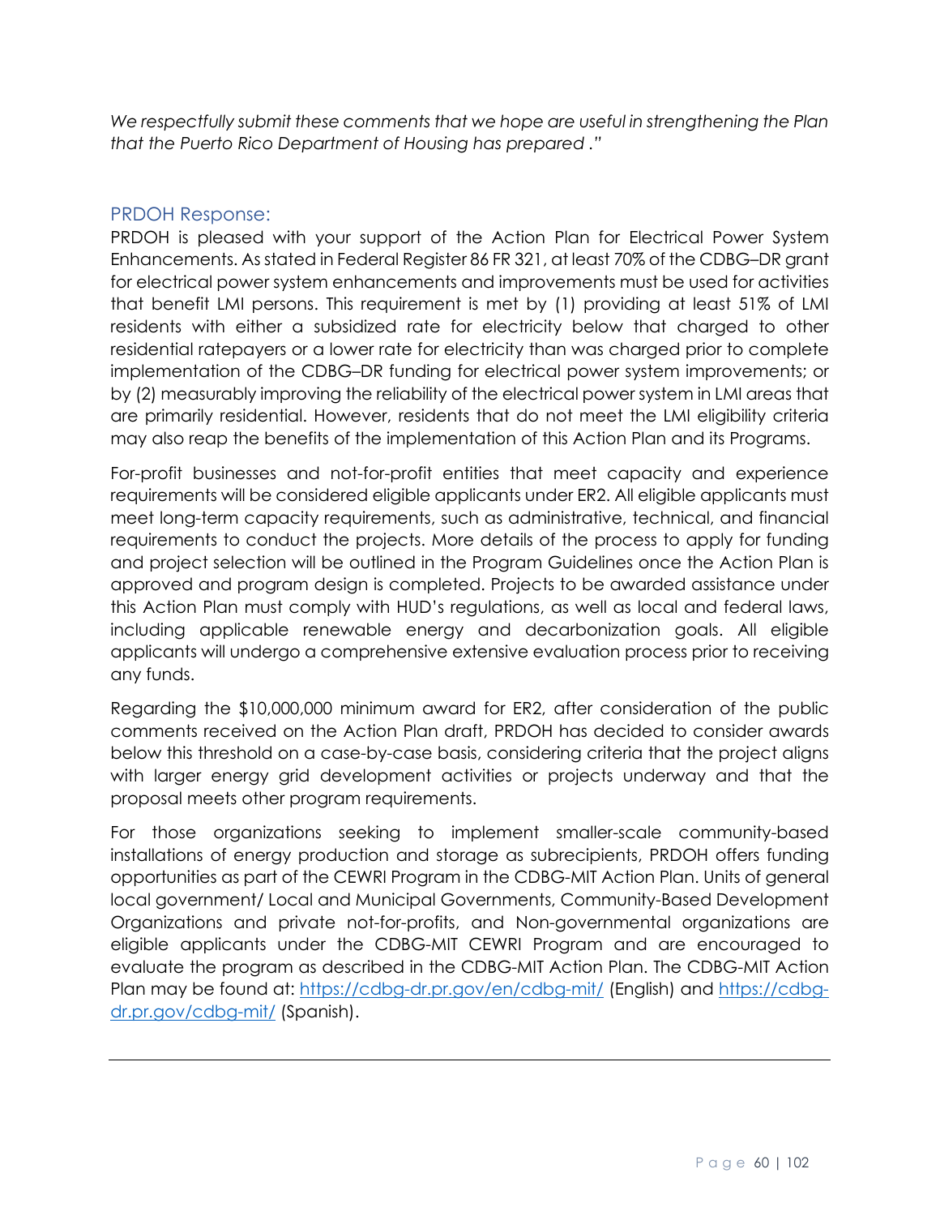*We respectfully submit these comments that we hope are useful in strengthening the Plan that the Puerto Rico Department of Housing has prepared ."*

### PRDOH Response:

PRDOH is pleased with your support of the Action Plan for Electrical Power System Enhancements. As stated in Federal Register 86 FR 321, at least 70% of the CDBG–DR grant for electrical power system enhancements and improvements must be used for activities that benefit LMI persons. This requirement is met by (1) providing at least 51% of LMI residents with either a subsidized rate for electricity below that charged to other residential ratepayers or a lower rate for electricity than was charged prior to complete implementation of the CDBG–DR funding for electrical power system improvements; or by (2) measurably improving the reliability of the electrical power system in LMI areas that are primarily residential. However, residents that do not meet the LMI eligibility criteria may also reap the benefits of the implementation of this Action Plan and its Programs.

For-profit businesses and not-for-profit entities that meet capacity and experience requirements will be considered eligible applicants under ER2. All eligible applicants must meet long-term capacity requirements, such as administrative, technical, and financial requirements to conduct the projects. More details of the process to apply for funding and project selection will be outlined in the Program Guidelines once the Action Plan is approved and program design is completed. Projects to be awarded assistance under this Action Plan must comply with HUD's regulations, as well as local and federal laws, including applicable renewable energy and decarbonization goals. All eligible applicants will undergo a comprehensive extensive evaluation process prior to receiving any funds.

Regarding the $10,000,000 minimum award for ER2, after consideration of the public comments received on the Action Plan draft, PRDOH has decided to consider awards below this threshold on a case-by-case basis, considering criteria that the project aligns with larger energy grid development activities or projects underway and that the proposal meets other program requirements.

For those organizations seeking to implement smaller-scale community-based installations of energy production and storage as subrecipients, PRDOH offers funding opportunities as part of the CEWRI Program in the CDBG-MIT Action Plan. Units of general local government/ Local and Municipal Governments, Community-Based Development Organizations and private not-for-profits, and Non-governmental organizations are eligible applicants under the CDBG-MIT CEWRI Program and are encouraged to evaluate the program as described in the CDBG-MIT Action Plan. The CDBG-MIT Action Plan may be found at: https://cdbg-dr.pr.gov/en/cdbg-mit/ (English) and https://cdbg-dr.pr.gov/cdbg-mit/ (Spanish).

---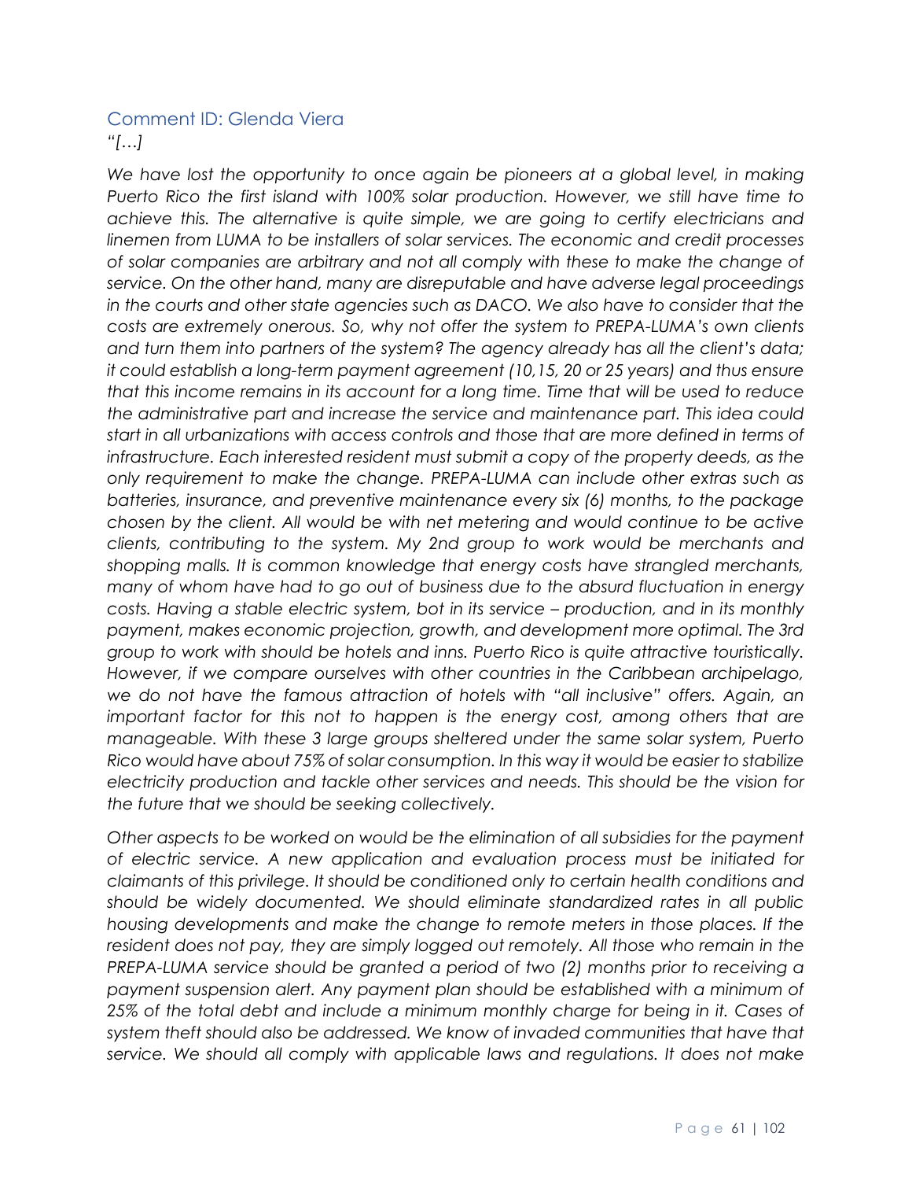### Comment ID: Glenda Viera

*"[…]*

*We have lost the opportunity to once again be pioneers at a global level, in making Puerto Rico the first island with 100% solar production. However, we still have time to achieve this. The alternative is quite simple, we are going to certify electricians and linemen from LUMA to be installers of solar services. The economic and credit processes of solar companies are arbitrary and not all comply with these to make the change of service. On the other hand, many are disreputable and have adverse legal proceedings in the courts and other state agencies such as DACO. We also have to consider that the costs are extremely onerous. So, why not offer the system to PREPA-LUMA's own clients and turn them into partners of the system? The agency already has all the client's data; it could establish a long-term payment agreement (10,15, 20 or 25 years) and thus ensure that this income remains in its account for a long time. Time that will be used to reduce the administrative part and increase the service and maintenance part. This idea could start in all urbanizations with access controls and those that are more defined in terms of infrastructure. Each interested resident must submit a copy of the property deeds, as the only requirement to make the change. PREPA-LUMA can include other extras such as batteries, insurance, and preventive maintenance every six (6) months, to the package chosen by the client. All would be with net metering and would continue to be active clients, contributing to the system. My 2nd group to work would be merchants and shopping malls. It is common knowledge that energy costs have strangled merchants, many of whom have had to go out of business due to the absurd fluctuation in energy costs. Having a stable electric system, bot in its service – production, and in its monthly payment, makes economic projection, growth, and development more optimal. The 3rd group to work with should be hotels and inns. Puerto Rico is quite attractive touristically. However, if we compare ourselves with other countries in the Caribbean archipelago, we do not have the famous attraction of hotels with "all inclusive" offers. Again, an important factor for this not to happen is the energy cost, among others that are manageable. With these 3 large groups sheltered under the same solar system, Puerto Rico would have about 75% of solar consumption. In this way it would be easier to stabilize electricity production and tackle other services and needs. This should be the vision for the future that we should be seeking collectively.*

*Other aspects to be worked on would be the elimination of all subsidies for the payment of electric service. A new application and evaluation process must be initiated for claimants of this privilege. It should be conditioned only to certain health conditions and should be widely documented. We should eliminate standardized rates in all public housing developments and make the change to remote meters in those places. If the resident does not pay, they are simply logged out remotely. All those who remain in the PREPA-LUMA service should be granted a period of two (2) months prior to receiving a payment suspension alert. Any payment plan should be established with a minimum of 25% of the total debt and include a minimum monthly charge for being in it. Cases of system theft should also be addressed. We know of invaded communities that have that service. We should all comply with applicable laws and regulations. It does not make*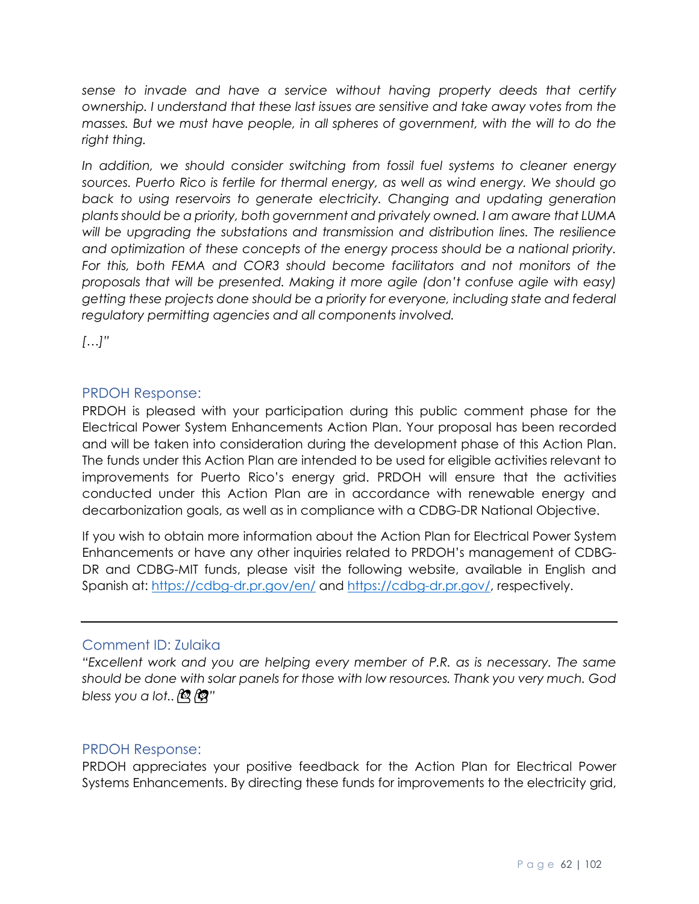*sense to invade and have a service without having property deeds that certify ownership. I understand that these last issues are sensitive and take away votes from the masses. But we must have people, in all spheres of government, with the will to do the right thing.*

*In addition, we should consider switching from fossil fuel systems to cleaner energy sources. Puerto Rico is fertile for thermal energy, as well as wind energy. We should go back to using reservoirs to generate electricity. Changing and updating generation plants should be a priority, both government and privately owned. I am aware that LUMA will be upgrading the substations and transmission and distribution lines. The resilience and optimization of these concepts of the energy process should be a national priority. For this, both FEMA and COR3 should become facilitators and not monitors of the proposals that will be presented. Making it more agile (don't confuse agile with easy) getting these projects done should be a priority for everyone, including state and federal regulatory permitting agencies and all components involved.*

*[…]"*

### PRDOH Response:

PRDOH is pleased with your participation during this public comment phase for the Electrical Power System Enhancements Action Plan. Your proposal has been recorded and will be taken into consideration during the development phase of this Action Plan. The funds under this Action Plan are intended to be used for eligible activities relevant to improvements for Puerto Rico's energy grid. PRDOH will ensure that the activities conducted under this Action Plan are in accordance with renewable energy and decarbonization goals, as well as in compliance with a CDBG-DR National Objective.

If you wish to obtain more information about the Action Plan for Electrical Power System Enhancements or have any other inquiries related to PRDOH's management of CDBG-DR and CDBG-MIT funds, please visit the following website, available in English and Spanish at: https://cdbg-dr.pr.gov/en/ and https://cdbg-dr.pr.gov/, respectively.

---

### Comment ID: Zulaika

*"Excellent work and you are helping every member of P.R. as is necessary. The same should be done with solar panels for those with low resources. Thank you very much. God bless you a lot.. 🙏🙏"*

### PRDOH Response:

PRDOH appreciates your positive feedback for the Action Plan for Electrical Power Systems Enhancements. By directing these funds for improvements to the electricity grid,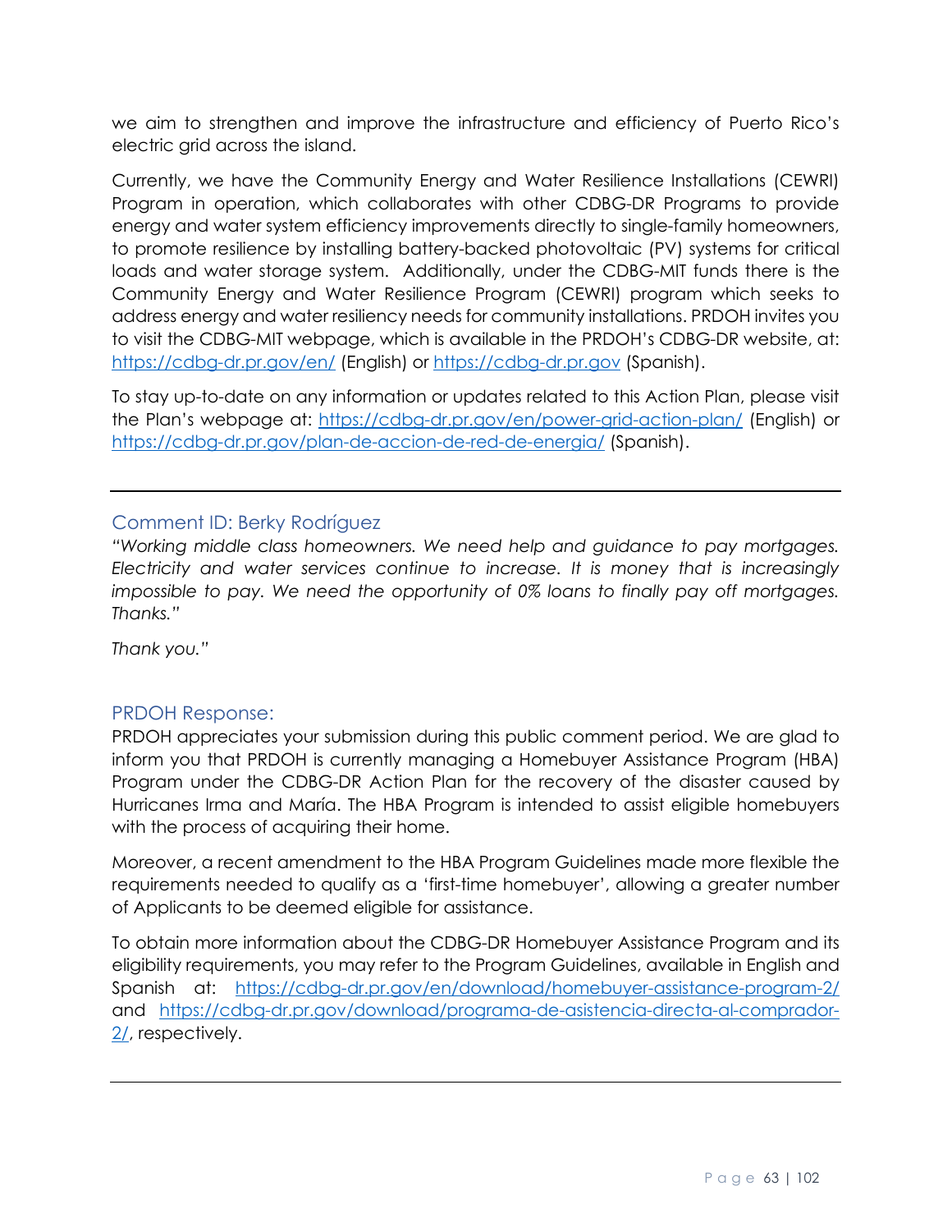we aim to strengthen and improve the infrastructure and efficiency of Puerto Rico's electric grid across the island.

Currently, we have the Community Energy and Water Resilience Installations (CEWRI) Program in operation, which collaborates with other CDBG-DR Programs to provide energy and water system efficiency improvements directly to single-family homeowners, to promote resilience by installing battery-backed photovoltaic (PV) systems for critical loads and water storage system. Additionally, under the CDBG-MIT funds there is the Community Energy and Water Resilience Program (CEWRI) program which seeks to address energy and water resiliency needs for community installations. PRDOH invites you to visit the CDBG-MIT webpage, which is available in the PRDOH's CDBG-DR website, at: https://cdbg-dr.pr.gov/en/ (English) or https://cdbg-dr.pr.gov (Spanish).

To stay up-to-date on any information or updates related to this Action Plan, please visit the Plan's webpage at: https://cdbg-dr.pr.gov/en/power-grid-action-plan/ (English) or https://cdbg-dr.pr.gov/plan-de-accion-de-red-de-energia/ (Spanish).

---

### Comment ID: Berky Rodríguez

*"Working middle class homeowners. We need help and guidance to pay mortgages. Electricity and water services continue to increase. It is money that is increasingly impossible to pay. We need the opportunity of 0% loans to finally pay off mortgages. Thanks."*

*Thank you."*

### PRDOH Response:

PRDOH appreciates your submission during this public comment period. We are glad to inform you that PRDOH is currently managing a Homebuyer Assistance Program (HBA) Program under the CDBG-DR Action Plan for the recovery of the disaster caused by Hurricanes Irma and María. The HBA Program is intended to assist eligible homebuyers with the process of acquiring their home.

Moreover, a recent amendment to the HBA Program Guidelines made more flexible the requirements needed to qualify as a 'first-time homebuyer', allowing a greater number of Applicants to be deemed eligible for assistance.

To obtain more information about the CDBG-DR Homebuyer Assistance Program and its eligibility requirements, you may refer to the Program Guidelines, available in English and Spanish at: https://cdbg-dr.pr.gov/en/download/homebuyer-assistance-program-2/ and https://cdbg-dr.pr.gov/download/programa-de-asistencia-directa-al-comprador-2/, respectively.

---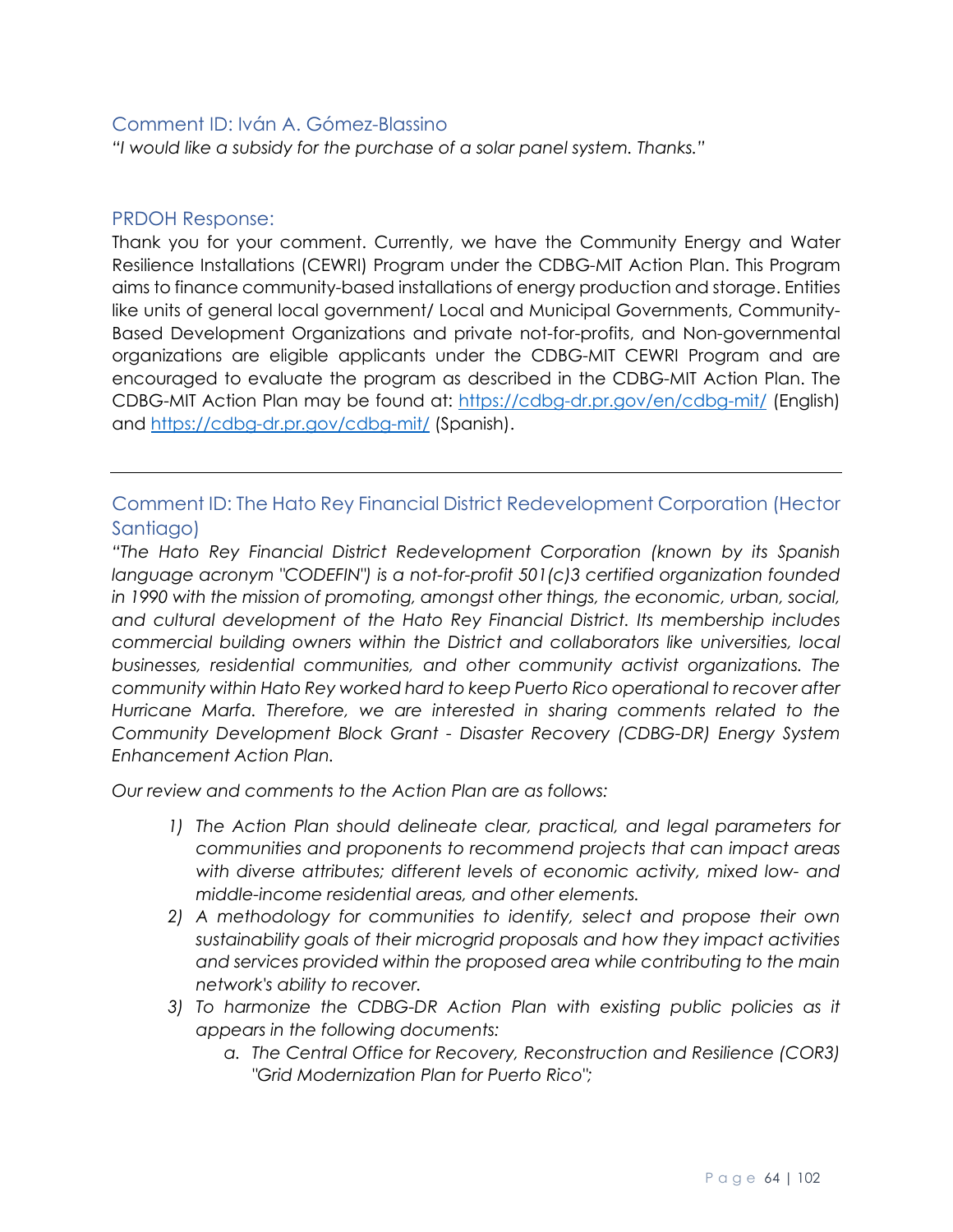### Comment ID: Iván A. Gómez-Blassino

*"I would like a subsidy for the purchase of a solar panel system. Thanks."*

### PRDOH Response:

Thank you for your comment. Currently, we have the Community Energy and Water Resilience Installations (CEWRI) Program under the CDBG-MIT Action Plan. This Program aims to finance community-based installations of energy production and storage. Entities like units of general local government/ Local and Municipal Governments, Community-Based Development Organizations and private not-for-profits, and Non-governmental organizations are eligible applicants under the CDBG-MIT CEWRI Program and are encouraged to evaluate the program as described in the CDBG-MIT Action Plan. The CDBG-MIT Action Plan may be found at: https://cdbg-dr.pr.gov/en/cdbg-mit/ (English) and https://cdbg-dr.pr.gov/cdbg-mit/ (Spanish).

---

### Comment ID: The Hato Rey Financial District Redevelopment Corporation (Hector Santiago)

*"The Hato Rey Financial District Redevelopment Corporation (known by its Spanish language acronym "CODEFIN") is a not-for-profit 501(c)3 certified organization founded in 1990 with the mission of promoting, amongst other things, the economic, urban, social, and cultural development of the Hato Rey Financial District. Its membership includes commercial building owners within the District and collaborators like universities, local businesses, residential communities, and other community activist organizations. The community within Hato Rey worked hard to keep Puerto Rico operational to recover after Hurricane Marfa. Therefore, we are interested in sharing comments related to the Community Development Block Grant - Disaster Recovery (CDBG-DR) Energy System Enhancement Action Plan.*

*Our review and comments to the Action Plan are as follows:*

1) *The Action Plan should delineate clear, practical, and legal parameters for communities and proponents to recommend projects that can impact areas with diverse attributes; different levels of economic activity, mixed low- and middle-income residential areas, and other elements.*
2) *A methodology for communities to identify, select and propose their own sustainability goals of their microgrid proposals and how they impact activities and services provided within the proposed area while contributing to the main network's ability to recover.*
3) *To harmonize the CDBG-DR Action Plan with existing public policies as it appears in the following documents:*
    a. *The Central Office for Recovery, Reconstruction and Resilience (COR3) "Grid Modernization Plan for Puerto Rico";*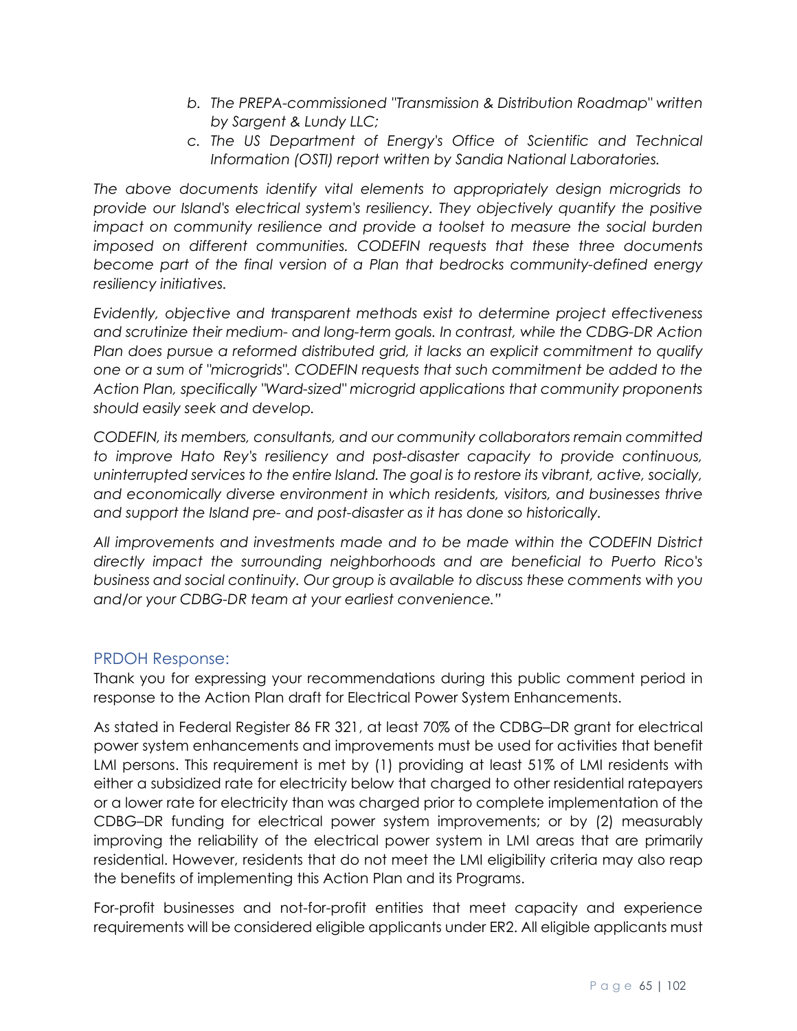b. *The PREPA-commissioned "Transmission & Distribution Roadmap" written by Sargent & Lundy LLC;*
   c. *The US Department of Energy's Office of Scientific and Technical Information (OSTI) report written by Sandia National Laboratories.*

*The above documents identify vital elements to appropriately design microgrids to provide our Island's electrical system's resiliency. They objectively quantify the positive impact on community resilience and provide a toolset to measure the social burden imposed on different communities. CODEFIN requests that these three documents become part of the final version of a Plan that bedrocks community-defined energy resiliency initiatives.*

*Evidently, objective and transparent methods exist to determine project effectiveness and scrutinize their medium- and long-term goals. In contrast, while the CDBG-DR Action Plan does pursue a reformed distributed grid, it lacks an explicit commitment to qualify one or a sum of "microgrids". CODEFIN requests that such commitment be added to the Action Plan, specifically "Ward-sized" microgrid applications that community proponents should easily seek and develop.*

*CODEFIN, its members, consultants, and our community collaborators remain committed to improve Hato Rey's resiliency and post-disaster capacity to provide continuous, uninterrupted services to the entire Island. The goal is to restore its vibrant, active, socially, and economically diverse environment in which residents, visitors, and businesses thrive and support the Island pre- and post-disaster as it has done so historically.*

*All improvements and investments made and to be made within the CODEFIN District directly impact the surrounding neighborhoods and are beneficial to Puerto Rico's business and social continuity. Our group is available to discuss these comments with you and/or your CDBG-DR team at your earliest convenience."*

## PRDOH Response:

Thank you for expressing your recommendations during this public comment period in response to the Action Plan draft for Electrical Power System Enhancements.

As stated in Federal Register 86 FR 321, at least 70% of the CDBG–DR grant for electrical power system enhancements and improvements must be used for activities that benefit LMI persons. This requirement is met by (1) providing at least 51% of LMI residents with either a subsidized rate for electricity below that charged to other residential ratepayers or a lower rate for electricity than was charged prior to complete implementation of the CDBG–DR funding for electrical power system improvements; or by (2) measurably improving the reliability of the electrical power system in LMI areas that are primarily residential. However, residents that do not meet the LMI eligibility criteria may also reap the benefits of implementing this Action Plan and its Programs.

For-profit businesses and not-for-profit entities that meet capacity and experience requirements will be considered eligible applicants under ER2. All eligible applicants must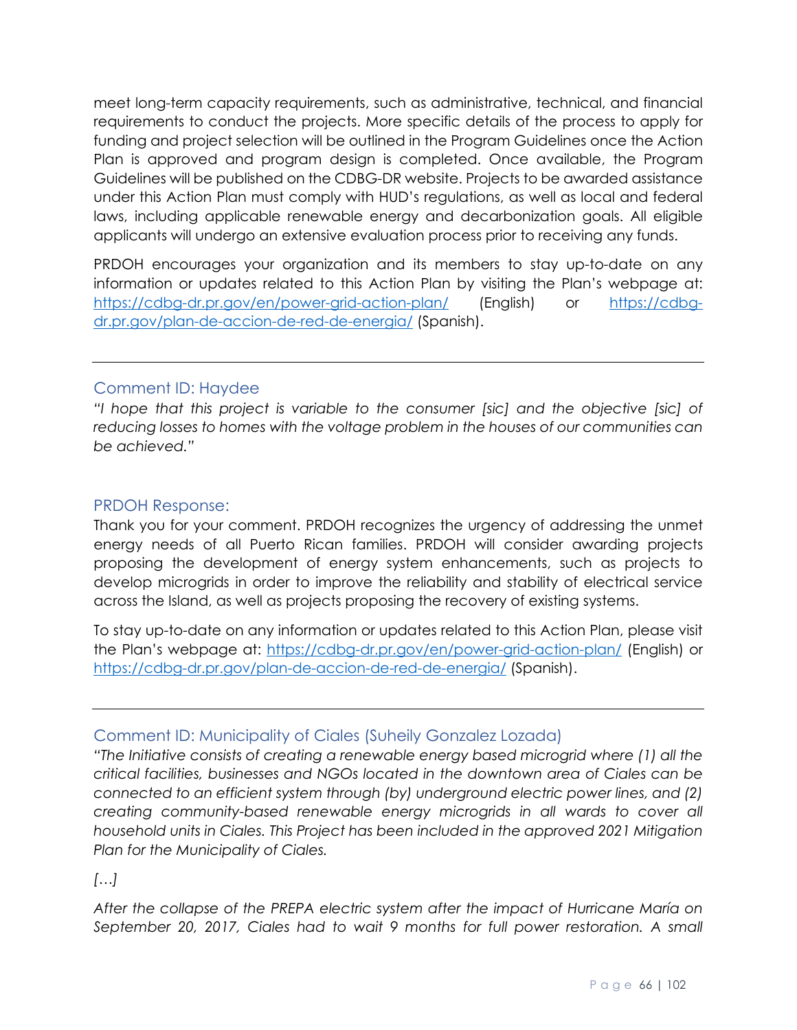meet long-term capacity requirements, such as administrative, technical, and financial requirements to conduct the projects. More specific details of the process to apply for funding and project selection will be outlined in the Program Guidelines once the Action Plan is approved and program design is completed. Once available, the Program Guidelines will be published on the CDBG-DR website. Projects to be awarded assistance under this Action Plan must comply with HUD's regulations, as well as local and federal laws, including applicable renewable energy and decarbonization goals. All eligible applicants will undergo an extensive evaluation process prior to receiving any funds.

PRDOH encourages your organization and its members to stay up-to-date on any information or updates related to this Action Plan by visiting the Plan's webpage at: https://cdbg-dr.pr.gov/en/power-grid-action-plan/ (English) or https://cdbg-dr.pr.gov/plan-de-accion-de-red-de-energia/ (Spanish).

---

### Comment ID: Haydee

*"I hope that this project is variable to the consumer [sic] and the objective [sic] of reducing losses to homes with the voltage problem in the houses of our communities can be achieved."*

### PRDOH Response:

Thank you for your comment. PRDOH recognizes the urgency of addressing the unmet energy needs of all Puerto Rican families. PRDOH will consider awarding projects proposing the development of energy system enhancements, such as projects to develop microgrids in order to improve the reliability and stability of electrical service across the Island, as well as projects proposing the recovery of existing systems.

To stay up-to-date on any information or updates related to this Action Plan, please visit the Plan's webpage at: https://cdbg-dr.pr.gov/en/power-grid-action-plan/ (English) or https://cdbg-dr.pr.gov/plan-de-accion-de-red-de-energia/ (Spanish).

---

### Comment ID: Municipality of Ciales (Suheily Gonzalez Lozada)

*"The Initiative consists of creating a renewable energy based microgrid where (1) all the critical facilities, businesses and NGOs located in the downtown area of Ciales can be connected to an efficient system through (by) underground electric power lines, and (2) creating community-based renewable energy microgrids in all wards to cover all household units in Ciales. This Project has been included in the approved 2021 Mitigation Plan for the Municipality of Ciales.*

*[…]*

*After the collapse of the PREPA electric system after the impact of Hurricane María on September 20, 2017, Ciales had to wait 9 months for full power restoration. A small*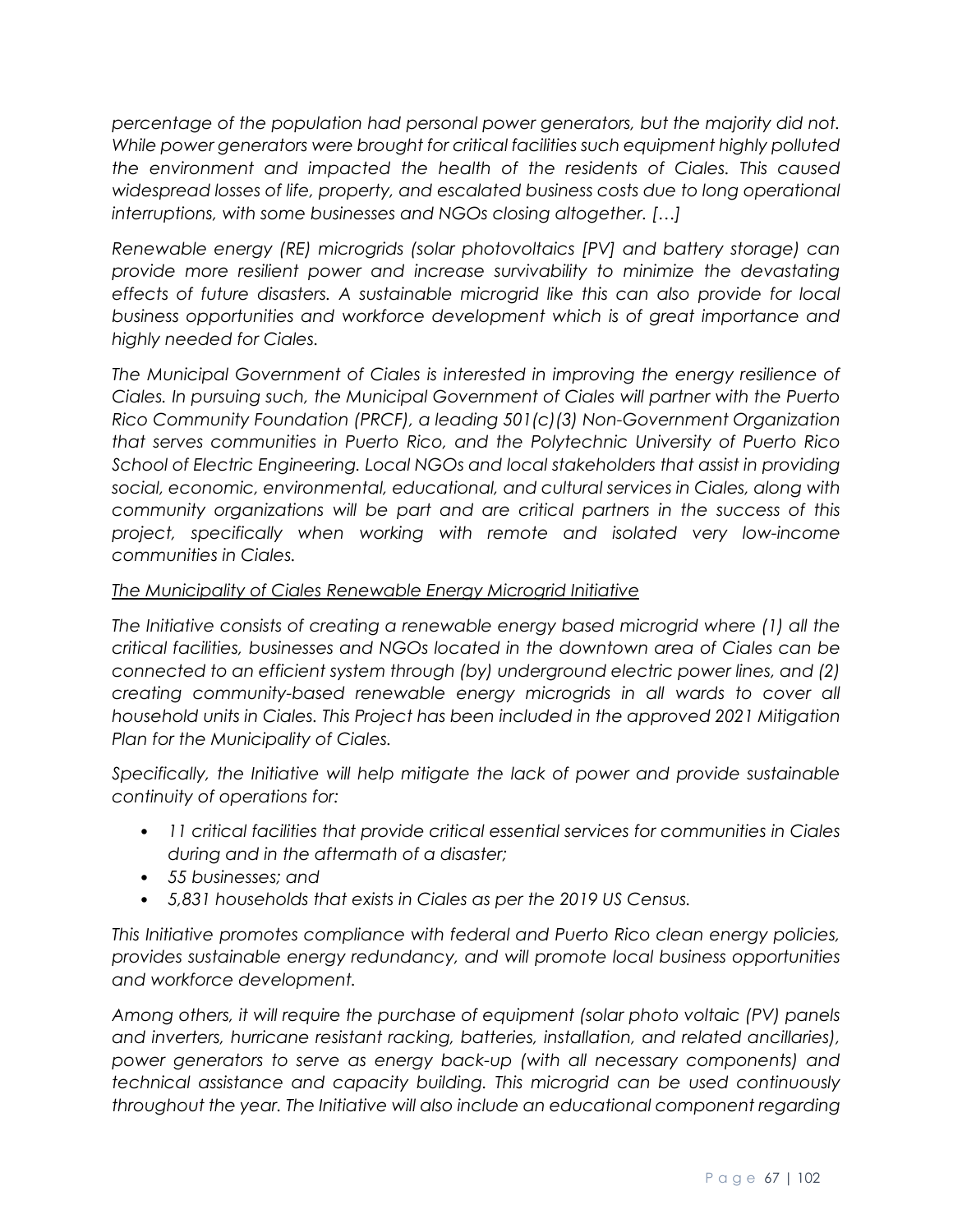*percentage of the population had personal power generators, but the majority did not. While power generators were brought for critical facilities such equipment highly polluted the environment and impacted the health of the residents of Ciales. This caused widespread losses of life, property, and escalated business costs due to long operational interruptions, with some businesses and NGOs closing altogether. […]*

*Renewable energy (RE) microgrids (solar photovoltaics [PV] and battery storage) can provide more resilient power and increase survivability to minimize the devastating effects of future disasters. A sustainable microgrid like this can also provide for local business opportunities and workforce development which is of great importance and highly needed for Ciales.*

*The Municipal Government of Ciales is interested in improving the energy resilience of Ciales. In pursuing such, the Municipal Government of Ciales will partner with the Puerto Rico Community Foundation (PRCF), a leading 501(c)(3) Non-Government Organization that serves communities in Puerto Rico, and the Polytechnic University of Puerto Rico School of Electric Engineering. Local NGOs and local stakeholders that assist in providing social, economic, environmental, educational, and cultural services in Ciales, along with community organizations will be part and are critical partners in the success of this project, specifically when working with remote and isolated very low-income communities in Ciales.*

<u>*The Municipality of Ciales Renewable Energy Microgrid Initiative*</u>

*The Initiative consists of creating a renewable energy based microgrid where (1) all the critical facilities, businesses and NGOs located in the downtown area of Ciales can be connected to an efficient system through (by) underground electric power lines, and (2) creating community-based renewable energy microgrids in all wards to cover all household units in Ciales. This Project has been included in the approved 2021 Mitigation Plan for the Municipality of Ciales.*

*Specifically, the Initiative will help mitigate the lack of power and provide sustainable continuity of operations for:*

- *11 critical facilities that provide critical essential services for communities in Ciales during and in the aftermath of a disaster;*
- *55 businesses; and*
- *5,831 households that exists in Ciales as per the 2019 US Census.*

*This Initiative promotes compliance with federal and Puerto Rico clean energy policies, provides sustainable energy redundancy, and will promote local business opportunities and workforce development.*

*Among others, it will require the purchase of equipment (solar photo voltaic (PV) panels and inverters, hurricane resistant racking, batteries, installation, and related ancillaries), power generators to serve as energy back-up (with all necessary components) and technical assistance and capacity building. This microgrid can be used continuously throughout the year. The Initiative will also include an educational component regarding*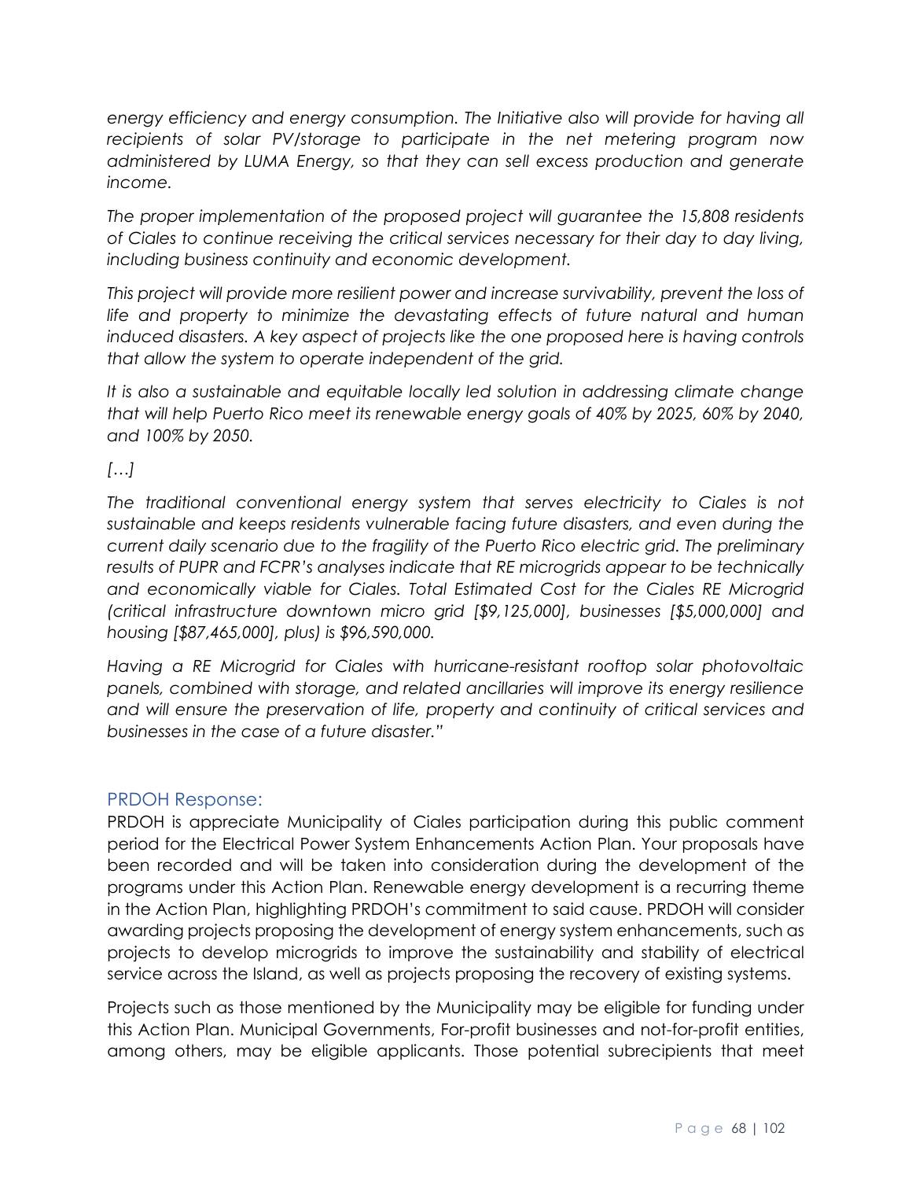*energy efficiency and energy consumption. The Initiative also will provide for having all recipients of solar PV/storage to participate in the net metering program now administered by LUMA Energy, so that they can sell excess production and generate income.*

*The proper implementation of the proposed project will guarantee the 15,808 residents of Ciales to continue receiving the critical services necessary for their day to day living, including business continuity and economic development.*

*This project will provide more resilient power and increase survivability, prevent the loss of life and property to minimize the devastating effects of future natural and human induced disasters. A key aspect of projects like the one proposed here is having controls that allow the system to operate independent of the grid.*

*It is also a sustainable and equitable locally led solution in addressing climate change that will help Puerto Rico meet its renewable energy goals of 40% by 2025, 60% by 2040, and 100% by 2050.*

*[…]*

*The traditional conventional energy system that serves electricity to Ciales is not sustainable and keeps residents vulnerable facing future disasters, and even during the current daily scenario due to the fragility of the Puerto Rico electric grid. The preliminary results of PUPR and FCPR's analyses indicate that RE microgrids appear to be technically and economically viable for Ciales. Total Estimated Cost for the Ciales RE Microgrid (critical infrastructure downtown micro grid [$9,125,000], businesses [$5,000,000] and housing [$87,465,000], plus) is $96,590,000.*

*Having a RE Microgrid for Ciales with hurricane-resistant rooftop solar photovoltaic panels, combined with storage, and related ancillaries will improve its energy resilience and will ensure the preservation of life, property and continuity of critical services and businesses in the case of a future disaster."*

### PRDOH Response:

PRDOH is appreciate Municipality of Ciales participation during this public comment period for the Electrical Power System Enhancements Action Plan. Your proposals have been recorded and will be taken into consideration during the development of the programs under this Action Plan. Renewable energy development is a recurring theme in the Action Plan, highlighting PRDOH's commitment to said cause. PRDOH will consider awarding projects proposing the development of energy system enhancements, such as projects to develop microgrids to improve the sustainability and stability of electrical service across the Island, as well as projects proposing the recovery of existing systems.

Projects such as those mentioned by the Municipality may be eligible for funding under this Action Plan. Municipal Governments, For-profit businesses and not-for-profit entities, among others, may be eligible applicants. Those potential subrecipients that meet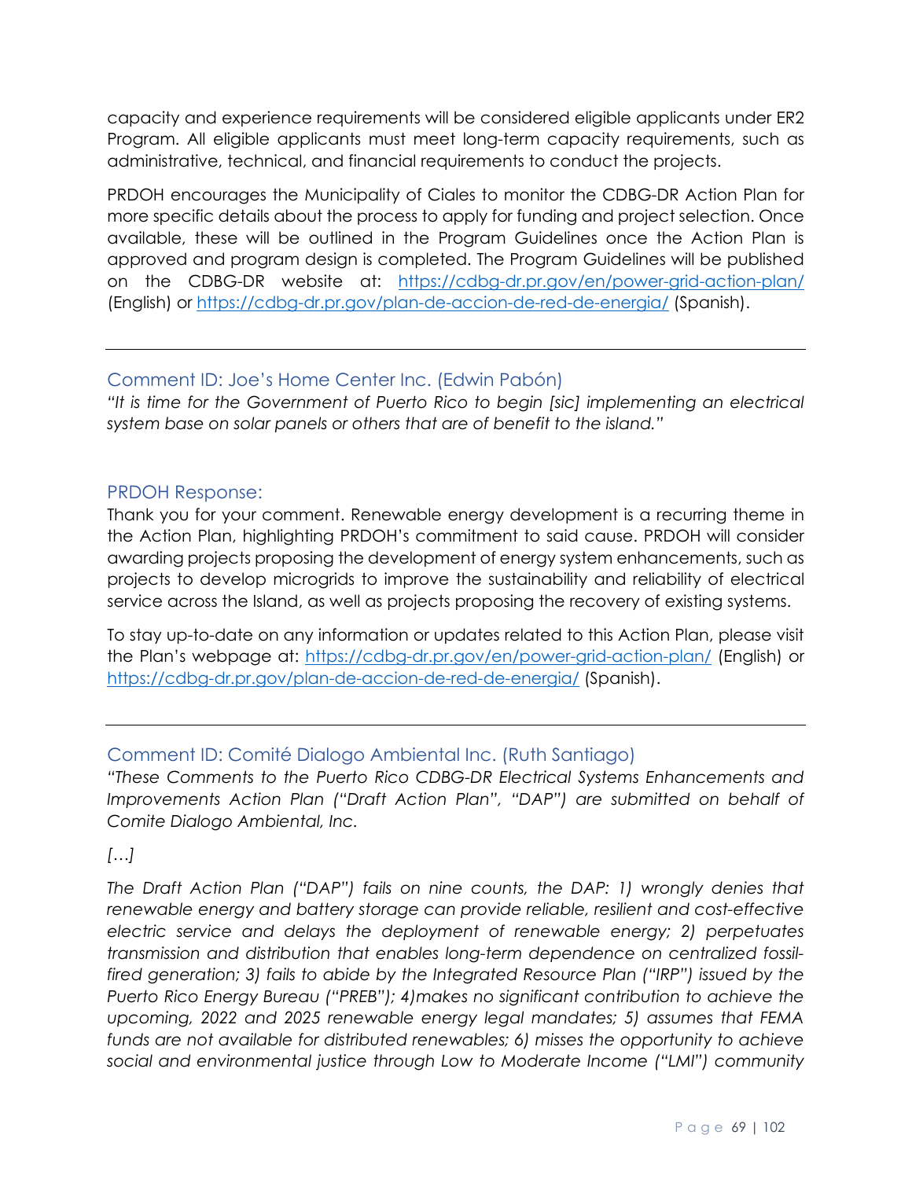capacity and experience requirements will be considered eligible applicants under ER2 Program. All eligible applicants must meet long-term capacity requirements, such as administrative, technical, and financial requirements to conduct the projects.

PRDOH encourages the Municipality of Ciales to monitor the CDBG-DR Action Plan for more specific details about the process to apply for funding and project selection. Once available, these will be outlined in the Program Guidelines once the Action Plan is approved and program design is completed. The Program Guidelines will be published on the CDBG-DR website at: https://cdbg-dr.pr.gov/en/power-grid-action-plan/ (English) or https://cdbg-dr.pr.gov/plan-de-accion-de-red-de-energia/ (Spanish).

---

### Comment ID: Joe's Home Center Inc. (Edwin Pabón)

*"It is time for the Government of Puerto Rico to begin [sic] implementing an electrical system base on solar panels or others that are of benefit to the island."*

### PRDOH Response:

Thank you for your comment. Renewable energy development is a recurring theme in the Action Plan, highlighting PRDOH's commitment to said cause. PRDOH will consider awarding projects proposing the development of energy system enhancements, such as projects to develop microgrids to improve the sustainability and reliability of electrical service across the Island, as well as projects proposing the recovery of existing systems.

To stay up-to-date on any information or updates related to this Action Plan, please visit the Plan's webpage at: https://cdbg-dr.pr.gov/en/power-grid-action-plan/ (English) or https://cdbg-dr.pr.gov/plan-de-accion-de-red-de-energia/ (Spanish).

---

### Comment ID: Comité Dialogo Ambiental Inc. (Ruth Santiago)

*"These Comments to the Puerto Rico CDBG-DR Electrical Systems Enhancements and Improvements Action Plan ("Draft Action Plan", "DAP") are submitted on behalf of Comite Dialogo Ambiental, Inc.*

*[…]*

*The Draft Action Plan ("DAP") fails on nine counts, the DAP: 1) wrongly denies that renewable energy and battery storage can provide reliable, resilient and cost-effective electric service and delays the deployment of renewable energy; 2) perpetuates transmission and distribution that enables long-term dependence on centralized fossil-fired generation; 3) fails to abide by the Integrated Resource Plan ("IRP") issued by the Puerto Rico Energy Bureau ("PREB"); 4)makes no significant contribution to achieve the upcoming, 2022 and 2025 renewable energy legal mandates; 5) assumes that FEMA funds are not available for distributed renewables; 6) misses the opportunity to achieve social and environmental justice through Low to Moderate Income ("LMI") community*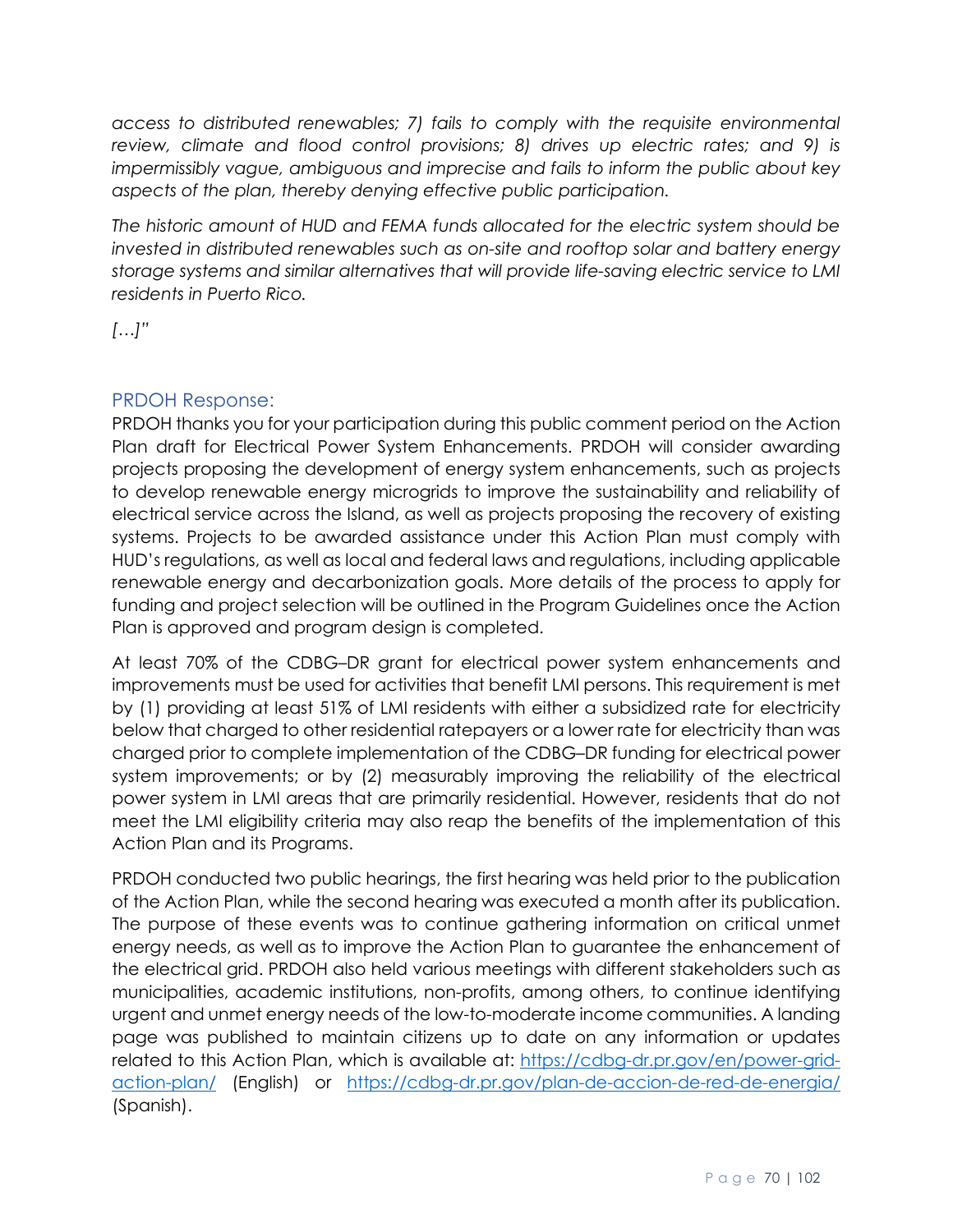*access to distributed renewables; 7) fails to comply with the requisite environmental review, climate and flood control provisions; 8) drives up electric rates; and 9) is impermissibly vague, ambiguous and imprecise and fails to inform the public about key aspects of the plan, thereby denying effective public participation.*

*The historic amount of HUD and FEMA funds allocated for the electric system should be invested in distributed renewables such as on-site and rooftop solar and battery energy storage systems and similar alternatives that will provide life-saving electric service to LMI residents in Puerto Rico.*

*[…]"*

### PRDOH Response:

PRDOH thanks you for your participation during this public comment period on the Action Plan draft for Electrical Power System Enhancements. PRDOH will consider awarding projects proposing the development of energy system enhancements, such as projects to develop renewable energy microgrids to improve the sustainability and reliability of electrical service across the Island, as well as projects proposing the recovery of existing systems. Projects to be awarded assistance under this Action Plan must comply with HUD's regulations, as well as local and federal laws and regulations, including applicable renewable energy and decarbonization goals. More details of the process to apply for funding and project selection will be outlined in the Program Guidelines once the Action Plan is approved and program design is completed.

At least 70% of the CDBG–DR grant for electrical power system enhancements and improvements must be used for activities that benefit LMI persons. This requirement is met by (1) providing at least 51% of LMI residents with either a subsidized rate for electricity below that charged to other residential ratepayers or a lower rate for electricity than was charged prior to complete implementation of the CDBG–DR funding for electrical power system improvements; or by (2) measurably improving the reliability of the electrical power system in LMI areas that are primarily residential. However, residents that do not meet the LMI eligibility criteria may also reap the benefits of the implementation of this Action Plan and its Programs.

PRDOH conducted two public hearings, the first hearing was held prior to the publication of the Action Plan, while the second hearing was executed a month after its publication. The purpose of these events was to continue gathering information on critical unmet energy needs, as well as to improve the Action Plan to guarantee the enhancement of the electrical grid. PRDOH also held various meetings with different stakeholders such as municipalities, academic institutions, non-profits, among others, to continue identifying urgent and unmet energy needs of the low-to-moderate income communities. A landing page was published to maintain citizens up to date on any information or updates related to this Action Plan, which is available at: https://cdbg-dr.pr.gov/en/power-grid-action-plan/ (English) or https://cdbg-dr.pr.gov/plan-de-accion-de-red-de-energia/ (Spanish).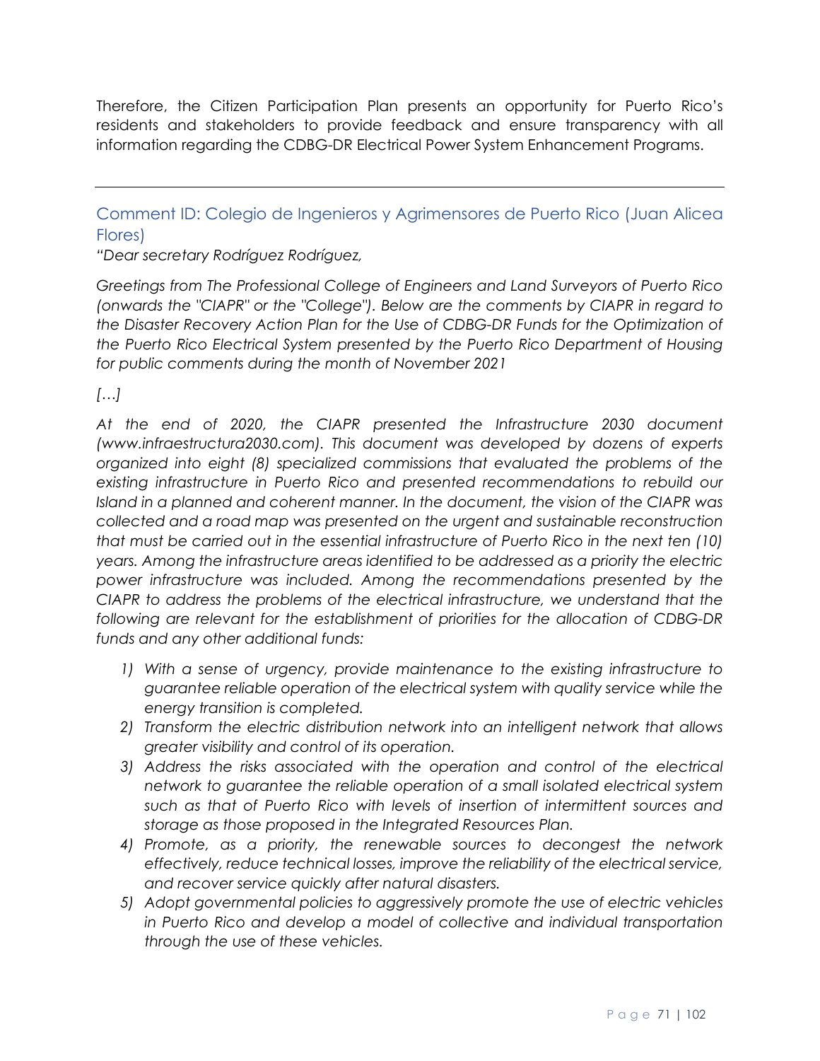Therefore, the Citizen Participation Plan presents an opportunity for Puerto Rico's residents and stakeholders to provide feedback and ensure transparency with all information regarding the CDBG-DR Electrical Power System Enhancement Programs.

---

### Comment ID: Colegio de Ingenieros y Agrimensores de Puerto Rico (Juan Alicea Flores)

*"Dear secretary Rodríguez Rodríguez,*

*Greetings from The Professional College of Engineers and Land Surveyors of Puerto Rico (onwards the "CIAPR" or the "College"). Below are the comments by CIAPR in regard to the Disaster Recovery Action Plan for the Use of CDBG-DR Funds for the Optimization of the Puerto Rico Electrical System presented by the Puerto Rico Department of Housing for public comments during the month of November 2021*

*[…]*

*At the end of 2020, the CIAPR presented the Infrastructure 2030 document (www.infraestructura2030.com). This document was developed by dozens of experts organized into eight (8) specialized commissions that evaluated the problems of the existing infrastructure in Puerto Rico and presented recommendations to rebuild our Island in a planned and coherent manner. In the document, the vision of the CIAPR was collected and a road map was presented on the urgent and sustainable reconstruction that must be carried out in the essential infrastructure of Puerto Rico in the next ten (10) years. Among the infrastructure areas identified to be addressed as a priority the electric power infrastructure was included. Among the recommendations presented by the CIAPR to address the problems of the electrical infrastructure, we understand that the following are relevant for the establishment of priorities for the allocation of CDBG-DR funds and any other additional funds:*

1) *With a sense of urgency, provide maintenance to the existing infrastructure to guarantee reliable operation of the electrical system with quality service while the energy transition is completed.*
2) *Transform the electric distribution network into an intelligent network that allows greater visibility and control of its operation.*
3) *Address the risks associated with the operation and control of the electrical network to guarantee the reliable operation of a small isolated electrical system such as that of Puerto Rico with levels of insertion of intermittent sources and storage as those proposed in the Integrated Resources Plan.*
4) *Promote, as a priority, the renewable sources to decongest the network effectively, reduce technical losses, improve the reliability of the electrical service, and recover service quickly after natural disasters.*
5) *Adopt governmental policies to aggressively promote the use of electric vehicles in Puerto Rico and develop a model of collective and individual transportation through the use of these vehicles.*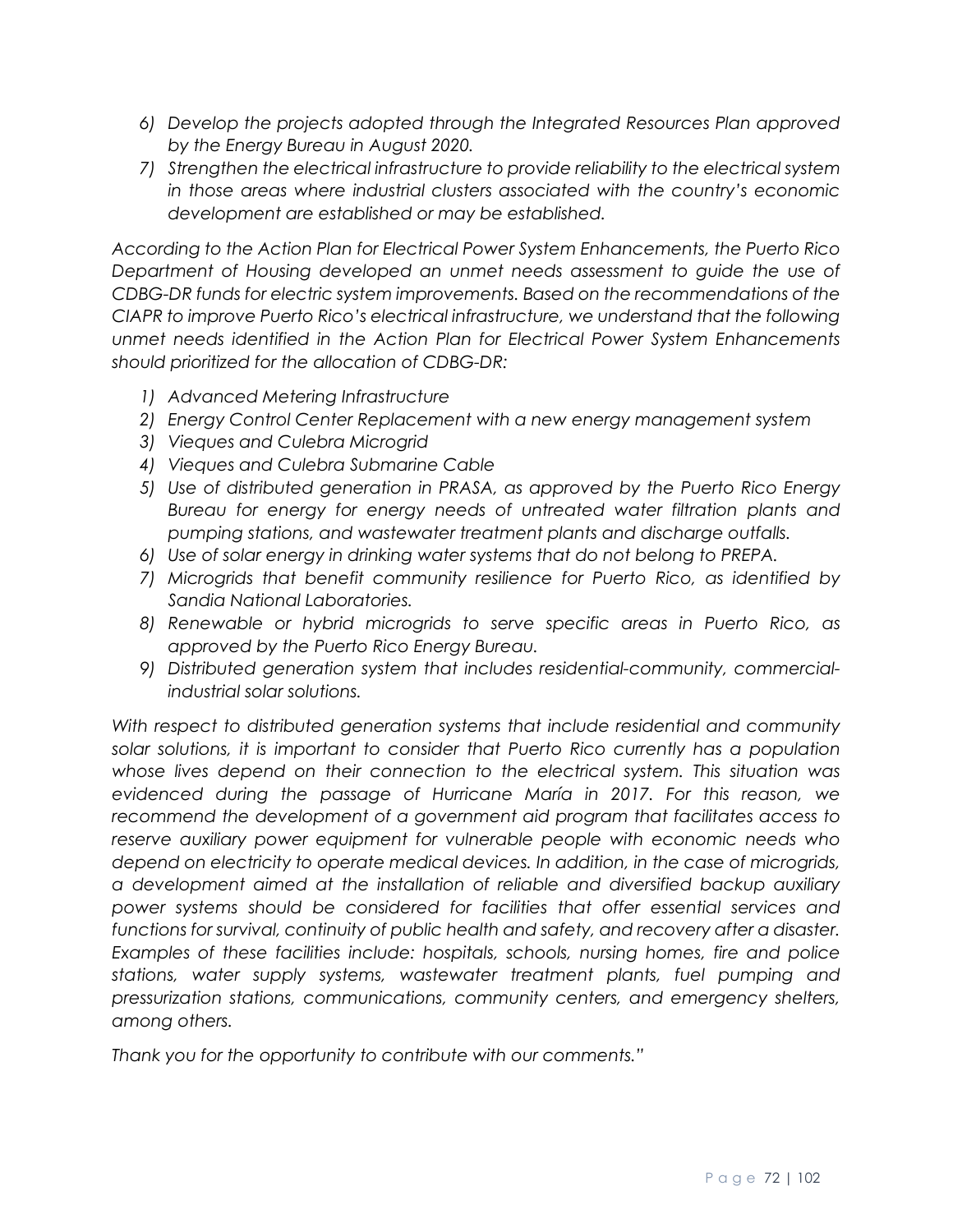6) *Develop the projects adopted through the Integrated Resources Plan approved by the Energy Bureau in August 2020.*
7) *Strengthen the electrical infrastructure to provide reliability to the electrical system in those areas where industrial clusters associated with the country's economic development are established or may be established.*

*According to the Action Plan for Electrical Power System Enhancements, the Puerto Rico Department of Housing developed an unmet needs assessment to guide the use of CDBG-DR funds for electric system improvements. Based on the recommendations of the CIAPR to improve Puerto Rico's electrical infrastructure, we understand that the following unmet needs identified in the Action Plan for Electrical Power System Enhancements should prioritized for the allocation of CDBG-DR:*

1) *Advanced Metering Infrastructure*
2) *Energy Control Center Replacement with a new energy management system*
3) *Vieques and Culebra Microgrid*
4) *Vieques and Culebra Submarine Cable*
5) *Use of distributed generation in PRASA, as approved by the Puerto Rico Energy Bureau for energy for energy needs of untreated water filtration plants and pumping stations, and wastewater treatment plants and discharge outfalls.*
6) *Use of solar energy in drinking water systems that do not belong to PREPA.*
7) *Microgrids that benefit community resilience for Puerto Rico, as identified by Sandia National Laboratories.*
8) *Renewable or hybrid microgrids to serve specific areas in Puerto Rico, as approved by the Puerto Rico Energy Bureau.*
9) *Distributed generation system that includes residential-community, commercial-industrial solar solutions.*

*With respect to distributed generation systems that include residential and community solar solutions, it is important to consider that Puerto Rico currently has a population whose lives depend on their connection to the electrical system. This situation was evidenced during the passage of Hurricane María in 2017. For this reason, we recommend the development of a government aid program that facilitates access to reserve auxiliary power equipment for vulnerable people with economic needs who depend on electricity to operate medical devices. In addition, in the case of microgrids, a development aimed at the installation of reliable and diversified backup auxiliary power systems should be considered for facilities that offer essential services and functions for survival, continuity of public health and safety, and recovery after a disaster. Examples of these facilities include: hospitals, schools, nursing homes, fire and police stations, water supply systems, wastewater treatment plants, fuel pumping and pressurization stations, communications, community centers, and emergency shelters, among others.*

*Thank you for the opportunity to contribute with our comments."*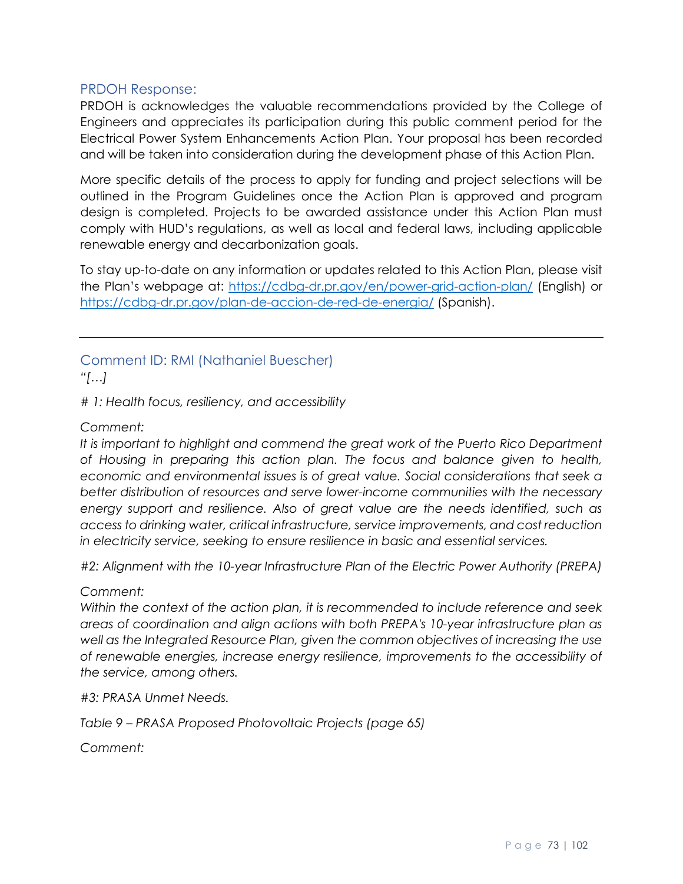### PRDOH Response:

PRDOH is acknowledges the valuable recommendations provided by the College of Engineers and appreciates its participation during this public comment period for the Electrical Power System Enhancements Action Plan. Your proposal has been recorded and will be taken into consideration during the development phase of this Action Plan.

More specific details of the process to apply for funding and project selections will be outlined in the Program Guidelines once the Action Plan is approved and program design is completed. Projects to be awarded assistance under this Action Plan must comply with HUD's regulations, as well as local and federal laws, including applicable renewable energy and decarbonization goals.

To stay up-to-date on any information or updates related to this Action Plan, please visit the Plan's webpage at: https://cdbg-dr.pr.gov/en/power-grid-action-plan/ (English) or https://cdbg-dr.pr.gov/plan-de-accion-de-red-de-energia/ (Spanish).

---

### Comment ID: RMI (Nathaniel Buescher)

*"[…]*

*# 1: Health focus, resiliency, and accessibility*

*Comment:*

*It is important to highlight and commend the great work of the Puerto Rico Department of Housing in preparing this action plan. The focus and balance given to health, economic and environmental issues is of great value. Social considerations that seek a better distribution of resources and serve lower-income communities with the necessary energy support and resilience. Also of great value are the needs identified, such as access to drinking water, critical infrastructure, service improvements, and cost reduction in electricity service, seeking to ensure resilience in basic and essential services.*

*#2: Alignment with the 10-year Infrastructure Plan of the Electric Power Authority (PREPA)*

*Comment:*

*Within the context of the action plan, it is recommended to include reference and seek areas of coordination and align actions with both PREPA's 10-year infrastructure plan as well as the Integrated Resource Plan, given the common objectives of increasing the use of renewable energies, increase energy resilience, improvements to the accessibility of the service, among others.*

*#3: PRASA Unmet Needs.*

*Table 9 – PRASA Proposed Photovoltaic Projects (page 65)*

*Comment:*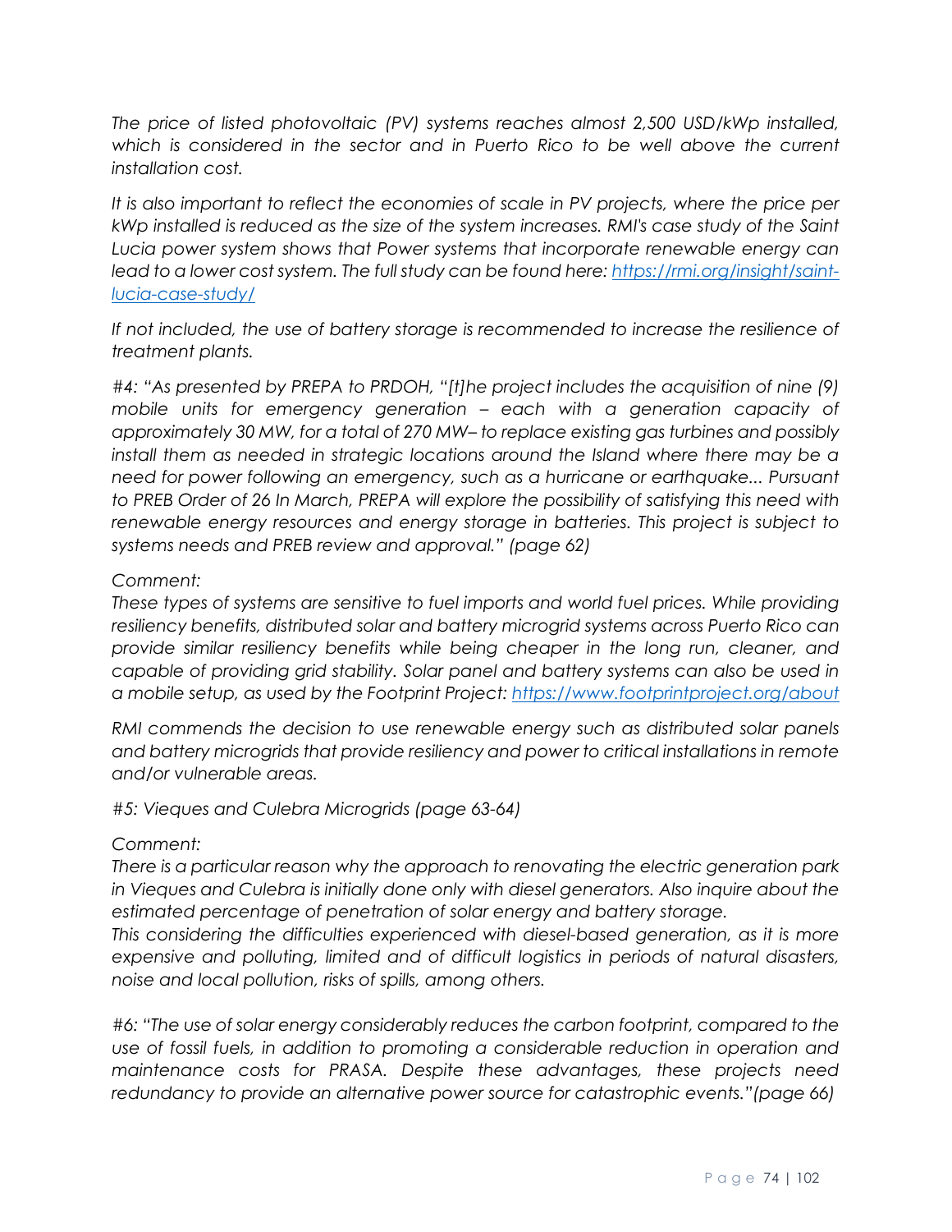*The price of listed photovoltaic (PV) systems reaches almost 2,500 USD/kWp installed, which is considered in the sector and in Puerto Rico to be well above the current installation cost.*

*It is also important to reflect the economies of scale in PV projects, where the price per kWp installed is reduced as the size of the system increases. RMI's case study of the Saint Lucia power system shows that Power systems that incorporate renewable energy can lead to a lower cost system. The full study can be found here: [https://rmi.org/insight/saint-lucia-case-study/](https://rmi.org/insight/saint-lucia-case-study/)*

*If not included, the use of battery storage is recommended to increase the resilience of treatment plants.*

*#4: "As presented by PREPA to PRDOH, "[t]he project includes the acquisition of nine (9) mobile units for emergency generation – each with a generation capacity of approximately 30 MW, for a total of 270 MW– to replace existing gas turbines and possibly install them as needed in strategic locations around the Island where there may be a need for power following an emergency, such as a hurricane or earthquake... Pursuant to PREB Order of 26 In March, PREPA will explore the possibility of satisfying this need with renewable energy resources and energy storage in batteries. This project is subject to systems needs and PREB review and approval." (page 62)*

*Comment:*
*These types of systems are sensitive to fuel imports and world fuel prices. While providing resiliency benefits, distributed solar and battery microgrid systems across Puerto Rico can provide similar resiliency benefits while being cheaper in the long run, cleaner, and capable of providing grid stability. Solar panel and battery systems can also be used in a mobile setup, as used by the Footprint Project: [https://www.footprintproject.org/about](https://www.footprintproject.org/about)*

*RMI commends the decision to use renewable energy such as distributed solar panels and battery microgrids that provide resiliency and power to critical installations in remote and/or vulnerable areas.*

*#5: Vieques and Culebra Microgrids (page 63-64)*

*Comment:*
*There is a particular reason why the approach to renovating the electric generation park in Vieques and Culebra is initially done only with diesel generators. Also inquire about the estimated percentage of penetration of solar energy and battery storage.*
*This considering the difficulties experienced with diesel-based generation, as it is more expensive and polluting, limited and of difficult logistics in periods of natural disasters, noise and local pollution, risks of spills, among others.*

*#6: "The use of solar energy considerably reduces the carbon footprint, compared to the use of fossil fuels, in addition to promoting a considerable reduction in operation and maintenance costs for PRASA. Despite these advantages, these projects need redundancy to provide an alternative power source for catastrophic events."(page 66)*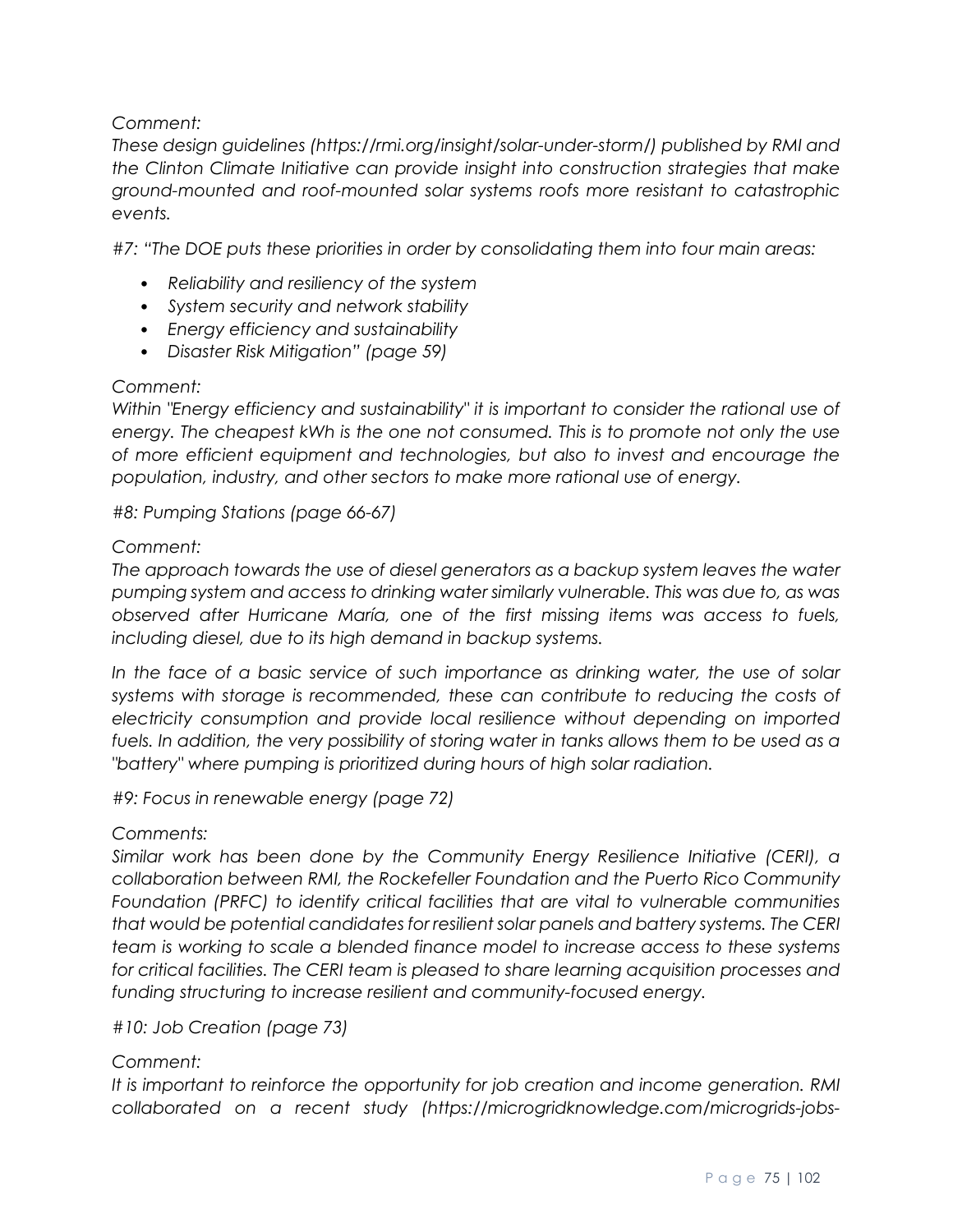*Comment:*

*These design guidelines (https://rmi.org/insight/solar-under-storm/) published by RMI and the Clinton Climate Initiative can provide insight into construction strategies that make ground-mounted and roof-mounted solar systems roofs more resistant to catastrophic events.*

*#7: "The DOE puts these priorities in order by consolidating them into four main areas:*

- *Reliability and resiliency of the system*
- *System security and network stability*
- *Energy efficiency and sustainability*
- *Disaster Risk Mitigation" (page 59)*

*Comment:*

*Within "Energy efficiency and sustainability" it is important to consider the rational use of energy. The cheapest kWh is the one not consumed. This is to promote not only the use of more efficient equipment and technologies, but also to invest and encourage the population, industry, and other sectors to make more rational use of energy.*

*#8: Pumping Stations (page 66-67)*

*Comment:*

*The approach towards the use of diesel generators as a backup system leaves the water pumping system and access to drinking water similarly vulnerable. This was due to, as was observed after Hurricane María, one of the first missing items was access to fuels, including diesel, due to its high demand in backup systems.*

*In the face of a basic service of such importance as drinking water, the use of solar systems with storage is recommended, these can contribute to reducing the costs of electricity consumption and provide local resilience without depending on imported fuels. In addition, the very possibility of storing water in tanks allows them to be used as a "battery" where pumping is prioritized during hours of high solar radiation.*

*#9: Focus in renewable energy (page 72)*

*Comments:*

*Similar work has been done by the Community Energy Resilience Initiative (CERI), a collaboration between RMI, the Rockefeller Foundation and the Puerto Rico Community Foundation (PRFC) to identify critical facilities that are vital to vulnerable communities that would be potential candidates for resilient solar panels and battery systems. The CERI team is working to scale a blended finance model to increase access to these systems for critical facilities. The CERI team is pleased to share learning acquisition processes and funding structuring to increase resilient and community-focused energy.*

*#10: Job Creation (page 73)*

*Comment:*

*It is important to reinforce the opportunity for job creation and income generation. RMI collaborated on a recent study (https://microgridknowledge.com/microgrids-jobs-*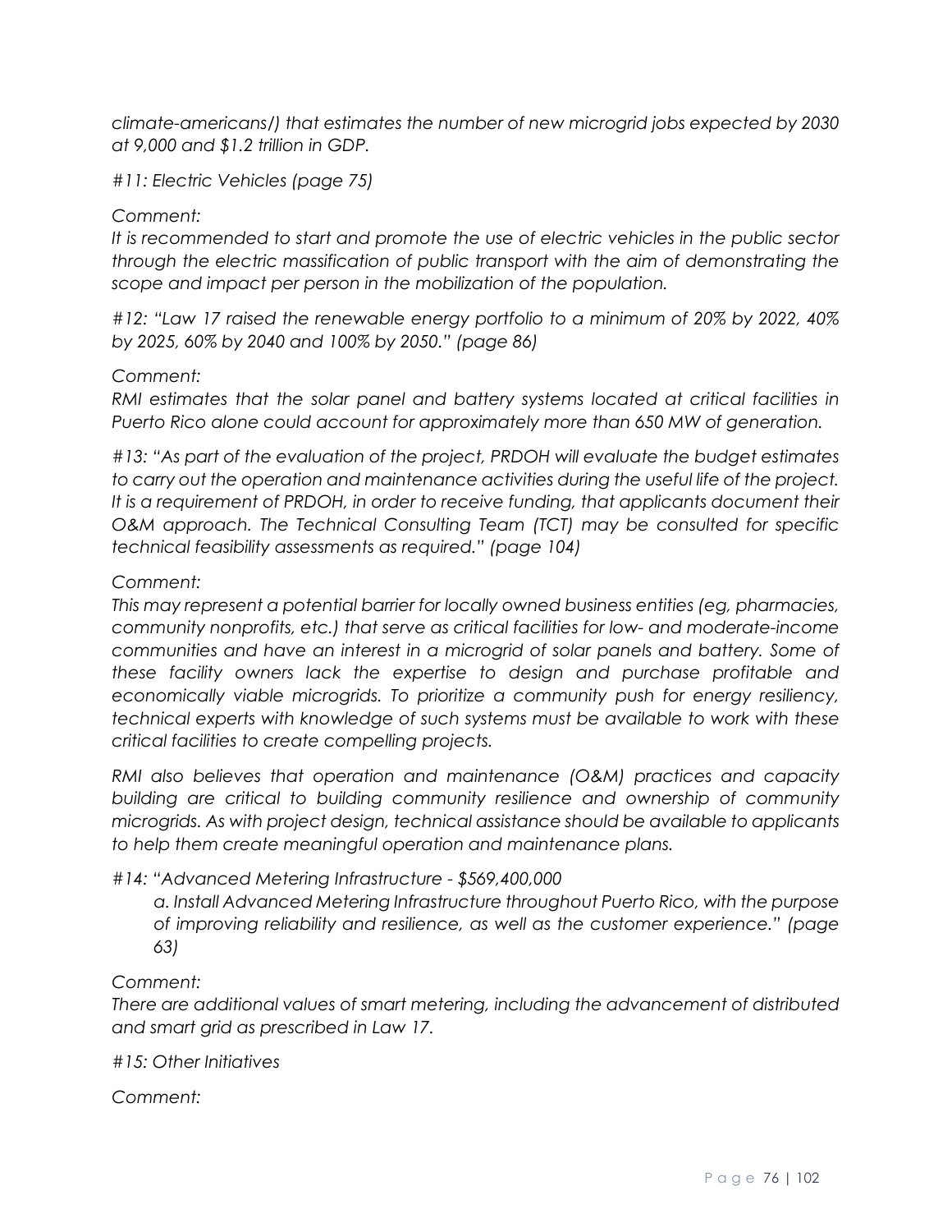*climate-americans/) that estimates the number of new microgrid jobs expected by 2030 at 9,000 and $1.2 trillion in GDP.*

*#11: Electric Vehicles (page 75)*

*Comment:*

*It is recommended to start and promote the use of electric vehicles in the public sector through the electric massification of public transport with the aim of demonstrating the scope and impact per person in the mobilization of the population.*

*#12: "Law 17 raised the renewable energy portfolio to a minimum of 20% by 2022, 40% by 2025, 60% by 2040 and 100% by 2050." (page 86)*

*Comment:*

*RMI estimates that the solar panel and battery systems located at critical facilities in Puerto Rico alone could account for approximately more than 650 MW of generation.*

*#13: "As part of the evaluation of the project, PRDOH will evaluate the budget estimates to carry out the operation and maintenance activities during the useful life of the project. It is a requirement of PRDOH, in order to receive funding, that applicants document their O&M approach. The Technical Consulting Team (TCT) may be consulted for specific technical feasibility assessments as required." (page 104)*

*Comment:*

*This may represent a potential barrier for locally owned business entities (eg, pharmacies, community nonprofits, etc.) that serve as critical facilities for low- and moderate-income communities and have an interest in a microgrid of solar panels and battery. Some of these facility owners lack the expertise to design and purchase profitable and economically viable microgrids. To prioritize a community push for energy resiliency, technical experts with knowledge of such systems must be available to work with these critical facilities to create compelling projects.*

*RMI also believes that operation and maintenance (O&M) practices and capacity building are critical to building community resilience and ownership of community microgrids. As with project design, technical assistance should be available to applicants to help them create meaningful operation and maintenance plans.*

*#14: "Advanced Metering Infrastructure - $569,400,000*

> *a. Install Advanced Metering Infrastructure throughout Puerto Rico, with the purpose of improving reliability and resilience, as well as the customer experience." (page 63)*

*Comment:*

*There are additional values of smart metering, including the advancement of distributed and smart grid as prescribed in Law 17.*

*#15: Other Initiatives*

*Comment:*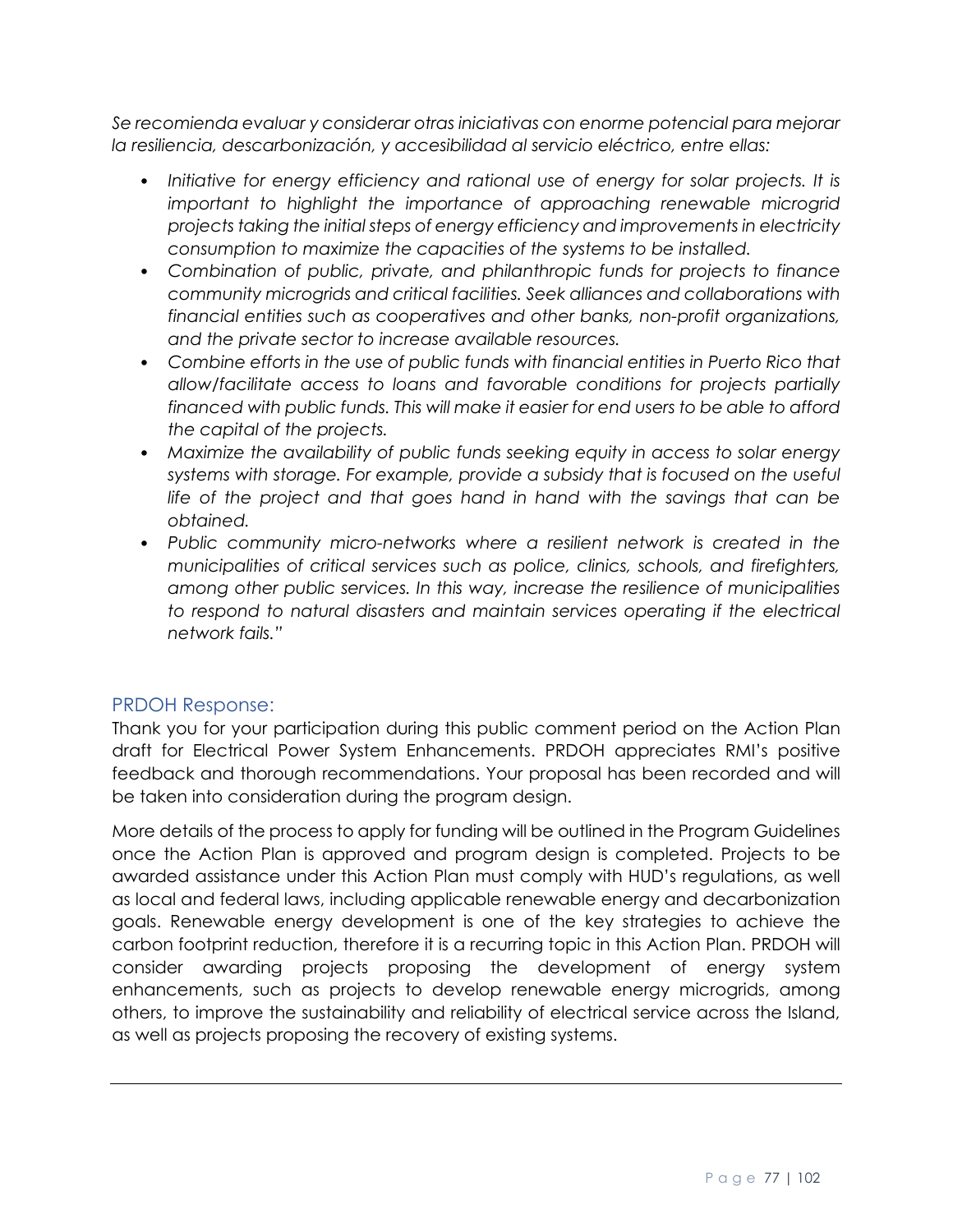*Se recomienda evaluar y considerar otras iniciativas con enorme potencial para mejorar la resiliencia, descarbonización, y accesibilidad al servicio eléctrico, entre ellas:*

- *Initiative for energy efficiency and rational use of energy for solar projects. It is important to highlight the importance of approaching renewable microgrid projects taking the initial steps of energy efficiency and improvements in electricity consumption to maximize the capacities of the systems to be installed.*
- *Combination of public, private, and philanthropic funds for projects to finance community microgrids and critical facilities. Seek alliances and collaborations with financial entities such as cooperatives and other banks, non-profit organizations, and the private sector to increase available resources.*
- *Combine efforts in the use of public funds with financial entities in Puerto Rico that allow/facilitate access to loans and favorable conditions for projects partially financed with public funds. This will make it easier for end users to be able to afford the capital of the projects.*
- *Maximize the availability of public funds seeking equity in access to solar energy systems with storage. For example, provide a subsidy that is focused on the useful life of the project and that goes hand in hand with the savings that can be obtained.*
- *Public community micro-networks where a resilient network is created in the municipalities of critical services such as police, clinics, schools, and firefighters, among other public services. In this way, increase the resilience of municipalities to respond to natural disasters and maintain services operating if the electrical network fails."*

## PRDOH Response:

Thank you for your participation during this public comment period on the Action Plan draft for Electrical Power System Enhancements. PRDOH appreciates RMI's positive feedback and thorough recommendations. Your proposal has been recorded and will be taken into consideration during the program design.

More details of the process to apply for funding will be outlined in the Program Guidelines once the Action Plan is approved and program design is completed. Projects to be awarded assistance under this Action Plan must comply with HUD's regulations, as well as local and federal laws, including applicable renewable energy and decarbonization goals. Renewable energy development is one of the key strategies to achieve the carbon footprint reduction, therefore it is a recurring topic in this Action Plan. PRDOH will consider awarding projects proposing the development of energy system enhancements, such as projects to develop renewable energy microgrids, among others, to improve the sustainability and reliability of electrical service across the Island, as well as projects proposing the recovery of existing systems.

---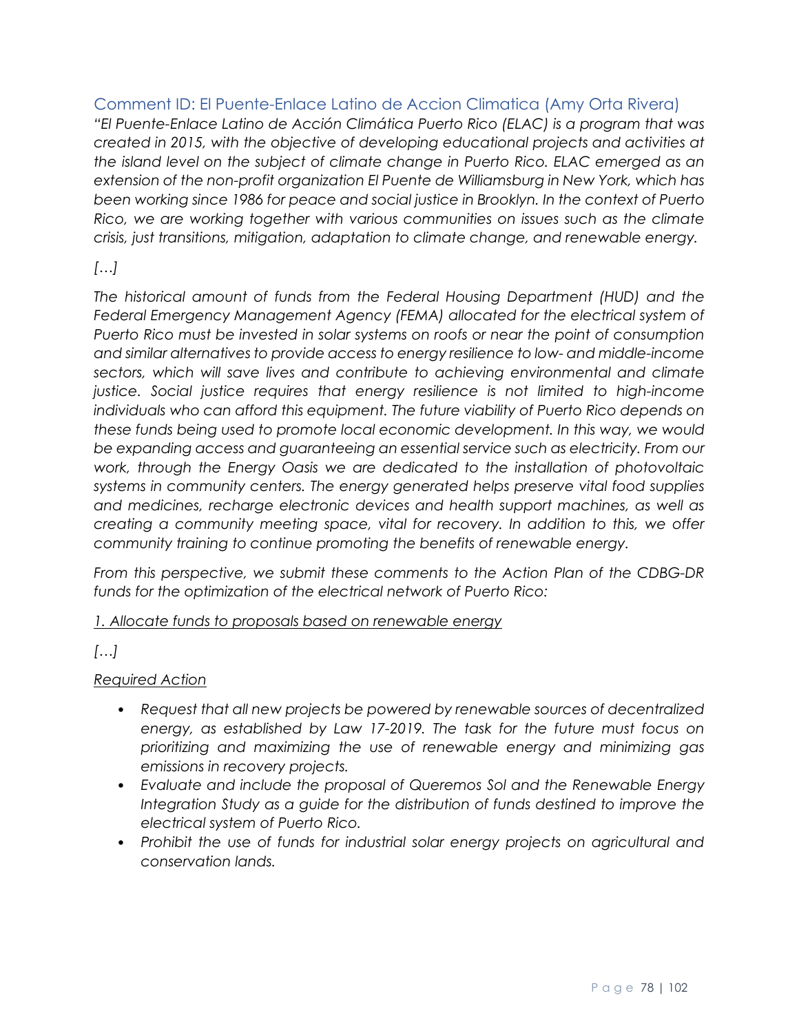### Comment ID: El Puente-Enlace Latino de Accion Climatica (Amy Orta Rivera)

*"El Puente-Enlace Latino de Acción Climática Puerto Rico (ELAC) is a program that was created in 2015, with the objective of developing educational projects and activities at the island level on the subject of climate change in Puerto Rico. ELAC emerged as an extension of the non-profit organization El Puente de Williamsburg in New York, which has been working since 1986 for peace and social justice in Brooklyn. In the context of Puerto Rico, we are working together with various communities on issues such as the climate crisis, just transitions, mitigation, adaptation to climate change, and renewable energy.*

*[…]*

*The historical amount of funds from the Federal Housing Department (HUD) and the Federal Emergency Management Agency (FEMA) allocated for the electrical system of Puerto Rico must be invested in solar systems on roofs or near the point of consumption and similar alternatives to provide access to energy resilience to low- and middle-income sectors, which will save lives and contribute to achieving environmental and climate justice. Social justice requires that energy resilience is not limited to high-income individuals who can afford this equipment. The future viability of Puerto Rico depends on these funds being used to promote local economic development. In this way, we would be expanding access and guaranteeing an essential service such as electricity. From our work, through the Energy Oasis we are dedicated to the installation of photovoltaic systems in community centers. The energy generated helps preserve vital food supplies and medicines, recharge electronic devices and health support machines, as well as creating a community meeting space, vital for recovery. In addition to this, we offer community training to continue promoting the benefits of renewable energy.*

*From this perspective, we submit these comments to the Action Plan of the CDBG-DR funds for the optimization of the electrical network of Puerto Rico:*

*<u>1. Allocate funds to proposals based on renewable energy</u>*

*[…]*

*<u>Required Action</u>*

- *Request that all new projects be powered by renewable sources of decentralized energy, as established by Law 17-2019. The task for the future must focus on prioritizing and maximizing the use of renewable energy and minimizing gas emissions in recovery projects.*
- *Evaluate and include the proposal of Queremos Sol and the Renewable Energy Integration Study as a guide for the distribution of funds destined to improve the electrical system of Puerto Rico.*
- *Prohibit the use of funds for industrial solar energy projects on agricultural and conservation lands.*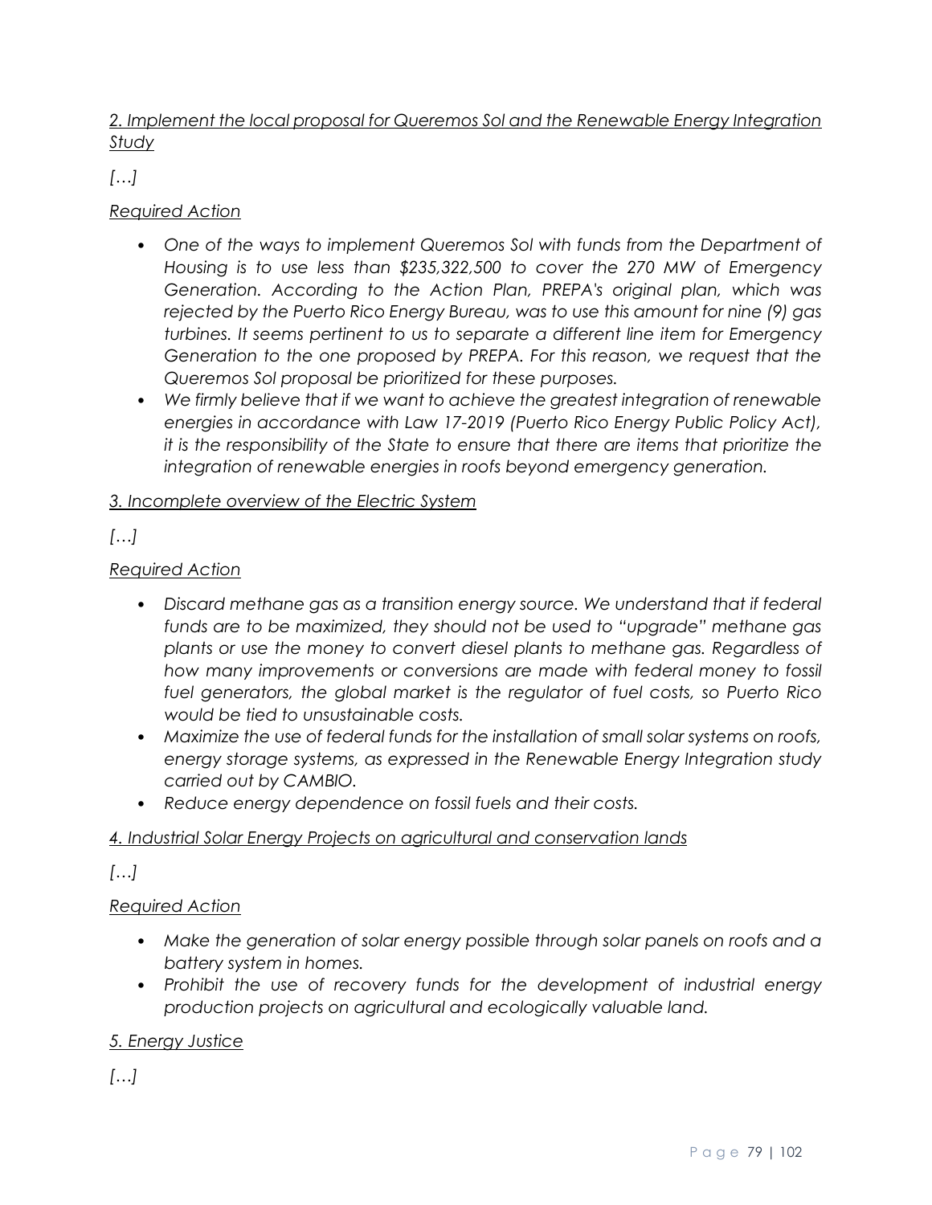*2. Implement the local proposal for Queremos Sol and the Renewable Energy Integration Study*

*[…]*

*Required Action*

- *One of the ways to implement Queremos Sol with funds from the Department of Housing is to use less than $235,322,500 to cover the 270 MW of Emergency Generation. According to the Action Plan, PREPA's original plan, which was rejected by the Puerto Rico Energy Bureau, was to use this amount for nine (9) gas turbines. It seems pertinent to us to separate a different line item for Emergency Generation to the one proposed by PREPA. For this reason, we request that the Queremos Sol proposal be prioritized for these purposes.*
- *We firmly believe that if we want to achieve the greatest integration of renewable energies in accordance with Law 17-2019 (Puerto Rico Energy Public Policy Act), it is the responsibility of the State to ensure that there are items that prioritize the integration of renewable energies in roofs beyond emergency generation.*

*3. Incomplete overview of the Electric System*

*[…]*

*Required Action*

- *Discard methane gas as a transition energy source. We understand that if federal funds are to be maximized, they should not be used to "upgrade" methane gas plants or use the money to convert diesel plants to methane gas. Regardless of how many improvements or conversions are made with federal money to fossil fuel generators, the global market is the regulator of fuel costs, so Puerto Rico would be tied to unsustainable costs.*
- *Maximize the use of federal funds for the installation of small solar systems on roofs, energy storage systems, as expressed in the Renewable Energy Integration study carried out by CAMBIO.*
- *Reduce energy dependence on fossil fuels and their costs.*

*4. Industrial Solar Energy Projects on agricultural and conservation lands*

*[…]*

*Required Action*

- *Make the generation of solar energy possible through solar panels on roofs and a battery system in homes.*
- *Prohibit the use of recovery funds for the development of industrial energy production projects on agricultural and ecologically valuable land.*

*5. Energy Justice*

*[…]*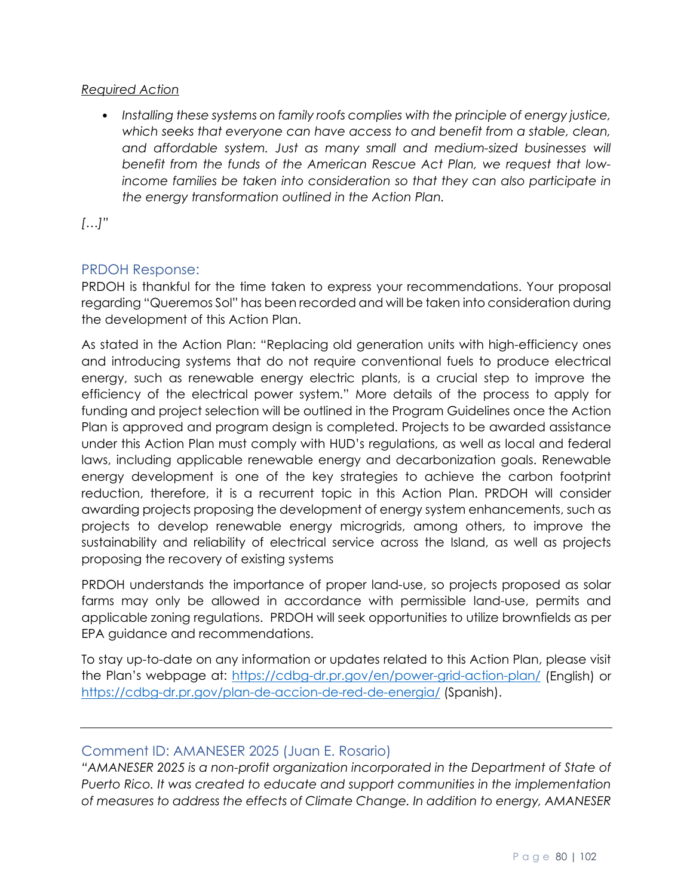*Required Action*

- *Installing these systems on family roofs complies with the principle of energy justice, which seeks that everyone can have access to and benefit from a stable, clean, and affordable system. Just as many small and medium-sized businesses will benefit from the funds of the American Rescue Act Plan, we request that low-income families be taken into consideration so that they can also participate in the energy transformation outlined in the Action Plan.*

*[…]"*

### PRDOH Response:

PRDOH is thankful for the time taken to express your recommendations. Your proposal regarding "Queremos Sol" has been recorded and will be taken into consideration during the development of this Action Plan.

As stated in the Action Plan: "Replacing old generation units with high-efficiency ones and introducing systems that do not require conventional fuels to produce electrical energy, such as renewable energy electric plants, is a crucial step to improve the efficiency of the electrical power system." More details of the process to apply for funding and project selection will be outlined in the Program Guidelines once the Action Plan is approved and program design is completed. Projects to be awarded assistance under this Action Plan must comply with HUD's regulations, as well as local and federal laws, including applicable renewable energy and decarbonization goals. Renewable energy development is one of the key strategies to achieve the carbon footprint reduction, therefore, it is a recurrent topic in this Action Plan. PRDOH will consider awarding projects proposing the development of energy system enhancements, such as projects to develop renewable energy microgrids, among others, to improve the sustainability and reliability of electrical service across the Island, as well as projects proposing the recovery of existing systems

PRDOH understands the importance of proper land-use, so projects proposed as solar farms may only be allowed in accordance with permissible land-use, permits and applicable zoning regulations. PRDOH will seek opportunities to utilize brownfields as per EPA guidance and recommendations.

To stay up-to-date on any information or updates related to this Action Plan, please visit the Plan's webpage at: https://cdbg-dr.pr.gov/en/power-grid-action-plan/ (English) or https://cdbg-dr.pr.gov/plan-de-accion-de-red-de-energia/ (Spanish).

---

### Comment ID: AMANESER 2025 (Juan E. Rosario)

*"AMANESER 2025 is a non-profit organization incorporated in the Department of State of Puerto Rico. It was created to educate and support communities in the implementation of measures to address the effects of Climate Change. In addition to energy, AMANESER*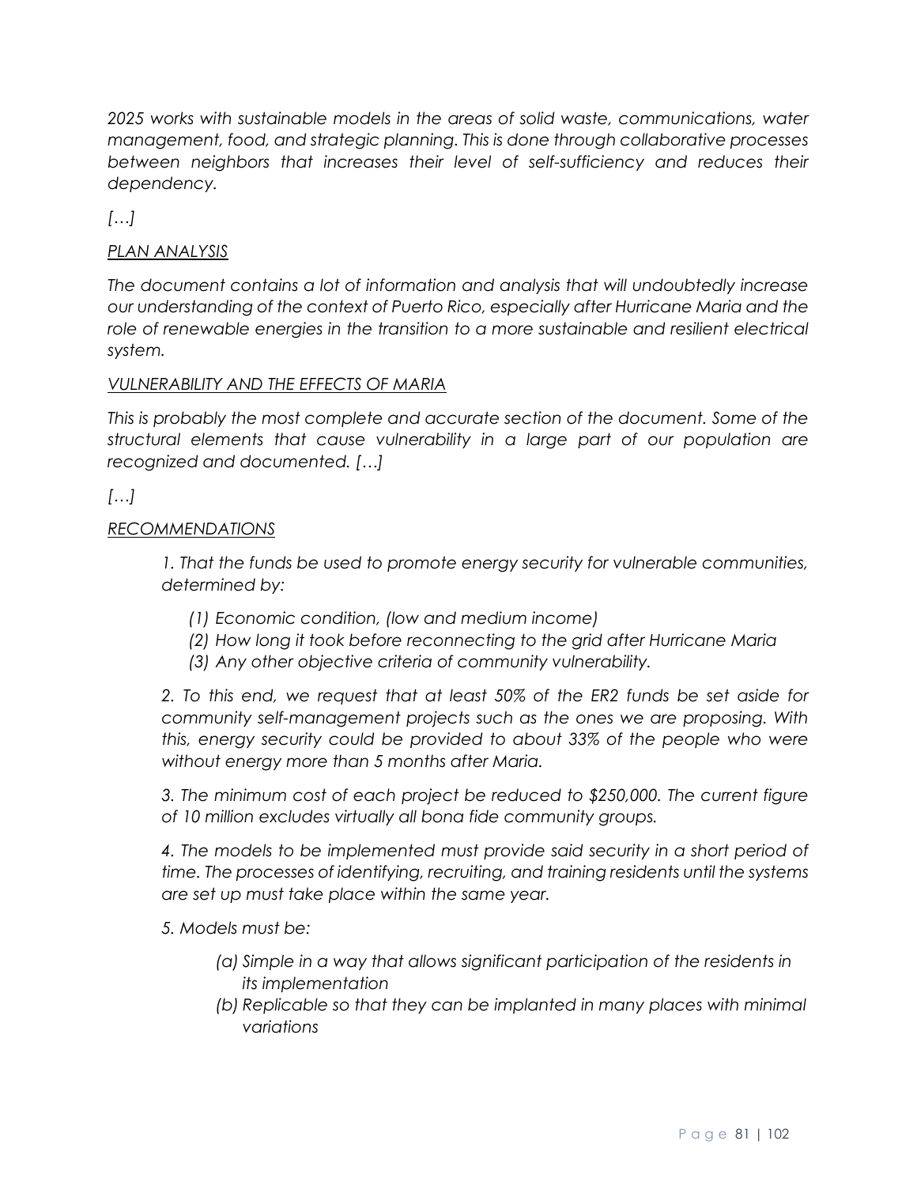*2025 works with sustainable models in the areas of solid waste, communications, water management, food, and strategic planning. This is done through collaborative processes between neighbors that increases their level of self-sufficiency and reduces their dependency.*

*[…]*

*<u>PLAN ANALYSIS</u>*

*The document contains a lot of information and analysis that will undoubtedly increase our understanding of the context of Puerto Rico, especially after Hurricane Maria and the role of renewable energies in the transition to a more sustainable and resilient electrical system.*

*<u>VULNERABILITY AND THE EFFECTS OF MARIA</u>*

*This is probably the most complete and accurate section of the document. Some of the structural elements that cause vulnerability in a large part of our population are recognized and documented. […]*

*[…]*

*<u>RECOMMENDATIONS</u>*

> *1. That the funds be used to promote energy security for vulnerable communities, determined by:*
>
> - *(1) Economic condition, (low and medium income)*
> - *(2) How long it took before reconnecting to the grid after Hurricane Maria*
> - *(3) Any other objective criteria of community vulnerability.*
>
> *2. To this end, we request that at least 50% of the ER2 funds be set aside for community self-management projects such as the ones we are proposing. With this, energy security could be provided to about 33% of the people who were without energy more than 5 months after Maria.*
>
> *3. The minimum cost of each project be reduced to $250,000. The current figure of 10 million excludes virtually all bona fide community groups.*
>
> *4. The models to be implemented must provide said security in a short period of time. The processes of identifying, recruiting, and training residents until the systems are set up must take place within the same year.*
>
> *5. Models must be:*
>
> - *(a) Simple in a way that allows significant participation of the residents in its implementation*
> - *(b) Replicable so that they can be implanted in many places with minimal variations*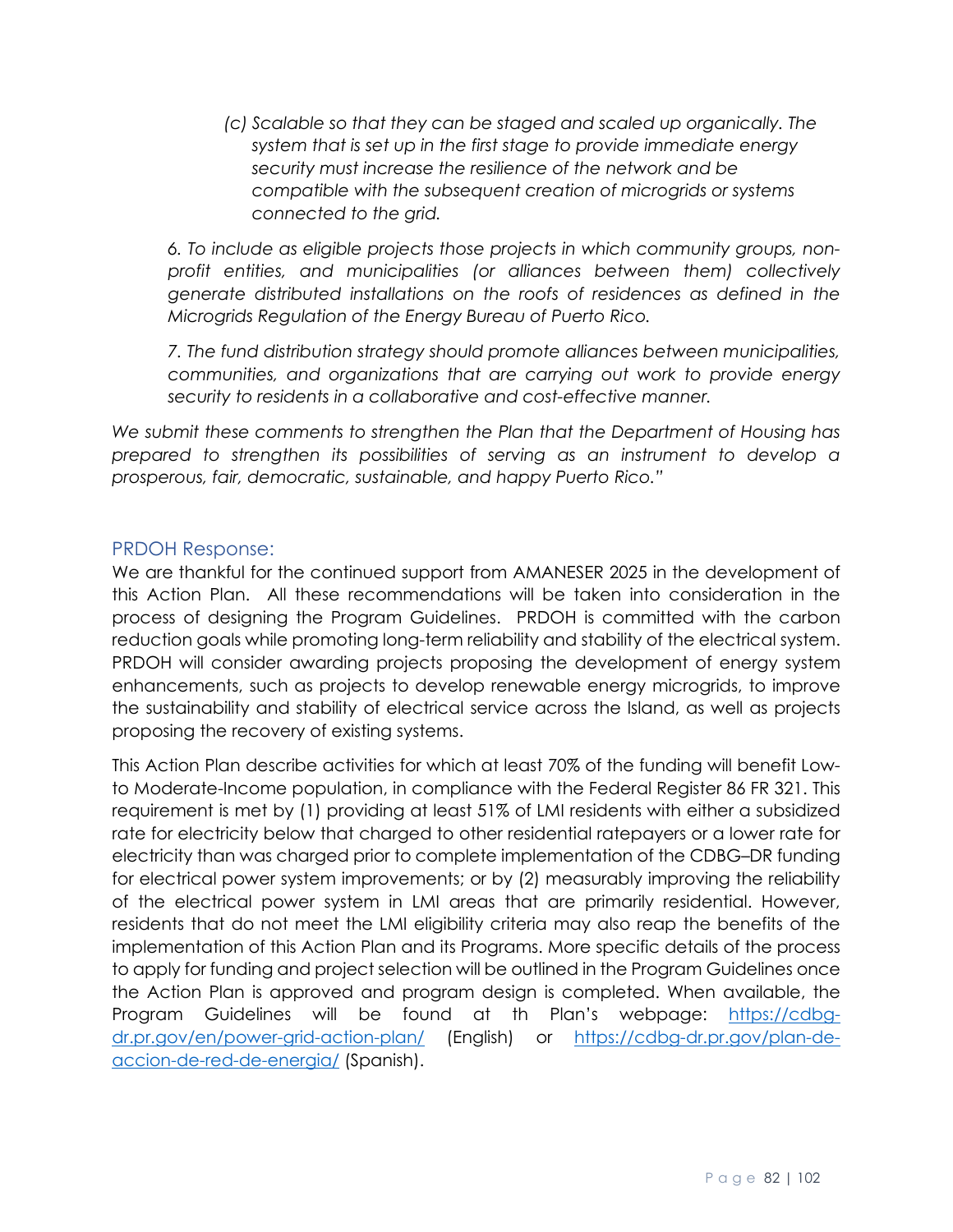*(c) Scalable so that they can be staged and scaled up organically. The system that is set up in the first stage to provide immediate energy security must increase the resilience of the network and be compatible with the subsequent creation of microgrids or systems connected to the grid.*

*6. To include as eligible projects those projects in which community groups, non-profit entities, and municipalities (or alliances between them) collectively generate distributed installations on the roofs of residences as defined in the Microgrids Regulation of the Energy Bureau of Puerto Rico.*

*7. The fund distribution strategy should promote alliances between municipalities, communities, and organizations that are carrying out work to provide energy security to residents in a collaborative and cost-effective manner.*

*We submit these comments to strengthen the Plan that the Department of Housing has prepared to strengthen its possibilities of serving as an instrument to develop a prosperous, fair, democratic, sustainable, and happy Puerto Rico."*

### PRDOH Response:

We are thankful for the continued support from AMANESER 2025 in the development of this Action Plan. All these recommendations will be taken into consideration in the process of designing the Program Guidelines. PRDOH is committed with the carbon reduction goals while promoting long-term reliability and stability of the electrical system. PRDOH will consider awarding projects proposing the development of energy system enhancements, such as projects to develop renewable energy microgrids, to improve the sustainability and stability of electrical service across the Island, as well as projects proposing the recovery of existing systems.

This Action Plan describe activities for which at least 70% of the funding will benefit Low-to Moderate-Income population, in compliance with the Federal Register 86 FR 321. This requirement is met by (1) providing at least 51% of LMI residents with either a subsidized rate for electricity below that charged to other residential ratepayers or a lower rate for electricity than was charged prior to complete implementation of the CDBG–DR funding for electrical power system improvements; or by (2) measurably improving the reliability of the electrical power system in LMI areas that are primarily residential. However, residents that do not meet the LMI eligibility criteria may also reap the benefits of the implementation of this Action Plan and its Programs. More specific details of the process to apply for funding and project selection will be outlined in the Program Guidelines once the Action Plan is approved and program design is completed. When available, the Program Guidelines will be found at th Plan's webpage: [https://cdbg-dr.pr.gov/en/power-grid-action-plan/](https://cdbg-dr.pr.gov/en/power-grid-action-plan/) (English) or [https://cdbg-dr.pr.gov/plan-de-accion-de-red-de-energia/](https://cdbg-dr.pr.gov/plan-de-accion-de-red-de-energia/) (Spanish).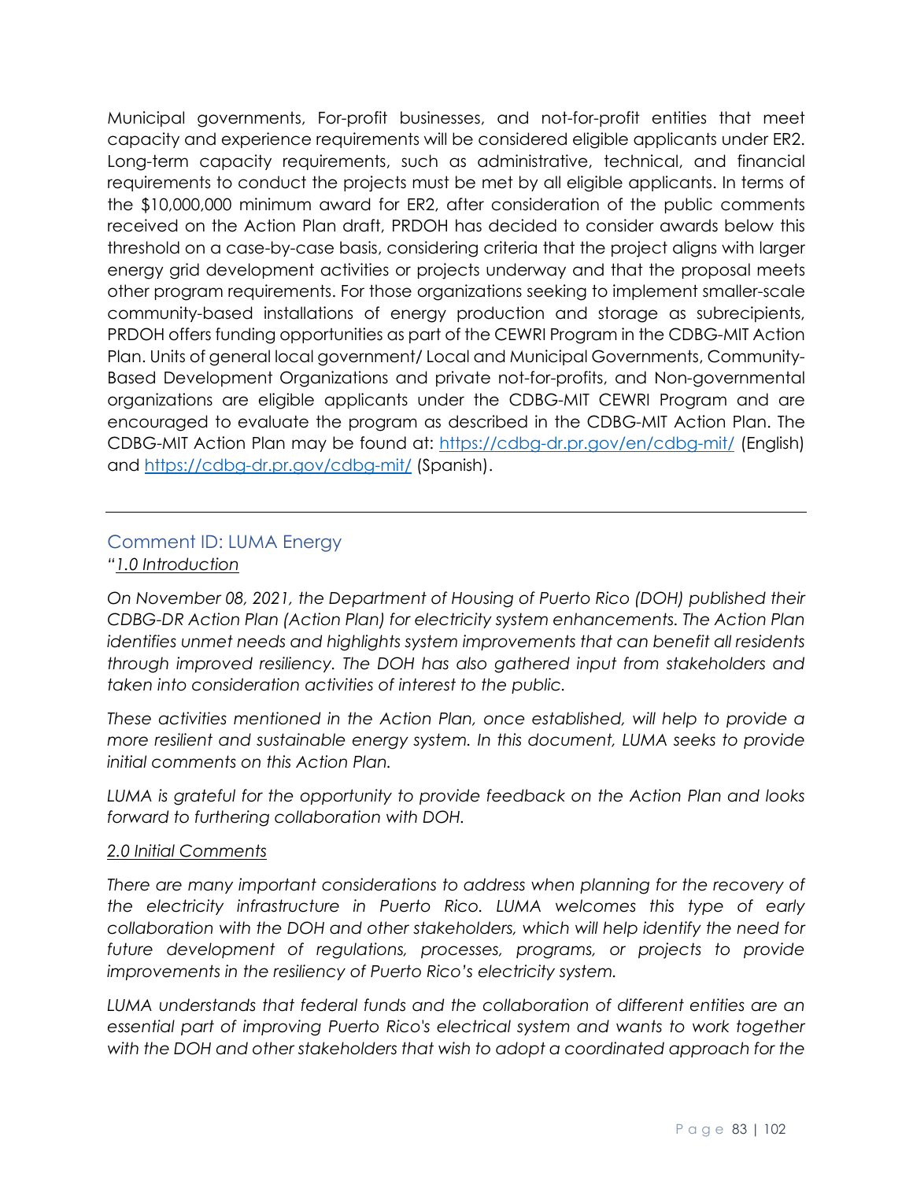Municipal governments, For-profit businesses, and not-for-profit entities that meet capacity and experience requirements will be considered eligible applicants under ER2. Long-term capacity requirements, such as administrative, technical, and financial requirements to conduct the projects must be met by all eligible applicants. In terms of the $10,000,000 minimum award for ER2, after consideration of the public comments received on the Action Plan draft, PRDOH has decided to consider awards below this threshold on a case-by-case basis, considering criteria that the project aligns with larger energy grid development activities or projects underway and that the proposal meets other program requirements. For those organizations seeking to implement smaller-scale community-based installations of energy production and storage as subrecipients, PRDOH offers funding opportunities as part of the CEWRI Program in the CDBG-MIT Action Plan. Units of general local government/ Local and Municipal Governments, Community-Based Development Organizations and private not-for-profits, and Non-governmental organizations are eligible applicants under the CDBG-MIT CEWRI Program and are encouraged to evaluate the program as described in the CDBG-MIT Action Plan. The CDBG-MIT Action Plan may be found at: [https://cdbg-dr.pr.gov/en/cdbg-mit/](https://cdbg-dr.pr.gov/en/cdbg-mit/) (English) and [https://cdbg-dr.pr.gov/cdbg-mit/](https://cdbg-dr.pr.gov/cdbg-mit/) (Spanish).

---

## Comment ID: LUMA Energy

*"<u>1.0 Introduction</u>*

*On November 08, 2021, the Department of Housing of Puerto Rico (DOH) published their CDBG-DR Action Plan (Action Plan) for electricity system enhancements. The Action Plan identifies unmet needs and highlights system improvements that can benefit all residents through improved resiliency. The DOH has also gathered input from stakeholders and taken into consideration activities of interest to the public.*

*These activities mentioned in the Action Plan, once established, will help to provide a more resilient and sustainable energy system. In this document, LUMA seeks to provide initial comments on this Action Plan.*

*LUMA is grateful for the opportunity to provide feedback on the Action Plan and looks forward to furthering collaboration with DOH.*

*<u>2.0 Initial Comments</u>*

*There are many important considerations to address when planning for the recovery of the electricity infrastructure in Puerto Rico. LUMA welcomes this type of early collaboration with the DOH and other stakeholders, which will help identify the need for future development of regulations, processes, programs, or projects to provide improvements in the resiliency of Puerto Rico's electricity system.*

*LUMA understands that federal funds and the collaboration of different entities are an essential part of improving Puerto Rico's electrical system and wants to work together with the DOH and other stakeholders that wish to adopt a coordinated approach for the*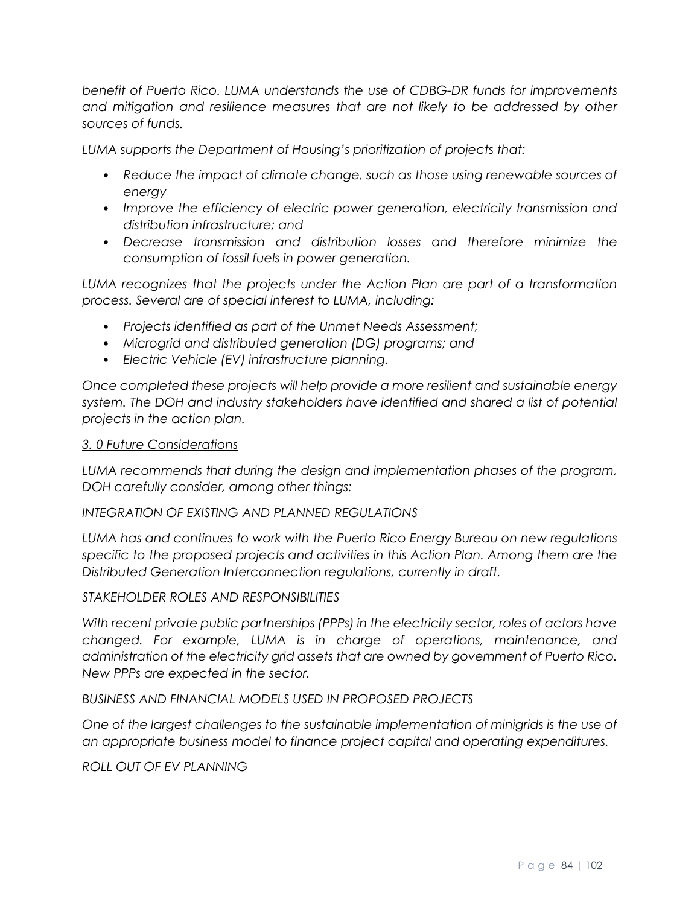*benefit of Puerto Rico. LUMA understands the use of CDBG-DR funds for improvements and mitigation and resilience measures that are not likely to be addressed by other sources of funds.*

*LUMA supports the Department of Housing's prioritization of projects that:*

- *Reduce the impact of climate change, such as those using renewable sources of energy*
- *Improve the efficiency of electric power generation, electricity transmission and distribution infrastructure; and*
- *Decrease transmission and distribution losses and therefore minimize the consumption of fossil fuels in power generation.*

*LUMA recognizes that the projects under the Action Plan are part of a transformation process. Several are of special interest to LUMA, including:*

- *Projects identified as part of the Unmet Needs Assessment;*
- *Microgrid and distributed generation (DG) programs; and*
- *Electric Vehicle (EV) infrastructure planning.*

*Once completed these projects will help provide a more resilient and sustainable energy system. The DOH and industry stakeholders have identified and shared a list of potential projects in the action plan.*

*3. 0 Future Considerations*

*LUMA recommends that during the design and implementation phases of the program, DOH carefully consider, among other things:*

*INTEGRATION OF EXISTING AND PLANNED REGULATIONS*

*LUMA has and continues to work with the Puerto Rico Energy Bureau on new regulations specific to the proposed projects and activities in this Action Plan. Among them are the Distributed Generation Interconnection regulations, currently in draft.*

*STAKEHOLDER ROLES AND RESPONSIBILITIES*

*With recent private public partnerships (PPPs) in the electricity sector, roles of actors have changed. For example, LUMA is in charge of operations, maintenance, and administration of the electricity grid assets that are owned by government of Puerto Rico. New PPPs are expected in the sector.*

*BUSINESS AND FINANCIAL MODELS USED IN PROPOSED PROJECTS*

*One of the largest challenges to the sustainable implementation of minigrids is the use of an appropriate business model to finance project capital and operating expenditures.*

*ROLL OUT OF EV PLANNING*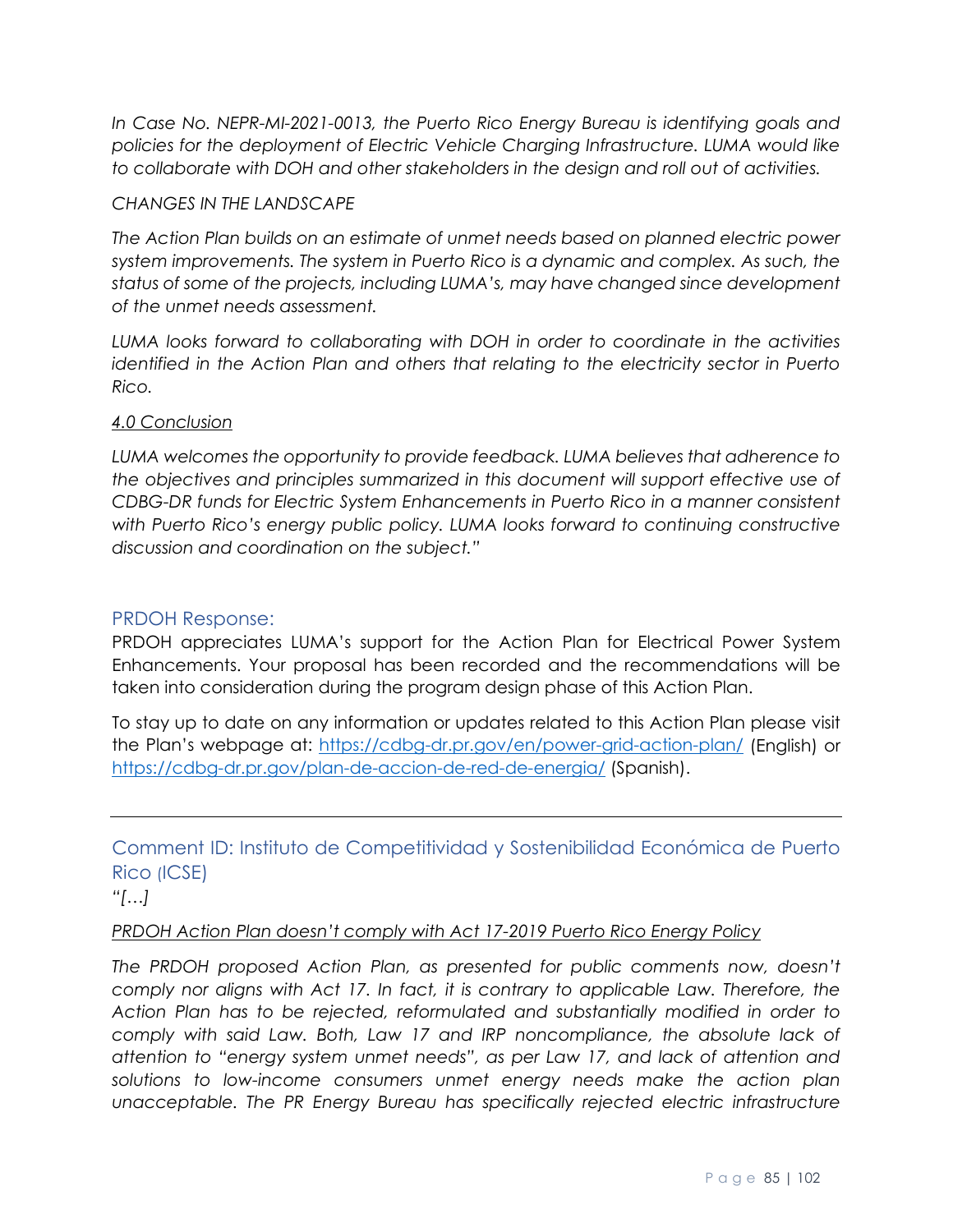*In Case No. NEPR-MI-2021-0013, the Puerto Rico Energy Bureau is identifying goals and policies for the deployment of Electric Vehicle Charging Infrastructure. LUMA would like to collaborate with DOH and other stakeholders in the design and roll out of activities.*

*CHANGES IN THE LANDSCAPE*

*The Action Plan builds on an estimate of unmet needs based on planned electric power system improvements. The system in Puerto Rico is a dynamic and complex. As such, the status of some of the projects, including LUMA's, may have changed since development of the unmet needs assessment.*

*LUMA looks forward to collaborating with DOH in order to coordinate in the activities identified in the Action Plan and others that relating to the electricity sector in Puerto Rico.*

*4.0 Conclusion*

*LUMA welcomes the opportunity to provide feedback. LUMA believes that adherence to the objectives and principles summarized in this document will support effective use of CDBG-DR funds for Electric System Enhancements in Puerto Rico in a manner consistent with Puerto Rico's energy public policy. LUMA looks forward to continuing constructive discussion and coordination on the subject."*

## PRDOH Response:

PRDOH appreciates LUMA's support for the Action Plan for Electrical Power System Enhancements. Your proposal has been recorded and the recommendations will be taken into consideration during the program design phase of this Action Plan.

To stay up to date on any information or updates related to this Action Plan please visit the Plan's webpage at: https://cdbg-dr.pr.gov/en/power-grid-action-plan/ (English) or https://cdbg-dr.pr.gov/plan-de-accion-de-red-de-energia/ (Spanish).

---

## Comment ID: Instituto de Competitividad y Sostenibilidad Económica de Puerto Rico (ICSE)

*"[…]*

*PRDOH Action Plan doesn't comply with Act 17-2019 Puerto Rico Energy Policy*

*The PRDOH proposed Action Plan, as presented for public comments now, doesn't comply nor aligns with Act 17. In fact, it is contrary to applicable Law. Therefore, the Action Plan has to be rejected, reformulated and substantially modified in order to comply with said Law. Both, Law 17 and IRP noncompliance, the absolute lack of attention to "energy system unmet needs", as per Law 17, and lack of attention and solutions to low-income consumers unmet energy needs make the action plan unacceptable. The PR Energy Bureau has specifically rejected electric infrastructure*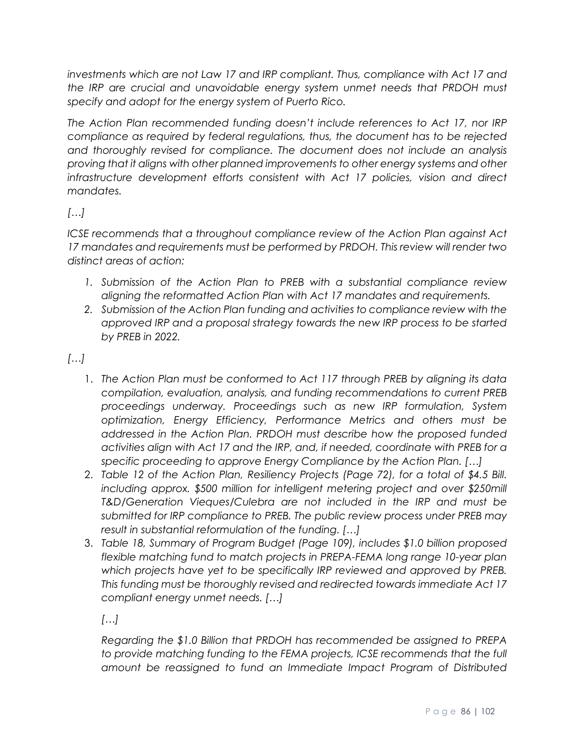*investments which are not Law 17 and IRP compliant. Thus, compliance with Act 17 and the IRP are crucial and unavoidable energy system unmet needs that PRDOH must specify and adopt for the energy system of Puerto Rico.*

*The Action Plan recommended funding doesn't include references to Act 17, nor IRP compliance as required by federal regulations, thus, the document has to be rejected and thoroughly revised for compliance. The document does not include an analysis proving that it aligns with other planned improvements to other energy systems and other infrastructure development efforts consistent with Act 17 policies, vision and direct mandates.*

*[…]*

*ICSE recommends that a throughout compliance review of the Action Plan against Act 17 mandates and requirements must be performed by PRDOH. This review will render two distinct areas of action:*

1. *Submission of the Action Plan to PREB with a substantial compliance review aligning the reformatted Action Plan with Act 17 mandates and requirements.*
2. *Submission of the Action Plan funding and activities to compliance review with the approved IRP and a proposal strategy towards the new IRP process to be started by PREB in 2022.*

*[…]*

1. *The Action Plan must be conformed to Act 117 through PREB by aligning its data compilation, evaluation, analysis, and funding recommendations to current PREB proceedings underway. Proceedings such as new IRP formulation, System optimization, Energy Efficiency, Performance Metrics and others must be addressed in the Action Plan. PRDOH must describe how the proposed funded activities align with Act 17 and the IRP, and, if needed, coordinate with PREB for a specific proceeding to approve Energy Compliance by the Action Plan. […]*
2. *Table 12 of the Action Plan, Resiliency Projects (Page 72), for a total of $4.5 Bill. including approx. $500 million for intelligent metering project and over $250mill T&D/Generation Vieques/Culebra are not included in the IRP and must be submitted for IRP compliance to PREB. The public review process under PREB may result in substantial reformulation of the funding. […]*
3. *Table 18, Summary of Program Budget (Page 109), includes $1.0 billion proposed flexible matching fund to match projects in PREPA-FEMA long range 10-year plan which projects have yet to be specifically IRP reviewed and approved by PREB. This funding must be thoroughly revised and redirected towards immediate Act 17 compliant energy unmet needs. […]*

   *[…]*

   *Regarding the $1.0 Billion that PRDOH has recommended be assigned to PREPA to provide matching funding to the FEMA projects, ICSE recommends that the full amount be reassigned to fund an Immediate Impact Program of Distributed*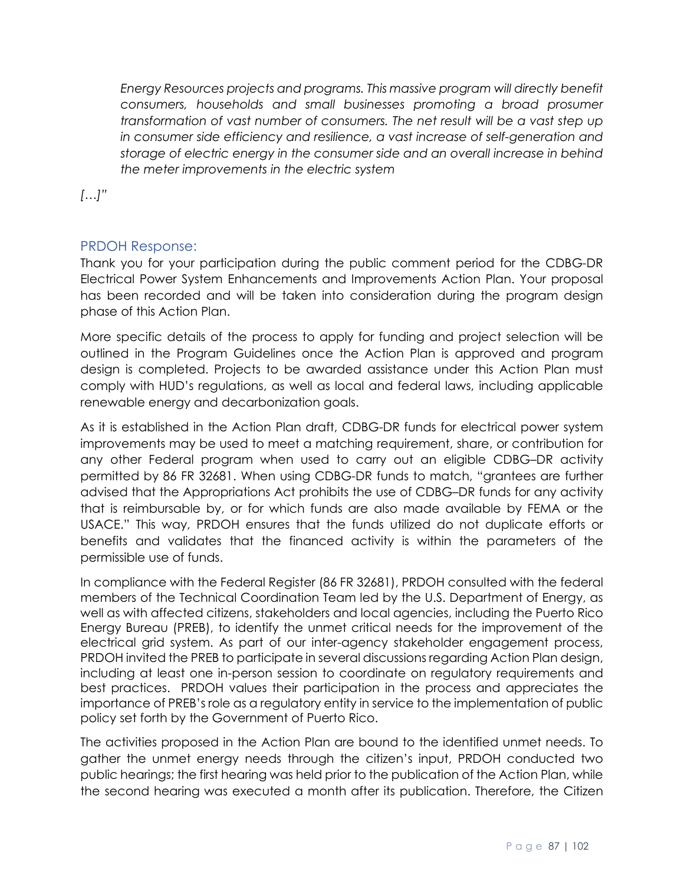*Energy Resources projects and programs. This massive program will directly benefit consumers, households and small businesses promoting a broad prosumer transformation of vast number of consumers. The net result will be a vast step up in consumer side efficiency and resilience, a vast increase of self-generation and storage of electric energy in the consumer side and an overall increase in behind the meter improvements in the electric system*

*[…]"*

### PRDOH Response:

Thank you for your participation during the public comment period for the CDBG-DR Electrical Power System Enhancements and Improvements Action Plan. Your proposal has been recorded and will be taken into consideration during the program design phase of this Action Plan.

More specific details of the process to apply for funding and project selection will be outlined in the Program Guidelines once the Action Plan is approved and program design is completed. Projects to be awarded assistance under this Action Plan must comply with HUD's regulations, as well as local and federal laws, including applicable renewable energy and decarbonization goals.

As it is established in the Action Plan draft, CDBG-DR funds for electrical power system improvements may be used to meet a matching requirement, share, or contribution for any other Federal program when used to carry out an eligible CDBG–DR activity permitted by 86 FR 32681. When using CDBG-DR funds to match, "grantees are further advised that the Appropriations Act prohibits the use of CDBG–DR funds for any activity that is reimbursable by, or for which funds are also made available by FEMA or the USACE." This way, PRDOH ensures that the funds utilized do not duplicate efforts or benefits and validates that the financed activity is within the parameters of the permissible use of funds.

In compliance with the Federal Register (86 FR 32681), PRDOH consulted with the federal members of the Technical Coordination Team led by the U.S. Department of Energy, as well as with affected citizens, stakeholders and local agencies, including the Puerto Rico Energy Bureau (PREB), to identify the unmet critical needs for the improvement of the electrical grid system. As part of our inter-agency stakeholder engagement process, PRDOH invited the PREB to participate in several discussions regarding Action Plan design, including at least one in-person session to coordinate on regulatory requirements and best practices. PRDOH values their participation in the process and appreciates the importance of PREB's role as a regulatory entity in service to the implementation of public policy set forth by the Government of Puerto Rico.

The activities proposed in the Action Plan are bound to the identified unmet needs. To gather the unmet energy needs through the citizen's input, PRDOH conducted two public hearings; the first hearing was held prior to the publication of the Action Plan, while the second hearing was executed a month after its publication. Therefore, the Citizen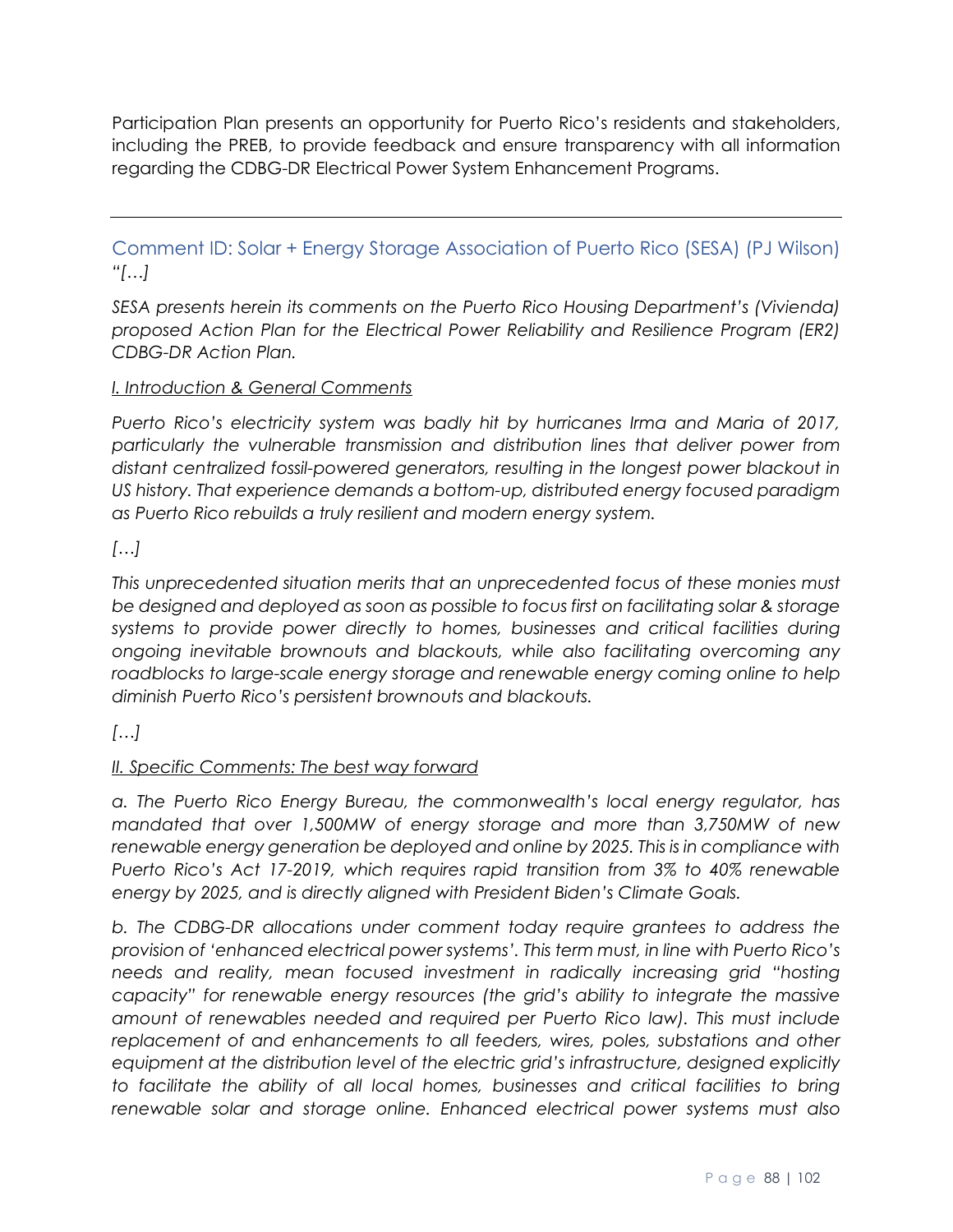Participation Plan presents an opportunity for Puerto Rico's residents and stakeholders, including the PREB, to provide feedback and ensure transparency with all information regarding the CDBG-DR Electrical Power System Enhancement Programs.

---

### Comment ID: Solar + Energy Storage Association of Puerto Rico (SESA) (PJ Wilson)

*"[…]*

*SESA presents herein its comments on the Puerto Rico Housing Department's (Vivienda) proposed Action Plan for the Electrical Power Reliability and Resilience Program (ER2) CDBG-DR Action Plan.*

*<u>I. Introduction & General Comments</u>*

*Puerto Rico's electricity system was badly hit by hurricanes Irma and Maria of 2017, particularly the vulnerable transmission and distribution lines that deliver power from distant centralized fossil-powered generators, resulting in the longest power blackout in US history. That experience demands a bottom-up, distributed energy focused paradigm as Puerto Rico rebuilds a truly resilient and modern energy system.*

*[…]*

*This unprecedented situation merits that an unprecedented focus of these monies must be designed and deployed as soon as possible to focus first on facilitating solar & storage systems to provide power directly to homes, businesses and critical facilities during ongoing inevitable brownouts and blackouts, while also facilitating overcoming any roadblocks to large-scale energy storage and renewable energy coming online to help diminish Puerto Rico's persistent brownouts and blackouts.*

*[…]*

*<u>II. Specific Comments: The best way forward</u>*

*a. The Puerto Rico Energy Bureau, the commonwealth's local energy regulator, has mandated that over 1,500MW of energy storage and more than 3,750MW of new renewable energy generation be deployed and online by 2025. This is in compliance with Puerto Rico's Act 17-2019, which requires rapid transition from 3% to 40% renewable energy by 2025, and is directly aligned with President Biden's Climate Goals.*

*b. The CDBG-DR allocations under comment today require grantees to address the provision of 'enhanced electrical power systems'. This term must, in line with Puerto Rico's needs and reality, mean focused investment in radically increasing grid "hosting capacity" for renewable energy resources (the grid's ability to integrate the massive amount of renewables needed and required per Puerto Rico law). This must include replacement of and enhancements to all feeders, wires, poles, substations and other equipment at the distribution level of the electric grid's infrastructure, designed explicitly to facilitate the ability of all local homes, businesses and critical facilities to bring renewable solar and storage online. Enhanced electrical power systems must also*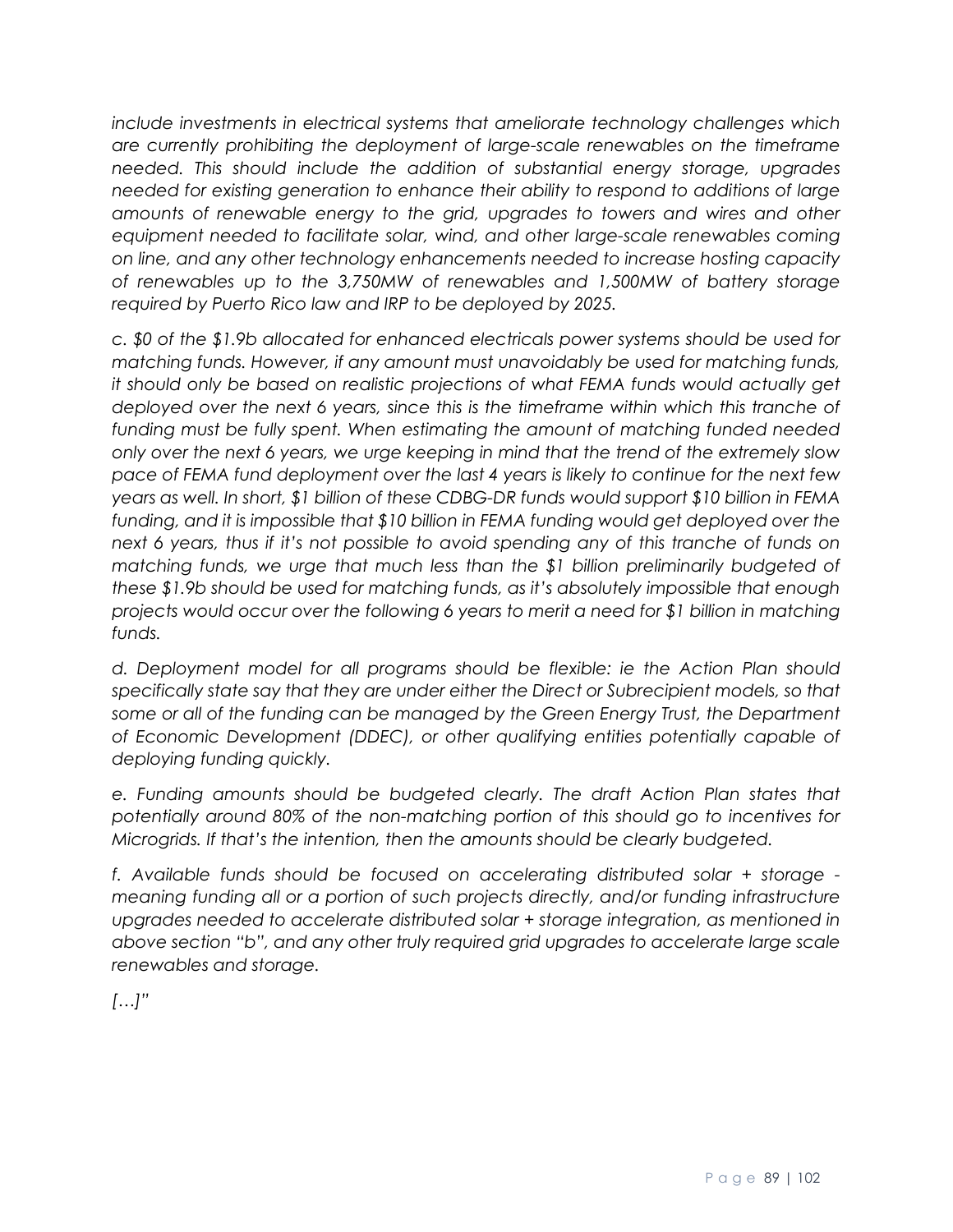*include investments in electrical systems that ameliorate technology challenges which are currently prohibiting the deployment of large-scale renewables on the timeframe needed. This should include the addition of substantial energy storage, upgrades needed for existing generation to enhance their ability to respond to additions of large amounts of renewable energy to the grid, upgrades to towers and wires and other equipment needed to facilitate solar, wind, and other large-scale renewables coming on line, and any other technology enhancements needed to increase hosting capacity of renewables up to the 3,750MW of renewables and 1,500MW of battery storage required by Puerto Rico law and IRP to be deployed by 2025.*

*c. $0 of the $1.9b allocated for enhanced electricals power systems should be used for matching funds. However, if any amount must unavoidably be used for matching funds, it should only be based on realistic projections of what FEMA funds would actually get deployed over the next 6 years, since this is the timeframe within which this tranche of funding must be fully spent. When estimating the amount of matching funded needed only over the next 6 years, we urge keeping in mind that the trend of the extremely slow pace of FEMA fund deployment over the last 4 years is likely to continue for the next few years as well. In short, $1 billion of these CDBG-DR funds would support $10 billion in FEMA funding, and it is impossible that $10 billion in FEMA funding would get deployed over the next 6 years, thus if it's not possible to avoid spending any of this tranche of funds on matching funds, we urge that much less than the $1 billion preliminarily budgeted of these $1.9b should be used for matching funds, as it's absolutely impossible that enough projects would occur over the following 6 years to merit a need for $1 billion in matching funds.*

*d. Deployment model for all programs should be flexible: ie the Action Plan should specifically state say that they are under either the Direct or Subrecipient models, so that some or all of the funding can be managed by the Green Energy Trust, the Department of Economic Development (DDEC), or other qualifying entities potentially capable of deploying funding quickly.*

*e. Funding amounts should be budgeted clearly. The draft Action Plan states that potentially around 80% of the non-matching portion of this should go to incentives for Microgrids. If that's the intention, then the amounts should be clearly budgeted.*

*f. Available funds should be focused on accelerating distributed solar + storage - meaning funding all or a portion of such projects directly, and/or funding infrastructure upgrades needed to accelerate distributed solar + storage integration, as mentioned in above section "b", and any other truly required grid upgrades to accelerate large scale renewables and storage.*

*[…]"*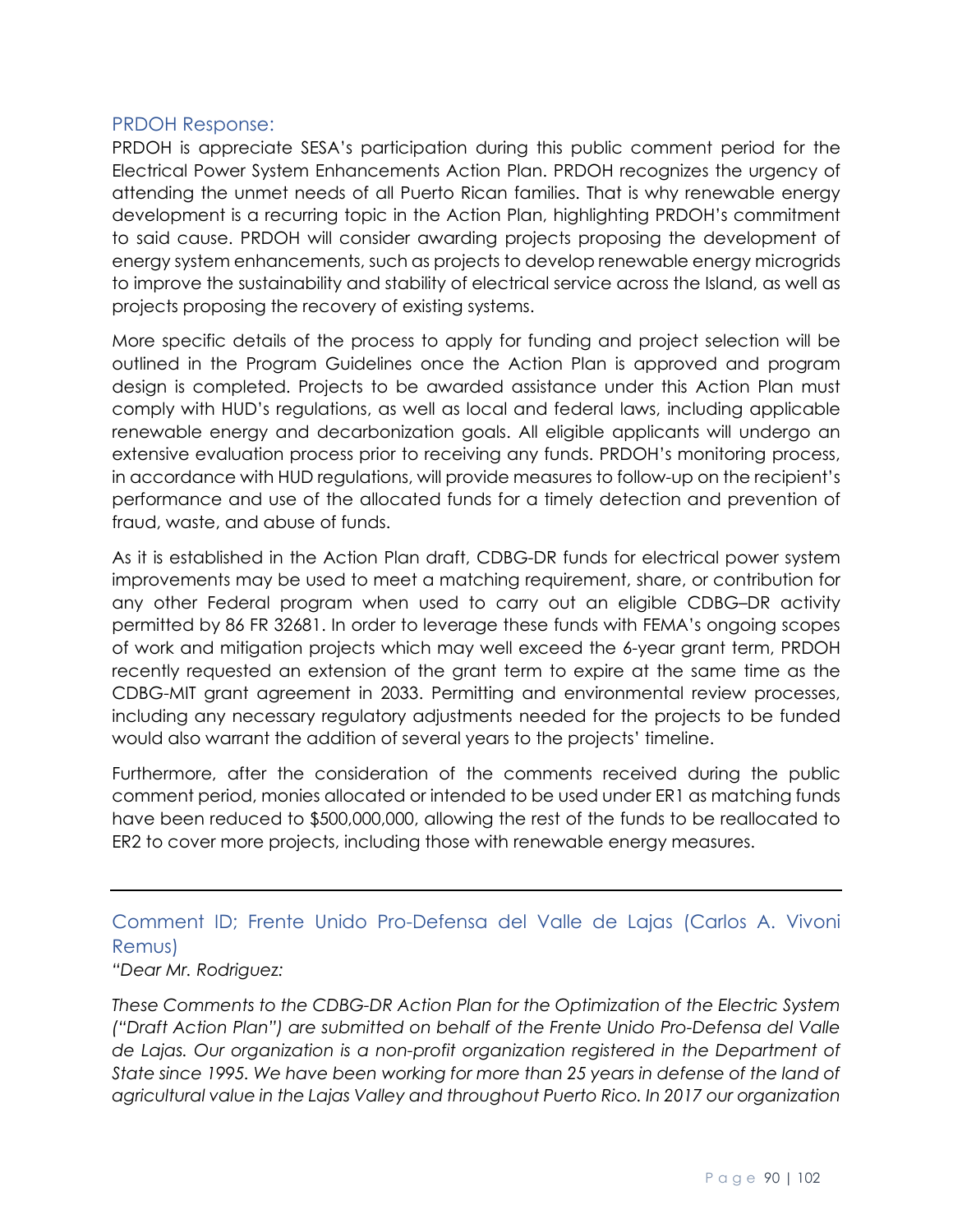### PRDOH Response:

PRDOH is appreciate SESA's participation during this public comment period for the Electrical Power System Enhancements Action Plan. PRDOH recognizes the urgency of attending the unmet needs of all Puerto Rican families. That is why renewable energy development is a recurring topic in the Action Plan, highlighting PRDOH's commitment to said cause. PRDOH will consider awarding projects proposing the development of energy system enhancements, such as projects to develop renewable energy microgrids to improve the sustainability and stability of electrical service across the Island, as well as projects proposing the recovery of existing systems.

More specific details of the process to apply for funding and project selection will be outlined in the Program Guidelines once the Action Plan is approved and program design is completed. Projects to be awarded assistance under this Action Plan must comply with HUD's regulations, as well as local and federal laws, including applicable renewable energy and decarbonization goals. All eligible applicants will undergo an extensive evaluation process prior to receiving any funds. PRDOH's monitoring process, in accordance with HUD regulations, will provide measures to follow-up on the recipient's performance and use of the allocated funds for a timely detection and prevention of fraud, waste, and abuse of funds.

As it is established in the Action Plan draft, CDBG-DR funds for electrical power system improvements may be used to meet a matching requirement, share, or contribution for any other Federal program when used to carry out an eligible CDBG–DR activity permitted by 86 FR 32681. In order to leverage these funds with FEMA's ongoing scopes of work and mitigation projects which may well exceed the 6-year grant term, PRDOH recently requested an extension of the grant term to expire at the same time as the CDBG-MIT grant agreement in 2033. Permitting and environmental review processes, including any necessary regulatory adjustments needed for the projects to be funded would also warrant the addition of several years to the projects' timeline.

Furthermore, after the consideration of the comments received during the public comment period, monies allocated or intended to be used under ER1 as matching funds have been reduced to $500,000,000, allowing the rest of the funds to be reallocated to ER2 to cover more projects, including those with renewable energy measures.

---

### Comment ID; Frente Unido Pro-Defensa del Valle de Lajas (Carlos A. Vivoni Remus)

*"Dear Mr. Rodriguez:*

*These Comments to the CDBG-DR Action Plan for the Optimization of the Electric System ("Draft Action Plan") are submitted on behalf of the Frente Unido Pro-Defensa del Valle de Lajas. Our organization is a non-profit organization registered in the Department of State since 1995. We have been working for more than 25 years in defense of the land of agricultural value in the Lajas Valley and throughout Puerto Rico. In 2017 our organization*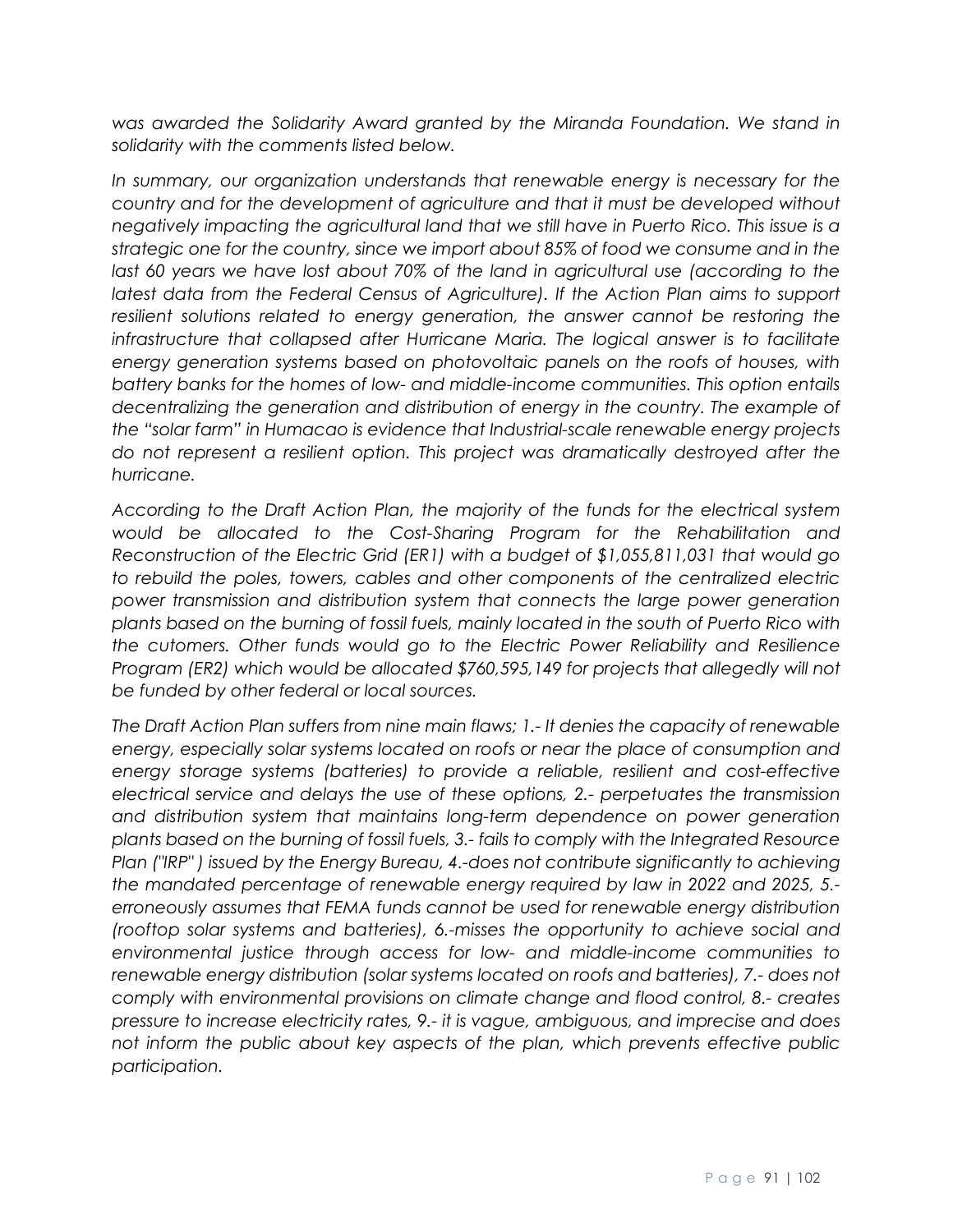*was awarded the Solidarity Award granted by the Miranda Foundation. We stand in solidarity with the comments listed below.*

*In summary, our organization understands that renewable energy is necessary for the country and for the development of agriculture and that it must be developed without negatively impacting the agricultural land that we still have in Puerto Rico. This issue is a strategic one for the country, since we import about 85% of food we consume and in the last 60 years we have lost about 70% of the land in agricultural use (according to the latest data from the Federal Census of Agriculture). If the Action Plan aims to support resilient solutions related to energy generation, the answer cannot be restoring the infrastructure that collapsed after Hurricane Maria. The logical answer is to facilitate energy generation systems based on photovoltaic panels on the roofs of houses, with battery banks for the homes of low- and middle-income communities. This option entails decentralizing the generation and distribution of energy in the country. The example of the "solar farm" in Humacao is evidence that Industrial-scale renewable energy projects do not represent a resilient option. This project was dramatically destroyed after the hurricane.*

*According to the Draft Action Plan, the majority of the funds for the electrical system would be allocated to the Cost-Sharing Program for the Rehabilitation and Reconstruction of the Electric Grid (ER1) with a budget of $1,055,811,031 that would go to rebuild the poles, towers, cables and other components of the centralized electric power transmission and distribution system that connects the large power generation plants based on the burning of fossil fuels, mainly located in the south of Puerto Rico with the cutomers. Other funds would go to the Electric Power Reliability and Resilience Program (ER2) which would be allocated $760,595,149 for projects that allegedly will not be funded by other federal or local sources.*

*The Draft Action Plan suffers from nine main flaws; 1.- It denies the capacity of renewable energy, especially solar systems located on roofs or near the place of consumption and energy storage systems (batteries) to provide a reliable, resilient and cost-effective electrical service and delays the use of these options, 2.- perpetuates the transmission and distribution system that maintains long-term dependence on power generation plants based on the burning of fossil fuels, 3.- fails to comply with the Integrated Resource Plan ("IRP" ) issued by the Energy Bureau, 4.-does not contribute significantly to achieving the mandated percentage of renewable energy required by law in 2022 and 2025, 5.- erroneously assumes that FEMA funds cannot be used for renewable energy distribution (rooftop solar systems and batteries), 6.-misses the opportunity to achieve social and environmental justice through access for low- and middle-income communities to renewable energy distribution (solar systems located on roofs and batteries), 7.- does not comply with environmental provisions on climate change and flood control, 8.- creates pressure to increase electricity rates, 9.- it is vague, ambiguous, and imprecise and does not inform the public about key aspects of the plan, which prevents effective public participation.*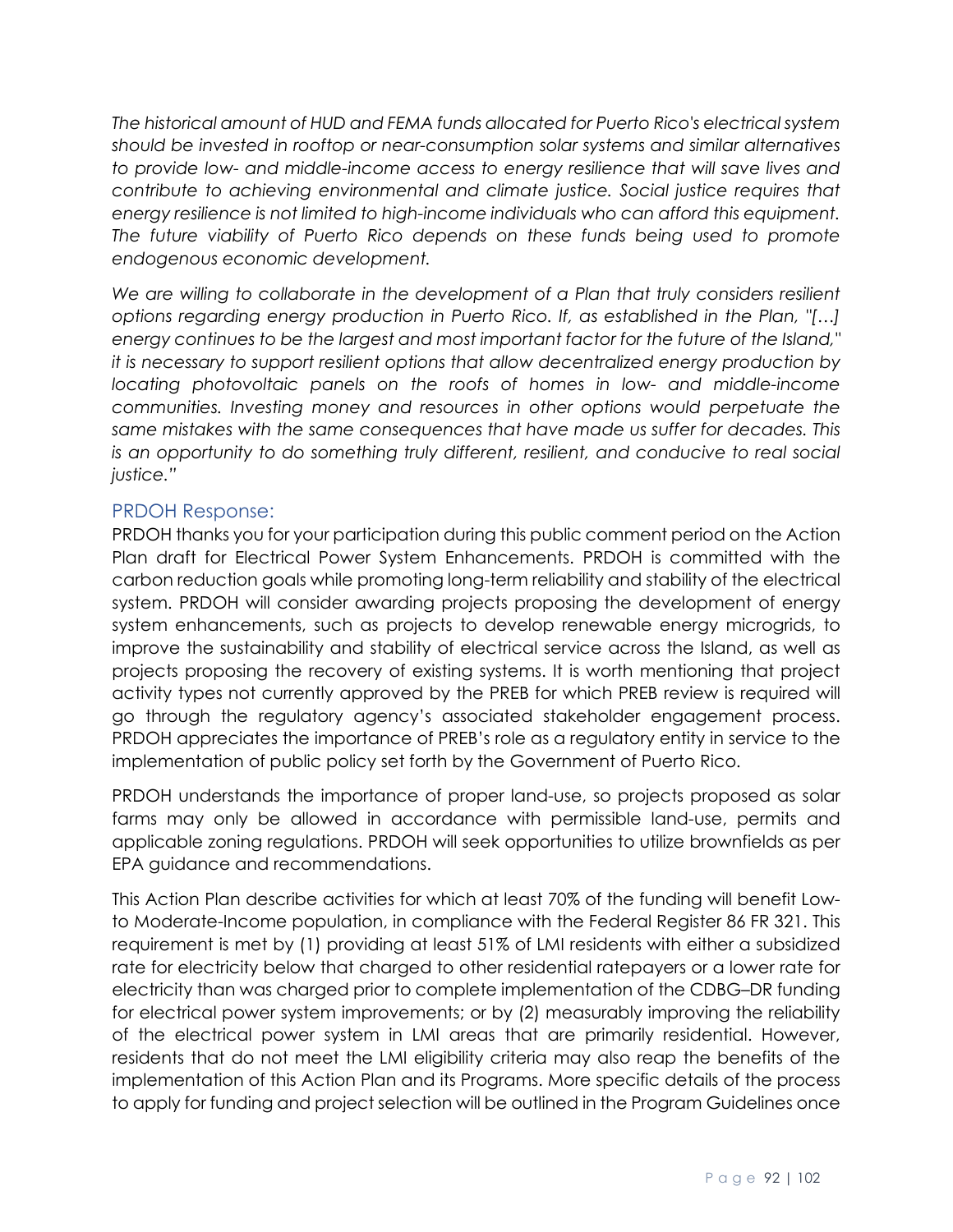*The historical amount of HUD and FEMA funds allocated for Puerto Rico's electrical system should be invested in rooftop or near-consumption solar systems and similar alternatives to provide low- and middle-income access to energy resilience that will save lives and contribute to achieving environmental and climate justice. Social justice requires that energy resilience is not limited to high-income individuals who can afford this equipment. The future viability of Puerto Rico depends on these funds being used to promote endogenous economic development.*

*We are willing to collaborate in the development of a Plan that truly considers resilient options regarding energy production in Puerto Rico. If, as established in the Plan, "[…] energy continues to be the largest and most important factor for the future of the Island," it is necessary to support resilient options that allow decentralized energy production by locating photovoltaic panels on the roofs of homes in low- and middle-income communities. Investing money and resources in other options would perpetuate the same mistakes with the same consequences that have made us suffer for decades. This is an opportunity to do something truly different, resilient, and conducive to real social justice."*

### PRDOH Response:

PRDOH thanks you for your participation during this public comment period on the Action Plan draft for Electrical Power System Enhancements. PRDOH is committed with the carbon reduction goals while promoting long-term reliability and stability of the electrical system. PRDOH will consider awarding projects proposing the development of energy system enhancements, such as projects to develop renewable energy microgrids, to improve the sustainability and stability of electrical service across the Island, as well as projects proposing the recovery of existing systems. It is worth mentioning that project activity types not currently approved by the PREB for which PREB review is required will go through the regulatory agency's associated stakeholder engagement process. PRDOH appreciates the importance of PREB's role as a regulatory entity in service to the implementation of public policy set forth by the Government of Puerto Rico.

PRDOH understands the importance of proper land-use, so projects proposed as solar farms may only be allowed in accordance with permissible land-use, permits and applicable zoning regulations. PRDOH will seek opportunities to utilize brownfields as per EPA guidance and recommendations.

This Action Plan describe activities for which at least 70% of the funding will benefit Low-to Moderate-Income population, in compliance with the Federal Register 86 FR 321. This requirement is met by (1) providing at least 51% of LMI residents with either a subsidized rate for electricity below that charged to other residential ratepayers or a lower rate for electricity than was charged prior to complete implementation of the CDBG–DR funding for electrical power system improvements; or by (2) measurably improving the reliability of the electrical power system in LMI areas that are primarily residential. However, residents that do not meet the LMI eligibility criteria may also reap the benefits of the implementation of this Action Plan and its Programs. More specific details of the process to apply for funding and project selection will be outlined in the Program Guidelines once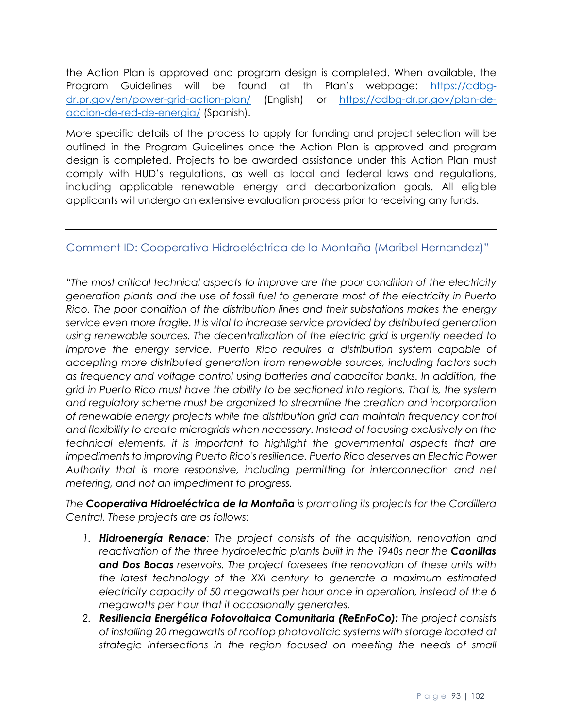the Action Plan is approved and program design is completed. When available, the Program Guidelines will be found at th Plan's webpage: [https://cdbg-dr.pr.gov/en/power-grid-action-plan/](https://cdbg-dr.pr.gov/en/power-grid-action-plan/) (English) or [https://cdbg-dr.pr.gov/plan-de-accion-de-red-de-energia/](https://cdbg-dr.pr.gov/plan-de-accion-de-red-de-energia/) (Spanish).

More specific details of the process to apply for funding and project selection will be outlined in the Program Guidelines once the Action Plan is approved and program design is completed. Projects to be awarded assistance under this Action Plan must comply with HUD's regulations, as well as local and federal laws and regulations, including applicable renewable energy and decarbonization goals. All eligible applicants will undergo an extensive evaluation process prior to receiving any funds.

---

## Comment ID: Cooperativa Hidroeléctrica de la Montaña (Maribel Hernandez)"

*"The most critical technical aspects to improve are the poor condition of the electricity generation plants and the use of fossil fuel to generate most of the electricity in Puerto Rico. The poor condition of the distribution lines and their substations makes the energy service even more fragile. It is vital to increase service provided by distributed generation using renewable sources. The decentralization of the electric grid is urgently needed to improve the energy service. Puerto Rico requires a distribution system capable of accepting more distributed generation from renewable sources, including factors such as frequency and voltage control using batteries and capacitor banks. In addition, the grid in Puerto Rico must have the ability to be sectioned into regions. That is, the system and regulatory scheme must be organized to streamline the creation and incorporation of renewable energy projects while the distribution grid can maintain frequency control and flexibility to create microgrids when necessary. Instead of focusing exclusively on the technical elements, it is important to highlight the governmental aspects that are impediments to improving Puerto Rico's resilience. Puerto Rico deserves an Electric Power Authority that is more responsive, including permitting for interconnection and net metering, and not an impediment to progress.*

*The **Cooperativa Hidroeléctrica de la Montaña** is promoting its projects for the Cordillera Central. These projects are as follows:*

1. ***Hidroenergía Renace**: The project consists of the acquisition, renovation and reactivation of the three hydroelectric plants built in the 1940s near the **Caonillas and Dos Bocas** reservoirs. The project foresees the renovation of these units with the latest technology of the XXI century to generate a maximum estimated electricity capacity of 50 megawatts per hour once in operation, instead of the 6 megawatts per hour that it occasionally generates.*
2. ***Resiliencia Energética Fotovoltaica Comunitaria (ReEnFoCo):** The project consists of installing 20 megawatts of rooftop photovoltaic systems with storage located at strategic intersections in the region focused on meeting the needs of small*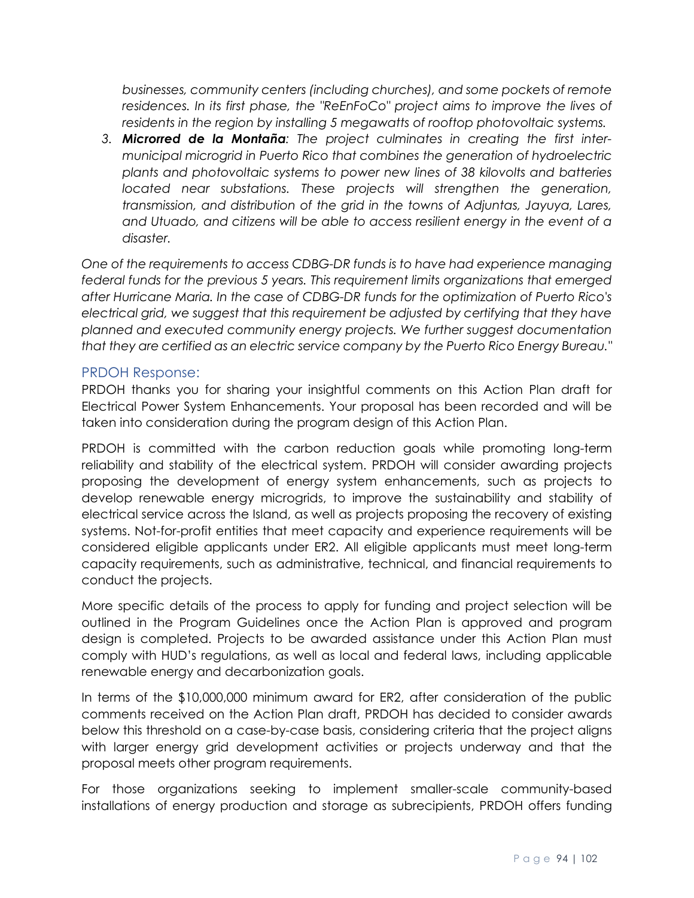*businesses, community centers (including churches), and some pockets of remote residences. In its first phase, the "ReEnFoCo" project aims to improve the lives of residents in the region by installing 5 megawatts of rooftop photovoltaic systems.*

3. ***Microrred de la Montaña**: The project culminates in creating the first inter-municipal microgrid in Puerto Rico that combines the generation of hydroelectric plants and photovoltaic systems to power new lines of 38 kilovolts and batteries located near substations. These projects will strengthen the generation, transmission, and distribution of the grid in the towns of Adjuntas, Jayuya, Lares, and Utuado, and citizens will be able to access resilient energy in the event of a disaster.*

*One of the requirements to access CDBG-DR funds is to have had experience managing federal funds for the previous 5 years. This requirement limits organizations that emerged after Hurricane Maria. In the case of CDBG-DR funds for the optimization of Puerto Rico's electrical grid, we suggest that this requirement be adjusted by certifying that they have planned and executed community energy projects. We further suggest documentation that they are certified as an electric service company by the Puerto Rico Energy Bureau."*

### PRDOH Response:

PRDOH thanks you for sharing your insightful comments on this Action Plan draft for Electrical Power System Enhancements. Your proposal has been recorded and will be taken into consideration during the program design of this Action Plan.

PRDOH is committed with the carbon reduction goals while promoting long-term reliability and stability of the electrical system. PRDOH will consider awarding projects proposing the development of energy system enhancements, such as projects to develop renewable energy microgrids, to improve the sustainability and stability of electrical service across the Island, as well as projects proposing the recovery of existing systems. Not-for-profit entities that meet capacity and experience requirements will be considered eligible applicants under ER2. All eligible applicants must meet long-term capacity requirements, such as administrative, technical, and financial requirements to conduct the projects.

More specific details of the process to apply for funding and project selection will be outlined in the Program Guidelines once the Action Plan is approved and program design is completed. Projects to be awarded assistance under this Action Plan must comply with HUD's regulations, as well as local and federal laws, including applicable renewable energy and decarbonization goals.

In terms of the $10,000,000 minimum award for ER2, after consideration of the public comments received on the Action Plan draft, PRDOH has decided to consider awards below this threshold on a case-by-case basis, considering criteria that the project aligns with larger energy grid development activities or projects underway and that the proposal meets other program requirements.

For those organizations seeking to implement smaller-scale community-based installations of energy production and storage as subrecipients, PRDOH offers funding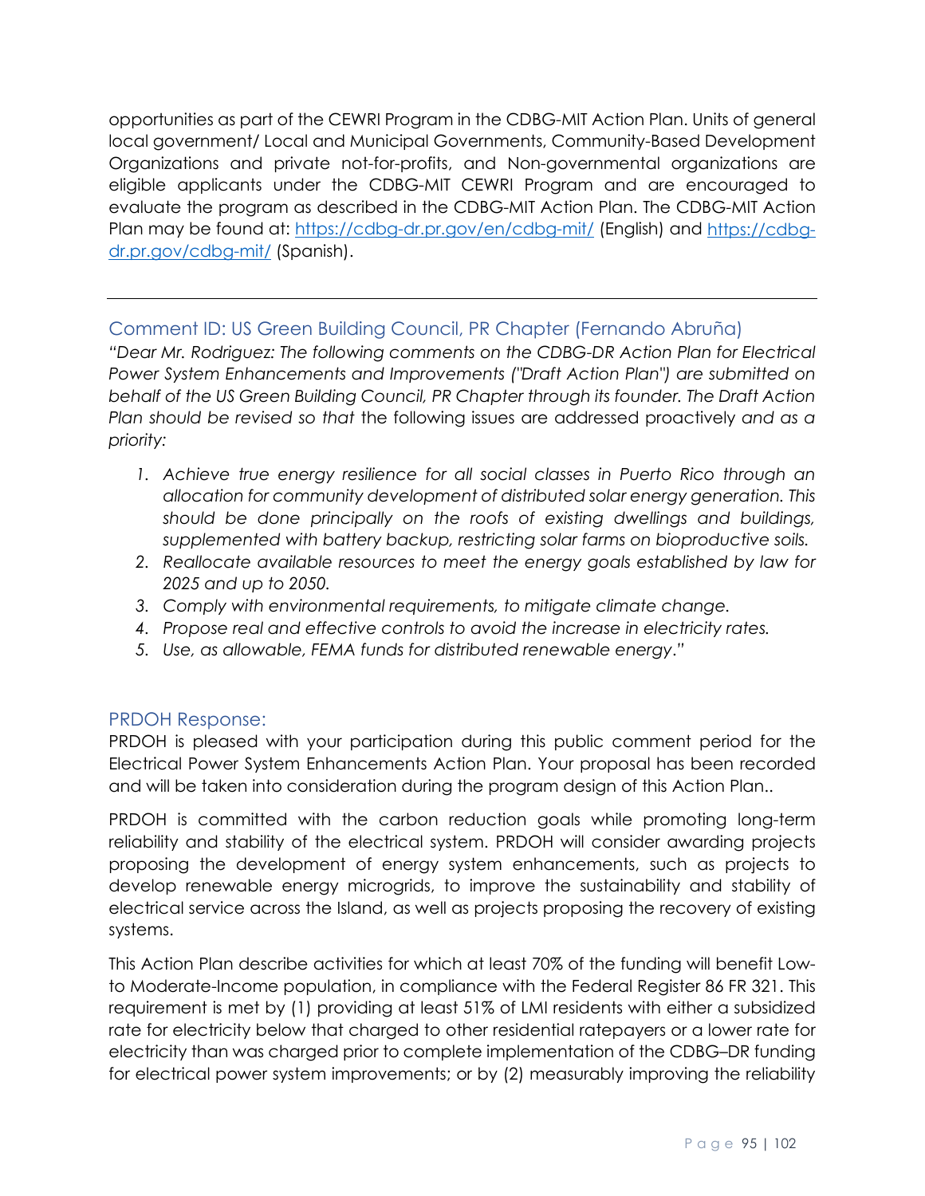opportunities as part of the CEWRI Program in the CDBG-MIT Action Plan. Units of general local government/ Local and Municipal Governments, Community-Based Development Organizations and private not-for-profits, and Non-governmental organizations are eligible applicants under the CDBG-MIT CEWRI Program and are encouraged to evaluate the program as described in the CDBG-MIT Action Plan. The CDBG-MIT Action Plan may be found at: [https://cdbg-dr.pr.gov/en/cdbg-mit/](https://cdbg-dr.pr.gov/en/cdbg-mit/) (English) and [https://cdbg-dr.pr.gov/cdbg-mit/](https://cdbg-dr.pr.gov/cdbg-mit/) (Spanish).

---

### Comment ID: US Green Building Council, PR Chapter (Fernando Abruña)

*"Dear Mr. Rodriguez: The following comments on the CDBG-DR Action Plan for Electrical Power System Enhancements and Improvements ("Draft Action Plan") are submitted on behalf of the US Green Building Council, PR Chapter through its founder. The Draft Action Plan should be revised so that* the following issues are addressed proactively *and as a priority:*

1. *Achieve true energy resilience for all social classes in Puerto Rico through an allocation for community development of distributed solar energy generation. This should be done principally on the roofs of existing dwellings and buildings, supplemented with battery backup, restricting solar farms on bioproductive soils.*
2. *Reallocate available resources to meet the energy goals established by law for 2025 and up to 2050.*
3. *Comply with environmental requirements, to mitigate climate change.*
4. *Propose real and effective controls to avoid the increase in electricity rates.*
5. *Use, as allowable, FEMA funds for distributed renewable energy."*

### PRDOH Response:

PRDOH is pleased with your participation during this public comment period for the Electrical Power System Enhancements Action Plan. Your proposal has been recorded and will be taken into consideration during the program design of this Action Plan..

PRDOH is committed with the carbon reduction goals while promoting long-term reliability and stability of the electrical system. PRDOH will consider awarding projects proposing the development of energy system enhancements, such as projects to develop renewable energy microgrids, to improve the sustainability and stability of electrical service across the Island, as well as projects proposing the recovery of existing systems.

This Action Plan describe activities for which at least 70% of the funding will benefit Low-to Moderate-Income population, in compliance with the Federal Register 86 FR 321. This requirement is met by (1) providing at least 51% of LMI residents with either a subsidized rate for electricity below that charged to other residential ratepayers or a lower rate for electricity than was charged prior to complete implementation of the CDBG–DR funding for electrical power system improvements; or by (2) measurably improving the reliability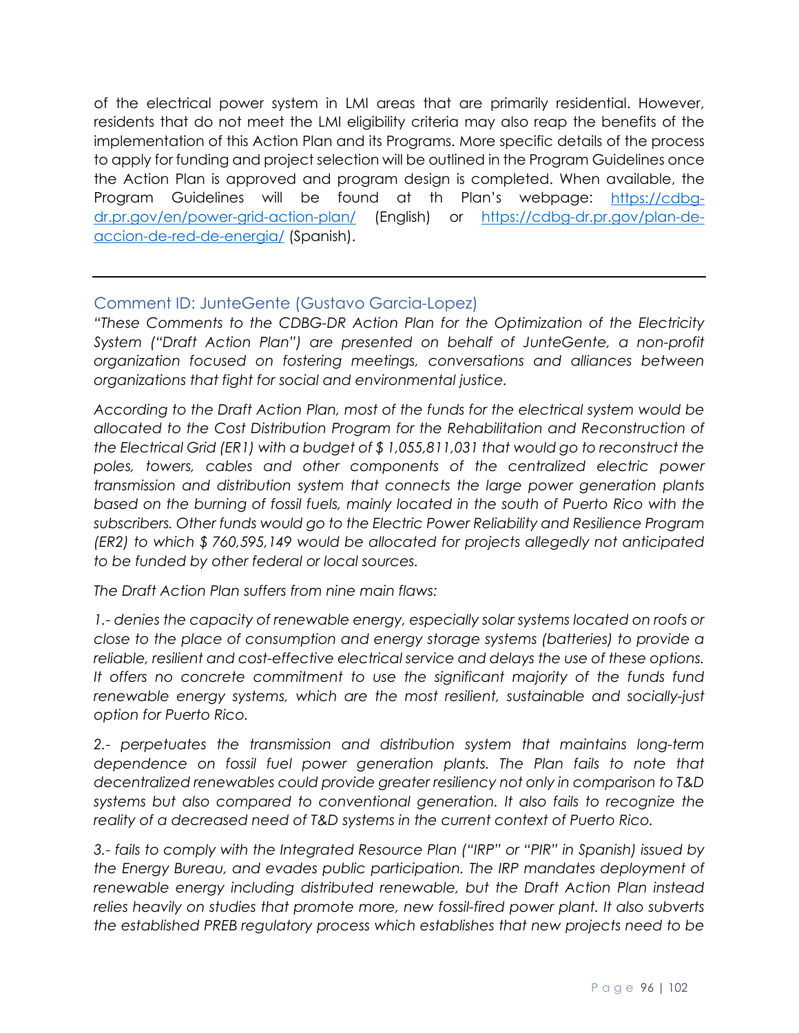of the electrical power system in LMI areas that are primarily residential. However, residents that do not meet the LMI eligibility criteria may also reap the benefits of the implementation of this Action Plan and its Programs. More specific details of the process to apply for funding and project selection will be outlined in the Program Guidelines once the Action Plan is approved and program design is completed. When available, the Program Guidelines will be found at th Plan's webpage: [https://cdbg-dr.pr.gov/en/power-grid-action-plan/](https://cdbg-dr.pr.gov/en/power-grid-action-plan/) (English) or [https://cdbg-dr.pr.gov/plan-de-accion-de-red-de-energia/](https://cdbg-dr.pr.gov/plan-de-accion-de-red-de-energia/) (Spanish).

---

### Comment ID: JunteGente (Gustavo Garcia-Lopez)

*"These Comments to the CDBG-DR Action Plan for the Optimization of the Electricity System ("Draft Action Plan") are presented on behalf of JunteGente, a non-profit organization focused on fostering meetings, conversations and alliances between organizations that fight for social and environmental justice.*

*According to the Draft Action Plan, most of the funds for the electrical system would be allocated to the Cost Distribution Program for the Rehabilitation and Reconstruction of the Electrical Grid (ER1) with a budget of $ 1,055,811,031 that would go to reconstruct the poles, towers, cables and other components of the centralized electric power transmission and distribution system that connects the large power generation plants based on the burning of fossil fuels, mainly located in the south of Puerto Rico with the subscribers. Other funds would go to the Electric Power Reliability and Resilience Program (ER2) to which $ 760,595,149 would be allocated for projects allegedly not anticipated to be funded by other federal or local sources.*

*The Draft Action Plan suffers from nine main flaws:*

*1.- denies the capacity of renewable energy, especially solar systems located on roofs or close to the place of consumption and energy storage systems (batteries) to provide a reliable, resilient and cost-effective electrical service and delays the use of these options. It offers no concrete commitment to use the significant majority of the funds fund renewable energy systems, which are the most resilient, sustainable and socially-just option for Puerto Rico.*

*2.- perpetuates the transmission and distribution system that maintains long-term dependence on fossil fuel power generation plants. The Plan fails to note that decentralized renewables could provide greater resiliency not only in comparison to T&D systems but also compared to conventional generation. It also fails to recognize the reality of a decreased need of T&D systems in the current context of Puerto Rico.*

*3.- fails to comply with the Integrated Resource Plan ("IRP" or "PIR" in Spanish) issued by the Energy Bureau, and evades public participation. The IRP mandates deployment of renewable energy including distributed renewable, but the Draft Action Plan instead relies heavily on studies that promote more, new fossil-fired power plant. It also subverts the established PREB regulatory process which establishes that new projects need to be*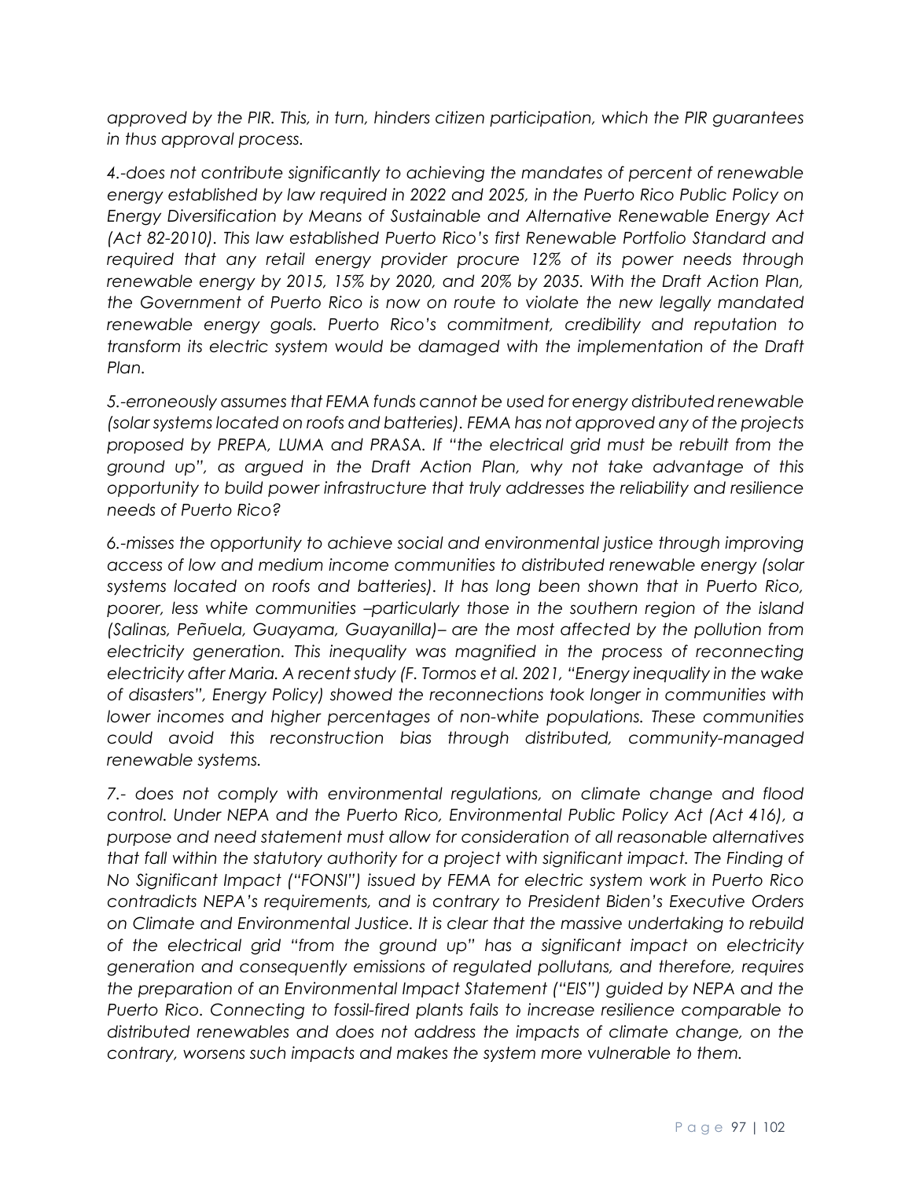*approved by the PIR. This, in turn, hinders citizen participation, which the PIR guarantees in thus approval process.*

*4.-does not contribute significantly to achieving the mandates of percent of renewable energy established by law required in 2022 and 2025, in the Puerto Rico Public Policy on Energy Diversification by Means of Sustainable and Alternative Renewable Energy Act (Act 82-2010). This law established Puerto Rico's first Renewable Portfolio Standard and required that any retail energy provider procure 12% of its power needs through renewable energy by 2015, 15% by 2020, and 20% by 2035. With the Draft Action Plan, the Government of Puerto Rico is now on route to violate the new legally mandated renewable energy goals. Puerto Rico's commitment, credibility and reputation to transform its electric system would be damaged with the implementation of the Draft Plan.*

*5.-erroneously assumes that FEMA funds cannot be used for energy distributed renewable (solar systems located on roofs and batteries). FEMA has not approved any of the projects proposed by PREPA, LUMA and PRASA. If "the electrical grid must be rebuilt from the ground up", as argued in the Draft Action Plan, why not take advantage of this opportunity to build power infrastructure that truly addresses the reliability and resilience needs of Puerto Rico?*

*6.-misses the opportunity to achieve social and environmental justice through improving access of low and medium income communities to distributed renewable energy (solar systems located on roofs and batteries). It has long been shown that in Puerto Rico, poorer, less white communities –particularly those in the southern region of the island (Salinas, Peñuela, Guayama, Guayanilla)– are the most affected by the pollution from electricity generation. This inequality was magnified in the process of reconnecting electricity after Maria. A recent study (F. Tormos et al. 2021, "Energy inequality in the wake of disasters", Energy Policy) showed the reconnections took longer in communities with lower incomes and higher percentages of non-white populations. These communities could avoid this reconstruction bias through distributed, community-managed renewable systems.*

*7.- does not comply with environmental regulations, on climate change and flood control. Under NEPA and the Puerto Rico, Environmental Public Policy Act (Act 416), a purpose and need statement must allow for consideration of all reasonable alternatives that fall within the statutory authority for a project with significant impact. The Finding of No Significant Impact ("FONSI") issued by FEMA for electric system work in Puerto Rico contradicts NEPA's requirements, and is contrary to President Biden's Executive Orders on Climate and Environmental Justice. It is clear that the massive undertaking to rebuild of the electrical grid "from the ground up" has a significant impact on electricity generation and consequently emissions of regulated pollutans, and therefore, requires the preparation of an Environmental Impact Statement ("EIS") guided by NEPA and the Puerto Rico. Connecting to fossil-fired plants fails to increase resilience comparable to distributed renewables and does not address the impacts of climate change, on the contrary, worsens such impacts and makes the system more vulnerable to them.*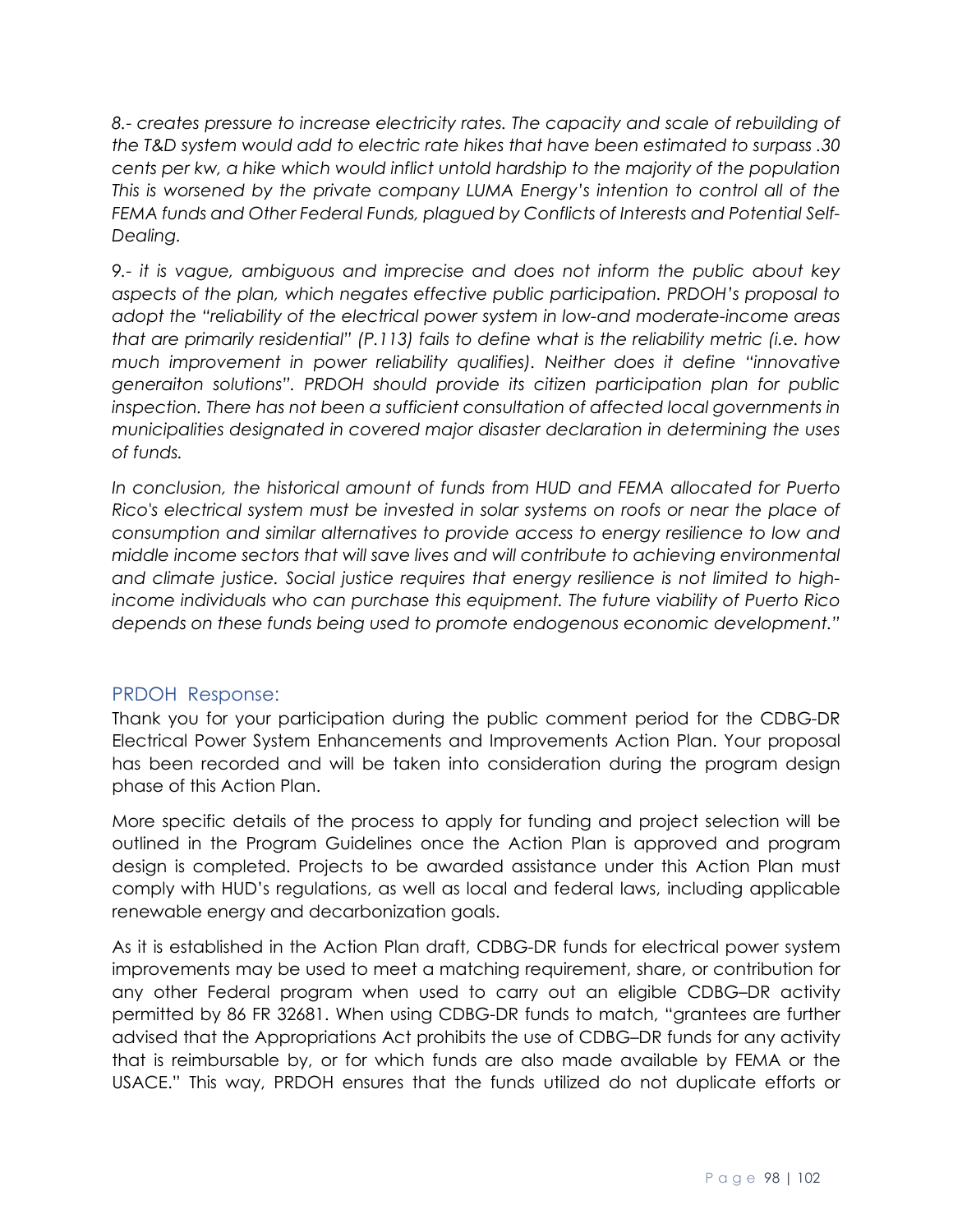*8.- creates pressure to increase electricity rates. The capacity and scale of rebuilding of the T&D system would add to electric rate hikes that have been estimated to surpass .30 cents per kw, a hike which would inflict untold hardship to the majority of the population This is worsened by the private company LUMA Energy's intention to control all of the FEMA funds and Other Federal Funds, plagued by Conflicts of Interests and Potential Self-Dealing.*

*9.- it is vague, ambiguous and imprecise and does not inform the public about key aspects of the plan, which negates effective public participation. PRDOH's proposal to adopt the "reliability of the electrical power system in low-and moderate-income areas that are primarily residential" (P.113) fails to define what is the reliability metric (i.e. how much improvement in power reliability qualifies). Neither does it define "innovative generaiton solutions". PRDOH should provide its citizen participation plan for public inspection. There has not been a sufficient consultation of affected local governments in municipalities designated in covered major disaster declaration in determining the uses of funds.*

*In conclusion, the historical amount of funds from HUD and FEMA allocated for Puerto Rico's electrical system must be invested in solar systems on roofs or near the place of consumption and similar alternatives to provide access to energy resilience to low and middle income sectors that will save lives and will contribute to achieving environmental and climate justice. Social justice requires that energy resilience is not limited to high-income individuals who can purchase this equipment. The future viability of Puerto Rico depends on these funds being used to promote endogenous economic development."*

## PRDOH Response:

Thank you for your participation during the public comment period for the CDBG-DR Electrical Power System Enhancements and Improvements Action Plan. Your proposal has been recorded and will be taken into consideration during the program design phase of this Action Plan.

More specific details of the process to apply for funding and project selection will be outlined in the Program Guidelines once the Action Plan is approved and program design is completed. Projects to be awarded assistance under this Action Plan must comply with HUD's regulations, as well as local and federal laws, including applicable renewable energy and decarbonization goals.

As it is established in the Action Plan draft, CDBG-DR funds for electrical power system improvements may be used to meet a matching requirement, share, or contribution for any other Federal program when used to carry out an eligible CDBG–DR activity permitted by 86 FR 32681. When using CDBG-DR funds to match, "grantees are further advised that the Appropriations Act prohibits the use of CDBG–DR funds for any activity that is reimbursable by, or for which funds are also made available by FEMA or the USACE." This way, PRDOH ensures that the funds utilized do not duplicate efforts or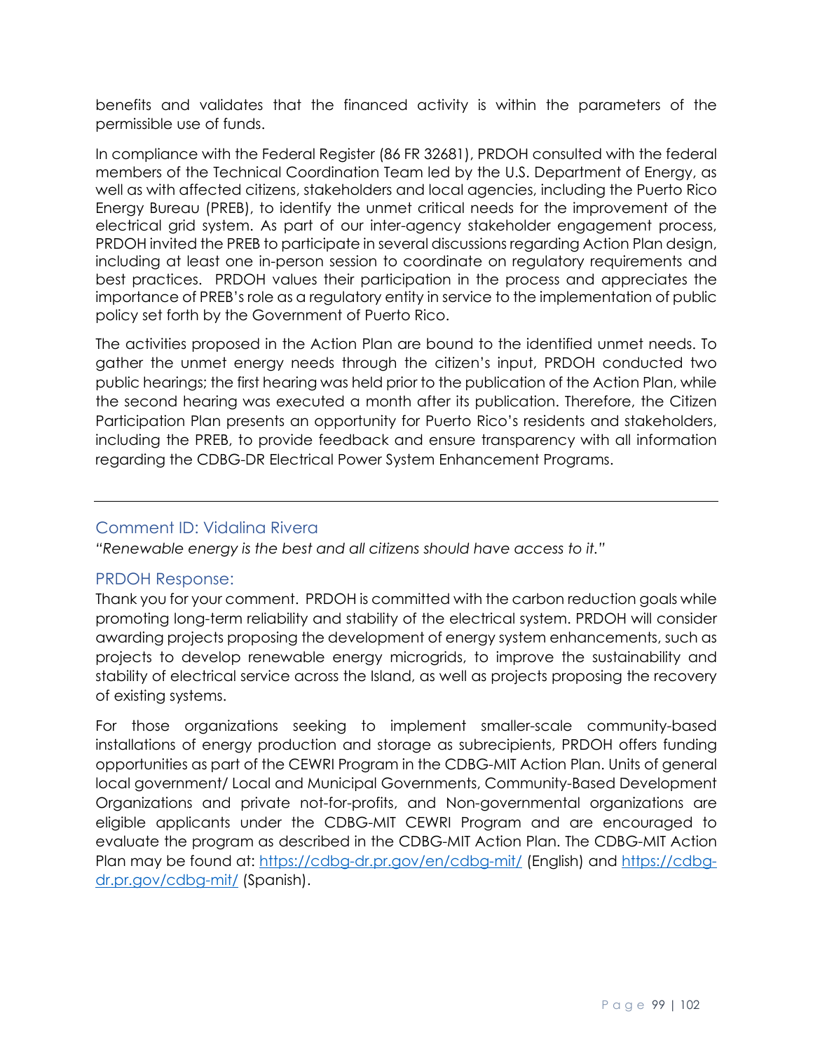benefits and validates that the financed activity is within the parameters of the permissible use of funds.

In compliance with the Federal Register (86 FR 32681), PRDOH consulted with the federal members of the Technical Coordination Team led by the U.S. Department of Energy, as well as with affected citizens, stakeholders and local agencies, including the Puerto Rico Energy Bureau (PREB), to identify the unmet critical needs for the improvement of the electrical grid system. As part of our inter-agency stakeholder engagement process, PRDOH invited the PREB to participate in several discussions regarding Action Plan design, including at least one in-person session to coordinate on regulatory requirements and best practices. PRDOH values their participation in the process and appreciates the importance of PREB's role as a regulatory entity in service to the implementation of public policy set forth by the Government of Puerto Rico.

The activities proposed in the Action Plan are bound to the identified unmet needs. To gather the unmet energy needs through the citizen's input, PRDOH conducted two public hearings; the first hearing was held prior to the publication of the Action Plan, while the second hearing was executed a month after its publication. Therefore, the Citizen Participation Plan presents an opportunity for Puerto Rico's residents and stakeholders, including the PREB, to provide feedback and ensure transparency with all information regarding the CDBG-DR Electrical Power System Enhancement Programs.

---

### Comment ID: Vidalina Rivera

*"Renewable energy is the best and all citizens should have access to it."*

### PRDOH Response:

Thank you for your comment. PRDOH is committed with the carbon reduction goals while promoting long-term reliability and stability of the electrical system. PRDOH will consider awarding projects proposing the development of energy system enhancements, such as projects to develop renewable energy microgrids, to improve the sustainability and stability of electrical service across the Island, as well as projects proposing the recovery of existing systems.

For those organizations seeking to implement smaller-scale community-based installations of energy production and storage as subrecipients, PRDOH offers funding opportunities as part of the CEWRI Program in the CDBG-MIT Action Plan. Units of general local government/ Local and Municipal Governments, Community-Based Development Organizations and private not-for-profits, and Non-governmental organizations are eligible applicants under the CDBG-MIT CEWRI Program and are encouraged to evaluate the program as described in the CDBG-MIT Action Plan. The CDBG-MIT Action Plan may be found at: https://cdbg-dr.pr.gov/en/cdbg-mit/ (English) and https://cdbg-dr.pr.gov/cdbg-mit/ (Spanish).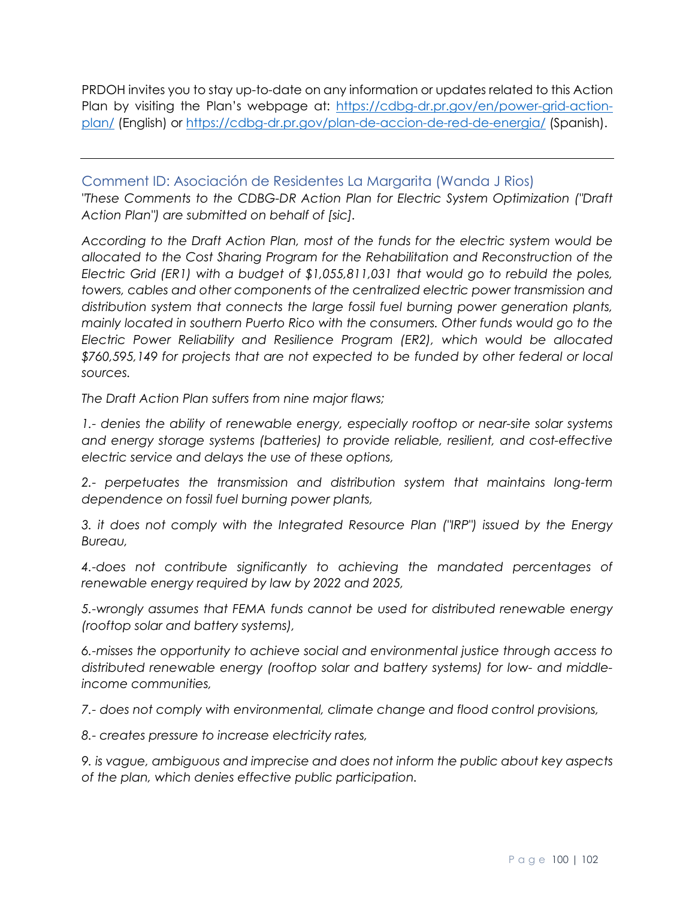PRDOH invites you to stay up-to-date on any information or updates related to this Action Plan by visiting the Plan's webpage at: [https://cdbg-dr.pr.gov/en/power-grid-action-plan/](https://cdbg-dr.pr.gov/en/power-grid-action-plan/) (English) or [https://cdbg-dr.pr.gov/plan-de-accion-de-red-de-energia/](https://cdbg-dr.pr.gov/plan-de-accion-de-red-de-energia/) (Spanish).

---

### Comment ID: Asociación de Residentes La Margarita (Wanda J Rios)

*"These Comments to the CDBG-DR Action Plan for Electric System Optimization ("Draft Action Plan") are submitted on behalf of [sic].*

*According to the Draft Action Plan, most of the funds for the electric system would be allocated to the Cost Sharing Program for the Rehabilitation and Reconstruction of the Electric Grid (ER1) with a budget of $1,055,811,031 that would go to rebuild the poles, towers, cables and other components of the centralized electric power transmission and distribution system that connects the large fossil fuel burning power generation plants, mainly located in southern Puerto Rico with the consumers. Other funds would go to the Electric Power Reliability and Resilience Program (ER2), which would be allocated $760,595,149 for projects that are not expected to be funded by other federal or local sources.*

*The Draft Action Plan suffers from nine major flaws;*

*1.- denies the ability of renewable energy, especially rooftop or near-site solar systems and energy storage systems (batteries) to provide reliable, resilient, and cost-effective electric service and delays the use of these options,*

*2.- perpetuates the transmission and distribution system that maintains long-term dependence on fossil fuel burning power plants,*

*3. it does not comply with the Integrated Resource Plan ("IRP") issued by the Energy Bureau,*

*4.-does not contribute significantly to achieving the mandated percentages of renewable energy required by law by 2022 and 2025,*

*5.-wrongly assumes that FEMA funds cannot be used for distributed renewable energy (rooftop solar and battery systems),*

*6.-misses the opportunity to achieve social and environmental justice through access to distributed renewable energy (rooftop solar and battery systems) for low- and middle-income communities,*

*7.- does not comply with environmental, climate change and flood control provisions,*

*8.- creates pressure to increase electricity rates,*

*9. is vague, ambiguous and imprecise and does not inform the public about key aspects of the plan, which denies effective public participation.*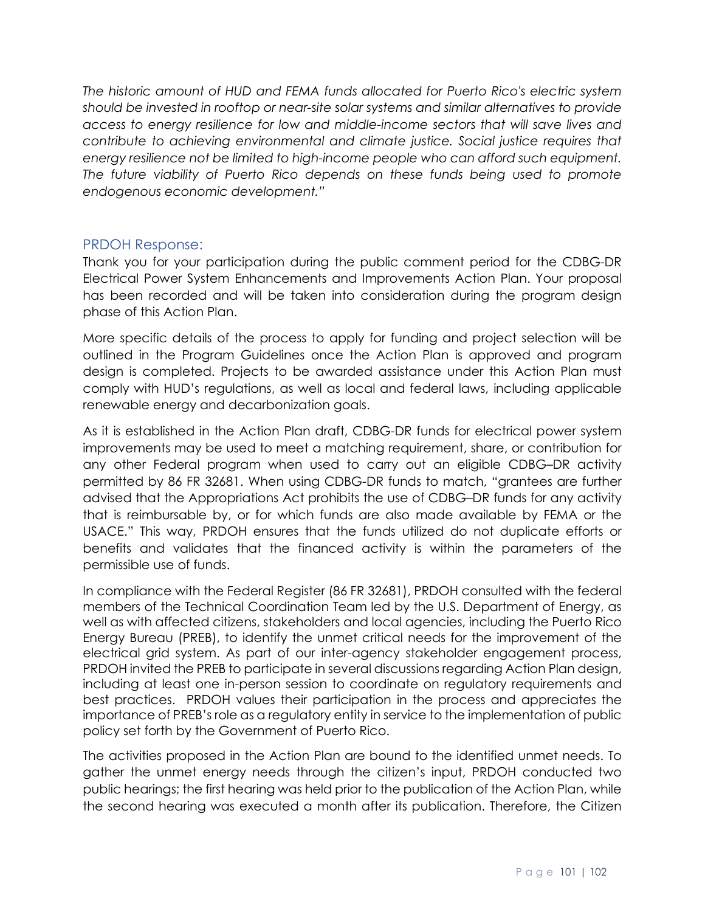*The historic amount of HUD and FEMA funds allocated for Puerto Rico's electric system should be invested in rooftop or near-site solar systems and similar alternatives to provide access to energy resilience for low and middle-income sectors that will save lives and contribute to achieving environmental and climate justice. Social justice requires that energy resilience not be limited to high-income people who can afford such equipment. The future viability of Puerto Rico depends on these funds being used to promote endogenous economic development."*

### PRDOH Response:

Thank you for your participation during the public comment period for the CDBG-DR Electrical Power System Enhancements and Improvements Action Plan. Your proposal has been recorded and will be taken into consideration during the program design phase of this Action Plan.

More specific details of the process to apply for funding and project selection will be outlined in the Program Guidelines once the Action Plan is approved and program design is completed. Projects to be awarded assistance under this Action Plan must comply with HUD's regulations, as well as local and federal laws, including applicable renewable energy and decarbonization goals.

As it is established in the Action Plan draft, CDBG-DR funds for electrical power system improvements may be used to meet a matching requirement, share, or contribution for any other Federal program when used to carry out an eligible CDBG–DR activity permitted by 86 FR 32681. When using CDBG-DR funds to match, "grantees are further advised that the Appropriations Act prohibits the use of CDBG–DR funds for any activity that is reimbursable by, or for which funds are also made available by FEMA or the USACE." This way, PRDOH ensures that the funds utilized do not duplicate efforts or benefits and validates that the financed activity is within the parameters of the permissible use of funds.

In compliance with the Federal Register (86 FR 32681), PRDOH consulted with the federal members of the Technical Coordination Team led by the U.S. Department of Energy, as well as with affected citizens, stakeholders and local agencies, including the Puerto Rico Energy Bureau (PREB), to identify the unmet critical needs for the improvement of the electrical grid system. As part of our inter-agency stakeholder engagement process, PRDOH invited the PREB to participate in several discussions regarding Action Plan design, including at least one in-person session to coordinate on regulatory requirements and best practices. PRDOH values their participation in the process and appreciates the importance of PREB's role as a regulatory entity in service to the implementation of public policy set forth by the Government of Puerto Rico.

The activities proposed in the Action Plan are bound to the identified unmet needs. To gather the unmet energy needs through the citizen's input, PRDOH conducted two public hearings; the first hearing was held prior to the publication of the Action Plan, while the second hearing was executed a month after its publication. Therefore, the Citizen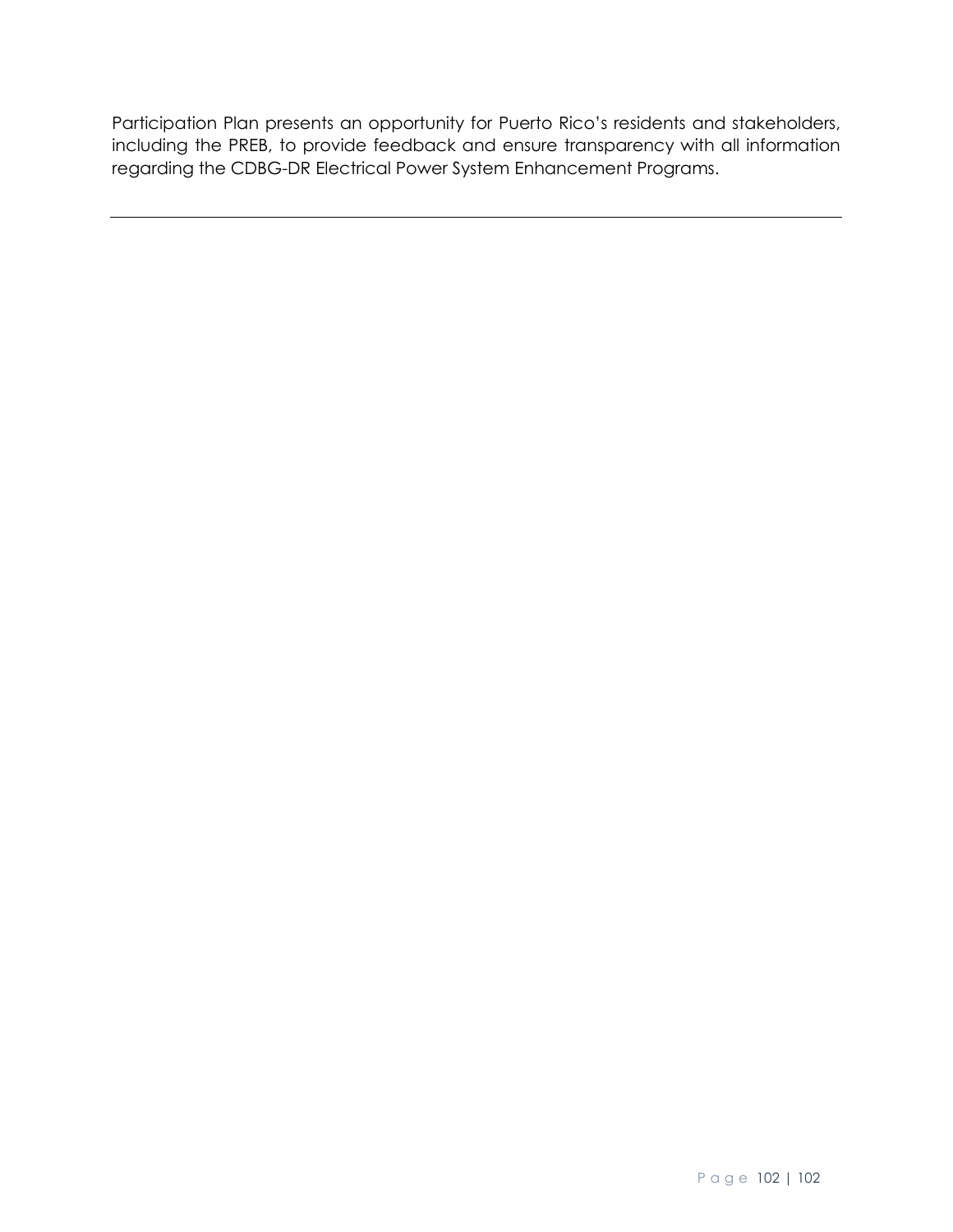Participation Plan presents an opportunity for Puerto Rico's residents and stakeholders, including the PREB, to provide feedback and ensure transparency with all information regarding the CDBG-DR Electrical Power System Enhancement Programs.

---